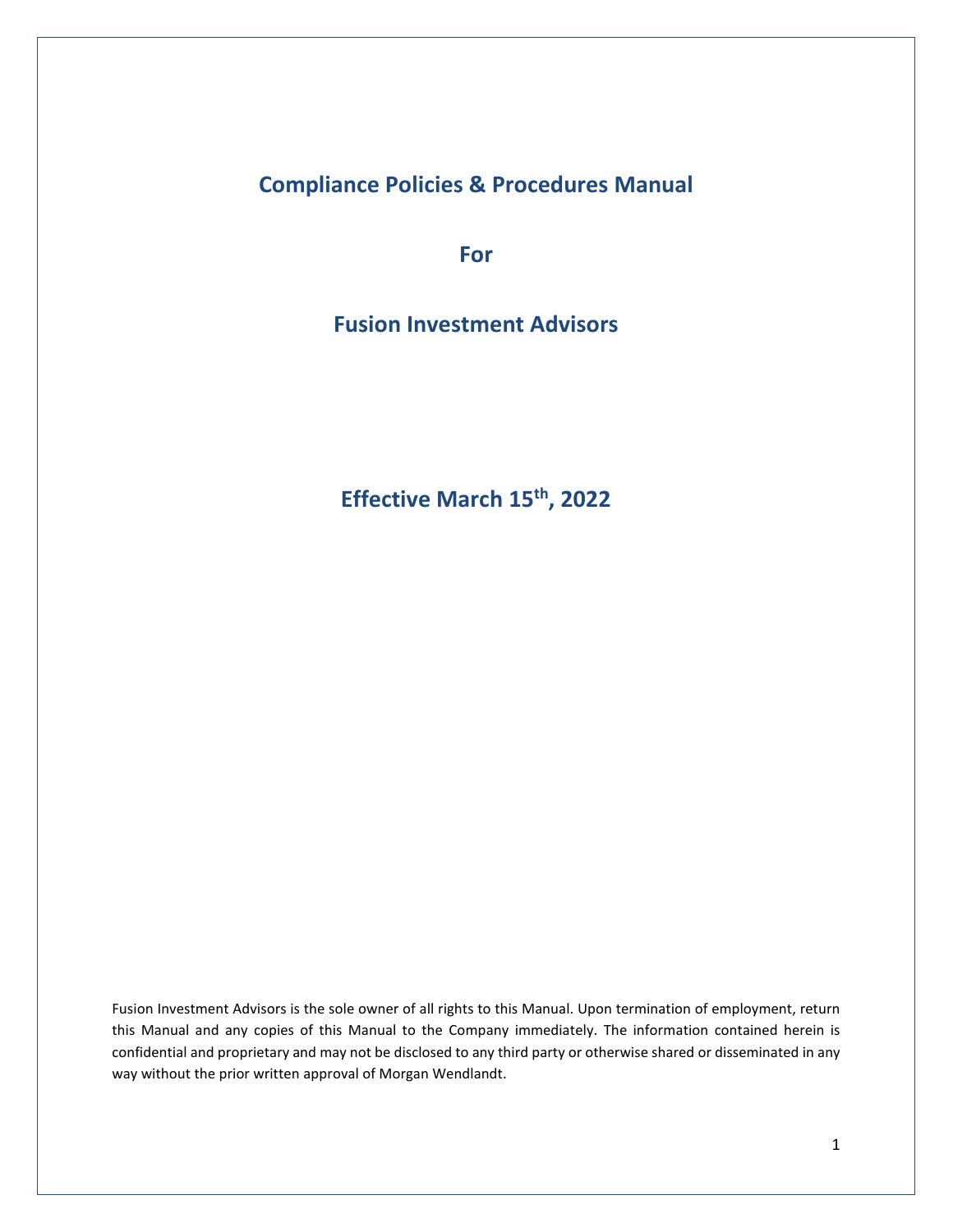# Compliance Policies & Procedures Manual

## For

## Fusion Investment Advisors

## Effective March 15th, 2022

Fusion Investment Advisors is the sole owner of all rights to this Manual. Upon termination of employment, return this Manual and any copies of this Manual to the Company immediately. The information contained herein is confidential and proprietary and may not be disclosed to any third party or otherwise shared or disseminated in any way without the prior written approval of Morgan Wendlandt.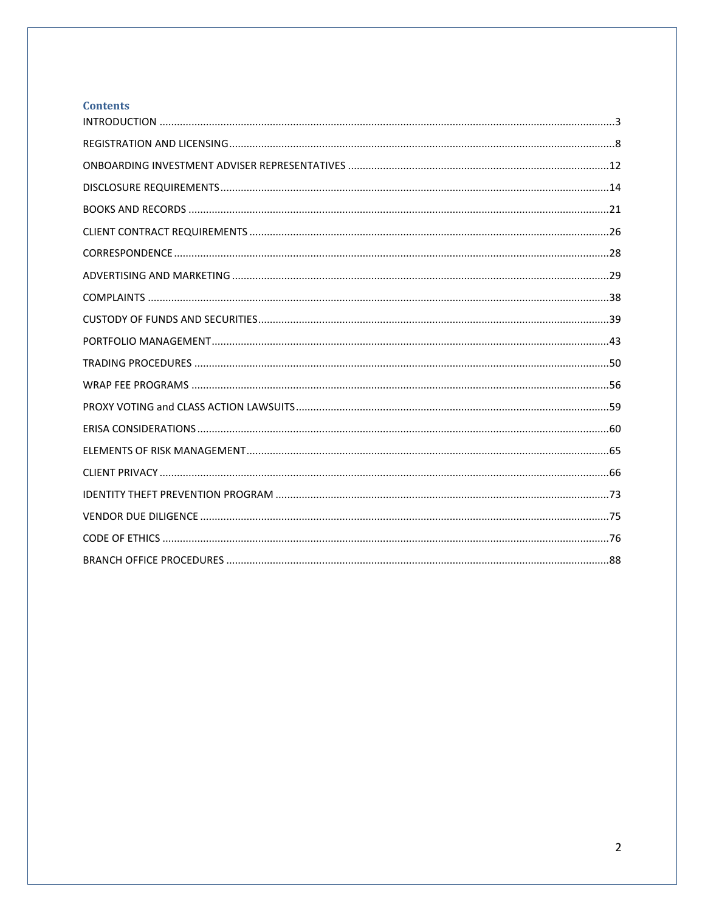## Contents

INTRODUCTION ........................................................................................................................................... 3

REGISTRATION AND LICENSING ................................................................................................................... 8

ONBOARDING INVESTMENT ADVISER REPRESENTATIVES ......................................................................... 12

DISCLOSURE REQUIREMENTS .................................................................................................................... 14

BOOKS AND RECORDS ................................................................................................................................ 21

CLIENT CONTRACT REQUIREMENTS ........................................................................................................... 26

CORRESPONDENCE ..................................................................................................................................... 28

ADVERTISING AND MARKETING ................................................................................................................. 29

COMPLAINTS ............................................................................................................................................. 38

CUSTODY OF FUNDS AND SECURITIES ........................................................................................................ 39

PORTFOLIO MANAGEMENT ........................................................................................................................ 43

TRADING PROCEDURES .............................................................................................................................. 50

WRAP FEE PROGRAMS ............................................................................................................................... 56

PROXY VOTING and CLASS ACTION LAWSUITS ........................................................................................... 59

ERISA CONSIDERATIONS ............................................................................................................................. 60

ELEMENTS OF RISK MANAGEMENT ............................................................................................................ 65

CLIENT PRIVACY .......................................................................................................................................... 66

IDENTITY THEFT PREVENTION PROGRAM .................................................................................................. 73

VENDOR DUE DILIGENCE ............................................................................................................................ 75

CODE OF ETHICS ......................................................................................................................................... 76

BRANCH OFFICE PROCEDURES ................................................................................................................... 88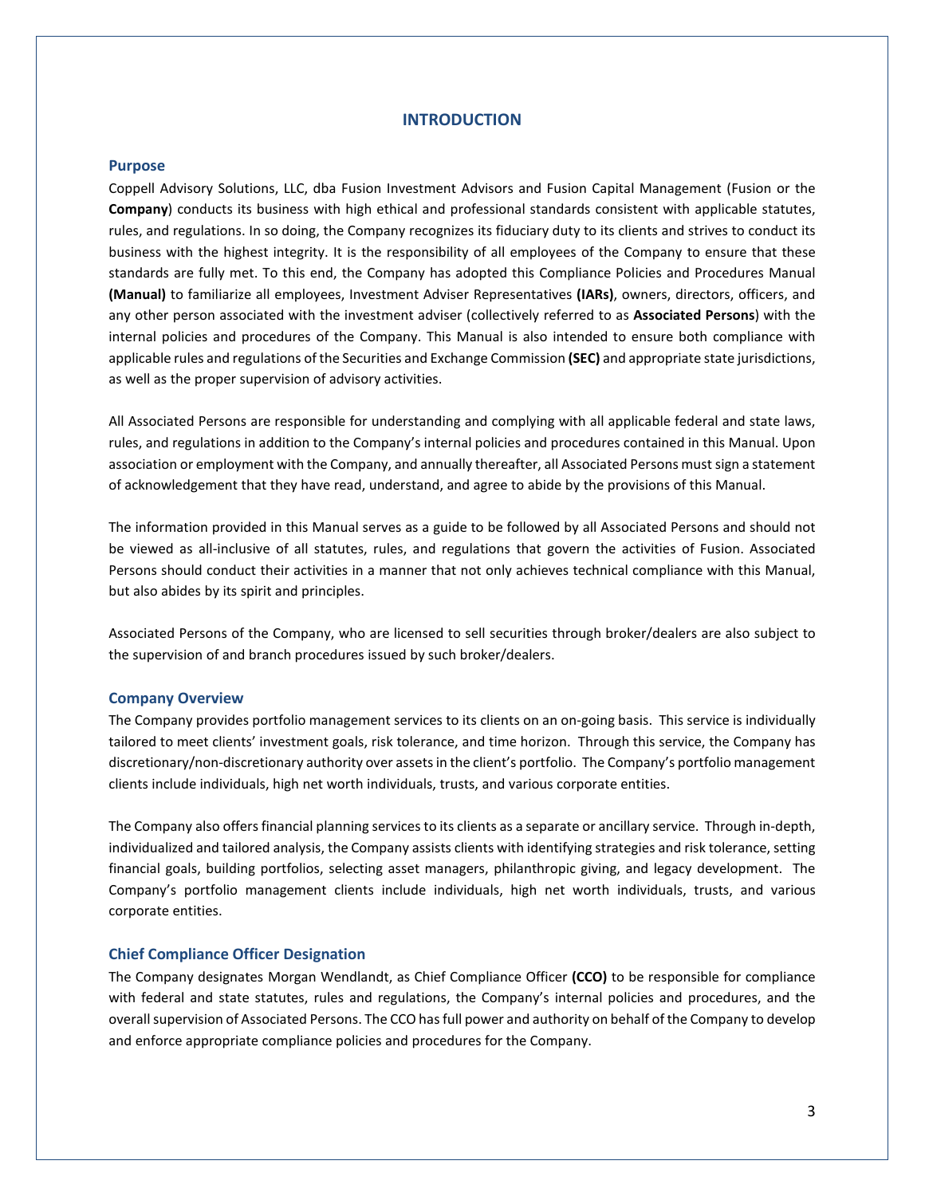# INTRODUCTION

## Purpose

Coppell Advisory Solutions, LLC, dba Fusion Investment Advisors and Fusion Capital Management (Fusion or the **Company**) conducts its business with high ethical and professional standards consistent with applicable statutes, rules, and regulations. In so doing, the Company recognizes its fiduciary duty to its clients and strives to conduct its business with the highest integrity. It is the responsibility of all employees of the Company to ensure that these standards are fully met. To this end, the Company has adopted this Compliance Policies and Procedures Manual **(Manual)** to familiarize all employees, Investment Adviser Representatives **(IARs)**, owners, directors, officers, and any other person associated with the investment adviser (collectively referred to as **Associated Persons**) with the internal policies and procedures of the Company. This Manual is also intended to ensure both compliance with applicable rules and regulations of the Securities and Exchange Commission **(SEC)** and appropriate state jurisdictions, as well as the proper supervision of advisory activities.

All Associated Persons are responsible for understanding and complying with all applicable federal and state laws, rules, and regulations in addition to the Company's internal policies and procedures contained in this Manual. Upon association or employment with the Company, and annually thereafter, all Associated Persons must sign a statement of acknowledgement that they have read, understand, and agree to abide by the provisions of this Manual.

The information provided in this Manual serves as a guide to be followed by all Associated Persons and should not be viewed as all-inclusive of all statutes, rules, and regulations that govern the activities of Fusion. Associated Persons should conduct their activities in a manner that not only achieves technical compliance with this Manual, but also abides by its spirit and principles.

Associated Persons of the Company, who are licensed to sell securities through broker/dealers are also subject to the supervision of and branch procedures issued by such broker/dealers.

## Company Overview

The Company provides portfolio management services to its clients on an on-going basis. This service is individually tailored to meet clients' investment goals, risk tolerance, and time horizon. Through this service, the Company has discretionary/non-discretionary authority over assets in the client's portfolio. The Company's portfolio management clients include individuals, high net worth individuals, trusts, and various corporate entities.

The Company also offers financial planning services to its clients as a separate or ancillary service. Through in-depth, individualized and tailored analysis, the Company assists clients with identifying strategies and risk tolerance, setting financial goals, building portfolios, selecting asset managers, philanthropic giving, and legacy development. The Company's portfolio management clients include individuals, high net worth individuals, trusts, and various corporate entities.

## Chief Compliance Officer Designation

The Company designates Morgan Wendlandt, as Chief Compliance Officer **(CCO)** to be responsible for compliance with federal and state statutes, rules and regulations, the Company's internal policies and procedures, and the overall supervision of Associated Persons. The CCO has full power and authority on behalf of the Company to develop and enforce appropriate compliance policies and procedures for the Company.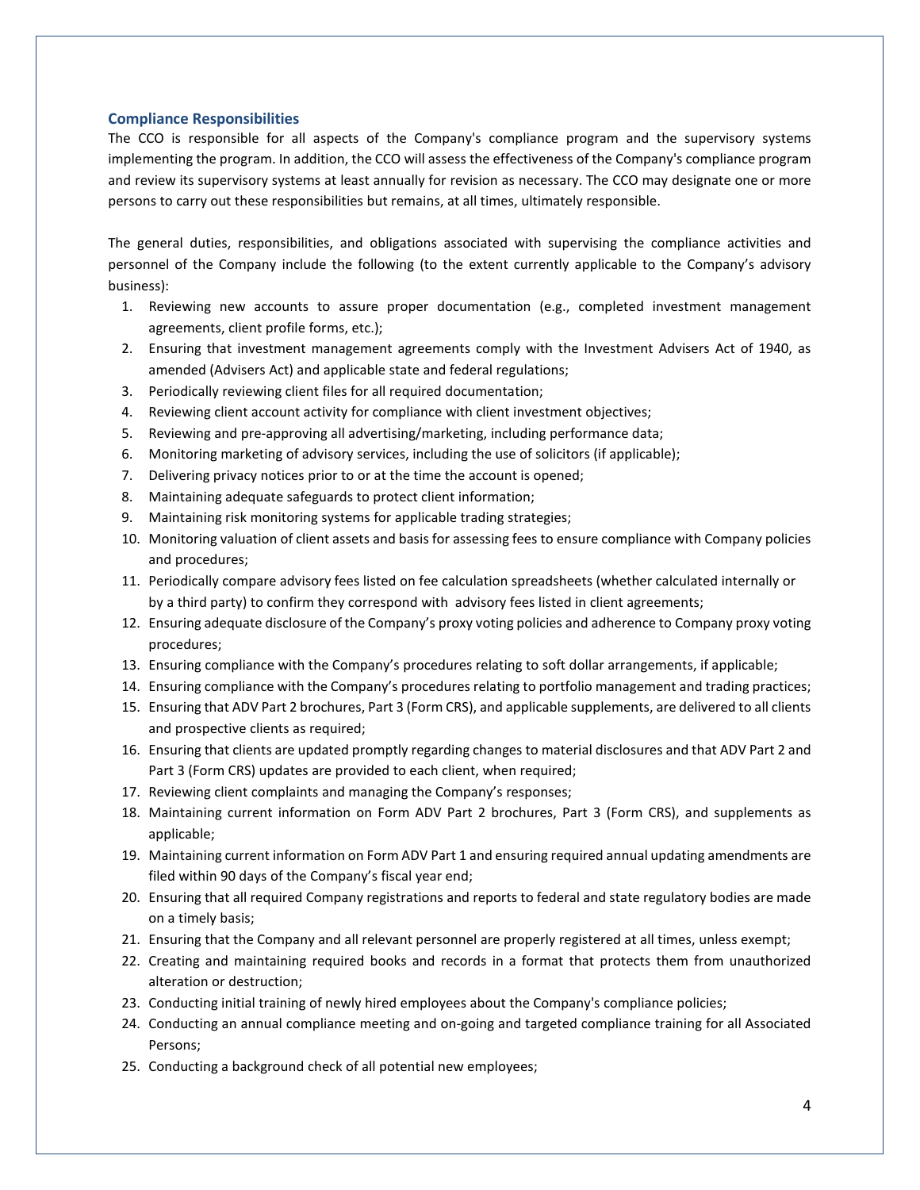### Compliance Responsibilities

The CCO is responsible for all aspects of the Company's compliance program and the supervisory systems implementing the program. In addition, the CCO will assess the effectiveness of the Company's compliance program and review its supervisory systems at least annually for revision as necessary. The CCO may designate one or more persons to carry out these responsibilities but remains, at all times, ultimately responsible.

The general duties, responsibilities, and obligations associated with supervising the compliance activities and personnel of the Company include the following (to the extent currently applicable to the Company's advisory business):

1. Reviewing new accounts to assure proper documentation (e.g., completed investment management agreements, client profile forms, etc.);
2. Ensuring that investment management agreements comply with the Investment Advisers Act of 1940, as amended (Advisers Act) and applicable state and federal regulations;
3. Periodically reviewing client files for all required documentation;
4. Reviewing client account activity for compliance with client investment objectives;
5. Reviewing and pre-approving all advertising/marketing, including performance data;
6. Monitoring marketing of advisory services, including the use of solicitors (if applicable);
7. Delivering privacy notices prior to or at the time the account is opened;
8. Maintaining adequate safeguards to protect client information;
9. Maintaining risk monitoring systems for applicable trading strategies;
10. Monitoring valuation of client assets and basis for assessing fees to ensure compliance with Company policies and procedures;
11. Periodically compare advisory fees listed on fee calculation spreadsheets (whether calculated internally or by a third party) to confirm they correspond with advisory fees listed in client agreements;
12. Ensuring adequate disclosure of the Company's proxy voting policies and adherence to Company proxy voting procedures;
13. Ensuring compliance with the Company's procedures relating to soft dollar arrangements, if applicable;
14. Ensuring compliance with the Company's procedures relating to portfolio management and trading practices;
15. Ensuring that ADV Part 2 brochures, Part 3 (Form CRS), and applicable supplements, are delivered to all clients and prospective clients as required;
16. Ensuring that clients are updated promptly regarding changes to material disclosures and that ADV Part 2 and Part 3 (Form CRS) updates are provided to each client, when required;
17. Reviewing client complaints and managing the Company's responses;
18. Maintaining current information on Form ADV Part 2 brochures, Part 3 (Form CRS), and supplements as applicable;
19. Maintaining current information on Form ADV Part 1 and ensuring required annual updating amendments are filed within 90 days of the Company's fiscal year end;
20. Ensuring that all required Company registrations and reports to federal and state regulatory bodies are made on a timely basis;
21. Ensuring that the Company and all relevant personnel are properly registered at all times, unless exempt;
22. Creating and maintaining required books and records in a format that protects them from unauthorized alteration or destruction;
23. Conducting initial training of newly hired employees about the Company's compliance policies;
24. Conducting an annual compliance meeting and on-going and targeted compliance training for all Associated Persons;
25. Conducting a background check of all potential new employees;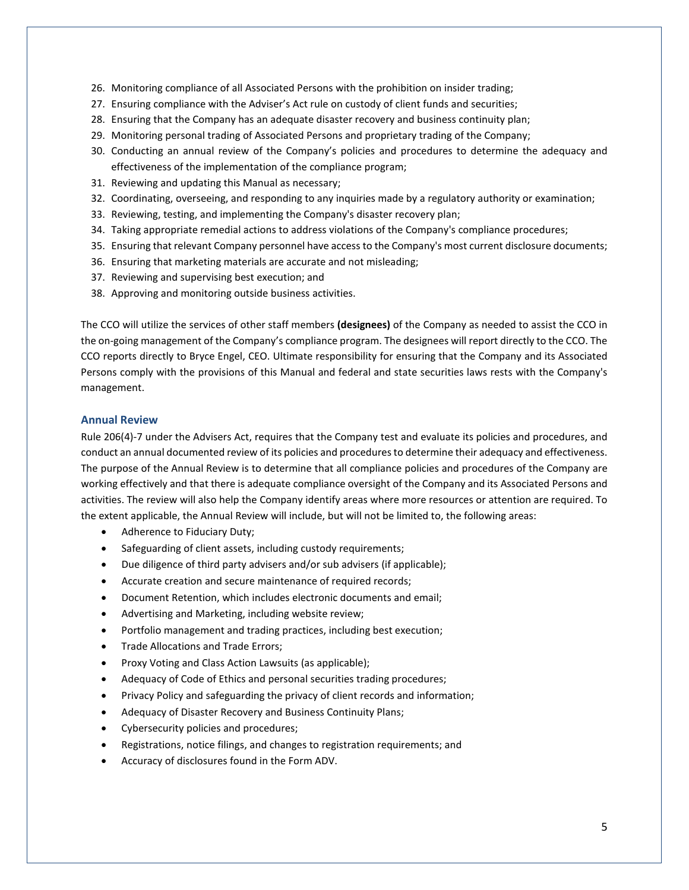26. Monitoring compliance of all Associated Persons with the prohibition on insider trading;
27. Ensuring compliance with the Adviser's Act rule on custody of client funds and securities;
28. Ensuring that the Company has an adequate disaster recovery and business continuity plan;
29. Monitoring personal trading of Associated Persons and proprietary trading of the Company;
30. Conducting an annual review of the Company's policies and procedures to determine the adequacy and effectiveness of the implementation of the compliance program;
31. Reviewing and updating this Manual as necessary;
32. Coordinating, overseeing, and responding to any inquiries made by a regulatory authority or examination;
33. Reviewing, testing, and implementing the Company's disaster recovery plan;
34. Taking appropriate remedial actions to address violations of the Company's compliance procedures;
35. Ensuring that relevant Company personnel have access to the Company's most current disclosure documents;
36. Ensuring that marketing materials are accurate and not misleading;
37. Reviewing and supervising best execution; and
38. Approving and monitoring outside business activities.

The CCO will utilize the services of other staff members **(designees)** of the Company as needed to assist the CCO in the on-going management of the Company's compliance program. The designees will report directly to the CCO. The CCO reports directly to Bryce Engel, CEO. Ultimate responsibility for ensuring that the Company and its Associated Persons comply with the provisions of this Manual and federal and state securities laws rests with the Company's management.

## Annual Review

Rule 206(4)-7 under the Advisers Act, requires that the Company test and evaluate its policies and procedures, and conduct an annual documented review of its policies and procedures to determine their adequacy and effectiveness. The purpose of the Annual Review is to determine that all compliance policies and procedures of the Company are working effectively and that there is adequate compliance oversight of the Company and its Associated Persons and activities. The review will also help the Company identify areas where more resources or attention are required. To the extent applicable, the Annual Review will include, but will not be limited to, the following areas:

- Adherence to Fiduciary Duty;
- Safeguarding of client assets, including custody requirements;
- Due diligence of third party advisers and/or sub advisers (if applicable);
- Accurate creation and secure maintenance of required records;
- Document Retention, which includes electronic documents and email;
- Advertising and Marketing, including website review;
- Portfolio management and trading practices, including best execution;
- Trade Allocations and Trade Errors;
- Proxy Voting and Class Action Lawsuits (as applicable);
- Adequacy of Code of Ethics and personal securities trading procedures;
- Privacy Policy and safeguarding the privacy of client records and information;
- Adequacy of Disaster Recovery and Business Continuity Plans;
- Cybersecurity policies and procedures;
- Registrations, notice filings, and changes to registration requirements; and
- Accuracy of disclosures found in the Form ADV.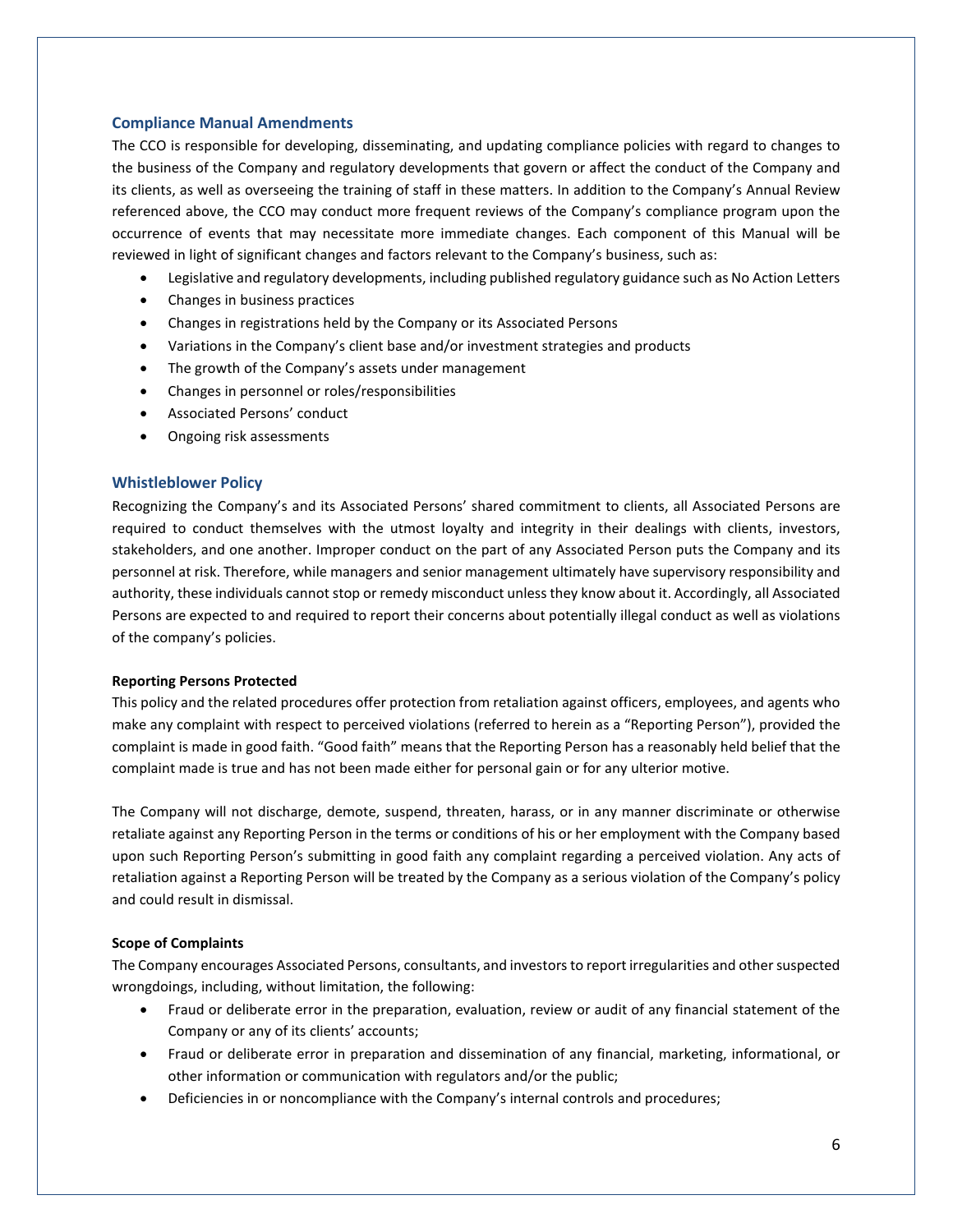## Compliance Manual Amendments

The CCO is responsible for developing, disseminating, and updating compliance policies with regard to changes to the business of the Company and regulatory developments that govern or affect the conduct of the Company and its clients, as well as overseeing the training of staff in these matters. In addition to the Company's Annual Review referenced above, the CCO may conduct more frequent reviews of the Company's compliance program upon the occurrence of events that may necessitate more immediate changes. Each component of this Manual will be reviewed in light of significant changes and factors relevant to the Company's business, such as:

- Legislative and regulatory developments, including published regulatory guidance such as No Action Letters
- Changes in business practices
- Changes in registrations held by the Company or its Associated Persons
- Variations in the Company's client base and/or investment strategies and products
- The growth of the Company's assets under management
- Changes in personnel or roles/responsibilities
- Associated Persons' conduct
- Ongoing risk assessments

## Whistleblower Policy

Recognizing the Company's and its Associated Persons' shared commitment to clients, all Associated Persons are required to conduct themselves with the utmost loyalty and integrity in their dealings with clients, investors, stakeholders, and one another. Improper conduct on the part of any Associated Person puts the Company and its personnel at risk. Therefore, while managers and senior management ultimately have supervisory responsibility and authority, these individuals cannot stop or remedy misconduct unless they know about it. Accordingly, all Associated Persons are expected to and required to report their concerns about potentially illegal conduct as well as violations of the company's policies.

**Reporting Persons Protected**

This policy and the related procedures offer protection from retaliation against officers, employees, and agents who make any complaint with respect to perceived violations (referred to herein as a "Reporting Person"), provided the complaint is made in good faith. "Good faith" means that the Reporting Person has a reasonably held belief that the complaint made is true and has not been made either for personal gain or for any ulterior motive.

The Company will not discharge, demote, suspend, threaten, harass, or in any manner discriminate or otherwise retaliate against any Reporting Person in the terms or conditions of his or her employment with the Company based upon such Reporting Person's submitting in good faith any complaint regarding a perceived violation. Any acts of retaliation against a Reporting Person will be treated by the Company as a serious violation of the Company's policy and could result in dismissal.

**Scope of Complaints**

The Company encourages Associated Persons, consultants, and investors to report irregularities and other suspected wrongdoings, including, without limitation, the following:

- Fraud or deliberate error in the preparation, evaluation, review or audit of any financial statement of the Company or any of its clients' accounts;
- Fraud or deliberate error in preparation and dissemination of any financial, marketing, informational, or other information or communication with regulators and/or the public;
- Deficiencies in or noncompliance with the Company's internal controls and procedures;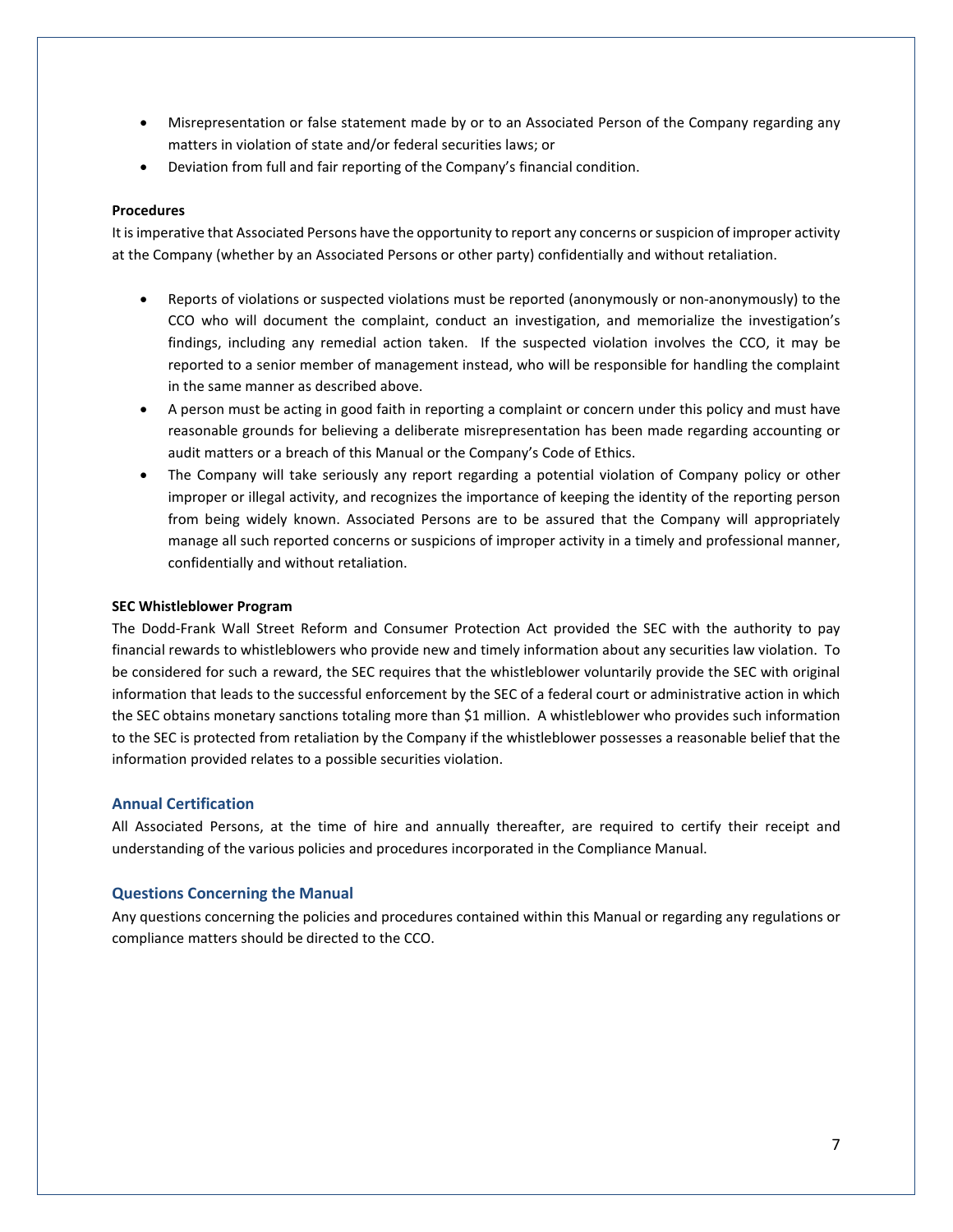- Misrepresentation or false statement made by or to an Associated Person of the Company regarding any matters in violation of state and/or federal securities laws; or
- Deviation from full and fair reporting of the Company's financial condition.

**Procedures**

It is imperative that Associated Persons have the opportunity to report any concerns or suspicion of improper activity at the Company (whether by an Associated Persons or other party) confidentially and without retaliation.

- Reports of violations or suspected violations must be reported (anonymously or non-anonymously) to the CCO who will document the complaint, conduct an investigation, and memorialize the investigation's findings, including any remedial action taken. If the suspected violation involves the CCO, it may be reported to a senior member of management instead, who will be responsible for handling the complaint in the same manner as described above.
- A person must be acting in good faith in reporting a complaint or concern under this policy and must have reasonable grounds for believing a deliberate misrepresentation has been made regarding accounting or audit matters or a breach of this Manual or the Company's Code of Ethics.
- The Company will take seriously any report regarding a potential violation of Company policy or other improper or illegal activity, and recognizes the importance of keeping the identity of the reporting person from being widely known. Associated Persons are to be assured that the Company will appropriately manage all such reported concerns or suspicions of improper activity in a timely and professional manner, confidentially and without retaliation.

**SEC Whistleblower Program**

The Dodd-Frank Wall Street Reform and Consumer Protection Act provided the SEC with the authority to pay financial rewards to whistleblowers who provide new and timely information about any securities law violation. To be considered for such a reward, the SEC requires that the whistleblower voluntarily provide the SEC with original information that leads to the successful enforcement by the SEC of a federal court or administrative action in which the SEC obtains monetary sanctions totaling more than $1 million. A whistleblower who provides such information to the SEC is protected from retaliation by the Company if the whistleblower possesses a reasonable belief that the information provided relates to a possible securities violation.

## Annual Certification

All Associated Persons, at the time of hire and annually thereafter, are required to certify their receipt and understanding of the various policies and procedures incorporated in the Compliance Manual.

## Questions Concerning the Manual

Any questions concerning the policies and procedures contained within this Manual or regarding any regulations or compliance matters should be directed to the CCO.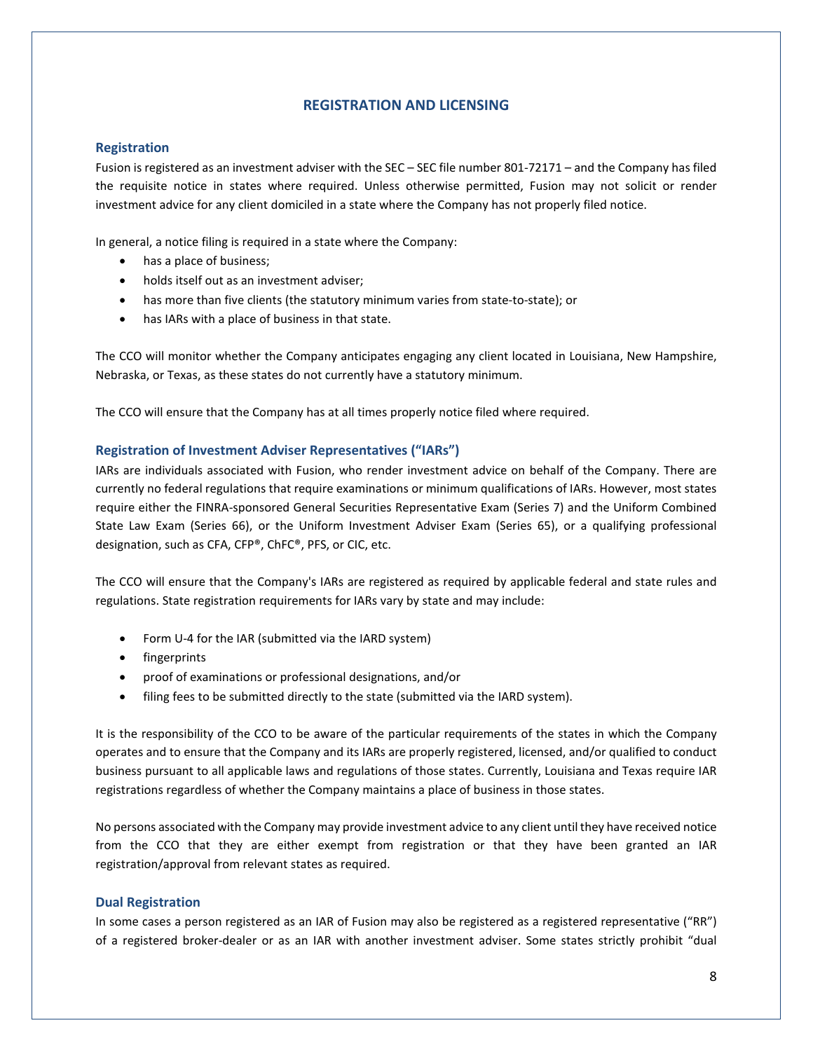## REGISTRATION AND LICENSING

### Registration

Fusion is registered as an investment adviser with the SEC – SEC file number 801-72171 – and the Company has filed the requisite notice in states where required. Unless otherwise permitted, Fusion may not solicit or render investment advice for any client domiciled in a state where the Company has not properly filed notice.

In general, a notice filing is required in a state where the Company:

- has a place of business;
- holds itself out as an investment adviser;
- has more than five clients (the statutory minimum varies from state-to-state); or
- has IARs with a place of business in that state.

The CCO will monitor whether the Company anticipates engaging any client located in Louisiana, New Hampshire, Nebraska, or Texas, as these states do not currently have a statutory minimum.

The CCO will ensure that the Company has at all times properly notice filed where required.

### Registration of Investment Adviser Representatives ("IARs")

IARs are individuals associated with Fusion, who render investment advice on behalf of the Company. There are currently no federal regulations that require examinations or minimum qualifications of IARs. However, most states require either the FINRA-sponsored General Securities Representative Exam (Series 7) and the Uniform Combined State Law Exam (Series 66), or the Uniform Investment Adviser Exam (Series 65), or a qualifying professional designation, such as CFA, CFP®, ChFC®, PFS, or CIC, etc.

The CCO will ensure that the Company's IARs are registered as required by applicable federal and state rules and regulations. State registration requirements for IARs vary by state and may include:

- Form U-4 for the IAR (submitted via the IARD system)
- fingerprints
- proof of examinations or professional designations, and/or
- filing fees to be submitted directly to the state (submitted via the IARD system).

It is the responsibility of the CCO to be aware of the particular requirements of the states in which the Company operates and to ensure that the Company and its IARs are properly registered, licensed, and/or qualified to conduct business pursuant to all applicable laws and regulations of those states. Currently, Louisiana and Texas require IAR registrations regardless of whether the Company maintains a place of business in those states.

No persons associated with the Company may provide investment advice to any client until they have received notice from the CCO that they are either exempt from registration or that they have been granted an IAR registration/approval from relevant states as required.

### Dual Registration

In some cases a person registered as an IAR of Fusion may also be registered as a registered representative ("RR") of a registered broker-dealer or as an IAR with another investment adviser. Some states strictly prohibit "dual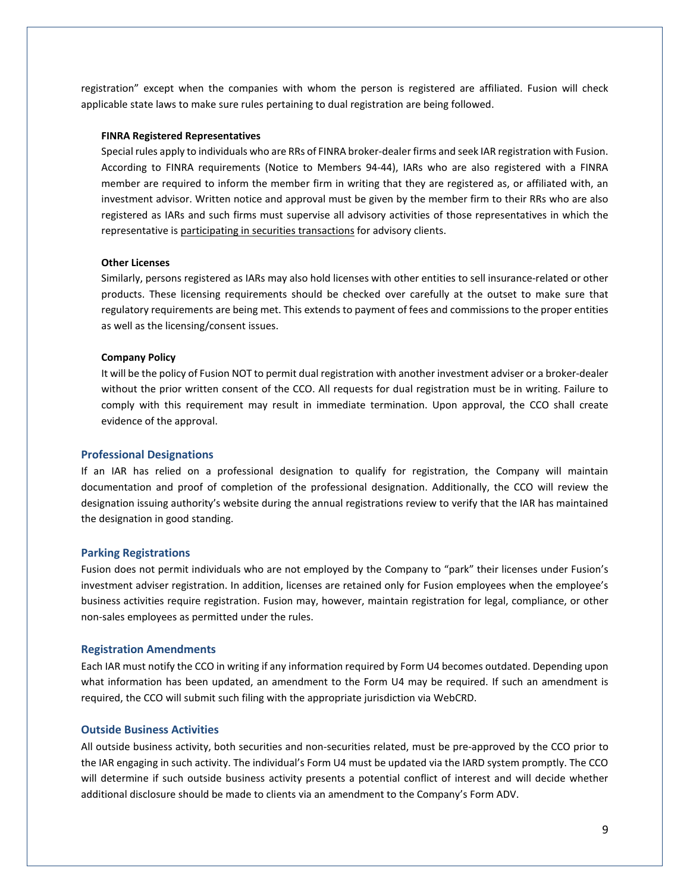registration" except when the companies with whom the person is registered are affiliated. Fusion will check applicable state laws to make sure rules pertaining to dual registration are being followed.

**FINRA Registered Representatives**

Special rules apply to individuals who are RRs of FINRA broker-dealer firms and seek IAR registration with Fusion. According to FINRA requirements (Notice to Members 94-44), IARs who are also registered with a FINRA member are required to inform the member firm in writing that they are registered as, or affiliated with, an investment advisor. Written notice and approval must be given by the member firm to their RRs who are also registered as IARs and such firms must supervise all advisory activities of those representatives in which the representative is participating in securities transactions for advisory clients.

**Other Licenses**

Similarly, persons registered as IARs may also hold licenses with other entities to sell insurance-related or other products. These licensing requirements should be checked over carefully at the outset to make sure that regulatory requirements are being met. This extends to payment of fees and commissions to the proper entities as well as the licensing/consent issues.

**Company Policy**

It will be the policy of Fusion NOT to permit dual registration with another investment adviser or a broker-dealer without the prior written consent of the CCO. All requests for dual registration must be in writing. Failure to comply with this requirement may result in immediate termination. Upon approval, the CCO shall create evidence of the approval.

### Professional Designations

If an IAR has relied on a professional designation to qualify for registration, the Company will maintain documentation and proof of completion of the professional designation. Additionally, the CCO will review the designation issuing authority's website during the annual registrations review to verify that the IAR has maintained the designation in good standing.

### Parking Registrations

Fusion does not permit individuals who are not employed by the Company to "park" their licenses under Fusion's investment adviser registration. In addition, licenses are retained only for Fusion employees when the employee's business activities require registration. Fusion may, however, maintain registration for legal, compliance, or other non-sales employees as permitted under the rules.

### Registration Amendments

Each IAR must notify the CCO in writing if any information required by Form U4 becomes outdated. Depending upon what information has been updated, an amendment to the Form U4 may be required. If such an amendment is required, the CCO will submit such filing with the appropriate jurisdiction via WebCRD.

### Outside Business Activities

All outside business activity, both securities and non-securities related, must be pre-approved by the CCO prior to the IAR engaging in such activity. The individual's Form U4 must be updated via the IARD system promptly. The CCO will determine if such outside business activity presents a potential conflict of interest and will decide whether additional disclosure should be made to clients via an amendment to the Company's Form ADV.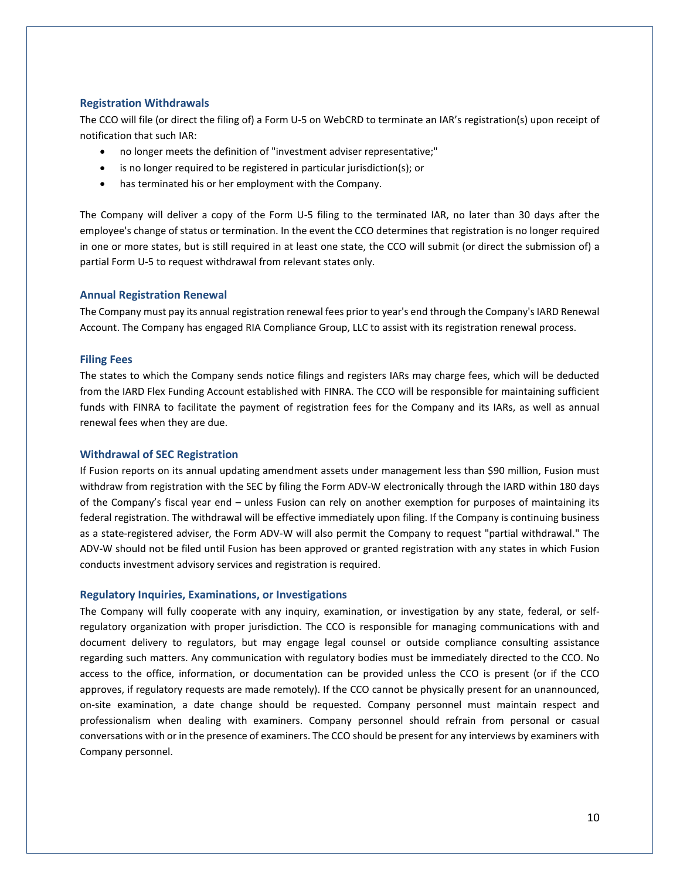### Registration Withdrawals

The CCO will file (or direct the filing of) a Form U-5 on WebCRD to terminate an IAR's registration(s) upon receipt of notification that such IAR:

- no longer meets the definition of "investment adviser representative;"
- is no longer required to be registered in particular jurisdiction(s); or
- has terminated his or her employment with the Company.

The Company will deliver a copy of the Form U-5 filing to the terminated IAR, no later than 30 days after the employee's change of status or termination. In the event the CCO determines that registration is no longer required in one or more states, but is still required in at least one state, the CCO will submit (or direct the submission of) a partial Form U-5 to request withdrawal from relevant states only.

### Annual Registration Renewal

The Company must pay its annual registration renewal fees prior to year's end through the Company's IARD Renewal Account. The Company has engaged RIA Compliance Group, LLC to assist with its registration renewal process.

### Filing Fees

The states to which the Company sends notice filings and registers IARs may charge fees, which will be deducted from the IARD Flex Funding Account established with FINRA. The CCO will be responsible for maintaining sufficient funds with FINRA to facilitate the payment of registration fees for the Company and its IARs, as well as annual renewal fees when they are due.

### Withdrawal of SEC Registration

If Fusion reports on its annual updating amendment assets under management less than $90 million, Fusion must withdraw from registration with the SEC by filing the Form ADV-W electronically through the IARD within 180 days of the Company's fiscal year end – unless Fusion can rely on another exemption for purposes of maintaining its federal registration. The withdrawal will be effective immediately upon filing. If the Company is continuing business as a state-registered adviser, the Form ADV-W will also permit the Company to request "partial withdrawal." The ADV-W should not be filed until Fusion has been approved or granted registration with any states in which Fusion conducts investment advisory services and registration is required.

### Regulatory Inquiries, Examinations, or Investigations

The Company will fully cooperate with any inquiry, examination, or investigation by any state, federal, or self-regulatory organization with proper jurisdiction. The CCO is responsible for managing communications with and document delivery to regulators, but may engage legal counsel or outside compliance consulting assistance regarding such matters. Any communication with regulatory bodies must be immediately directed to the CCO. No access to the office, information, or documentation can be provided unless the CCO is present (or if the CCO approves, if regulatory requests are made remotely). If the CCO cannot be physically present for an unannounced, on-site examination, a date change should be requested. Company personnel must maintain respect and professionalism when dealing with examiners. Company personnel should refrain from personal or casual conversations with or in the presence of examiners. The CCO should be present for any interviews by examiners with Company personnel.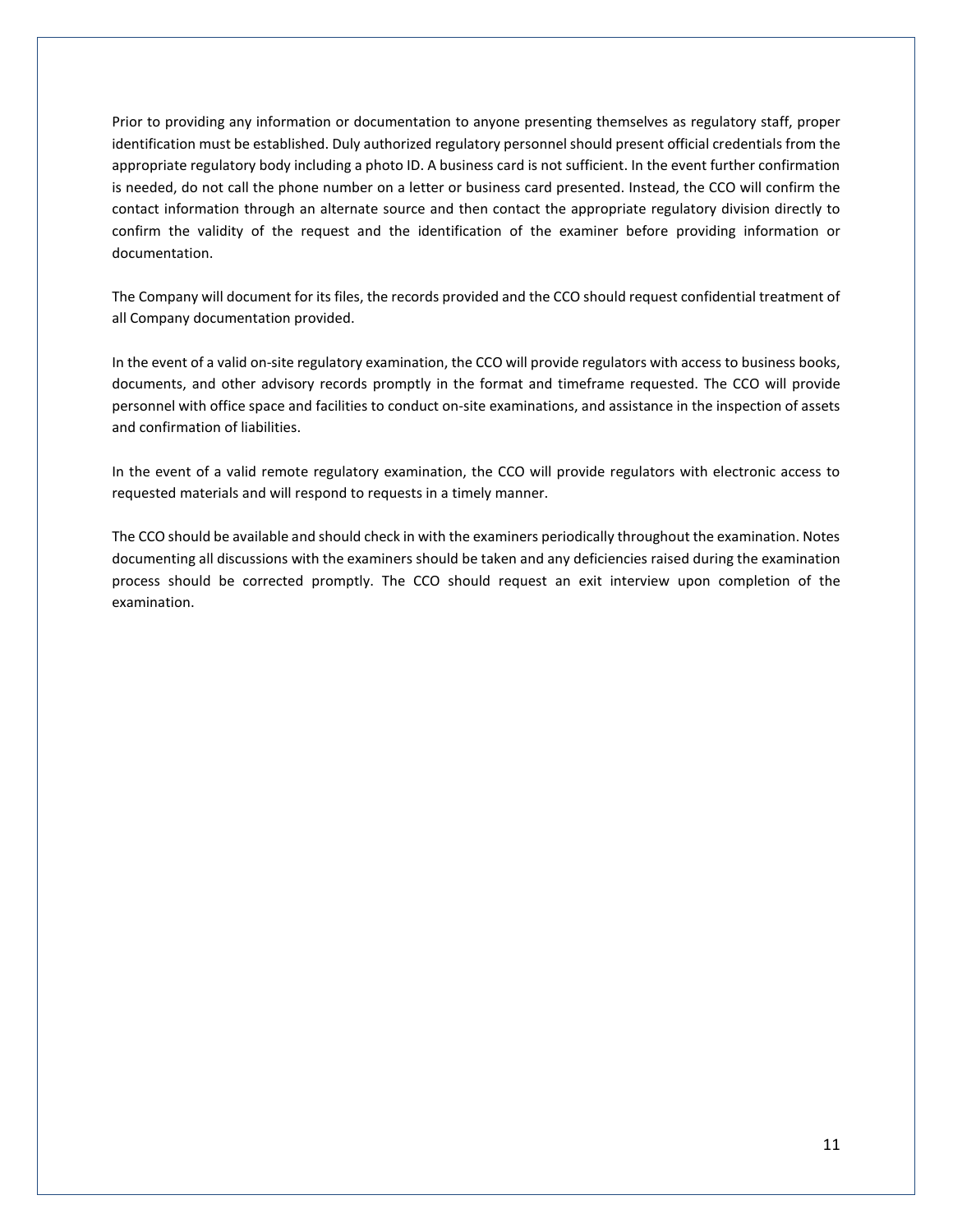Prior to providing any information or documentation to anyone presenting themselves as regulatory staff, proper identification must be established. Duly authorized regulatory personnel should present official credentials from the appropriate regulatory body including a photo ID. A business card is not sufficient. In the event further confirmation is needed, do not call the phone number on a letter or business card presented. Instead, the CCO will confirm the contact information through an alternate source and then contact the appropriate regulatory division directly to confirm the validity of the request and the identification of the examiner before providing information or documentation.

The Company will document for its files, the records provided and the CCO should request confidential treatment of all Company documentation provided.

In the event of a valid on-site regulatory examination, the CCO will provide regulators with access to business books, documents, and other advisory records promptly in the format and timeframe requested. The CCO will provide personnel with office space and facilities to conduct on-site examinations, and assistance in the inspection of assets and confirmation of liabilities.

In the event of a valid remote regulatory examination, the CCO will provide regulators with electronic access to requested materials and will respond to requests in a timely manner.

The CCO should be available and should check in with the examiners periodically throughout the examination. Notes documenting all discussions with the examiners should be taken and any deficiencies raised during the examination process should be corrected promptly. The CCO should request an exit interview upon completion of the examination.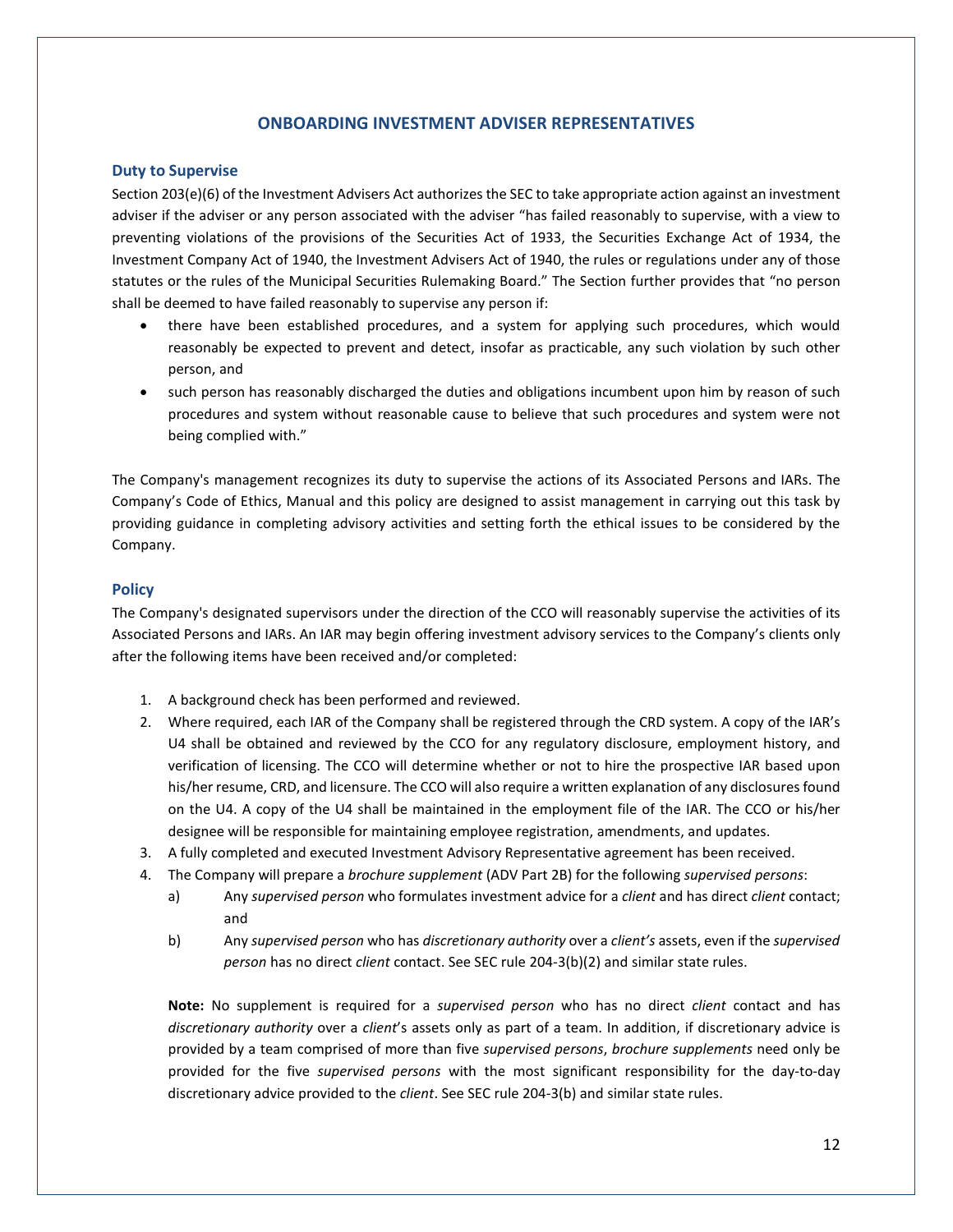# ONBOARDING INVESTMENT ADVISER REPRESENTATIVES

## Duty to Supervise

Section 203(e)(6) of the Investment Advisers Act authorizes the SEC to take appropriate action against an investment adviser if the adviser or any person associated with the adviser "has failed reasonably to supervise, with a view to preventing violations of the provisions of the Securities Act of 1933, the Securities Exchange Act of 1934, the Investment Company Act of 1940, the Investment Advisers Act of 1940, the rules or regulations under any of those statutes or the rules of the Municipal Securities Rulemaking Board." The Section further provides that "no person shall be deemed to have failed reasonably to supervise any person if:

- there have been established procedures, and a system for applying such procedures, which would reasonably be expected to prevent and detect, insofar as practicable, any such violation by such other person, and
- such person has reasonably discharged the duties and obligations incumbent upon him by reason of such procedures and system without reasonable cause to believe that such procedures and system were not being complied with."

The Company's management recognizes its duty to supervise the actions of its Associated Persons and IARs. The Company's Code of Ethics, Manual and this policy are designed to assist management in carrying out this task by providing guidance in completing advisory activities and setting forth the ethical issues to be considered by the Company.

## Policy

The Company's designated supervisors under the direction of the CCO will reasonably supervise the activities of its Associated Persons and IARs. An IAR may begin offering investment advisory services to the Company's clients only after the following items have been received and/or completed:

1. A background check has been performed and reviewed.
2. Where required, each IAR of the Company shall be registered through the CRD system. A copy of the IAR's U4 shall be obtained and reviewed by the CCO for any regulatory disclosure, employment history, and verification of licensing. The CCO will determine whether or not to hire the prospective IAR based upon his/her resume, CRD, and licensure. The CCO will also require a written explanation of any disclosures found on the U4. A copy of the U4 shall be maintained in the employment file of the IAR. The CCO or his/her designee will be responsible for maintaining employee registration, amendments, and updates.
3. A fully completed and executed Investment Advisory Representative agreement has been received.
4. The Company will prepare a *brochure supplement* (ADV Part 2B) for the following *supervised persons*:
   a) Any *supervised person* who formulates investment advice for a *client* and has direct *client* contact; and
   b) Any *supervised person* who has *discretionary authority* over a *client's* assets, even if the *supervised person* has no direct *client* contact. See SEC rule 204-3(b)(2) and similar state rules.

   **Note:** No supplement is required for a *supervised person* who has no direct *client* contact and has *discretionary authority* over a *client*'s assets only as part of a team. In addition, if discretionary advice is provided by a team comprised of more than five *supervised persons*, *brochure supplements* need only be provided for the five *supervised persons* with the most significant responsibility for the day-to-day discretionary advice provided to the *client*. See SEC rule 204-3(b) and similar state rules.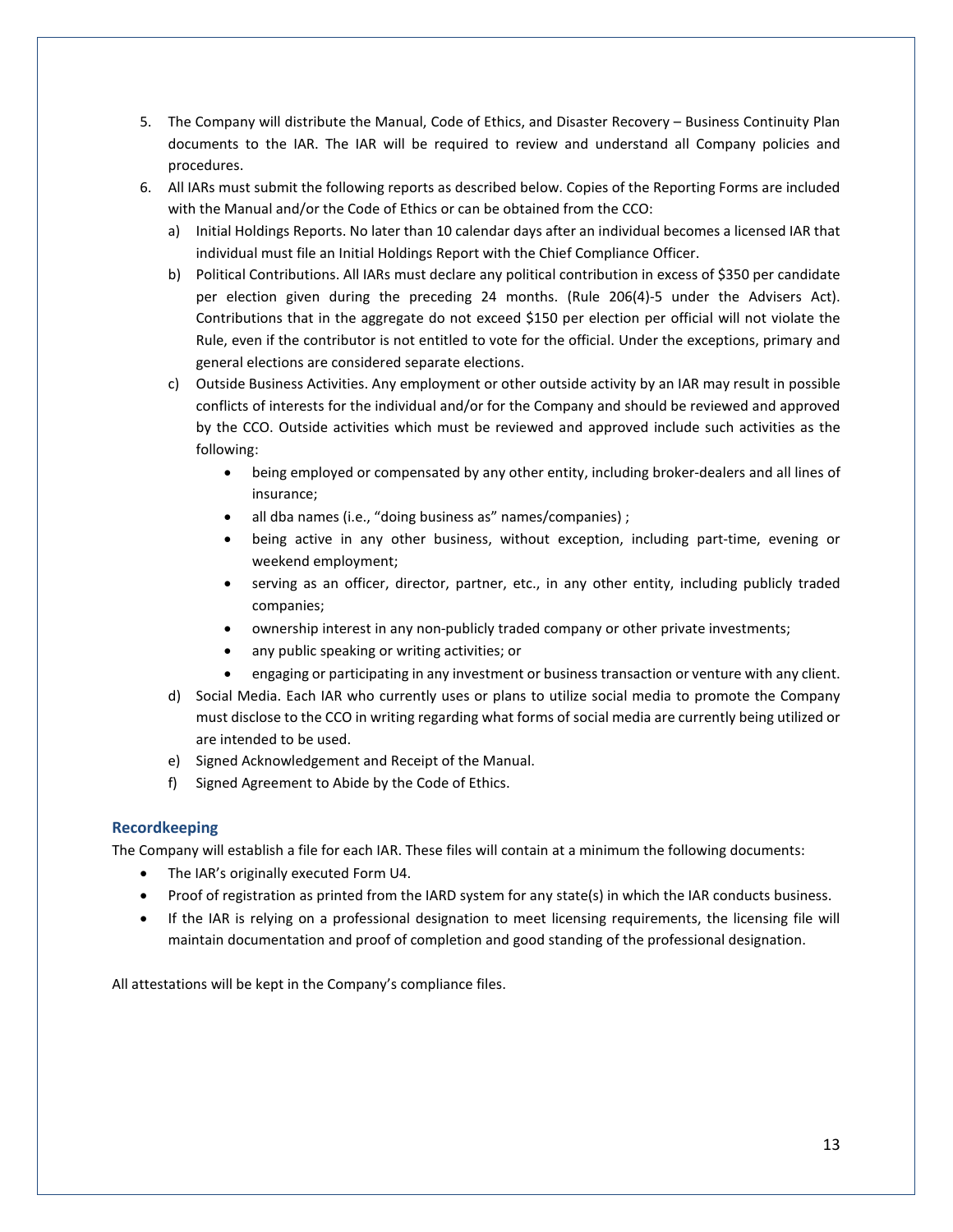5. The Company will distribute the Manual, Code of Ethics, and Disaster Recovery – Business Continuity Plan documents to the IAR. The IAR will be required to review and understand all Company policies and procedures.
6. All IARs must submit the following reports as described below. Copies of the Reporting Forms are included with the Manual and/or the Code of Ethics or can be obtained from the CCO:
   a) Initial Holdings Reports. No later than 10 calendar days after an individual becomes a licensed IAR that individual must file an Initial Holdings Report with the Chief Compliance Officer.
   b) Political Contributions. All IARs must declare any political contribution in excess of $350 per candidate per election given during the preceding 24 months. (Rule 206(4)-5 under the Advisers Act). Contributions that in the aggregate do not exceed $150 per election per official will not violate the Rule, even if the contributor is not entitled to vote for the official. Under the exceptions, primary and general elections are considered separate elections.
   c) Outside Business Activities. Any employment or other outside activity by an IAR may result in possible conflicts of interests for the individual and/or for the Company and should be reviewed and approved by the CCO. Outside activities which must be reviewed and approved include such activities as the following:
      - being employed or compensated by any other entity, including broker-dealers and all lines of insurance;
      - all dba names (i.e., "doing business as" names/companies) ;
      - being active in any other business, without exception, including part-time, evening or weekend employment;
      - serving as an officer, director, partner, etc., in any other entity, including publicly traded companies;
      - ownership interest in any non-publicly traded company or other private investments;
      - any public speaking or writing activities; or
      - engaging or participating in any investment or business transaction or venture with any client.
   d) Social Media. Each IAR who currently uses or plans to utilize social media to promote the Company must disclose to the CCO in writing regarding what forms of social media are currently being utilized or are intended to be used.
   e) Signed Acknowledgement and Receipt of the Manual.
   f) Signed Agreement to Abide by the Code of Ethics.

### Recordkeeping

The Company will establish a file for each IAR. These files will contain at a minimum the following documents:

- The IAR's originally executed Form U4.
- Proof of registration as printed from the IARD system for any state(s) in which the IAR conducts business.
- If the IAR is relying on a professional designation to meet licensing requirements, the licensing file will maintain documentation and proof of completion and good standing of the professional designation.

All attestations will be kept in the Company's compliance files.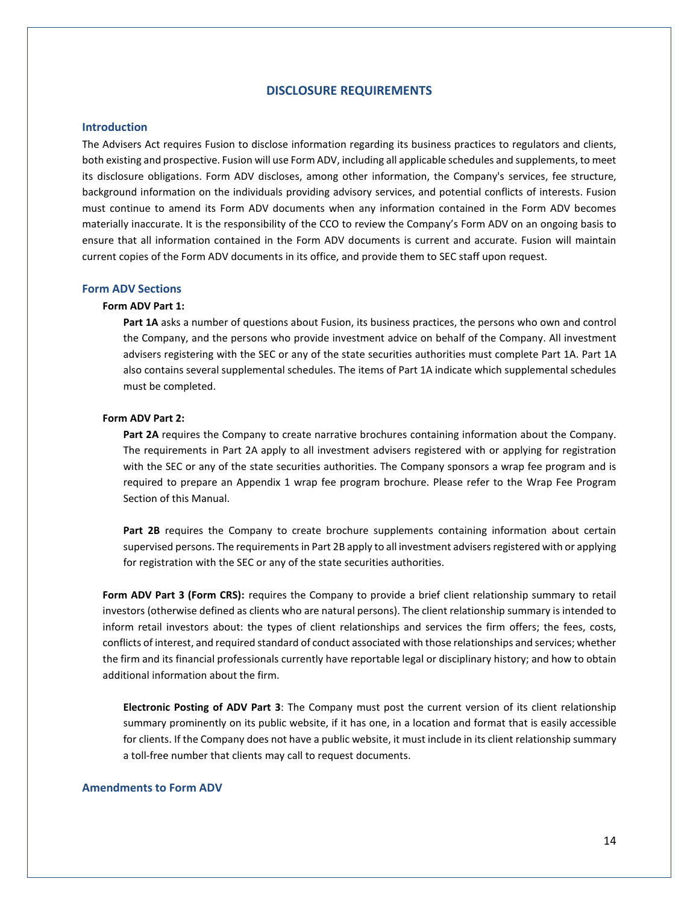# DISCLOSURE REQUIREMENTS

## Introduction

The Advisers Act requires Fusion to disclose information regarding its business practices to regulators and clients, both existing and prospective. Fusion will use Form ADV, including all applicable schedules and supplements, to meet its disclosure obligations. Form ADV discloses, among other information, the Company's services, fee structure, background information on the individuals providing advisory services, and potential conflicts of interests. Fusion must continue to amend its Form ADV documents when any information contained in the Form ADV becomes materially inaccurate. It is the responsibility of the CCO to review the Company's Form ADV on an ongoing basis to ensure that all information contained in the Form ADV documents is current and accurate. Fusion will maintain current copies of the Form ADV documents in its office, and provide them to SEC staff upon request.

## Form ADV Sections

**Form ADV Part 1:**

**Part 1A** asks a number of questions about Fusion, its business practices, the persons who own and control the Company, and the persons who provide investment advice on behalf of the Company. All investment advisers registering with the SEC or any of the state securities authorities must complete Part 1A. Part 1A also contains several supplemental schedules. The items of Part 1A indicate which supplemental schedules must be completed.

**Form ADV Part 2:**

**Part 2A** requires the Company to create narrative brochures containing information about the Company. The requirements in Part 2A apply to all investment advisers registered with or applying for registration with the SEC or any of the state securities authorities. The Company sponsors a wrap fee program and is required to prepare an Appendix 1 wrap fee program brochure. Please refer to the Wrap Fee Program Section of this Manual.

**Part 2B** requires the Company to create brochure supplements containing information about certain supervised persons. The requirements in Part 2B apply to all investment advisers registered with or applying for registration with the SEC or any of the state securities authorities.

**Form ADV Part 3 (Form CRS):** requires the Company to provide a brief client relationship summary to retail investors (otherwise defined as clients who are natural persons). The client relationship summary is intended to inform retail investors about: the types of client relationships and services the firm offers; the fees, costs, conflicts of interest, and required standard of conduct associated with those relationships and services; whether the firm and its financial professionals currently have reportable legal or disciplinary history; and how to obtain additional information about the firm.

**Electronic Posting of ADV Part 3**: The Company must post the current version of its client relationship summary prominently on its public website, if it has one, in a location and format that is easily accessible for clients. If the Company does not have a public website, it must include in its client relationship summary a toll-free number that clients may call to request documents.

## Amendments to Form ADV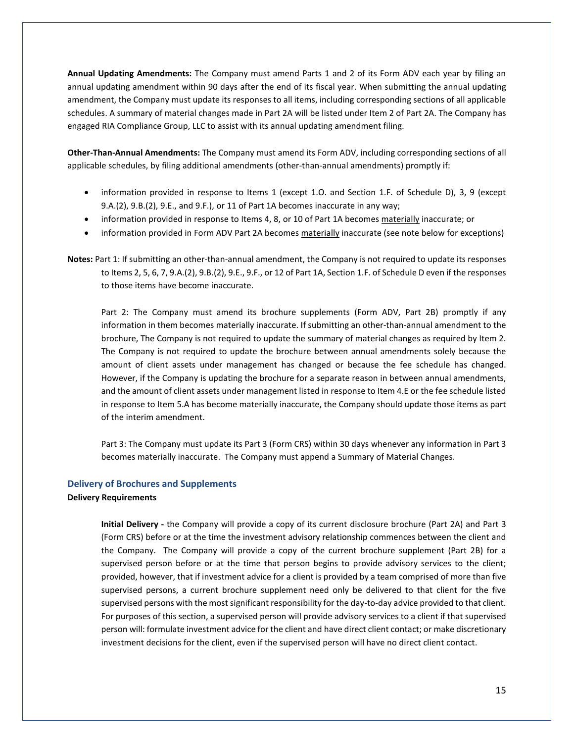**Annual Updating Amendments:** The Company must amend Parts 1 and 2 of its Form ADV each year by filing an annual updating amendment within 90 days after the end of its fiscal year. When submitting the annual updating amendment, the Company must update its responses to all items, including corresponding sections of all applicable schedules. A summary of material changes made in Part 2A will be listed under Item 2 of Part 2A. The Company has engaged RIA Compliance Group, LLC to assist with its annual updating amendment filing.

**Other-Than-Annual Amendments:** The Company must amend its Form ADV, including corresponding sections of all applicable schedules, by filing additional amendments (other-than-annual amendments) promptly if:

- information provided in response to Items 1 (except 1.O. and Section 1.F. of Schedule D), 3, 9 (except 9.A.(2), 9.B.(2), 9.E., and 9.F.), or 11 of Part 1A becomes inaccurate in any way;
- information provided in response to Items 4, 8, or 10 of Part 1A becomes materially inaccurate; or
- information provided in Form ADV Part 2A becomes materially inaccurate (see note below for exceptions)

**Notes:** Part 1: If submitting an other-than-annual amendment, the Company is not required to update its responses to Items 2, 5, 6, 7, 9.A.(2), 9.B.(2), 9.E., 9.F., or 12 of Part 1A, Section 1.F. of Schedule D even if the responses to those items have become inaccurate.

Part 2: The Company must amend its brochure supplements (Form ADV, Part 2B) promptly if any information in them becomes materially inaccurate. If submitting an other-than-annual amendment to the brochure, The Company is not required to update the summary of material changes as required by Item 2. The Company is not required to update the brochure between annual amendments solely because the amount of client assets under management has changed or because the fee schedule has changed. However, if the Company is updating the brochure for a separate reason in between annual amendments, and the amount of client assets under management listed in response to Item 4.E or the fee schedule listed in response to Item 5.A has become materially inaccurate, the Company should update those items as part of the interim amendment.

Part 3: The Company must update its Part 3 (Form CRS) within 30 days whenever any information in Part 3 becomes materially inaccurate. The Company must append a Summary of Material Changes.

## Delivery of Brochures and Supplements

**Delivery Requirements**

**Initial Delivery -** the Company will provide a copy of its current disclosure brochure (Part 2A) and Part 3 (Form CRS) before or at the time the investment advisory relationship commences between the client and the Company. The Company will provide a copy of the current brochure supplement (Part 2B) for a supervised person before or at the time that person begins to provide advisory services to the client; provided, however, that if investment advice for a client is provided by a team comprised of more than five supervised persons, a current brochure supplement need only be delivered to that client for the five supervised persons with the most significant responsibility for the day-to-day advice provided to that client. For purposes of this section, a supervised person will provide advisory services to a client if that supervised person will: formulate investment advice for the client and have direct client contact; or make discretionary investment decisions for the client, even if the supervised person will have no direct client contact.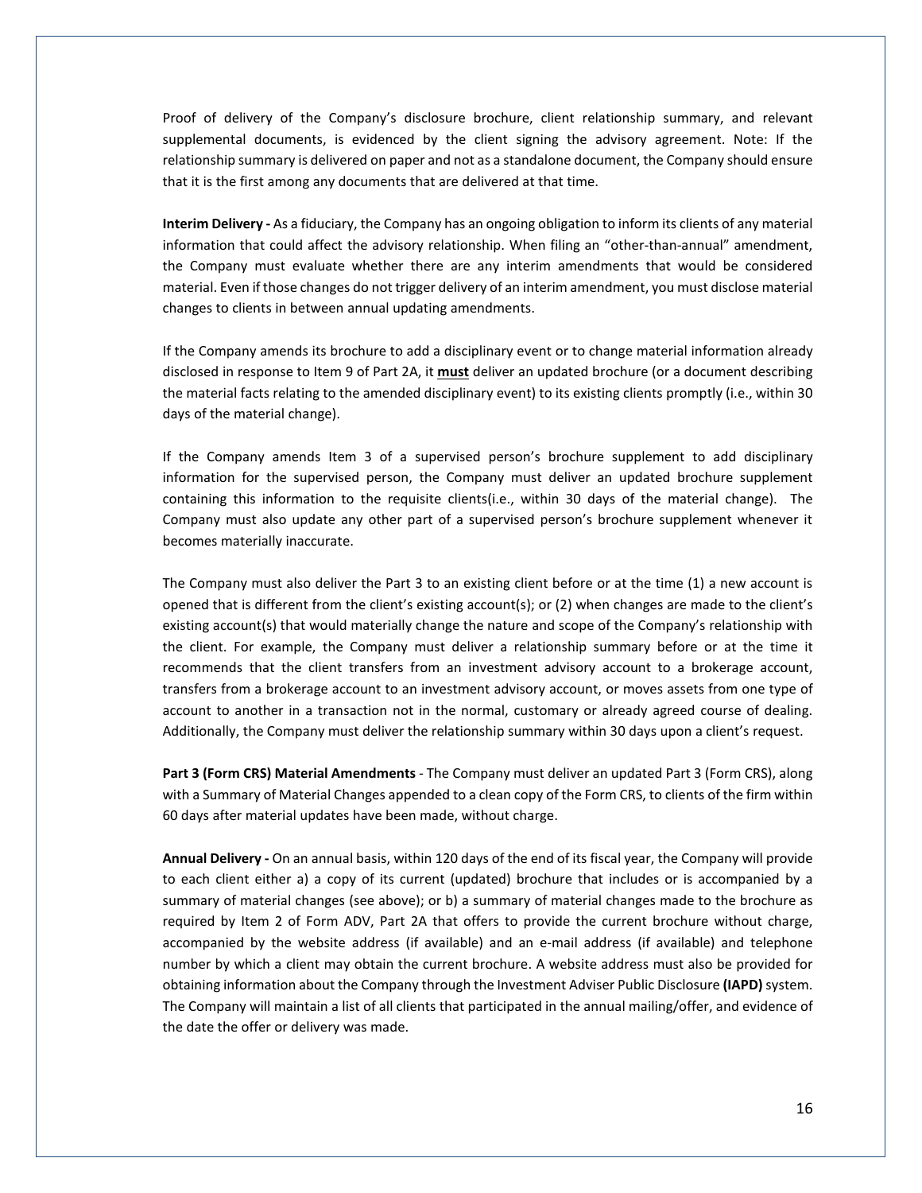Proof of delivery of the Company's disclosure brochure, client relationship summary, and relevant supplemental documents, is evidenced by the client signing the advisory agreement. Note: If the relationship summary is delivered on paper and not as a standalone document, the Company should ensure that it is the first among any documents that are delivered at that time.

**Interim Delivery -** As a fiduciary, the Company has an ongoing obligation to inform its clients of any material information that could affect the advisory relationship. When filing an "other-than-annual" amendment, the Company must evaluate whether there are any interim amendments that would be considered material. Even if those changes do not trigger delivery of an interim amendment, you must disclose material changes to clients in between annual updating amendments.

If the Company amends its brochure to add a disciplinary event or to change material information already disclosed in response to Item 9 of Part 2A, it **must** deliver an updated brochure (or a document describing the material facts relating to the amended disciplinary event) to its existing clients promptly (i.e., within 30 days of the material change).

If the Company amends Item 3 of a supervised person's brochure supplement to add disciplinary information for the supervised person, the Company must deliver an updated brochure supplement containing this information to the requisite clients(i.e., within 30 days of the material change). The Company must also update any other part of a supervised person's brochure supplement whenever it becomes materially inaccurate.

The Company must also deliver the Part 3 to an existing client before or at the time (1) a new account is opened that is different from the client's existing account(s); or (2) when changes are made to the client's existing account(s) that would materially change the nature and scope of the Company's relationship with the client. For example, the Company must deliver a relationship summary before or at the time it recommends that the client transfers from an investment advisory account to a brokerage account, transfers from a brokerage account to an investment advisory account, or moves assets from one type of account to another in a transaction not in the normal, customary or already agreed course of dealing. Additionally, the Company must deliver the relationship summary within 30 days upon a client's request.

**Part 3 (Form CRS) Material Amendments** - The Company must deliver an updated Part 3 (Form CRS), along with a Summary of Material Changes appended to a clean copy of the Form CRS, to clients of the firm within 60 days after material updates have been made, without charge.

**Annual Delivery -** On an annual basis, within 120 days of the end of its fiscal year, the Company will provide to each client either a) a copy of its current (updated) brochure that includes or is accompanied by a summary of material changes (see above); or b) a summary of material changes made to the brochure as required by Item 2 of Form ADV, Part 2A that offers to provide the current brochure without charge, accompanied by the website address (if available) and an e-mail address (if available) and telephone number by which a client may obtain the current brochure. A website address must also be provided for obtaining information about the Company through the Investment Adviser Public Disclosure **(IAPD)** system. The Company will maintain a list of all clients that participated in the annual mailing/offer, and evidence of the date the offer or delivery was made.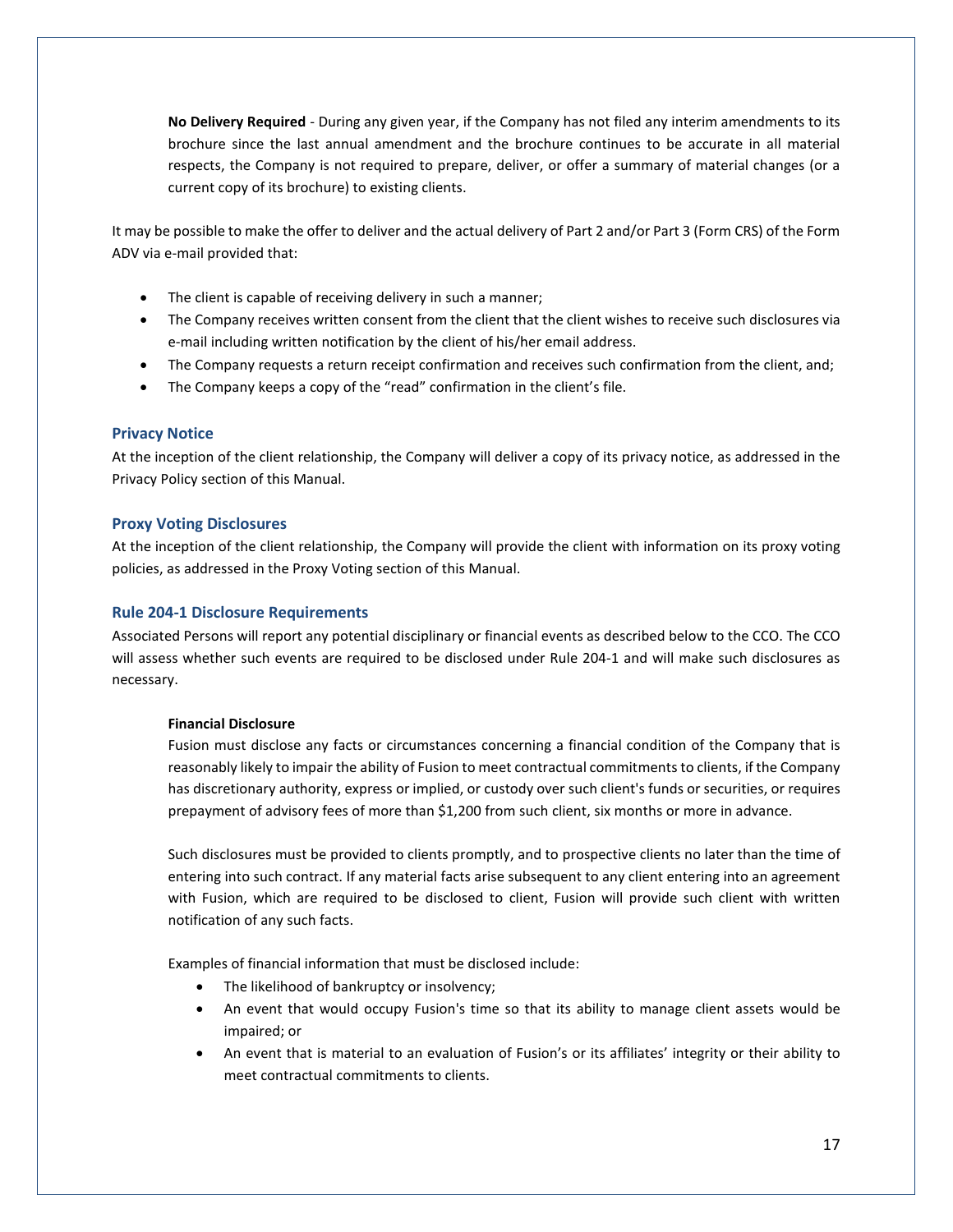**No Delivery Required** - During any given year, if the Company has not filed any interim amendments to its brochure since the last annual amendment and the brochure continues to be accurate in all material respects, the Company is not required to prepare, deliver, or offer a summary of material changes (or a current copy of its brochure) to existing clients.

It may be possible to make the offer to deliver and the actual delivery of Part 2 and/or Part 3 (Form CRS) of the Form ADV via e-mail provided that:

- The client is capable of receiving delivery in such a manner;
- The Company receives written consent from the client that the client wishes to receive such disclosures via e-mail including written notification by the client of his/her email address.
- The Company requests a return receipt confirmation and receives such confirmation from the client, and;
- The Company keeps a copy of the "read" confirmation in the client's file.

### Privacy Notice

At the inception of the client relationship, the Company will deliver a copy of its privacy notice, as addressed in the Privacy Policy section of this Manual.

### Proxy Voting Disclosures

At the inception of the client relationship, the Company will provide the client with information on its proxy voting policies, as addressed in the Proxy Voting section of this Manual.

### Rule 204-1 Disclosure Requirements

Associated Persons will report any potential disciplinary or financial events as described below to the CCO. The CCO will assess whether such events are required to be disclosed under Rule 204-1 and will make such disclosures as necessary.

**Financial Disclosure**

Fusion must disclose any facts or circumstances concerning a financial condition of the Company that is reasonably likely to impair the ability of Fusion to meet contractual commitments to clients, if the Company has discretionary authority, express or implied, or custody over such client's funds or securities, or requires prepayment of advisory fees of more than $1,200 from such client, six months or more in advance.

Such disclosures must be provided to clients promptly, and to prospective clients no later than the time of entering into such contract. If any material facts arise subsequent to any client entering into an agreement with Fusion, which are required to be disclosed to client, Fusion will provide such client with written notification of any such facts.

Examples of financial information that must be disclosed include:

- The likelihood of bankruptcy or insolvency;
- An event that would occupy Fusion's time so that its ability to manage client assets would be impaired; or
- An event that is material to an evaluation of Fusion's or its affiliates' integrity or their ability to meet contractual commitments to clients.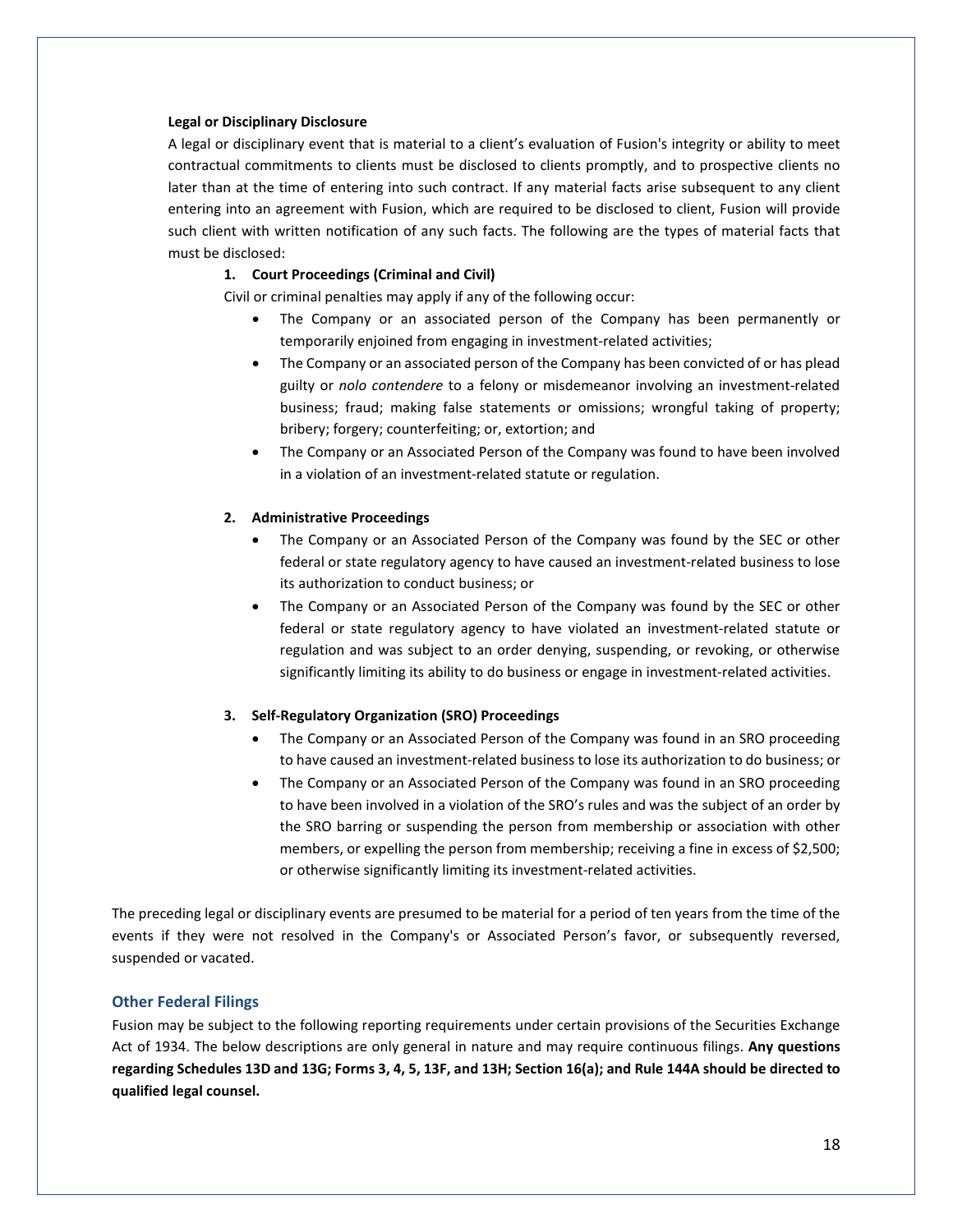**Legal or Disciplinary Disclosure**

A legal or disciplinary event that is material to a client's evaluation of Fusion's integrity or ability to meet contractual commitments to clients must be disclosed to clients promptly, and to prospective clients no later than at the time of entering into such contract. If any material facts arise subsequent to any client entering into an agreement with Fusion, which are required to be disclosed to client, Fusion will provide such client with written notification of any such facts. The following are the types of material facts that must be disclosed:

1. **Court Proceedings (Criminal and Civil)**

   Civil or criminal penalties may apply if any of the following occur:

   - The Company or an associated person of the Company has been permanently or temporarily enjoined from engaging in investment-related activities;
   - The Company or an associated person of the Company has been convicted of or has plead guilty or *nolo contendere* to a felony or misdemeanor involving an investment-related business; fraud; making false statements or omissions; wrongful taking of property; bribery; forgery; counterfeiting; or, extortion; and
   - The Company or an Associated Person of the Company was found to have been involved in a violation of an investment-related statute or regulation.

2. **Administrative Proceedings**

   - The Company or an Associated Person of the Company was found by the SEC or other federal or state regulatory agency to have caused an investment-related business to lose its authorization to conduct business; or
   - The Company or an Associated Person of the Company was found by the SEC or other federal or state regulatory agency to have violated an investment-related statute or regulation and was subject to an order denying, suspending, or revoking, or otherwise significantly limiting its ability to do business or engage in investment-related activities.

3. **Self-Regulatory Organization (SRO) Proceedings**

   - The Company or an Associated Person of the Company was found in an SRO proceeding to have caused an investment-related business to lose its authorization to do business; or
   - The Company or an Associated Person of the Company was found in an SRO proceeding to have been involved in a violation of the SRO's rules and was the subject of an order by the SRO barring or suspending the person from membership or association with other members, or expelling the person from membership; receiving a fine in excess of $2,500; or otherwise significantly limiting its investment-related activities.

The preceding legal or disciplinary events are presumed to be material for a period of ten years from the time of the events if they were not resolved in the Company's or Associated Person's favor, or subsequently reversed, suspended or vacated.

## Other Federal Filings

Fusion may be subject to the following reporting requirements under certain provisions of the Securities Exchange Act of 1934. The below descriptions are only general in nature and may require continuous filings. **Any questions regarding Schedules 13D and 13G; Forms 3, 4, 5, 13F, and 13H; Section 16(a); and Rule 144A should be directed to qualified legal counsel.**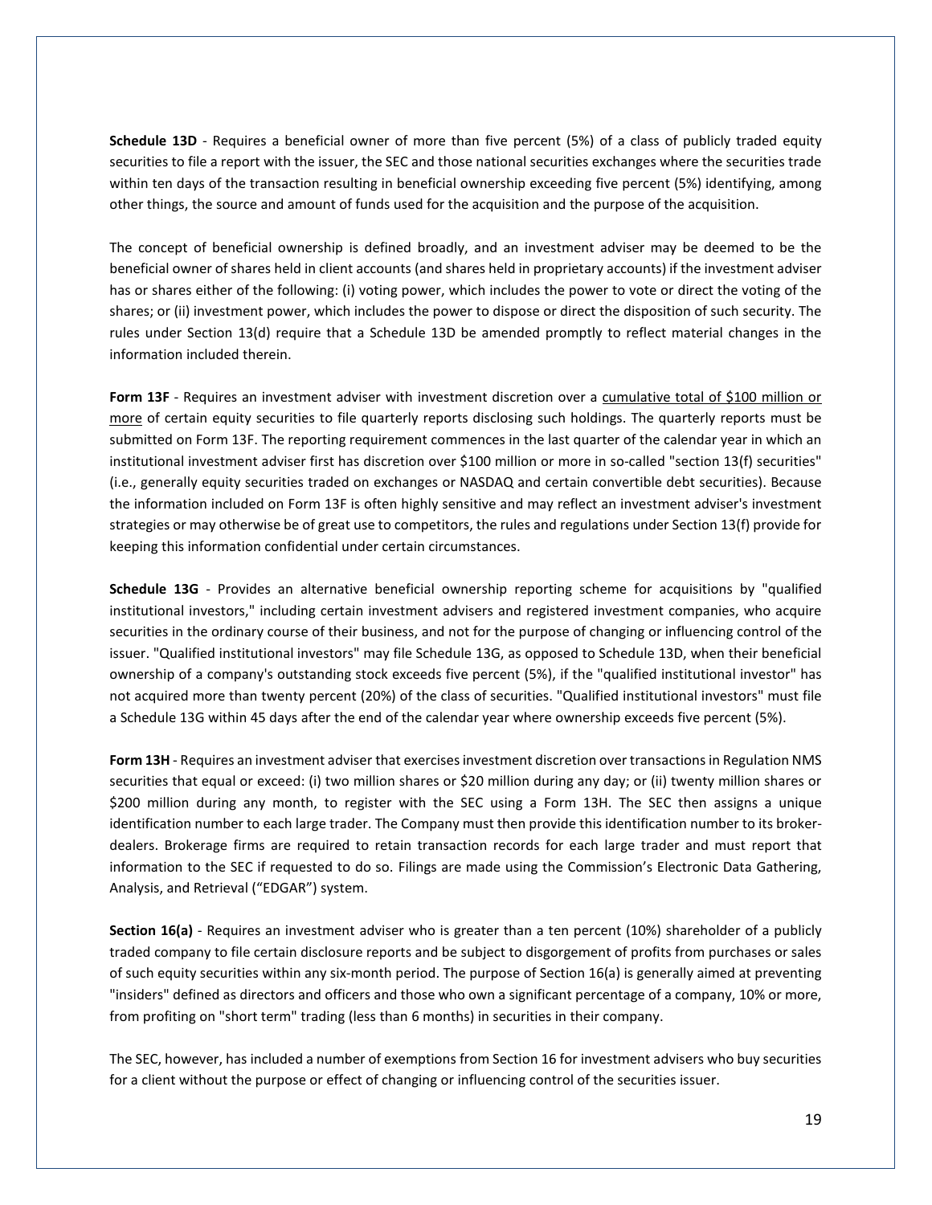**Schedule 13D** - Requires a beneficial owner of more than five percent (5%) of a class of publicly traded equity securities to file a report with the issuer, the SEC and those national securities exchanges where the securities trade within ten days of the transaction resulting in beneficial ownership exceeding five percent (5%) identifying, among other things, the source and amount of funds used for the acquisition and the purpose of the acquisition.

The concept of beneficial ownership is defined broadly, and an investment adviser may be deemed to be the beneficial owner of shares held in client accounts (and shares held in proprietary accounts) if the investment adviser has or shares either of the following: (i) voting power, which includes the power to vote or direct the voting of the shares; or (ii) investment power, which includes the power to dispose or direct the disposition of such security. The rules under Section 13(d) require that a Schedule 13D be amended promptly to reflect material changes in the information included therein.

**Form 13F** - Requires an investment adviser with investment discretion over a <u>cumulative total of $100 million or more</u> of certain equity securities to file quarterly reports disclosing such holdings. The quarterly reports must be submitted on Form 13F. The reporting requirement commences in the last quarter of the calendar year in which an institutional investment adviser first has discretion over $100 million or more in so-called "section 13(f) securities" (i.e., generally equity securities traded on exchanges or NASDAQ and certain convertible debt securities). Because the information included on Form 13F is often highly sensitive and may reflect an investment adviser's investment strategies or may otherwise be of great use to competitors, the rules and regulations under Section 13(f) provide for keeping this information confidential under certain circumstances.

**Schedule 13G** - Provides an alternative beneficial ownership reporting scheme for acquisitions by "qualified institutional investors," including certain investment advisers and registered investment companies, who acquire securities in the ordinary course of their business, and not for the purpose of changing or influencing control of the issuer. "Qualified institutional investors" may file Schedule 13G, as opposed to Schedule 13D, when their beneficial ownership of a company's outstanding stock exceeds five percent (5%), if the "qualified institutional investor" has not acquired more than twenty percent (20%) of the class of securities. "Qualified institutional investors" must file a Schedule 13G within 45 days after the end of the calendar year where ownership exceeds five percent (5%).

**Form 13H** - Requires an investment adviser that exercises investment discretion over transactions in Regulation NMS securities that equal or exceed: (i) two million shares or $20 million during any day; or (ii) twenty million shares or $200 million during any month, to register with the SEC using a Form 13H. The SEC then assigns a unique identification number to each large trader. The Company must then provide this identification number to its broker-dealers. Brokerage firms are required to retain transaction records for each large trader and must report that information to the SEC if requested to do so. Filings are made using the Commission's Electronic Data Gathering, Analysis, and Retrieval ("EDGAR") system.

**Section 16(a)** - Requires an investment adviser who is greater than a ten percent (10%) shareholder of a publicly traded company to file certain disclosure reports and be subject to disgorgement of profits from purchases or sales of such equity securities within any six-month period. The purpose of Section 16(a) is generally aimed at preventing "insiders" defined as directors and officers and those who own a significant percentage of a company, 10% or more, from profiting on "short term" trading (less than 6 months) in securities in their company.

The SEC, however, has included a number of exemptions from Section 16 for investment advisers who buy securities for a client without the purpose or effect of changing or influencing control of the securities issuer.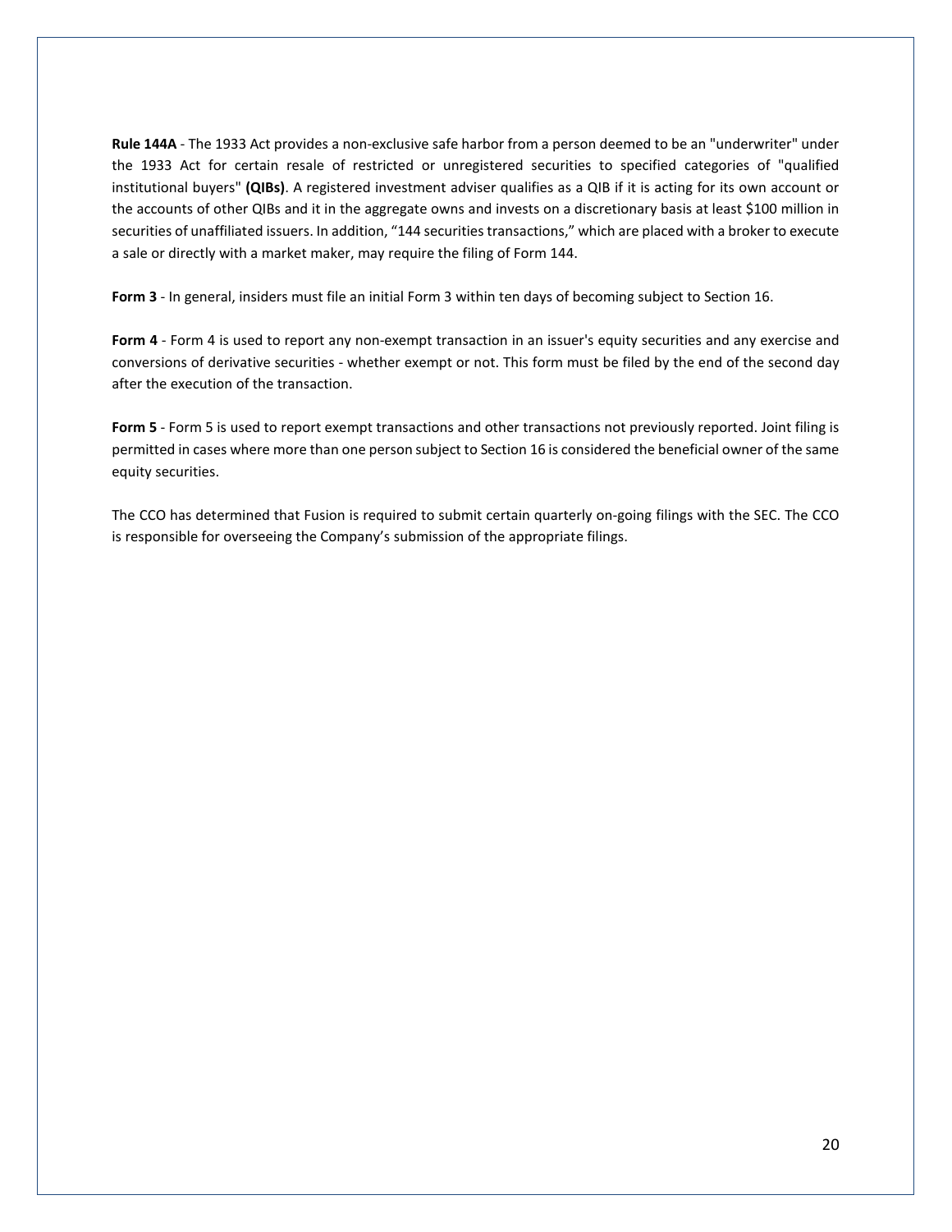**Rule 144A** - The 1933 Act provides a non-exclusive safe harbor from a person deemed to be an "underwriter" under the 1933 Act for certain resale of restricted or unregistered securities to specified categories of "qualified institutional buyers" **(QIBs)**. A registered investment adviser qualifies as a QIB if it is acting for its own account or the accounts of other QIBs and it in the aggregate owns and invests on a discretionary basis at least $100 million in securities of unaffiliated issuers. In addition, "144 securities transactions," which are placed with a broker to execute a sale or directly with a market maker, may require the filing of Form 144.

**Form 3** - In general, insiders must file an initial Form 3 within ten days of becoming subject to Section 16.

**Form 4** - Form 4 is used to report any non-exempt transaction in an issuer's equity securities and any exercise and conversions of derivative securities - whether exempt or not. This form must be filed by the end of the second day after the execution of the transaction.

**Form 5** - Form 5 is used to report exempt transactions and other transactions not previously reported. Joint filing is permitted in cases where more than one person subject to Section 16 is considered the beneficial owner of the same equity securities.

The CCO has determined that Fusion is required to submit certain quarterly on-going filings with the SEC. The CCO is responsible for overseeing the Company's submission of the appropriate filings.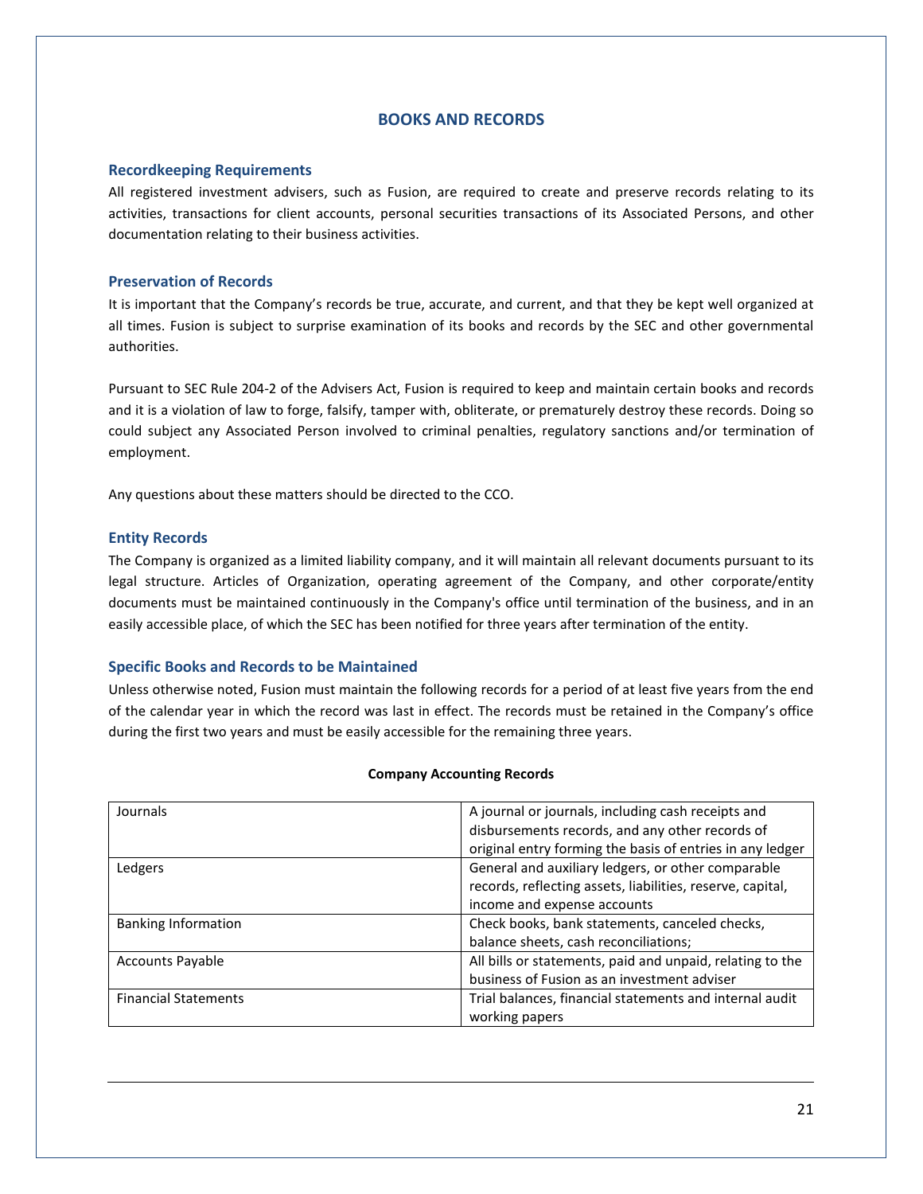# BOOKS AND RECORDS

## Recordkeeping Requirements

All registered investment advisers, such as Fusion, are required to create and preserve records relating to its activities, transactions for client accounts, personal securities transactions of its Associated Persons, and other documentation relating to their business activities.

## Preservation of Records

It is important that the Company's records be true, accurate, and current, and that they be kept well organized at all times. Fusion is subject to surprise examination of its books and records by the SEC and other governmental authorities.

Pursuant to SEC Rule 204-2 of the Advisers Act, Fusion is required to keep and maintain certain books and records and it is a violation of law to forge, falsify, tamper with, obliterate, or prematurely destroy these records. Doing so could subject any Associated Person involved to criminal penalties, regulatory sanctions and/or termination of employment.

Any questions about these matters should be directed to the CCO.

## Entity Records

The Company is organized as a limited liability company, and it will maintain all relevant documents pursuant to its legal structure. Articles of Organization, operating agreement of the Company, and other corporate/entity documents must be maintained continuously in the Company's office until termination of the business, and in an easily accessible place, of which the SEC has been notified for three years after termination of the entity.

## Specific Books and Records to be Maintained

Unless otherwise noted, Fusion must maintain the following records for a period of at least five years from the end of the calendar year in which the record was last in effect. The records must be retained in the Company's office during the first two years and must be easily accessible for the remaining three years.

**Company Accounting Records**

| | |
|---|---|
| Journals | A journal or journals, including cash receipts and disbursements records, and any other records of original entry forming the basis of entries in any ledger |
| Ledgers | General and auxiliary ledgers, or other comparable records, reflecting assets, liabilities, reserve, capital, income and expense accounts |
| Banking Information | Check books, bank statements, canceled checks, balance sheets, cash reconciliations; |
| Accounts Payable | All bills or statements, paid and unpaid, relating to the business of Fusion as an investment adviser |
| Financial Statements | Trial balances, financial statements and internal audit working papers |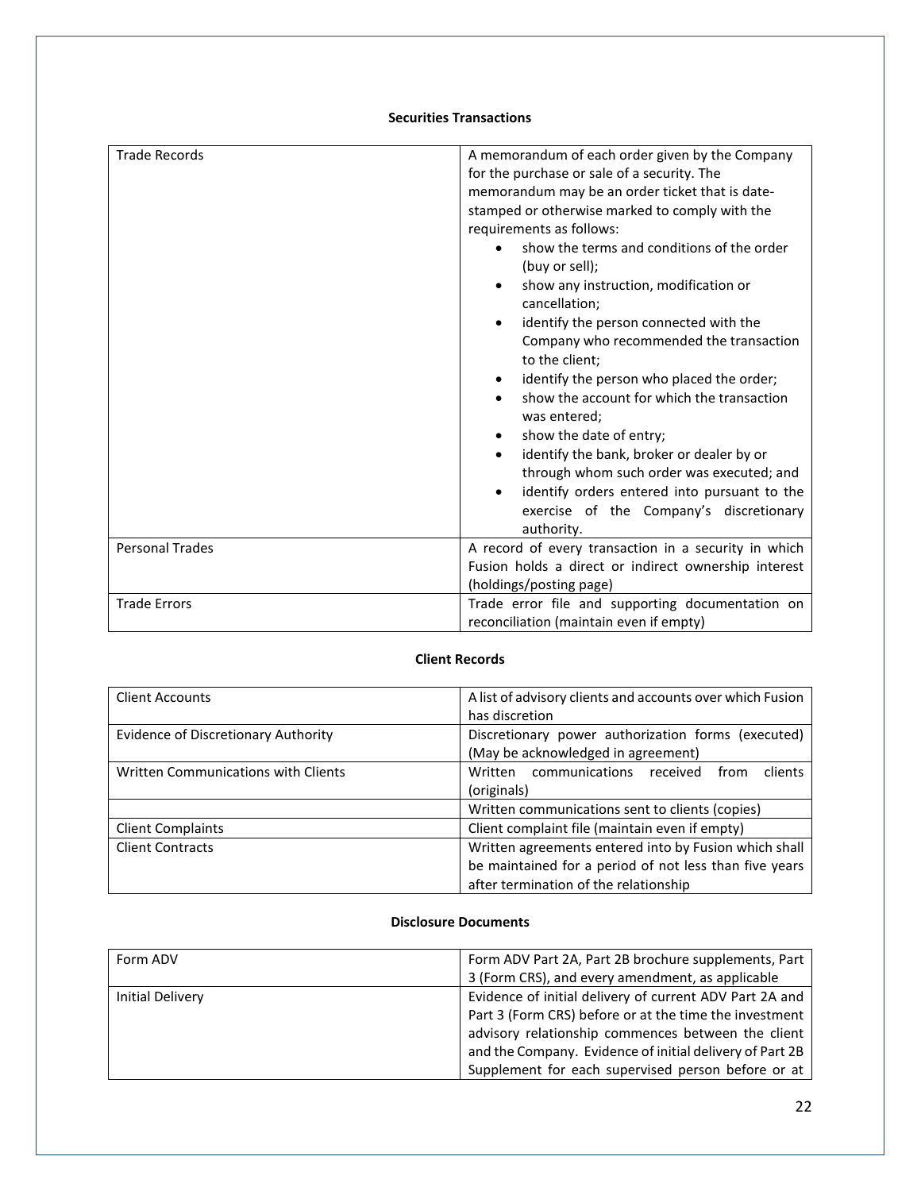**Securities Transactions**

| | |
|---|---|
| Trade Records | A memorandum of each order given by the Company for the purchase or sale of a security. The memorandum may be an order ticket that is date-stamped or otherwise marked to comply with the requirements as follows:<br>• show the terms and conditions of the order (buy or sell);<br>• show any instruction, modification or cancellation;<br>• identify the person connected with the Company who recommended the transaction to the client;<br>• identify the person who placed the order;<br>• show the account for which the transaction was entered;<br>• show the date of entry;<br>• identify the bank, broker or dealer by or through whom such order was executed; and<br>• identify orders entered into pursuant to the exercise of the Company's discretionary authority. |
| Personal Trades | A record of every transaction in a security in which Fusion holds a direct or indirect ownership interest (holdings/posting page) |
| Trade Errors | Trade error file and supporting documentation on reconciliation (maintain even if empty) |

**Client Records**

| | |
|---|---|
| Client Accounts | A list of advisory clients and accounts over which Fusion has discretion |
| Evidence of Discretionary Authority | Discretionary power authorization forms (executed) (May be acknowledged in agreement) |
| Written Communications with Clients | Written communications received from clients (originals) |
| | Written communications sent to clients (copies) |
| Client Complaints | Client complaint file (maintain even if empty) |
| Client Contracts | Written agreements entered into by Fusion which shall be maintained for a period of not less than five years after termination of the relationship |

**Disclosure Documents**

| | |
|---|---|
| Form ADV | Form ADV Part 2A, Part 2B brochure supplements, Part 3 (Form CRS), and every amendment, as applicable |
| Initial Delivery | Evidence of initial delivery of current ADV Part 2A and Part 3 (Form CRS) before or at the time the investment advisory relationship commences between the client and the Company. Evidence of initial delivery of Part 2B Supplement for each supervised person before or at |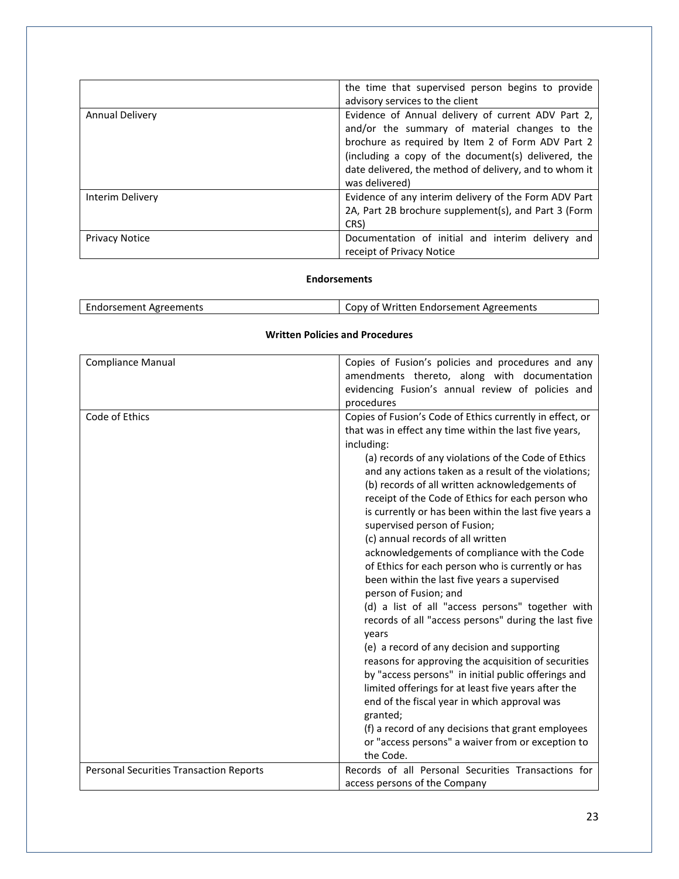| | |
|---|---|
| | the time that supervised person begins to provide advisory services to the client |
| Annual Delivery | Evidence of Annual delivery of current ADV Part 2, and/or the summary of material changes to the brochure as required by Item 2 of Form ADV Part 2 (including a copy of the document(s) delivered, the date delivered, the method of delivery, and to whom it was delivered) |
| Interim Delivery | Evidence of any interim delivery of the Form ADV Part 2A, Part 2B brochure supplement(s), and Part 3 (Form CRS) |
| Privacy Notice | Documentation of initial and interim delivery and receipt of Privacy Notice |

**Endorsements**

| | |
|---|---|
| Endorsement Agreements | Copy of Written Endorsement Agreements |

**Written Policies and Procedures**

| | |
|---|---|
| Compliance Manual | Copies of Fusion's policies and procedures and any amendments thereto, along with documentation evidencing Fusion's annual review of policies and procedures |
| Code of Ethics | Copies of Fusion's Code of Ethics currently in effect, or that was in effect any time within the last five years, including:<br>(a) records of any violations of the Code of Ethics and any actions taken as a result of the violations;<br>(b) records of all written acknowledgements of receipt of the Code of Ethics for each person who is currently or has been within the last five years a supervised person of Fusion;<br>(c) annual records of all written acknowledgements of compliance with the Code of Ethics for each person who is currently or has been within the last five years a supervised person of Fusion; and<br>(d) a list of all "access persons" together with records of all "access persons" during the last five years<br>(e) a record of any decision and supporting reasons for approving the acquisition of securities by "access persons" in initial public offerings and limited offerings for at least five years after the end of the fiscal year in which approval was granted;<br>(f) a record of any decisions that grant employees or "access persons" a waiver from or exception to the Code. |
| Personal Securities Transaction Reports | Records of all Personal Securities Transactions for access persons of the Company |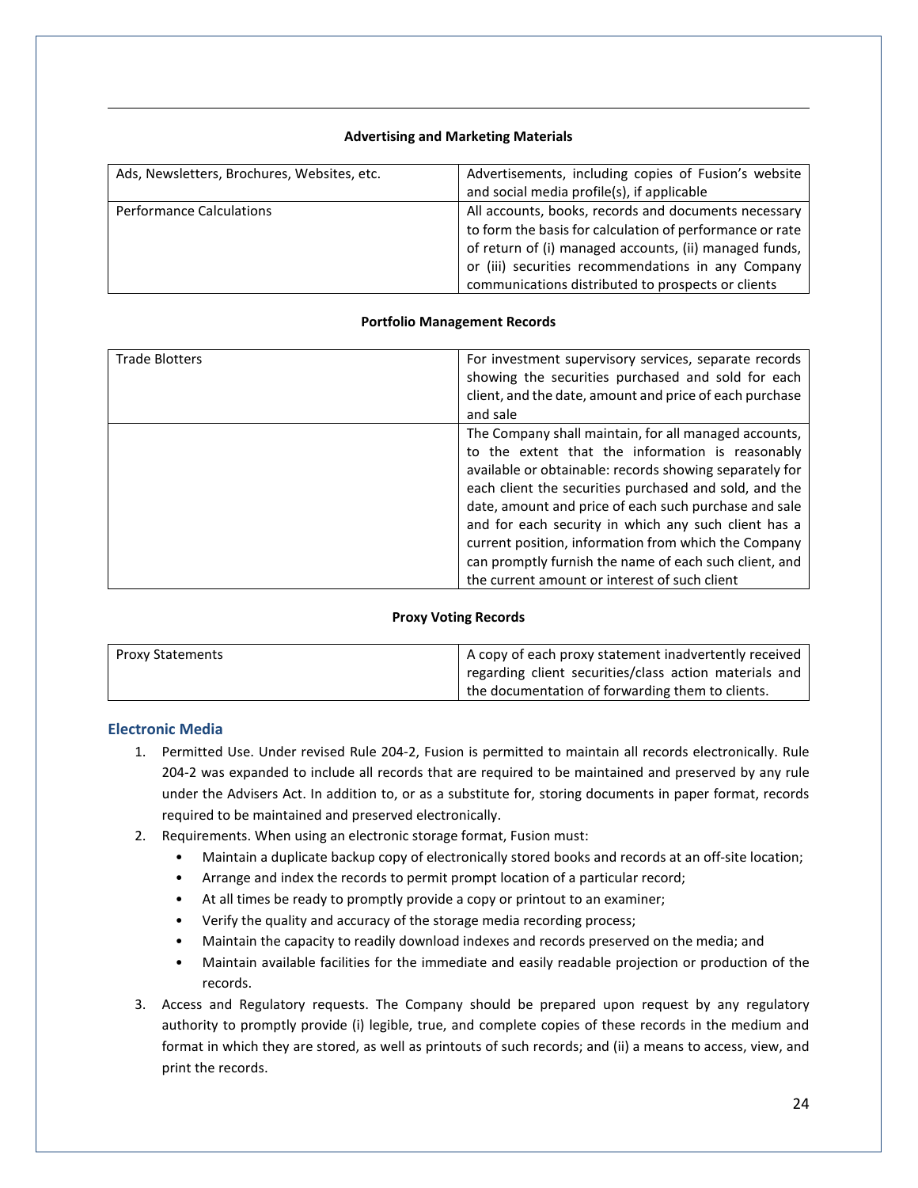**Advertising and Marketing Materials**

| | |
|---|---|
| Ads, Newsletters, Brochures, Websites, etc. | Advertisements, including copies of Fusion's website and social media profile(s), if applicable |
| Performance Calculations | All accounts, books, records and documents necessary to form the basis for calculation of performance or rate of return of (i) managed accounts, (ii) managed funds, or (iii) securities recommendations in any Company communications distributed to prospects or clients |

**Portfolio Management Records**

| | |
|---|---|
| Trade Blotters | For investment supervisory services, separate records showing the securities purchased and sold for each client, and the date, amount and price of each purchase and sale |
| | The Company shall maintain, for all managed accounts, to the extent that the information is reasonably available or obtainable: records showing separately for each client the securities purchased and sold, and the date, amount and price of each such purchase and sale and for each security in which any such client has a current position, information from which the Company can promptly furnish the name of each such client, and the current amount or interest of such client |

**Proxy Voting Records**

| | |
|---|---|
| Proxy Statements | A copy of each proxy statement inadvertently received regarding client securities/class action materials and the documentation of forwarding them to clients. |

## Electronic Media

1. Permitted Use. Under revised Rule 204-2, Fusion is permitted to maintain all records electronically. Rule 204-2 was expanded to include all records that are required to be maintained and preserved by any rule under the Advisers Act. In addition to, or as a substitute for, storing documents in paper format, records required to be maintained and preserved electronically.
2. Requirements. When using an electronic storage format, Fusion must:
   - Maintain a duplicate backup copy of electronically stored books and records at an off-site location;
   - Arrange and index the records to permit prompt location of a particular record;
   - At all times be ready to promptly provide a copy or printout to an examiner;
   - Verify the quality and accuracy of the storage media recording process;
   - Maintain the capacity to readily download indexes and records preserved on the media; and
   - Maintain available facilities for the immediate and easily readable projection or production of the records.
3. Access and Regulatory requests. The Company should be prepared upon request by any regulatory authority to promptly provide (i) legible, true, and complete copies of these records in the medium and format in which they are stored, as well as printouts of such records; and (ii) a means to access, view, and print the records.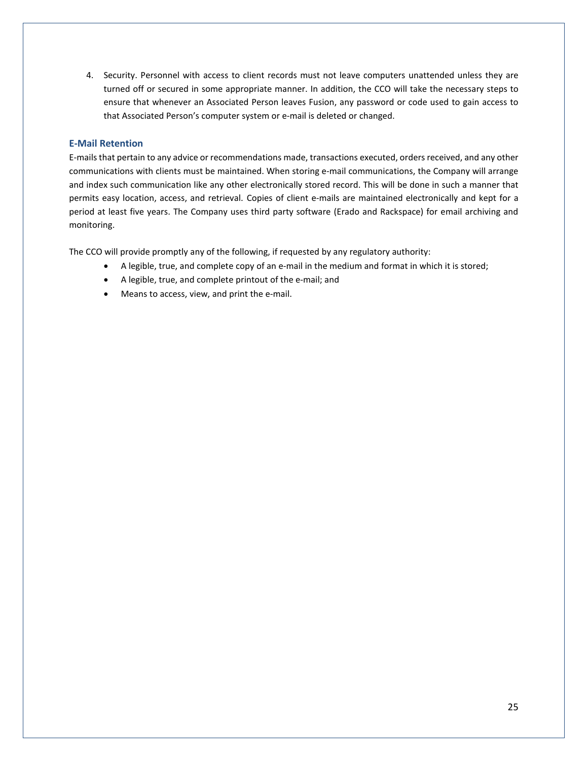4. Security. Personnel with access to client records must not leave computers unattended unless they are turned off or secured in some appropriate manner. In addition, the CCO will take the necessary steps to ensure that whenever an Associated Person leaves Fusion, any password or code used to gain access to that Associated Person's computer system or e-mail is deleted or changed.

### E-Mail Retention

E-mails that pertain to any advice or recommendations made, transactions executed, orders received, and any other communications with clients must be maintained. When storing e-mail communications, the Company will arrange and index such communication like any other electronically stored record. This will be done in such a manner that permits easy location, access, and retrieval. Copies of client e-mails are maintained electronically and kept for a period at least five years. The Company uses third party software (Erado and Rackspace) for email archiving and monitoring.

The CCO will provide promptly any of the following, if requested by any regulatory authority:

- A legible, true, and complete copy of an e-mail in the medium and format in which it is stored;
- A legible, true, and complete printout of the e-mail; and
- Means to access, view, and print the e-mail.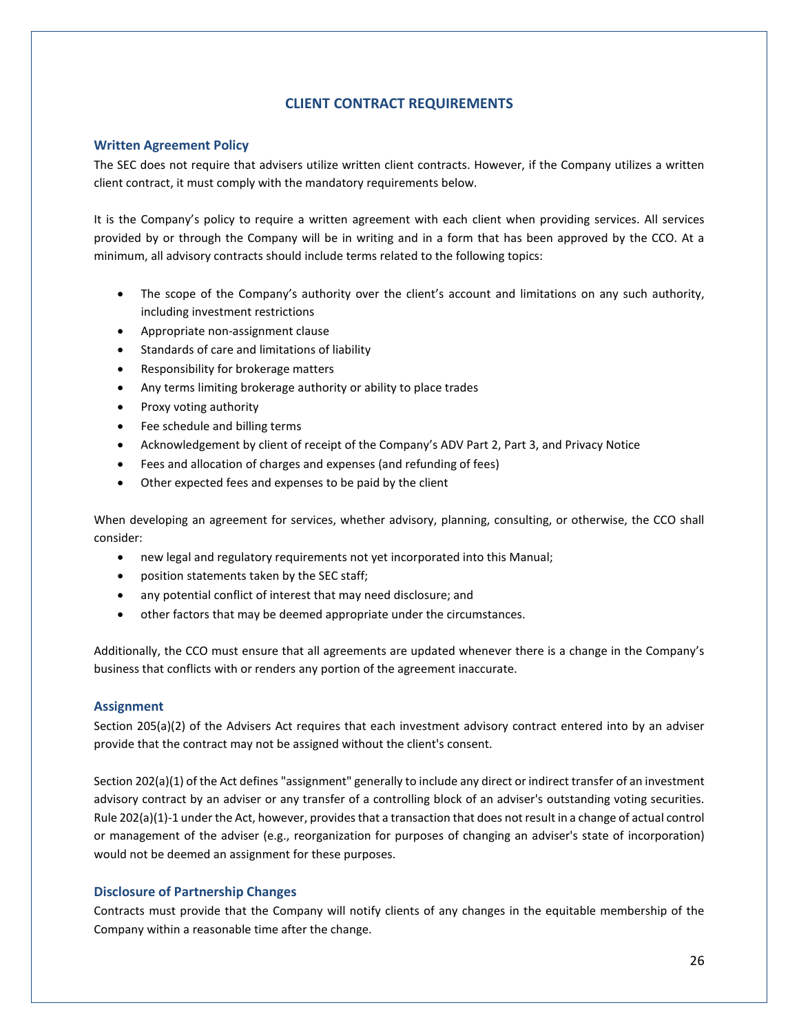## CLIENT CONTRACT REQUIREMENTS

### Written Agreement Policy

The SEC does not require that advisers utilize written client contracts. However, if the Company utilizes a written client contract, it must comply with the mandatory requirements below.

It is the Company's policy to require a written agreement with each client when providing services. All services provided by or through the Company will be in writing and in a form that has been approved by the CCO. At a minimum, all advisory contracts should include terms related to the following topics:

- The scope of the Company's authority over the client's account and limitations on any such authority, including investment restrictions
- Appropriate non-assignment clause
- Standards of care and limitations of liability
- Responsibility for brokerage matters
- Any terms limiting brokerage authority or ability to place trades
- Proxy voting authority
- Fee schedule and billing terms
- Acknowledgement by client of receipt of the Company's ADV Part 2, Part 3, and Privacy Notice
- Fees and allocation of charges and expenses (and refunding of fees)
- Other expected fees and expenses to be paid by the client

When developing an agreement for services, whether advisory, planning, consulting, or otherwise, the CCO shall consider:

- new legal and regulatory requirements not yet incorporated into this Manual;
- position statements taken by the SEC staff;
- any potential conflict of interest that may need disclosure; and
- other factors that may be deemed appropriate under the circumstances.

Additionally, the CCO must ensure that all agreements are updated whenever there is a change in the Company's business that conflicts with or renders any portion of the agreement inaccurate.

### Assignment

Section 205(a)(2) of the Advisers Act requires that each investment advisory contract entered into by an adviser provide that the contract may not be assigned without the client's consent.

Section 202(a)(1) of the Act defines "assignment" generally to include any direct or indirect transfer of an investment advisory contract by an adviser or any transfer of a controlling block of an adviser's outstanding voting securities. Rule 202(a)(1)-1 under the Act, however, provides that a transaction that does not result in a change of actual control or management of the adviser (e.g., reorganization for purposes of changing an adviser's state of incorporation) would not be deemed an assignment for these purposes.

### Disclosure of Partnership Changes

Contracts must provide that the Company will notify clients of any changes in the equitable membership of the Company within a reasonable time after the change.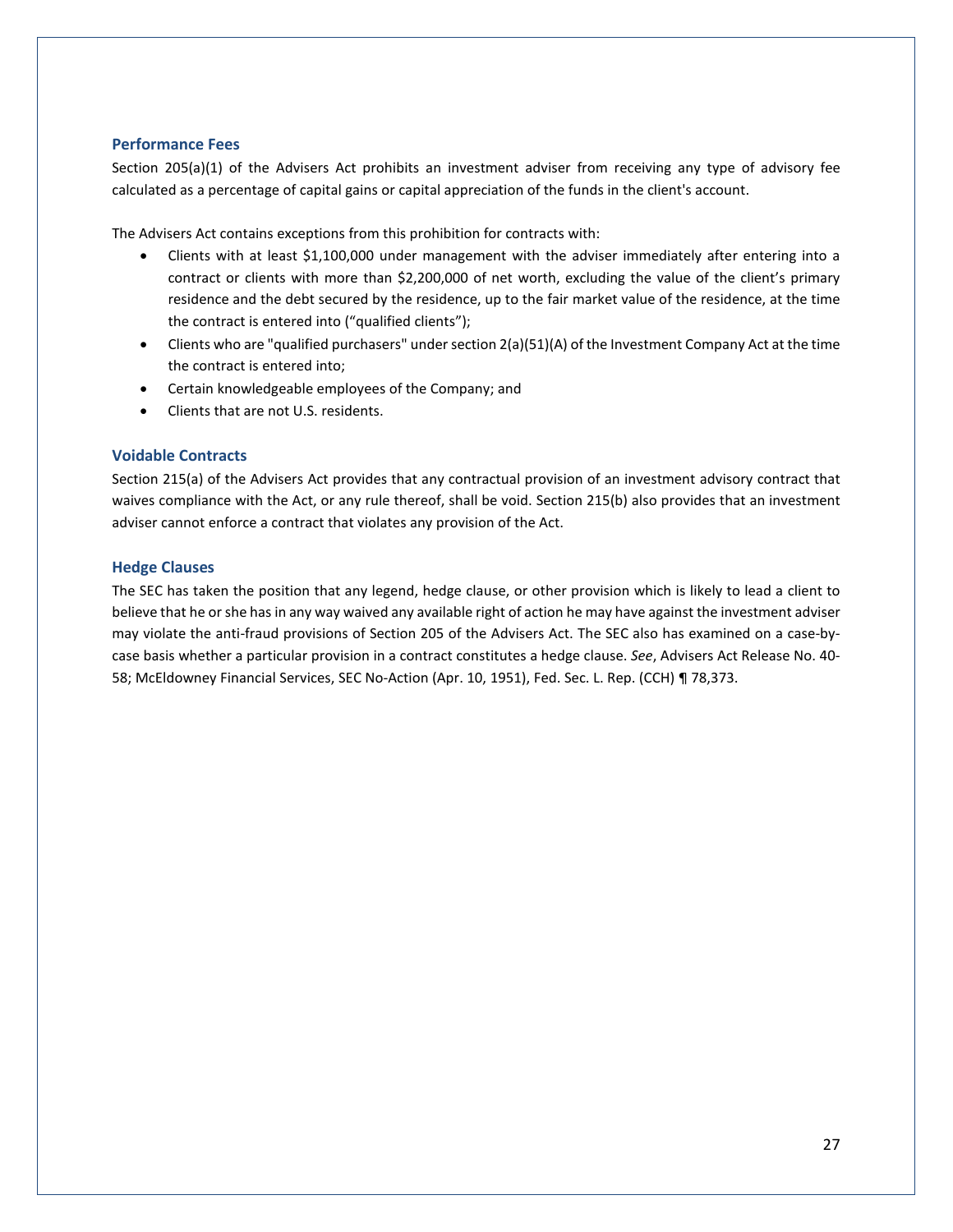### Performance Fees

Section 205(a)(1) of the Advisers Act prohibits an investment adviser from receiving any type of advisory fee calculated as a percentage of capital gains or capital appreciation of the funds in the client's account.

The Advisers Act contains exceptions from this prohibition for contracts with:

- Clients with at least $1,100,000 under management with the adviser immediately after entering into a contract or clients with more than $2,200,000 of net worth, excluding the value of the client's primary residence and the debt secured by the residence, up to the fair market value of the residence, at the time the contract is entered into ("qualified clients");
- Clients who are "qualified purchasers" under section 2(a)(51)(A) of the Investment Company Act at the time the contract is entered into;
- Certain knowledgeable employees of the Company; and
- Clients that are not U.S. residents.

### Voidable Contracts

Section 215(a) of the Advisers Act provides that any contractual provision of an investment advisory contract that waives compliance with the Act, or any rule thereof, shall be void. Section 215(b) also provides that an investment adviser cannot enforce a contract that violates any provision of the Act.

### Hedge Clauses

The SEC has taken the position that any legend, hedge clause, or other provision which is likely to lead a client to believe that he or she has in any way waived any available right of action he may have against the investment adviser may violate the anti-fraud provisions of Section 205 of the Advisers Act. The SEC also has examined on a case-by-case basis whether a particular provision in a contract constitutes a hedge clause. *See*, Advisers Act Release No. 40-58; McEldowney Financial Services, SEC No-Action (Apr. 10, 1951), Fed. Sec. L. Rep. (CCH) ¶ 78,373.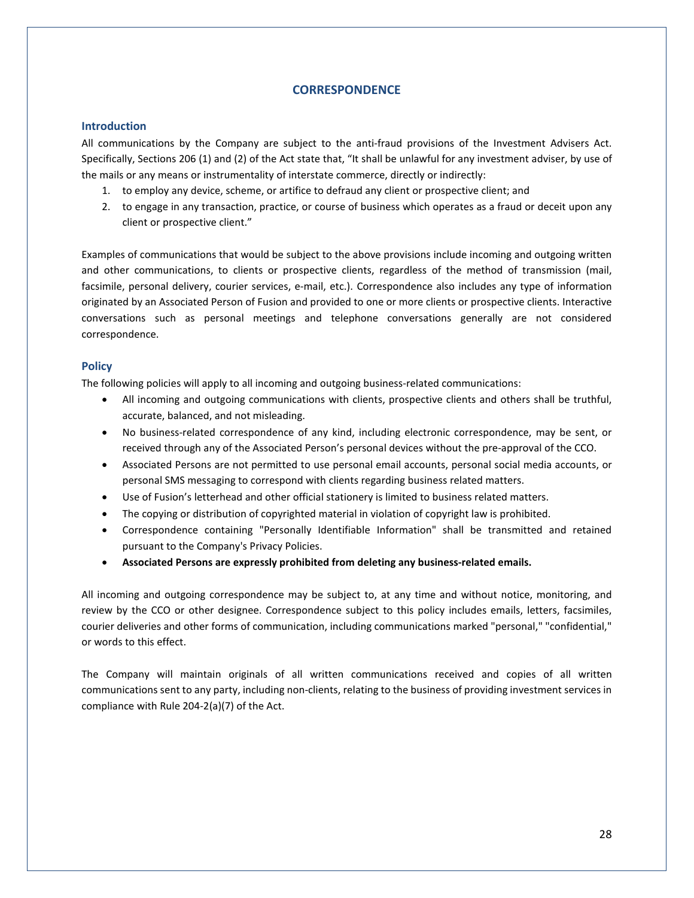# CORRESPONDENCE

## Introduction

All communications by the Company are subject to the anti-fraud provisions of the Investment Advisers Act. Specifically, Sections 206 (1) and (2) of the Act state that, "It shall be unlawful for any investment adviser, by use of the mails or any means or instrumentality of interstate commerce, directly or indirectly:

1. to employ any device, scheme, or artifice to defraud any client or prospective client; and
2. to engage in any transaction, practice, or course of business which operates as a fraud or deceit upon any client or prospective client."

Examples of communications that would be subject to the above provisions include incoming and outgoing written and other communications, to clients or prospective clients, regardless of the method of transmission (mail, facsimile, personal delivery, courier services, e-mail, etc.). Correspondence also includes any type of information originated by an Associated Person of Fusion and provided to one or more clients or prospective clients. Interactive conversations such as personal meetings and telephone conversations generally are not considered correspondence.

## Policy

The following policies will apply to all incoming and outgoing business-related communications:

- All incoming and outgoing communications with clients, prospective clients and others shall be truthful, accurate, balanced, and not misleading.
- No business-related correspondence of any kind, including electronic correspondence, may be sent, or received through any of the Associated Person's personal devices without the pre-approval of the CCO.
- Associated Persons are not permitted to use personal email accounts, personal social media accounts, or personal SMS messaging to correspond with clients regarding business related matters.
- Use of Fusion's letterhead and other official stationery is limited to business related matters.
- The copying or distribution of copyrighted material in violation of copyright law is prohibited.
- Correspondence containing "Personally Identifiable Information" shall be transmitted and retained pursuant to the Company's Privacy Policies.
- **Associated Persons are expressly prohibited from deleting any business-related emails.**

All incoming and outgoing correspondence may be subject to, at any time and without notice, monitoring, and review by the CCO or other designee. Correspondence subject to this policy includes emails, letters, facsimiles, courier deliveries and other forms of communication, including communications marked "personal," "confidential," or words to this effect.

The Company will maintain originals of all written communications received and copies of all written communications sent to any party, including non-clients, relating to the business of providing investment services in compliance with Rule 204-2(a)(7) of the Act.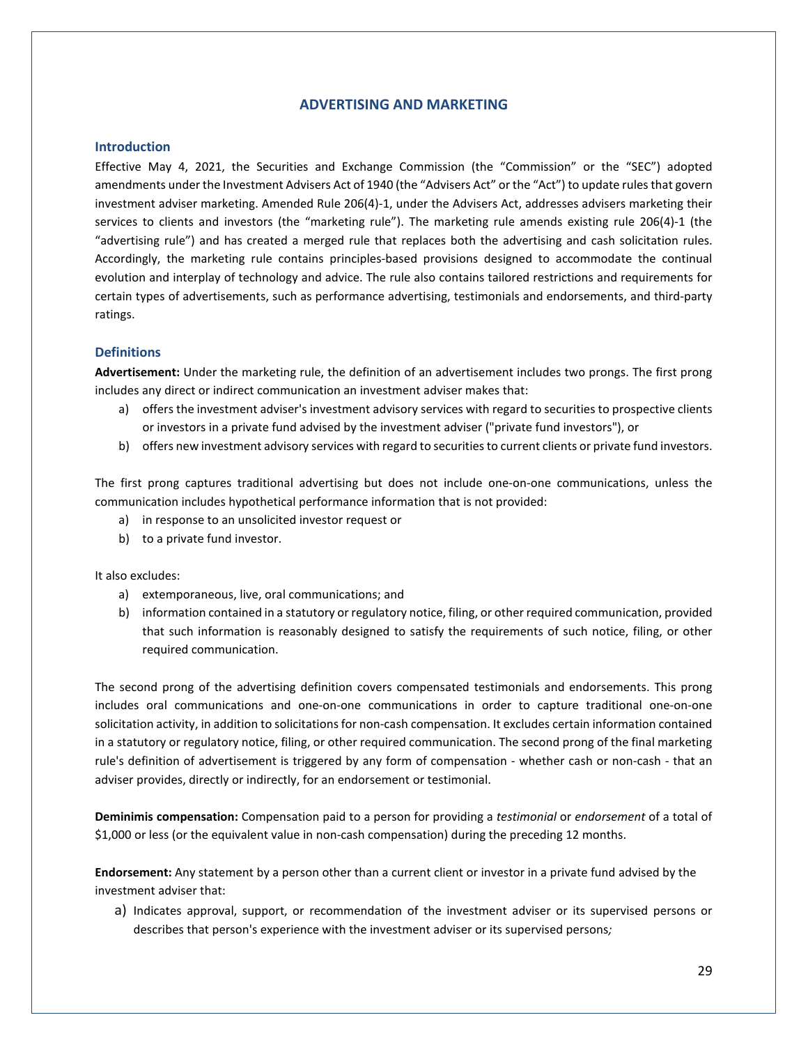# ADVERTISING AND MARKETING

## Introduction

Effective May 4, 2021, the Securities and Exchange Commission (the "Commission" or the "SEC") adopted amendments under the Investment Advisers Act of 1940 (the "Advisers Act" or the "Act") to update rules that govern investment adviser marketing. Amended Rule 206(4)-1, under the Advisers Act, addresses advisers marketing their services to clients and investors (the "marketing rule"). The marketing rule amends existing rule 206(4)-1 (the "advertising rule") and has created a merged rule that replaces both the advertising and cash solicitation rules. Accordingly, the marketing rule contains principles-based provisions designed to accommodate the continual evolution and interplay of technology and advice. The rule also contains tailored restrictions and requirements for certain types of advertisements, such as performance advertising, testimonials and endorsements, and third-party ratings.

## Definitions

**Advertisement:** Under the marketing rule, the definition of an advertisement includes two prongs. The first prong includes any direct or indirect communication an investment adviser makes that:

a) offers the investment adviser's investment advisory services with regard to securities to prospective clients or investors in a private fund advised by the investment adviser ("private fund investors"), or
b) offers new investment advisory services with regard to securities to current clients or private fund investors.

The first prong captures traditional advertising but does not include one-on-one communications, unless the communication includes hypothetical performance information that is not provided:

a) in response to an unsolicited investor request or
b) to a private fund investor.

It also excludes:

a) extemporaneous, live, oral communications; and
b) information contained in a statutory or regulatory notice, filing, or other required communication, provided that such information is reasonably designed to satisfy the requirements of such notice, filing, or other required communication.

The second prong of the advertising definition covers compensated testimonials and endorsements. This prong includes oral communications and one-on-one communications in order to capture traditional one-on-one solicitation activity, in addition to solicitations for non-cash compensation. It excludes certain information contained in a statutory or regulatory notice, filing, or other required communication. The second prong of the final marketing rule's definition of advertisement is triggered by any form of compensation - whether cash or non-cash - that an adviser provides, directly or indirectly, for an endorsement or testimonial.

**Deminimis compensation:** Compensation paid to a person for providing a *testimonial* or *endorsement* of a total of $1,000 or less (or the equivalent value in non-cash compensation) during the preceding 12 months.

**Endorsement:** Any statement by a person other than a current client or investor in a private fund advised by the investment adviser that:

a) Indicates approval, support, or recommendation of the investment adviser or its supervised persons or describes that person's experience with the investment adviser or its supervised persons*;*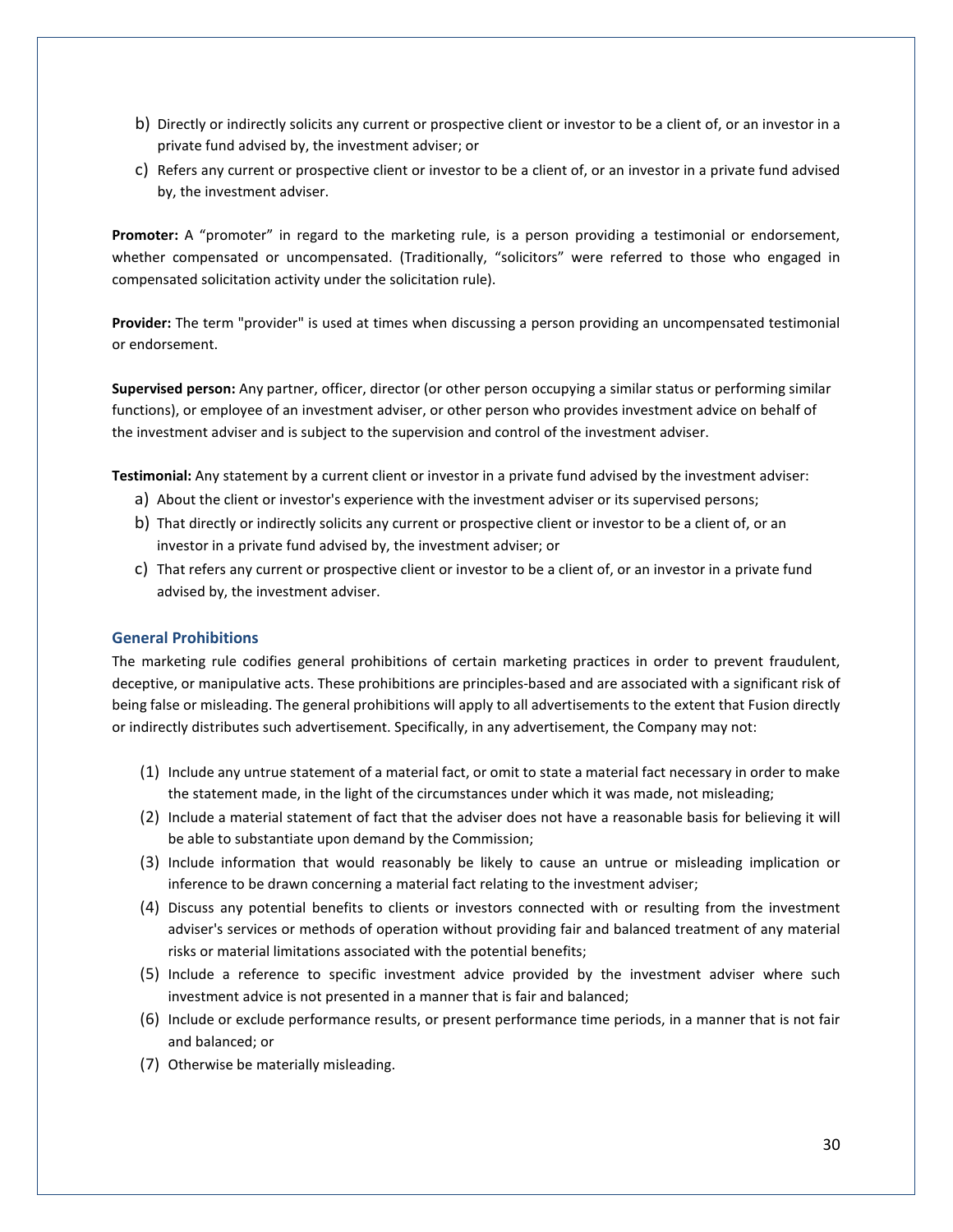b) Directly or indirectly solicits any current or prospective client or investor to be a client of, or an investor in a private fund advised by, the investment adviser; or

c) Refers any current or prospective client or investor to be a client of, or an investor in a private fund advised by, the investment adviser.

**Promoter:** A "promoter" in regard to the marketing rule, is a person providing a testimonial or endorsement, whether compensated or uncompensated. (Traditionally, "solicitors" were referred to those who engaged in compensated solicitation activity under the solicitation rule).

**Provider:** The term "provider" is used at times when discussing a person providing an uncompensated testimonial or endorsement.

**Supervised person:** Any partner, officer, director (or other person occupying a similar status or performing similar functions), or employee of an investment adviser, or other person who provides investment advice on behalf of the investment adviser and is subject to the supervision and control of the investment adviser.

**Testimonial:** Any statement by a current client or investor in a private fund advised by the investment adviser:

a) About the client or investor's experience with the investment adviser or its supervised persons;

b) That directly or indirectly solicits any current or prospective client or investor to be a client of, or an investor in a private fund advised by, the investment adviser; or

c) That refers any current or prospective client or investor to be a client of, or an investor in a private fund advised by, the investment adviser.

### General Prohibitions

The marketing rule codifies general prohibitions of certain marketing practices in order to prevent fraudulent, deceptive, or manipulative acts. These prohibitions are principles-based and are associated with a significant risk of being false or misleading. The general prohibitions will apply to all advertisements to the extent that Fusion directly or indirectly distributes such advertisement. Specifically, in any advertisement, the Company may not:

(1) Include any untrue statement of a material fact, or omit to state a material fact necessary in order to make the statement made, in the light of the circumstances under which it was made, not misleading;

(2) Include a material statement of fact that the adviser does not have a reasonable basis for believing it will be able to substantiate upon demand by the Commission;

(3) Include information that would reasonably be likely to cause an untrue or misleading implication or inference to be drawn concerning a material fact relating to the investment adviser;

(4) Discuss any potential benefits to clients or investors connected with or resulting from the investment adviser's services or methods of operation without providing fair and balanced treatment of any material risks or material limitations associated with the potential benefits;

(5) Include a reference to specific investment advice provided by the investment adviser where such investment advice is not presented in a manner that is fair and balanced;

(6) Include or exclude performance results, or present performance time periods, in a manner that is not fair and balanced; or

(7) Otherwise be materially misleading.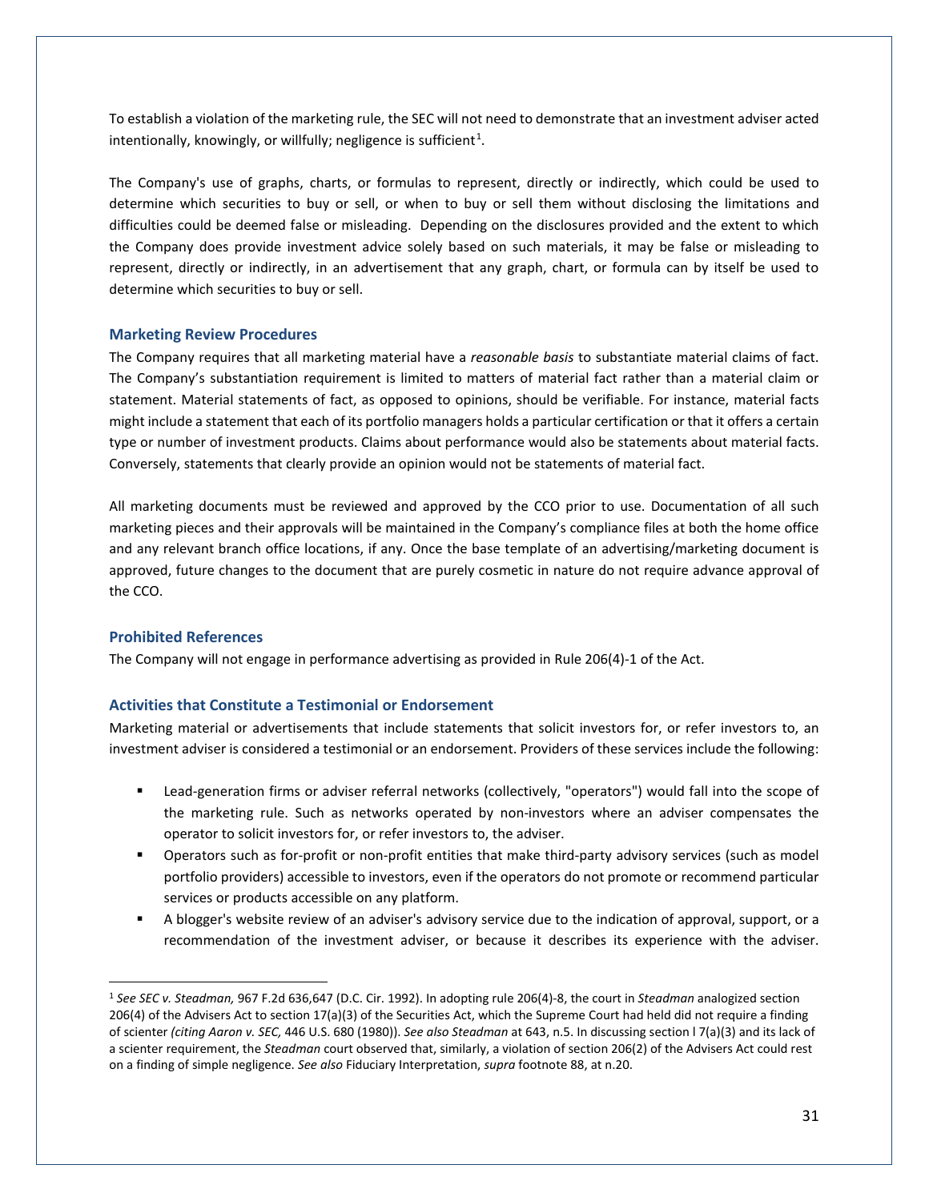To establish a violation of the marketing rule, the SEC will not need to demonstrate that an investment adviser acted intentionally, knowingly, or willfully; negligence is sufficient[1].

The Company's use of graphs, charts, or formulas to represent, directly or indirectly, which could be used to determine which securities to buy or sell, or when to buy or sell them without disclosing the limitations and difficulties could be deemed false or misleading. Depending on the disclosures provided and the extent to which the Company does provide investment advice solely based on such materials, it may be false or misleading to represent, directly or indirectly, in an advertisement that any graph, chart, or formula can by itself be used to determine which securities to buy or sell.

### Marketing Review Procedures

The Company requires that all marketing material have a *reasonable basis* to substantiate material claims of fact. The Company's substantiation requirement is limited to matters of material fact rather than a material claim or statement. Material statements of fact, as opposed to opinions, should be verifiable. For instance, material facts might include a statement that each of its portfolio managers holds a particular certification or that it offers a certain type or number of investment products. Claims about performance would also be statements about material facts. Conversely, statements that clearly provide an opinion would not be statements of material fact.

All marketing documents must be reviewed and approved by the CCO prior to use. Documentation of all such marketing pieces and their approvals will be maintained in the Company's compliance files at both the home office and any relevant branch office locations, if any. Once the base template of an advertising/marketing document is approved, future changes to the document that are purely cosmetic in nature do not require advance approval of the CCO.

### Prohibited References

The Company will not engage in performance advertising as provided in Rule 206(4)-1 of the Act.

### Activities that Constitute a Testimonial or Endorsement

Marketing material or advertisements that include statements that solicit investors for, or refer investors to, an investment adviser is considered a testimonial or an endorsement. Providers of these services include the following:

- Lead-generation firms or adviser referral networks (collectively, "operators") would fall into the scope of the marketing rule. Such as networks operated by non-investors where an adviser compensates the operator to solicit investors for, or refer investors to, the adviser.
- Operators such as for-profit or non-profit entities that make third-party advisory services (such as model portfolio providers) accessible to investors, even if the operators do not promote or recommend particular services or products accessible on any platform.
- A blogger's website review of an adviser's advisory service due to the indication of approval, support, or a recommendation of the investment adviser, or because it describes its experience with the adviser.

---

[1] *See SEC v. Steadman,* 967 F.2d 636,647 (D.C. Cir. 1992). In adopting rule 206(4)-8, the court in *Steadman* analogized section 206(4) of the Advisers Act to section 17(a)(3) of the Securities Act, which the Supreme Court had held did not require a finding of scienter *(citing Aaron v. SEC,* 446 U.S. 680 (1980)). *See also Steadman* at 643, n.5. In discussing section l 7(a)(3) and its lack of a scienter requirement, the *Steadman* court observed that, similarly, a violation of section 206(2) of the Advisers Act could rest on a finding of simple negligence. *See also* Fiduciary Interpretation, *supra* footnote 88, at n.20.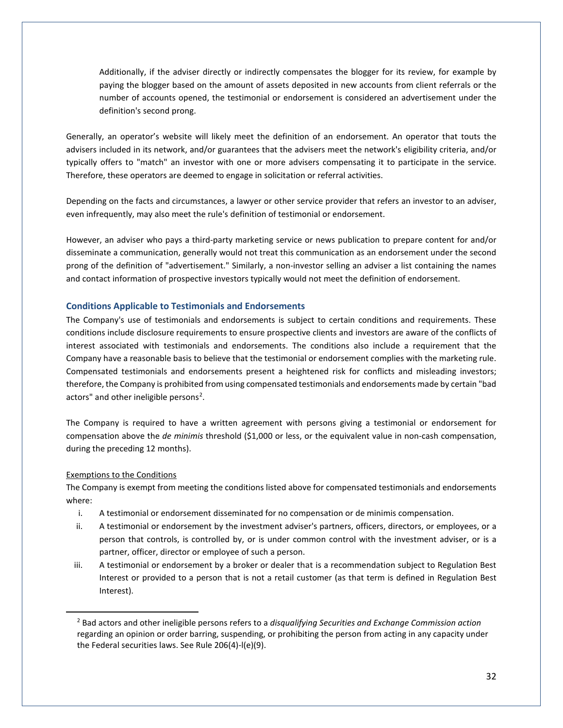Additionally, if the adviser directly or indirectly compensates the blogger for its review, for example by paying the blogger based on the amount of assets deposited in new accounts from client referrals or the number of accounts opened, the testimonial or endorsement is considered an advertisement under the definition's second prong.

Generally, an operator's website will likely meet the definition of an endorsement. An operator that touts the advisers included in its network, and/or guarantees that the advisers meet the network's eligibility criteria, and/or typically offers to "match" an investor with one or more advisers compensating it to participate in the service. Therefore, these operators are deemed to engage in solicitation or referral activities.

Depending on the facts and circumstances, a lawyer or other service provider that refers an investor to an adviser, even infrequently, may also meet the rule's definition of testimonial or endorsement.

However, an adviser who pays a third-party marketing service or news publication to prepare content for and/or disseminate a communication, generally would not treat this communication as an endorsement under the second prong of the definition of "advertisement." Similarly, a non-investor selling an adviser a list containing the names and contact information of prospective investors typically would not meet the definition of endorsement.

### Conditions Applicable to Testimonials and Endorsements

The Company's use of testimonials and endorsements is subject to certain conditions and requirements. These conditions include disclosure requirements to ensure prospective clients and investors are aware of the conflicts of interest associated with testimonials and endorsements. The conditions also include a requirement that the Company have a reasonable basis to believe that the testimonial or endorsement complies with the marketing rule. Compensated testimonials and endorsements present a heightened risk for conflicts and misleading investors; therefore, the Company is prohibited from using compensated testimonials and endorsements made by certain "bad actors" and other ineligible persons[2].

The Company is required to have a written agreement with persons giving a testimonial or endorsement for compensation above the *de minimis* threshold ($1,000 or less, or the equivalent value in non-cash compensation, during the preceding 12 months).

Exemptions to the Conditions

The Company is exempt from meeting the conditions listed above for compensated testimonials and endorsements where:

i. A testimonial or endorsement disseminated for no compensation or de minimis compensation.
ii. A testimonial or endorsement by the investment adviser's partners, officers, directors, or employees, or a person that controls, is controlled by, or is under common control with the investment adviser, or is a partner, officer, director or employee of such a person.
iii. A testimonial or endorsement by a broker or dealer that is a recommendation subject to Regulation Best Interest or provided to a person that is not a retail customer (as that term is defined in Regulation Best Interest).

[2] Bad actors and other ineligible persons refers to a *disqualifying Securities and Exchange Commission action* regarding an opinion or order barring, suspending, or prohibiting the person from acting in any capacity under the Federal securities laws. See Rule 206(4)-l(e)(9).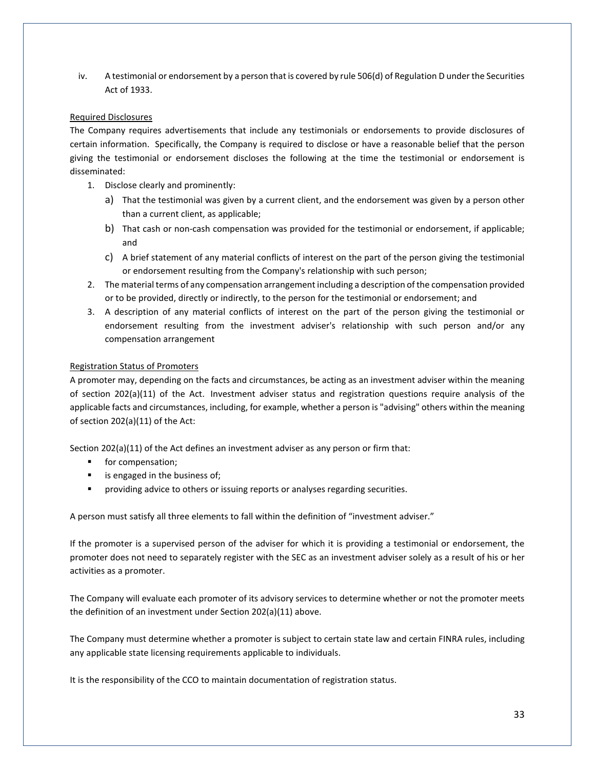iv. A testimonial or endorsement by a person that is covered by rule 506(d) of Regulation D under the Securities Act of 1933.

<u>Required Disclosures</u>

The Company requires advertisements that include any testimonials or endorsements to provide disclosures of certain information. Specifically, the Company is required to disclose or have a reasonable belief that the person giving the testimonial or endorsement discloses the following at the time the testimonial or endorsement is disseminated:

1. Disclose clearly and prominently:
   a) That the testimonial was given by a current client, and the endorsement was given by a person other than a current client, as applicable;
   b) That cash or non-cash compensation was provided for the testimonial or endorsement, if applicable; and
   c) A brief statement of any material conflicts of interest on the part of the person giving the testimonial or endorsement resulting from the Company's relationship with such person;
2. The material terms of any compensation arrangement including a description of the compensation provided or to be provided, directly or indirectly, to the person for the testimonial or endorsement; and
3. A description of any material conflicts of interest on the part of the person giving the testimonial or endorsement resulting from the investment adviser's relationship with such person and/or any compensation arrangement

<u>Registration Status of Promoters</u>

A promoter may, depending on the facts and circumstances, be acting as an investment adviser within the meaning of section 202(a)(11) of the Act. Investment adviser status and registration questions require analysis of the applicable facts and circumstances, including, for example, whether a person is "advising" others within the meaning of section 202(a)(11) of the Act:

Section 202(a)(11) of the Act defines an investment adviser as any person or firm that:

- for compensation;
- is engaged in the business of;
- providing advice to others or issuing reports or analyses regarding securities.

A person must satisfy all three elements to fall within the definition of "investment adviser."

If the promoter is a supervised person of the adviser for which it is providing a testimonial or endorsement, the promoter does not need to separately register with the SEC as an investment adviser solely as a result of his or her activities as a promoter.

The Company will evaluate each promoter of its advisory services to determine whether or not the promoter meets the definition of an investment under Section 202(a)(11) above.

The Company must determine whether a promoter is subject to certain state law and certain FINRA rules, including any applicable state licensing requirements applicable to individuals.

It is the responsibility of the CCO to maintain documentation of registration status.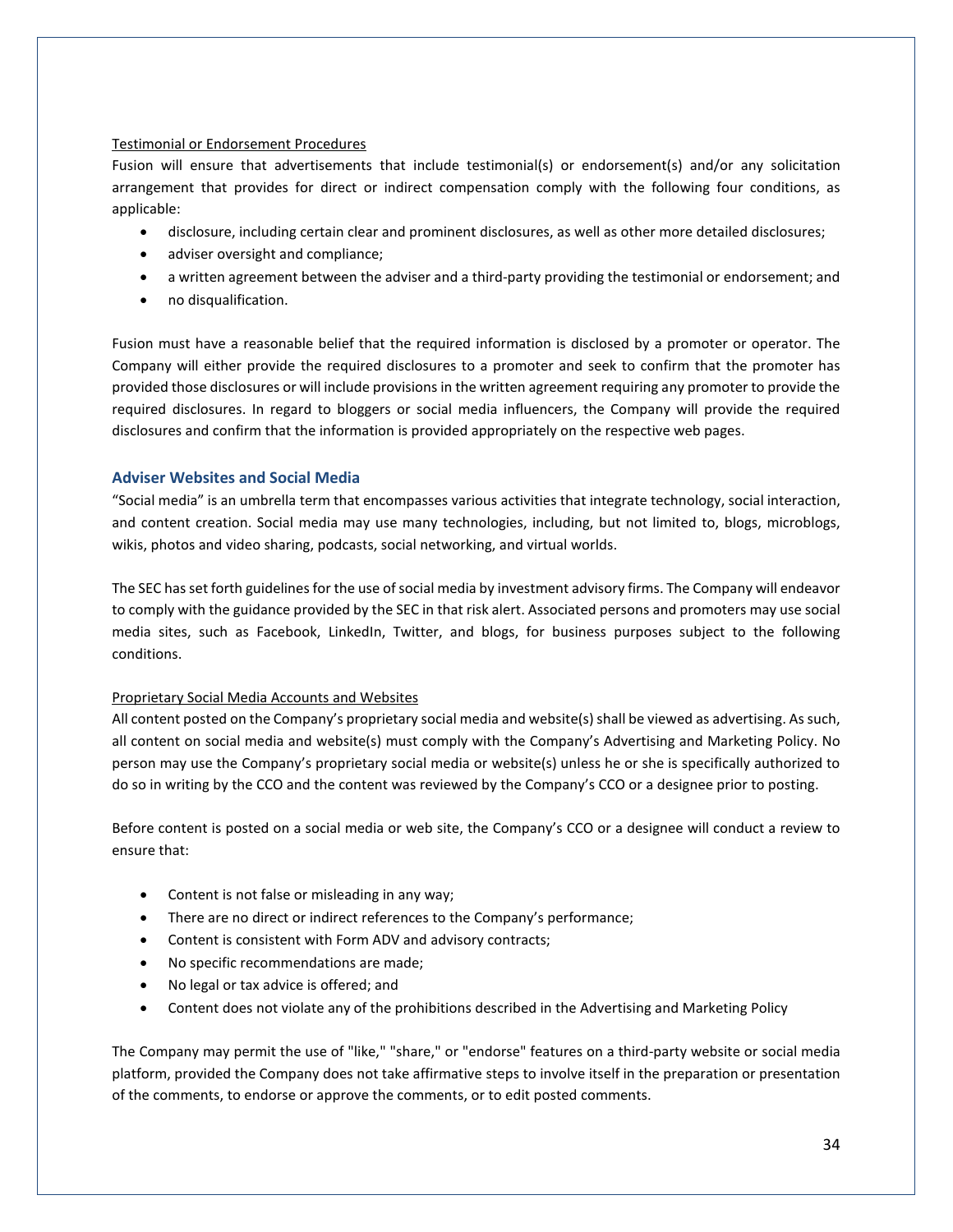Testimonial or Endorsement Procedures

Fusion will ensure that advertisements that include testimonial(s) or endorsement(s) and/or any solicitation arrangement that provides for direct or indirect compensation comply with the following four conditions, as applicable:

- disclosure, including certain clear and prominent disclosures, as well as other more detailed disclosures;
- adviser oversight and compliance;
- a written agreement between the adviser and a third-party providing the testimonial or endorsement; and
- no disqualification.

Fusion must have a reasonable belief that the required information is disclosed by a promoter or operator. The Company will either provide the required disclosures to a promoter and seek to confirm that the promoter has provided those disclosures or will include provisions in the written agreement requiring any promoter to provide the required disclosures. In regard to bloggers or social media influencers, the Company will provide the required disclosures and confirm that the information is provided appropriately on the respective web pages.

### Adviser Websites and Social Media

"Social media" is an umbrella term that encompasses various activities that integrate technology, social interaction, and content creation. Social media may use many technologies, including, but not limited to, blogs, microblogs, wikis, photos and video sharing, podcasts, social networking, and virtual worlds.

The SEC has set forth guidelines for the use of social media by investment advisory firms. The Company will endeavor to comply with the guidance provided by the SEC in that risk alert. Associated persons and promoters may use social media sites, such as Facebook, LinkedIn, Twitter, and blogs, for business purposes subject to the following conditions.

Proprietary Social Media Accounts and Websites

All content posted on the Company's proprietary social media and website(s) shall be viewed as advertising. As such, all content on social media and website(s) must comply with the Company's Advertising and Marketing Policy. No person may use the Company's proprietary social media or website(s) unless he or she is specifically authorized to do so in writing by the CCO and the content was reviewed by the Company's CCO or a designee prior to posting.

Before content is posted on a social media or web site, the Company's CCO or a designee will conduct a review to ensure that:

- Content is not false or misleading in any way;
- There are no direct or indirect references to the Company's performance;
- Content is consistent with Form ADV and advisory contracts;
- No specific recommendations are made;
- No legal or tax advice is offered; and
- Content does not violate any of the prohibitions described in the Advertising and Marketing Policy

The Company may permit the use of "like," "share," or "endorse" features on a third-party website or social media platform, provided the Company does not take affirmative steps to involve itself in the preparation or presentation of the comments, to endorse or approve the comments, or to edit posted comments.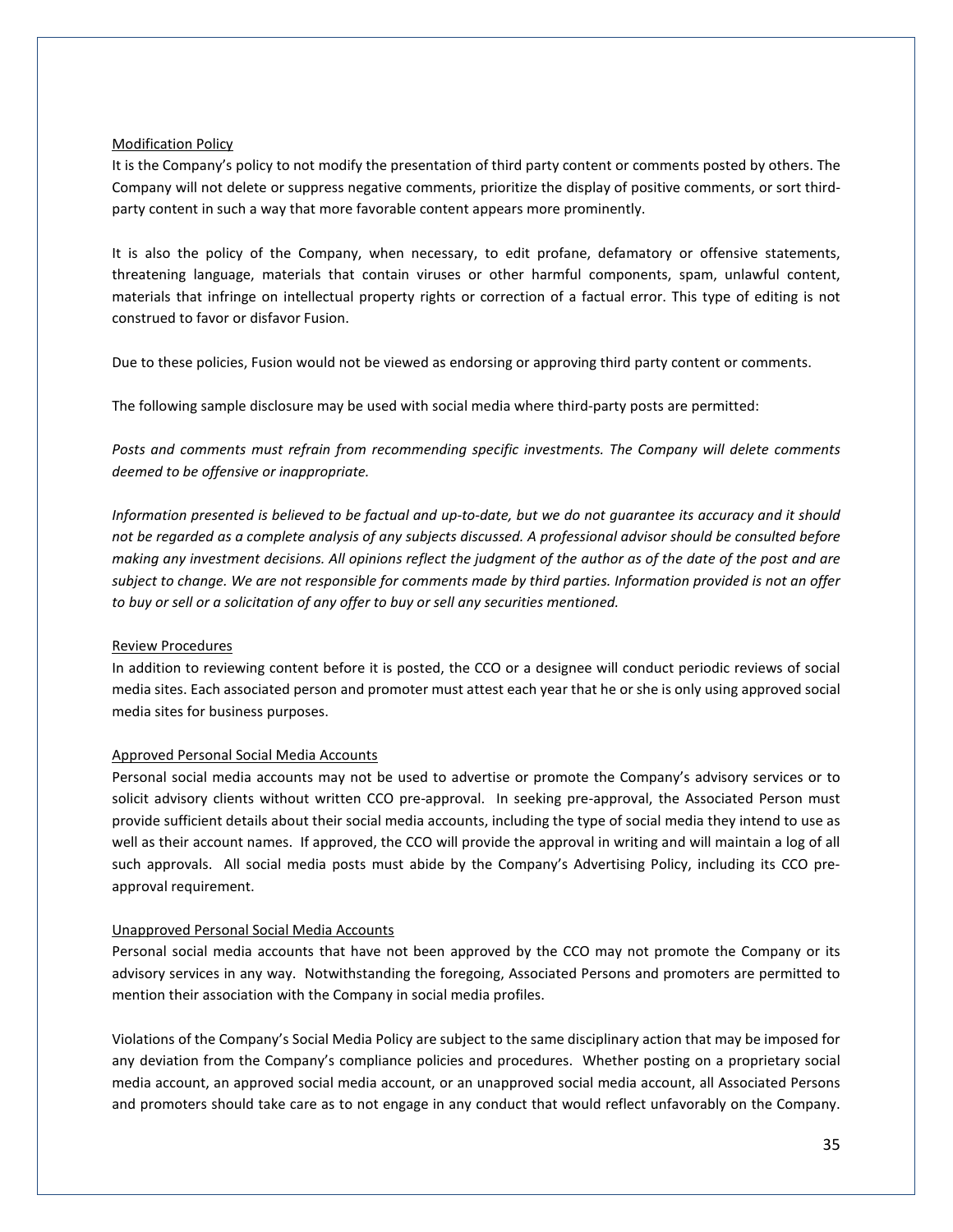### Modification Policy

It is the Company's policy to not modify the presentation of third party content or comments posted by others. The Company will not delete or suppress negative comments, prioritize the display of positive comments, or sort third-party content in such a way that more favorable content appears more prominently.

It is also the policy of the Company, when necessary, to edit profane, defamatory or offensive statements, threatening language, materials that contain viruses or other harmful components, spam, unlawful content, materials that infringe on intellectual property rights or correction of a factual error. This type of editing is not construed to favor or disfavor Fusion.

Due to these policies, Fusion would not be viewed as endorsing or approving third party content or comments.

The following sample disclosure may be used with social media where third-party posts are permitted:

*Posts and comments must refrain from recommending specific investments. The Company will delete comments deemed to be offensive or inappropriate.*

*Information presented is believed to be factual and up-to-date, but we do not guarantee its accuracy and it should not be regarded as a complete analysis of any subjects discussed. A professional advisor should be consulted before making any investment decisions. All opinions reflect the judgment of the author as of the date of the post and are subject to change. We are not responsible for comments made by third parties. Information provided is not an offer to buy or sell or a solicitation of any offer to buy or sell any securities mentioned.*

### Review Procedures

In addition to reviewing content before it is posted, the CCO or a designee will conduct periodic reviews of social media sites. Each associated person and promoter must attest each year that he or she is only using approved social media sites for business purposes.

### Approved Personal Social Media Accounts

Personal social media accounts may not be used to advertise or promote the Company's advisory services or to solicit advisory clients without written CCO pre-approval. In seeking pre-approval, the Associated Person must provide sufficient details about their social media accounts, including the type of social media they intend to use as well as their account names. If approved, the CCO will provide the approval in writing and will maintain a log of all such approvals. All social media posts must abide by the Company's Advertising Policy, including its CCO pre-approval requirement.

### Unapproved Personal Social Media Accounts

Personal social media accounts that have not been approved by the CCO may not promote the Company or its advisory services in any way. Notwithstanding the foregoing, Associated Persons and promoters are permitted to mention their association with the Company in social media profiles.

Violations of the Company's Social Media Policy are subject to the same disciplinary action that may be imposed for any deviation from the Company's compliance policies and procedures. Whether posting on a proprietary social media account, an approved social media account, or an unapproved social media account, all Associated Persons and promoters should take care as to not engage in any conduct that would reflect unfavorably on the Company.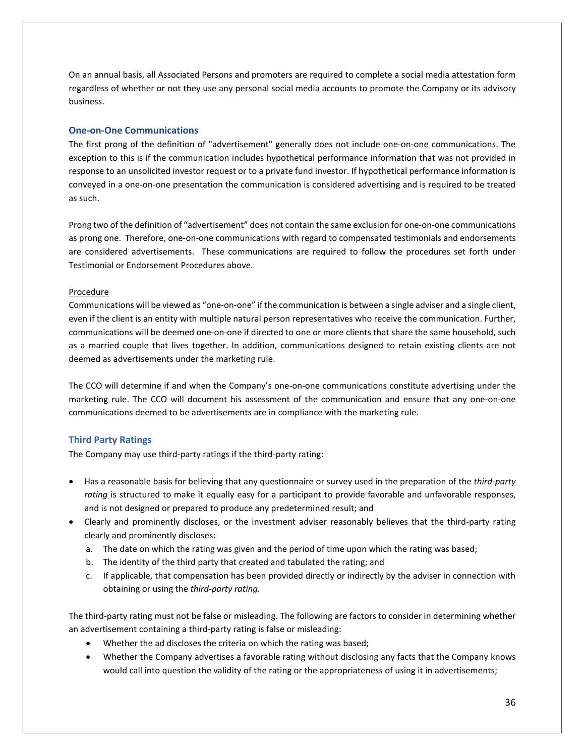On an annual basis, all Associated Persons and promoters are required to complete a social media attestation form regardless of whether or not they use any personal social media accounts to promote the Company or its advisory business.

### One-on-One Communications

The first prong of the definition of "advertisement" generally does not include one-on-one communications. The exception to this is if the communication includes hypothetical performance information that was not provided in response to an unsolicited investor request or to a private fund investor. If hypothetical performance information is conveyed in a one-on-one presentation the communication is considered advertising and is required to be treated as such.

Prong two of the definition of "advertisement" does not contain the same exclusion for one-on-one communications as prong one. Therefore, one-on-one communications with regard to compensated testimonials and endorsements are considered advertisements. These communications are required to follow the procedures set forth under Testimonial or Endorsement Procedures above.

Procedure

Communications will be viewed as "one-on-one" if the communication is between a single adviser and a single client, even if the client is an entity with multiple natural person representatives who receive the communication. Further, communications will be deemed one-on-one if directed to one or more clients that share the same household, such as a married couple that lives together. In addition, communications designed to retain existing clients are not deemed as advertisements under the marketing rule.

The CCO will determine if and when the Company's one-on-one communications constitute advertising under the marketing rule. The CCO will document his assessment of the communication and ensure that any one-on-one communications deemed to be advertisements are in compliance with the marketing rule.

### Third Party Ratings

The Company may use third-party ratings if the third-party rating:

- Has a reasonable basis for believing that any questionnaire or survey used in the preparation of the *third-party rating* is structured to make it equally easy for a participant to provide favorable and unfavorable responses, and is not designed or prepared to produce any predetermined result; and
- Clearly and prominently discloses, or the investment adviser reasonably believes that the third-party rating clearly and prominently discloses:
  a. The date on which the rating was given and the period of time upon which the rating was based;
  b. The identity of the third party that created and tabulated the rating; and
  c. If applicable, that compensation has been provided directly or indirectly by the adviser in connection with obtaining or using the *third-party rating.*

The third-party rating must not be false or misleading. The following are factors to consider in determining whether an advertisement containing a third-party rating is false or misleading:

- Whether the ad discloses the criteria on which the rating was based;
- Whether the Company advertises a favorable rating without disclosing any facts that the Company knows would call into question the validity of the rating or the appropriateness of using it in advertisements;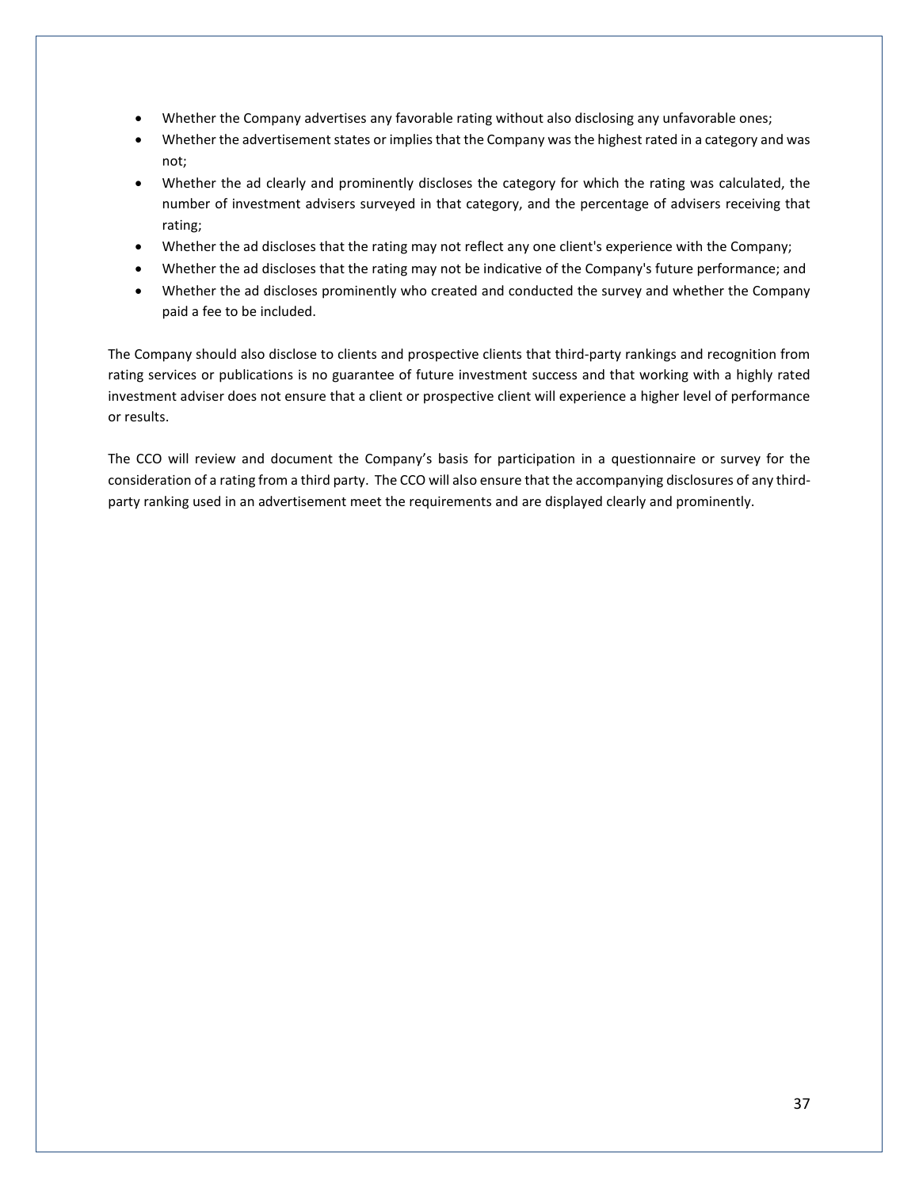- Whether the Company advertises any favorable rating without also disclosing any unfavorable ones;
- Whether the advertisement states or implies that the Company was the highest rated in a category and was not;
- Whether the ad clearly and prominently discloses the category for which the rating was calculated, the number of investment advisers surveyed in that category, and the percentage of advisers receiving that rating;
- Whether the ad discloses that the rating may not reflect any one client's experience with the Company;
- Whether the ad discloses that the rating may not be indicative of the Company's future performance; and
- Whether the ad discloses prominently who created and conducted the survey and whether the Company paid a fee to be included.

The Company should also disclose to clients and prospective clients that third-party rankings and recognition from rating services or publications is no guarantee of future investment success and that working with a highly rated investment adviser does not ensure that a client or prospective client will experience a higher level of performance or results.

The CCO will review and document the Company's basis for participation in a questionnaire or survey for the consideration of a rating from a third party. The CCO will also ensure that the accompanying disclosures of any third-party ranking used in an advertisement meet the requirements and are displayed clearly and prominently.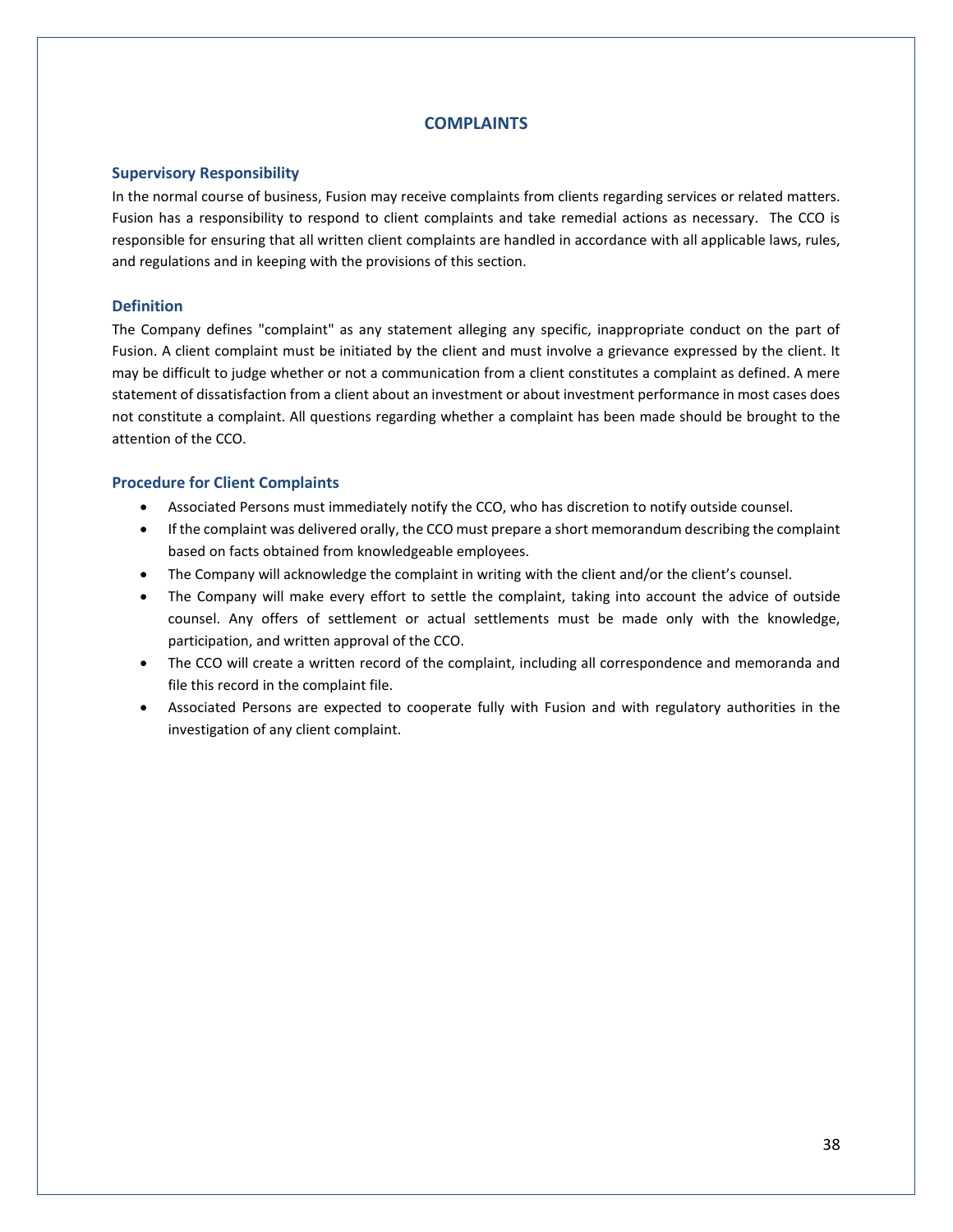# COMPLAINTS

## Supervisory Responsibility

In the normal course of business, Fusion may receive complaints from clients regarding services or related matters. Fusion has a responsibility to respond to client complaints and take remedial actions as necessary. The CCO is responsible for ensuring that all written client complaints are handled in accordance with all applicable laws, rules, and regulations and in keeping with the provisions of this section.

## Definition

The Company defines "complaint" as any statement alleging any specific, inappropriate conduct on the part of Fusion. A client complaint must be initiated by the client and must involve a grievance expressed by the client. It may be difficult to judge whether or not a communication from a client constitutes a complaint as defined. A mere statement of dissatisfaction from a client about an investment or about investment performance in most cases does not constitute a complaint. All questions regarding whether a complaint has been made should be brought to the attention of the CCO.

## Procedure for Client Complaints

- Associated Persons must immediately notify the CCO, who has discretion to notify outside counsel.
- If the complaint was delivered orally, the CCO must prepare a short memorandum describing the complaint based on facts obtained from knowledgeable employees.
- The Company will acknowledge the complaint in writing with the client and/or the client's counsel.
- The Company will make every effort to settle the complaint, taking into account the advice of outside counsel. Any offers of settlement or actual settlements must be made only with the knowledge, participation, and written approval of the CCO.
- The CCO will create a written record of the complaint, including all correspondence and memoranda and file this record in the complaint file.
- Associated Persons are expected to cooperate fully with Fusion and with regulatory authorities in the investigation of any client complaint.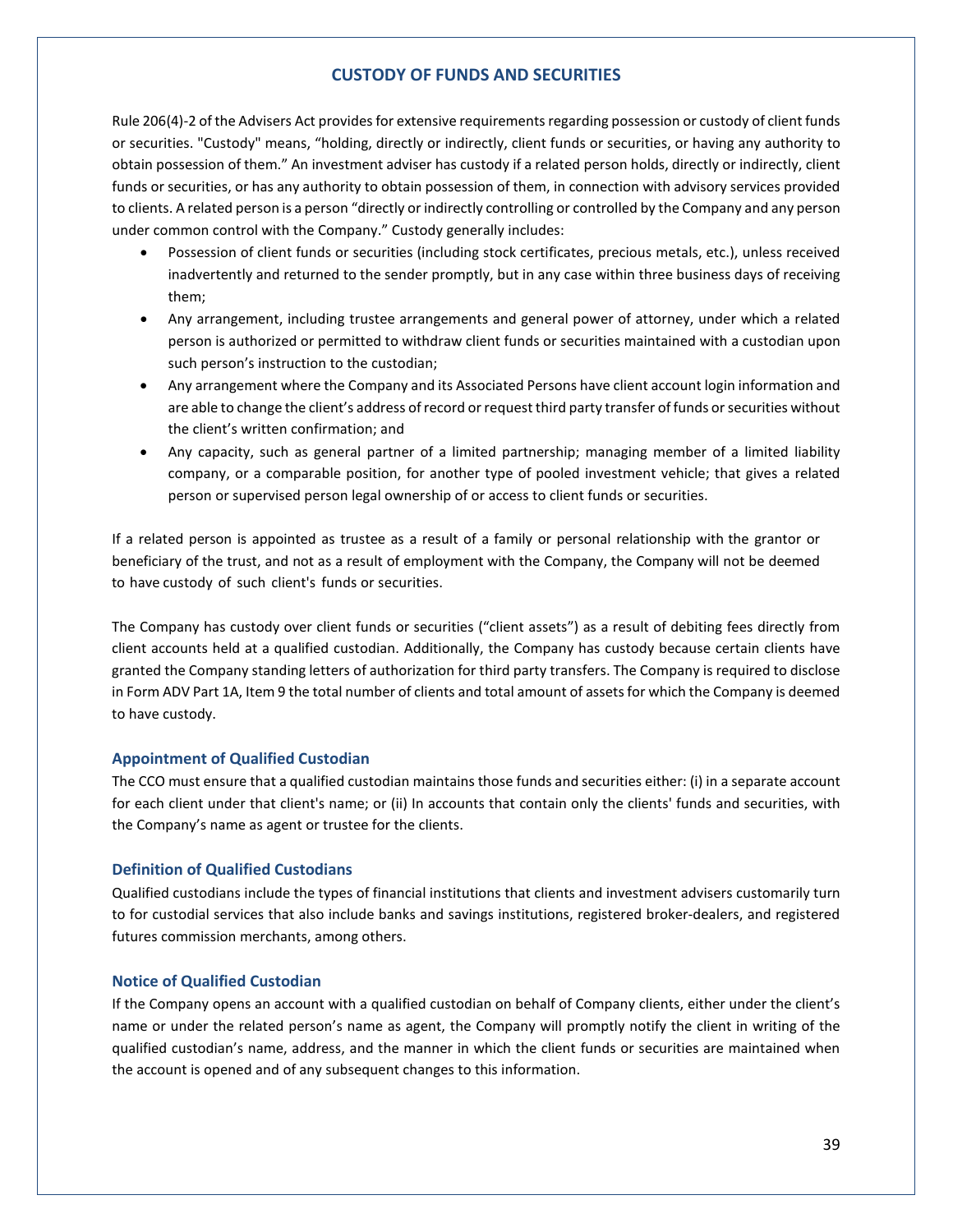## CUSTODY OF FUNDS AND SECURITIES

Rule 206(4)-2 of the Advisers Act provides for extensive requirements regarding possession or custody of client funds or securities. "Custody" means, "holding, directly or indirectly, client funds or securities, or having any authority to obtain possession of them." An investment adviser has custody if a related person holds, directly or indirectly, client funds or securities, or has any authority to obtain possession of them, in connection with advisory services provided to clients. A related person is a person "directly or indirectly controlling or controlled by the Company and any person under common control with the Company." Custody generally includes:

- Possession of client funds or securities (including stock certificates, precious metals, etc.), unless received inadvertently and returned to the sender promptly, but in any case within three business days of receiving them;
- Any arrangement, including trustee arrangements and general power of attorney, under which a related person is authorized or permitted to withdraw client funds or securities maintained with a custodian upon such person's instruction to the custodian;
- Any arrangement where the Company and its Associated Persons have client account login information and are able to change the client's address of record or request third party transfer of funds or securities without the client's written confirmation; and
- Any capacity, such as general partner of a limited partnership; managing member of a limited liability company, or a comparable position, for another type of pooled investment vehicle; that gives a related person or supervised person legal ownership of or access to client funds or securities.

If a related person is appointed as trustee as a result of a family or personal relationship with the grantor or beneficiary of the trust, and not as a result of employment with the Company, the Company will not be deemed to have custody of such client's funds or securities.

The Company has custody over client funds or securities ("client assets") as a result of debiting fees directly from client accounts held at a qualified custodian. Additionally, the Company has custody because certain clients have granted the Company standing letters of authorization for third party transfers. The Company is required to disclose in Form ADV Part 1A, Item 9 the total number of clients and total amount of assets for which the Company is deemed to have custody.

### Appointment of Qualified Custodian

The CCO must ensure that a qualified custodian maintains those funds and securities either: (i) in a separate account for each client under that client's name; or (ii) In accounts that contain only the clients' funds and securities, with the Company's name as agent or trustee for the clients.

### Definition of Qualified Custodians

Qualified custodians include the types of financial institutions that clients and investment advisers customarily turn to for custodial services that also include banks and savings institutions, registered broker-dealers, and registered futures commission merchants, among others.

### Notice of Qualified Custodian

If the Company opens an account with a qualified custodian on behalf of Company clients, either under the client's name or under the related person's name as agent, the Company will promptly notify the client in writing of the qualified custodian's name, address, and the manner in which the client funds or securities are maintained when the account is opened and of any subsequent changes to this information.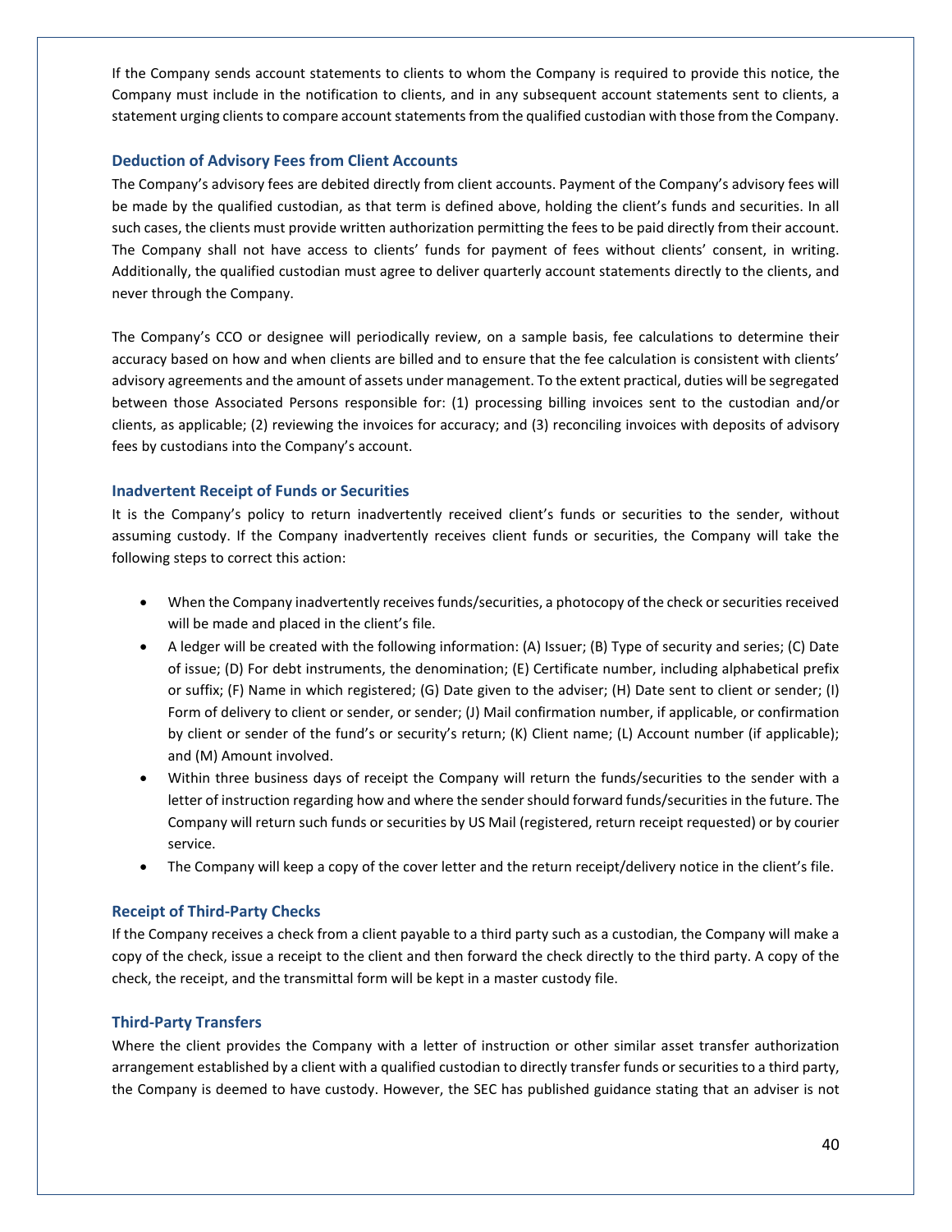If the Company sends account statements to clients to whom the Company is required to provide this notice, the Company must include in the notification to clients, and in any subsequent account statements sent to clients, a statement urging clients to compare account statements from the qualified custodian with those from the Company.

### Deduction of Advisory Fees from Client Accounts

The Company's advisory fees are debited directly from client accounts. Payment of the Company's advisory fees will be made by the qualified custodian, as that term is defined above, holding the client's funds and securities. In all such cases, the clients must provide written authorization permitting the fees to be paid directly from their account. The Company shall not have access to clients' funds for payment of fees without clients' consent, in writing. Additionally, the qualified custodian must agree to deliver quarterly account statements directly to the clients, and never through the Company.

The Company's CCO or designee will periodically review, on a sample basis, fee calculations to determine their accuracy based on how and when clients are billed and to ensure that the fee calculation is consistent with clients' advisory agreements and the amount of assets under management. To the extent practical, duties will be segregated between those Associated Persons responsible for: (1) processing billing invoices sent to the custodian and/or clients, as applicable; (2) reviewing the invoices for accuracy; and (3) reconciling invoices with deposits of advisory fees by custodians into the Company's account.

### Inadvertent Receipt of Funds or Securities

It is the Company's policy to return inadvertently received client's funds or securities to the sender, without assuming custody. If the Company inadvertently receives client funds or securities, the Company will take the following steps to correct this action:

- When the Company inadvertently receives funds/securities, a photocopy of the check or securities received will be made and placed in the client's file.
- A ledger will be created with the following information: (A) Issuer; (B) Type of security and series; (C) Date of issue; (D) For debt instruments, the denomination; (E) Certificate number, including alphabetical prefix or suffix; (F) Name in which registered; (G) Date given to the adviser; (H) Date sent to client or sender; (I) Form of delivery to client or sender, or sender; (J) Mail confirmation number, if applicable, or confirmation by client or sender of the fund's or security's return; (K) Client name; (L) Account number (if applicable); and (M) Amount involved.
- Within three business days of receipt the Company will return the funds/securities to the sender with a letter of instruction regarding how and where the sender should forward funds/securities in the future. The Company will return such funds or securities by US Mail (registered, return receipt requested) or by courier service.
- The Company will keep a copy of the cover letter and the return receipt/delivery notice in the client's file.

### Receipt of Third-Party Checks

If the Company receives a check from a client payable to a third party such as a custodian, the Company will make a copy of the check, issue a receipt to the client and then forward the check directly to the third party. A copy of the check, the receipt, and the transmittal form will be kept in a master custody file.

### Third-Party Transfers

Where the client provides the Company with a letter of instruction or other similar asset transfer authorization arrangement established by a client with a qualified custodian to directly transfer funds or securities to a third party, the Company is deemed to have custody. However, the SEC has published guidance stating that an adviser is not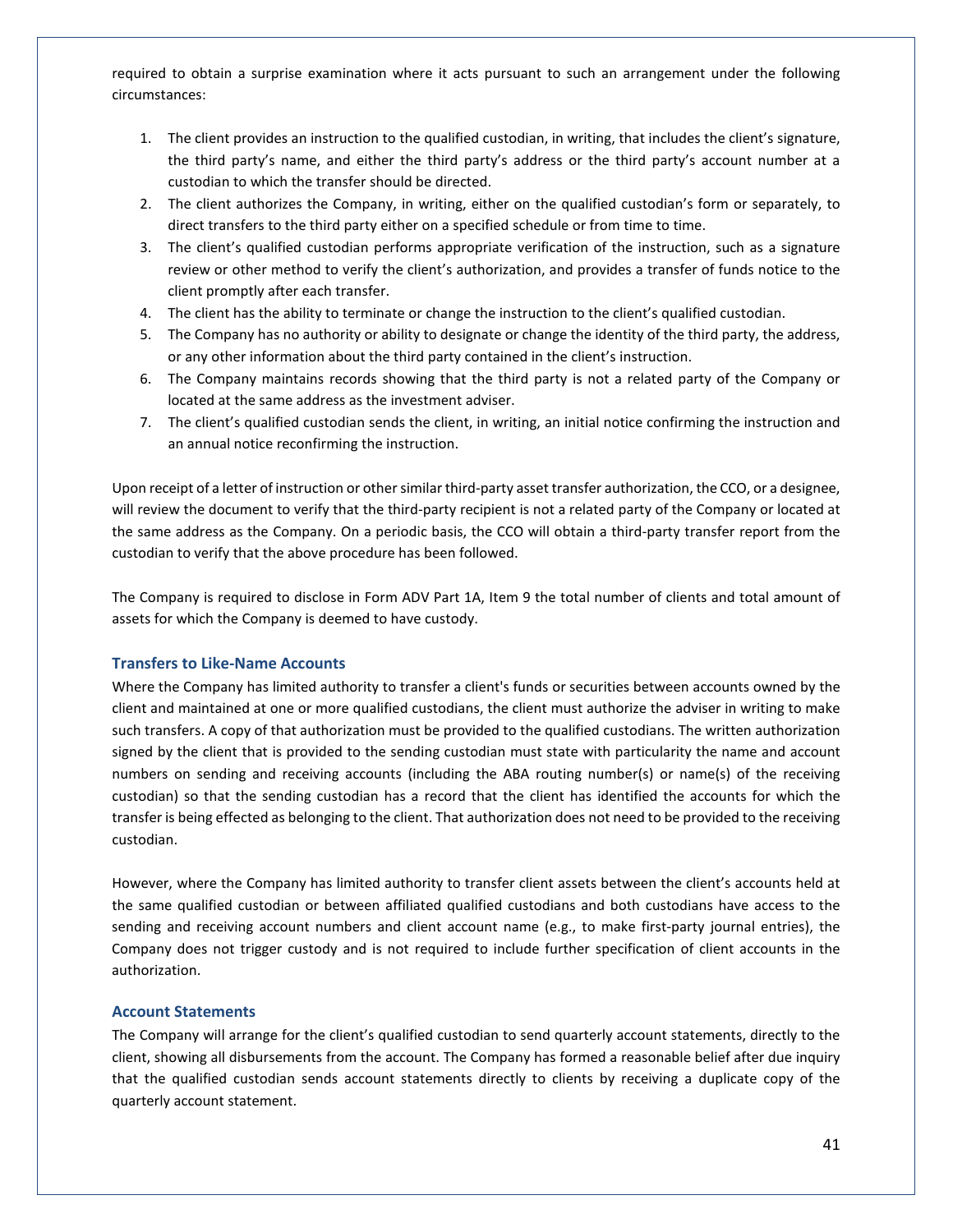required to obtain a surprise examination where it acts pursuant to such an arrangement under the following circumstances:

1. The client provides an instruction to the qualified custodian, in writing, that includes the client's signature, the third party's name, and either the third party's address or the third party's account number at a custodian to which the transfer should be directed.
2. The client authorizes the Company, in writing, either on the qualified custodian's form or separately, to direct transfers to the third party either on a specified schedule or from time to time.
3. The client's qualified custodian performs appropriate verification of the instruction, such as a signature review or other method to verify the client's authorization, and provides a transfer of funds notice to the client promptly after each transfer.
4. The client has the ability to terminate or change the instruction to the client's qualified custodian.
5. The Company has no authority or ability to designate or change the identity of the third party, the address, or any other information about the third party contained in the client's instruction.
6. The Company maintains records showing that the third party is not a related party of the Company or located at the same address as the investment adviser.
7. The client's qualified custodian sends the client, in writing, an initial notice confirming the instruction and an annual notice reconfirming the instruction.

Upon receipt of a letter of instruction or other similar third-party asset transfer authorization, the CCO, or a designee, will review the document to verify that the third-party recipient is not a related party of the Company or located at the same address as the Company. On a periodic basis, the CCO will obtain a third-party transfer report from the custodian to verify that the above procedure has been followed.

The Company is required to disclose in Form ADV Part 1A, Item 9 the total number of clients and total amount of assets for which the Company is deemed to have custody.

### Transfers to Like-Name Accounts

Where the Company has limited authority to transfer a client's funds or securities between accounts owned by the client and maintained at one or more qualified custodians, the client must authorize the adviser in writing to make such transfers. A copy of that authorization must be provided to the qualified custodians. The written authorization signed by the client that is provided to the sending custodian must state with particularity the name and account numbers on sending and receiving accounts (including the ABA routing number(s) or name(s) of the receiving custodian) so that the sending custodian has a record that the client has identified the accounts for which the transfer is being effected as belonging to the client. That authorization does not need to be provided to the receiving custodian.

However, where the Company has limited authority to transfer client assets between the client's accounts held at the same qualified custodian or between affiliated qualified custodians and both custodians have access to the sending and receiving account numbers and client account name (e.g., to make first-party journal entries), the Company does not trigger custody and is not required to include further specification of client accounts in the authorization.

### Account Statements

The Company will arrange for the client's qualified custodian to send quarterly account statements, directly to the client, showing all disbursements from the account. The Company has formed a reasonable belief after due inquiry that the qualified custodian sends account statements directly to clients by receiving a duplicate copy of the quarterly account statement.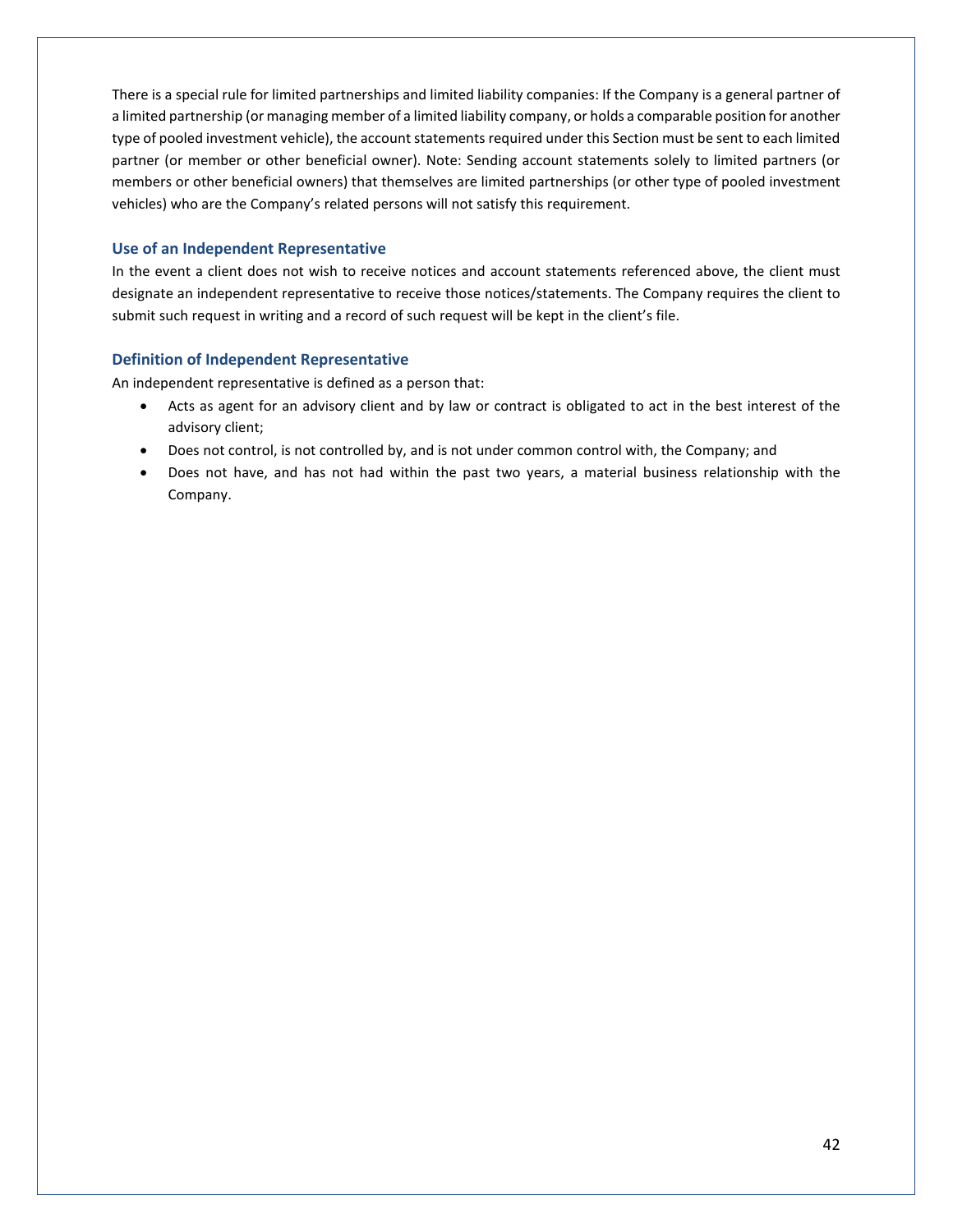There is a special rule for limited partnerships and limited liability companies: If the Company is a general partner of a limited partnership (or managing member of a limited liability company, or holds a comparable position for another type of pooled investment vehicle), the account statements required under this Section must be sent to each limited partner (or member or other beneficial owner). Note: Sending account statements solely to limited partners (or members or other beneficial owners) that themselves are limited partnerships (or other type of pooled investment vehicles) who are the Company's related persons will not satisfy this requirement.

### Use of an Independent Representative

In the event a client does not wish to receive notices and account statements referenced above, the client must designate an independent representative to receive those notices/statements. The Company requires the client to submit such request in writing and a record of such request will be kept in the client's file.

### Definition of Independent Representative

An independent representative is defined as a person that:

- Acts as agent for an advisory client and by law or contract is obligated to act in the best interest of the advisory client;
- Does not control, is not controlled by, and is not under common control with, the Company; and
- Does not have, and has not had within the past two years, a material business relationship with the Company.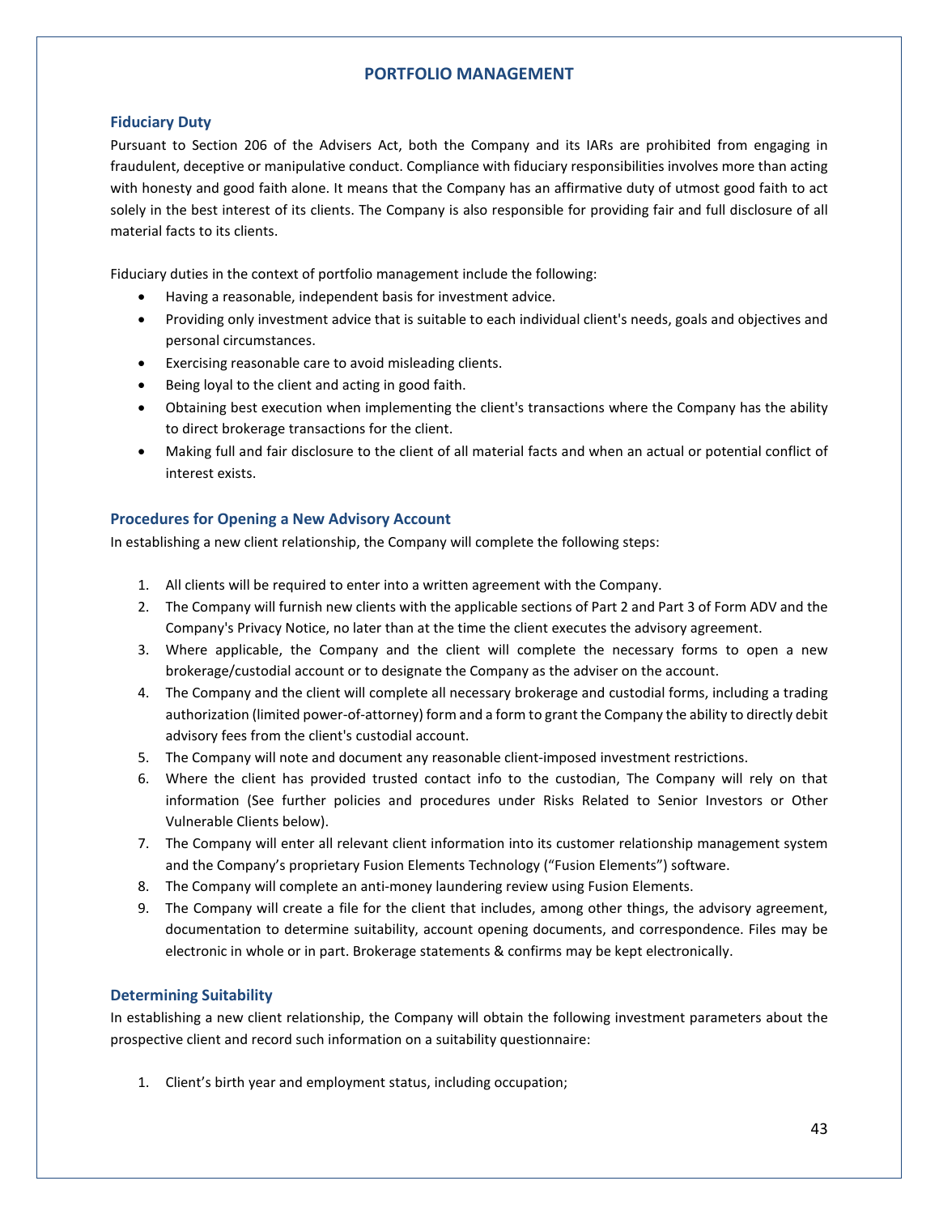# PORTFOLIO MANAGEMENT

## Fiduciary Duty

Pursuant to Section 206 of the Advisers Act, both the Company and its IARs are prohibited from engaging in fraudulent, deceptive or manipulative conduct. Compliance with fiduciary responsibilities involves more than acting with honesty and good faith alone. It means that the Company has an affirmative duty of utmost good faith to act solely in the best interest of its clients. The Company is also responsible for providing fair and full disclosure of all material facts to its clients.

Fiduciary duties in the context of portfolio management include the following:

- Having a reasonable, independent basis for investment advice.
- Providing only investment advice that is suitable to each individual client's needs, goals and objectives and personal circumstances.
- Exercising reasonable care to avoid misleading clients.
- Being loyal to the client and acting in good faith.
- Obtaining best execution when implementing the client's transactions where the Company has the ability to direct brokerage transactions for the client.
- Making full and fair disclosure to the client of all material facts and when an actual or potential conflict of interest exists.

## Procedures for Opening a New Advisory Account

In establishing a new client relationship, the Company will complete the following steps:

1. All clients will be required to enter into a written agreement with the Company.
2. The Company will furnish new clients with the applicable sections of Part 2 and Part 3 of Form ADV and the Company's Privacy Notice, no later than at the time the client executes the advisory agreement.
3. Where applicable, the Company and the client will complete the necessary forms to open a new brokerage/custodial account or to designate the Company as the adviser on the account.
4. The Company and the client will complete all necessary brokerage and custodial forms, including a trading authorization (limited power-of-attorney) form and a form to grant the Company the ability to directly debit advisory fees from the client's custodial account.
5. The Company will note and document any reasonable client-imposed investment restrictions.
6. Where the client has provided trusted contact info to the custodian, The Company will rely on that information (See further policies and procedures under Risks Related to Senior Investors or Other Vulnerable Clients below).
7. The Company will enter all relevant client information into its customer relationship management system and the Company's proprietary Fusion Elements Technology ("Fusion Elements") software.
8. The Company will complete an anti-money laundering review using Fusion Elements.
9. The Company will create a file for the client that includes, among other things, the advisory agreement, documentation to determine suitability, account opening documents, and correspondence. Files may be electronic in whole or in part. Brokerage statements & confirms may be kept electronically.

## Determining Suitability

In establishing a new client relationship, the Company will obtain the following investment parameters about the prospective client and record such information on a suitability questionnaire:

1. Client's birth year and employment status, including occupation;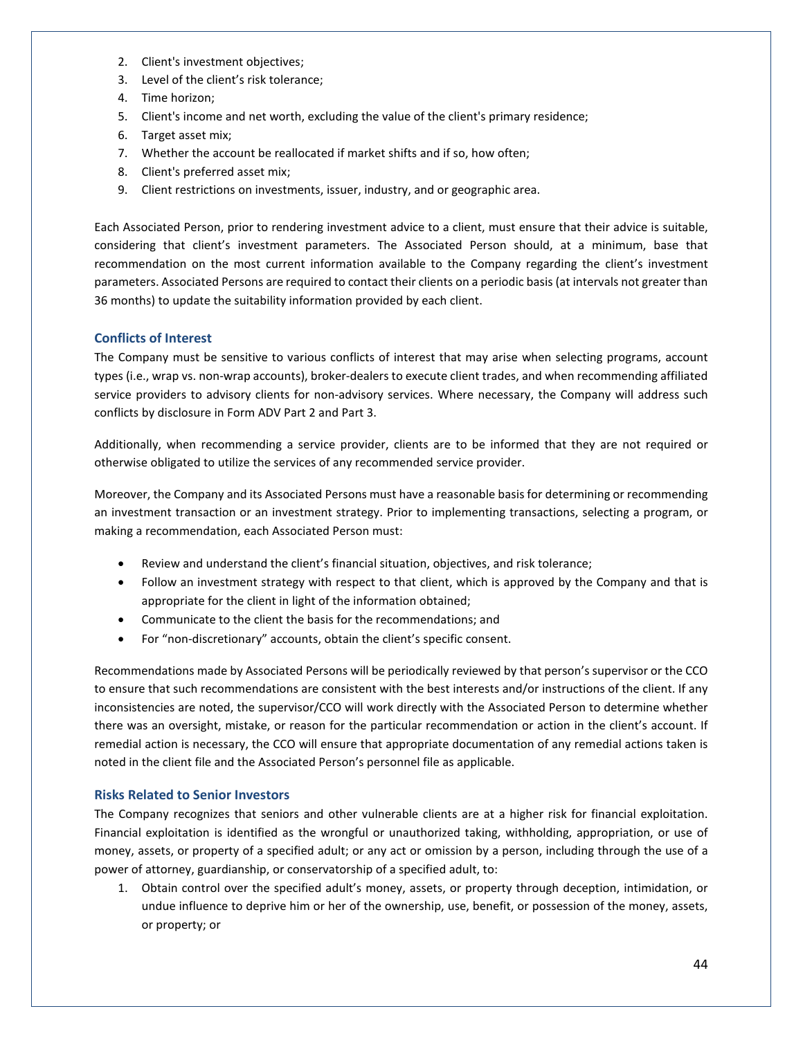2. Client's investment objectives;
3. Level of the client's risk tolerance;
4. Time horizon;
5. Client's income and net worth, excluding the value of the client's primary residence;
6. Target asset mix;
7. Whether the account be reallocated if market shifts and if so, how often;
8. Client's preferred asset mix;
9. Client restrictions on investments, issuer, industry, and or geographic area.

Each Associated Person, prior to rendering investment advice to a client, must ensure that their advice is suitable, considering that client's investment parameters. The Associated Person should, at a minimum, base that recommendation on the most current information available to the Company regarding the client's investment parameters. Associated Persons are required to contact their clients on a periodic basis (at intervals not greater than 36 months) to update the suitability information provided by each client.

### Conflicts of Interest

The Company must be sensitive to various conflicts of interest that may arise when selecting programs, account types (i.e., wrap vs. non-wrap accounts), broker-dealers to execute client trades, and when recommending affiliated service providers to advisory clients for non-advisory services. Where necessary, the Company will address such conflicts by disclosure in Form ADV Part 2 and Part 3.

Additionally, when recommending a service provider, clients are to be informed that they are not required or otherwise obligated to utilize the services of any recommended service provider.

Moreover, the Company and its Associated Persons must have a reasonable basis for determining or recommending an investment transaction or an investment strategy. Prior to implementing transactions, selecting a program, or making a recommendation, each Associated Person must:

- Review and understand the client's financial situation, objectives, and risk tolerance;
- Follow an investment strategy with respect to that client, which is approved by the Company and that is appropriate for the client in light of the information obtained;
- Communicate to the client the basis for the recommendations; and
- For "non-discretionary" accounts, obtain the client's specific consent.

Recommendations made by Associated Persons will be periodically reviewed by that person's supervisor or the CCO to ensure that such recommendations are consistent with the best interests and/or instructions of the client. If any inconsistencies are noted, the supervisor/CCO will work directly with the Associated Person to determine whether there was an oversight, mistake, or reason for the particular recommendation or action in the client's account. If remedial action is necessary, the CCO will ensure that appropriate documentation of any remedial actions taken is noted in the client file and the Associated Person's personnel file as applicable.

### Risks Related to Senior Investors

The Company recognizes that seniors and other vulnerable clients are at a higher risk for financial exploitation. Financial exploitation is identified as the wrongful or unauthorized taking, withholding, appropriation, or use of money, assets, or property of a specified adult; or any act or omission by a person, including through the use of a power of attorney, guardianship, or conservatorship of a specified adult, to:

1. Obtain control over the specified adult's money, assets, or property through deception, intimidation, or undue influence to deprive him or her of the ownership, use, benefit, or possession of the money, assets, or property; or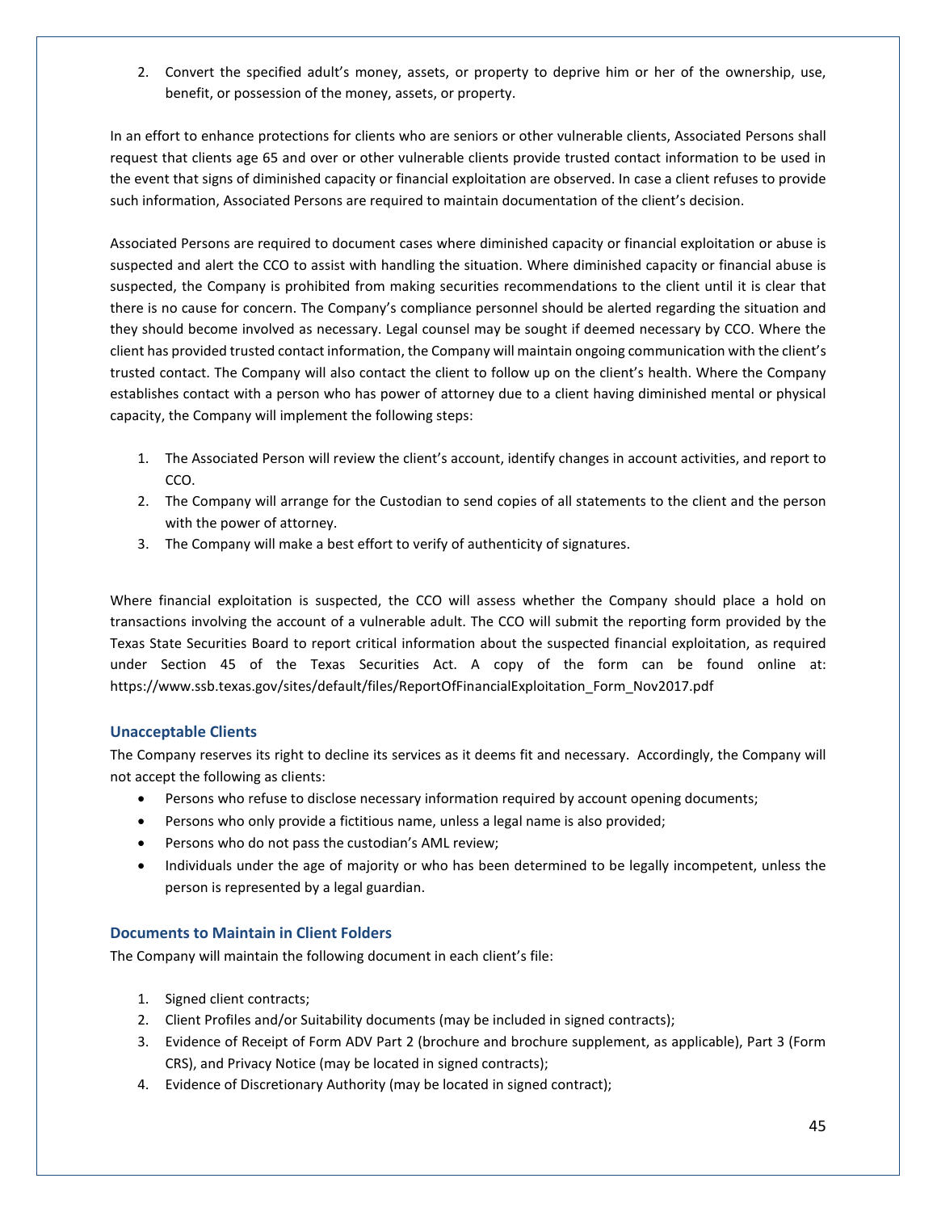2. Convert the specified adult's money, assets, or property to deprive him or her of the ownership, use, benefit, or possession of the money, assets, or property.

In an effort to enhance protections for clients who are seniors or other vulnerable clients, Associated Persons shall request that clients age 65 and over or other vulnerable clients provide trusted contact information to be used in the event that signs of diminished capacity or financial exploitation are observed. In case a client refuses to provide such information, Associated Persons are required to maintain documentation of the client's decision.

Associated Persons are required to document cases where diminished capacity or financial exploitation or abuse is suspected and alert the CCO to assist with handling the situation. Where diminished capacity or financial abuse is suspected, the Company is prohibited from making securities recommendations to the client until it is clear that there is no cause for concern. The Company's compliance personnel should be alerted regarding the situation and they should become involved as necessary. Legal counsel may be sought if deemed necessary by CCO. Where the client has provided trusted contact information, the Company will maintain ongoing communication with the client's trusted contact. The Company will also contact the client to follow up on the client's health. Where the Company establishes contact with a person who has power of attorney due to a client having diminished mental or physical capacity, the Company will implement the following steps:

1. The Associated Person will review the client's account, identify changes in account activities, and report to CCO.
2. The Company will arrange for the Custodian to send copies of all statements to the client and the person with the power of attorney.
3. The Company will make a best effort to verify of authenticity of signatures.

Where financial exploitation is suspected, the CCO will assess whether the Company should place a hold on transactions involving the account of a vulnerable adult. The CCO will submit the reporting form provided by the Texas State Securities Board to report critical information about the suspected financial exploitation, as required under Section 45 of the Texas Securities Act. A copy of the form can be found online at: https://www.ssb.texas.gov/sites/default/files/ReportOfFinancialExploitation_Form_Nov2017.pdf

### Unacceptable Clients

The Company reserves its right to decline its services as it deems fit and necessary. Accordingly, the Company will not accept the following as clients:

- Persons who refuse to disclose necessary information required by account opening documents;
- Persons who only provide a fictitious name, unless a legal name is also provided;
- Persons who do not pass the custodian's AML review;
- Individuals under the age of majority or who has been determined to be legally incompetent, unless the person is represented by a legal guardian.

### Documents to Maintain in Client Folders

The Company will maintain the following document in each client's file:

1. Signed client contracts;
2. Client Profiles and/or Suitability documents (may be included in signed contracts);
3. Evidence of Receipt of Form ADV Part 2 (brochure and brochure supplement, as applicable), Part 3 (Form CRS), and Privacy Notice (may be located in signed contracts);
4. Evidence of Discretionary Authority (may be located in signed contract);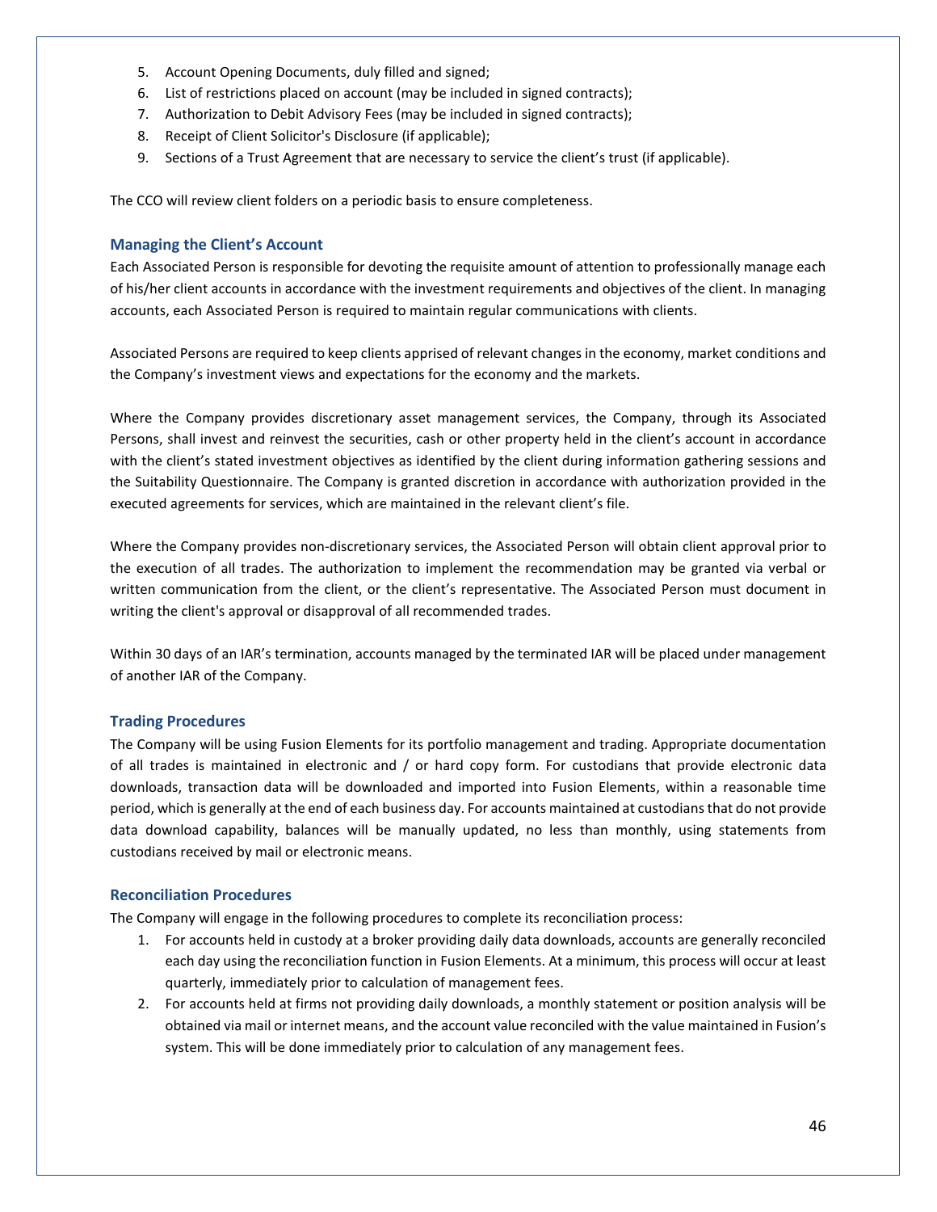5. Account Opening Documents, duly filled and signed;
6. List of restrictions placed on account (may be included in signed contracts);
7. Authorization to Debit Advisory Fees (may be included in signed contracts);
8. Receipt of Client Solicitor's Disclosure (if applicable);
9. Sections of a Trust Agreement that are necessary to service the client's trust (if applicable).

The CCO will review client folders on a periodic basis to ensure completeness.

### Managing the Client's Account

Each Associated Person is responsible for devoting the requisite amount of attention to professionally manage each of his/her client accounts in accordance with the investment requirements and objectives of the client. In managing accounts, each Associated Person is required to maintain regular communications with clients.

Associated Persons are required to keep clients apprised of relevant changes in the economy, market conditions and the Company's investment views and expectations for the economy and the markets.

Where the Company provides discretionary asset management services, the Company, through its Associated Persons, shall invest and reinvest the securities, cash or other property held in the client's account in accordance with the client's stated investment objectives as identified by the client during information gathering sessions and the Suitability Questionnaire. The Company is granted discretion in accordance with authorization provided in the executed agreements for services, which are maintained in the relevant client's file.

Where the Company provides non-discretionary services, the Associated Person will obtain client approval prior to the execution of all trades. The authorization to implement the recommendation may be granted via verbal or written communication from the client, or the client's representative. The Associated Person must document in writing the client's approval or disapproval of all recommended trades.

Within 30 days of an IAR's termination, accounts managed by the terminated IAR will be placed under management of another IAR of the Company.

### Trading Procedures

The Company will be using Fusion Elements for its portfolio management and trading. Appropriate documentation of all trades is maintained in electronic and / or hard copy form. For custodians that provide electronic data downloads, transaction data will be downloaded and imported into Fusion Elements, within a reasonable time period, which is generally at the end of each business day. For accounts maintained at custodians that do not provide data download capability, balances will be manually updated, no less than monthly, using statements from custodians received by mail or electronic means.

### Reconciliation Procedures

The Company will engage in the following procedures to complete its reconciliation process:

1. For accounts held in custody at a broker providing daily data downloads, accounts are generally reconciled each day using the reconciliation function in Fusion Elements. At a minimum, this process will occur at least quarterly, immediately prior to calculation of management fees.
2. For accounts held at firms not providing daily downloads, a monthly statement or position analysis will be obtained via mail or internet means, and the account value reconciled with the value maintained in Fusion's system. This will be done immediately prior to calculation of any management fees.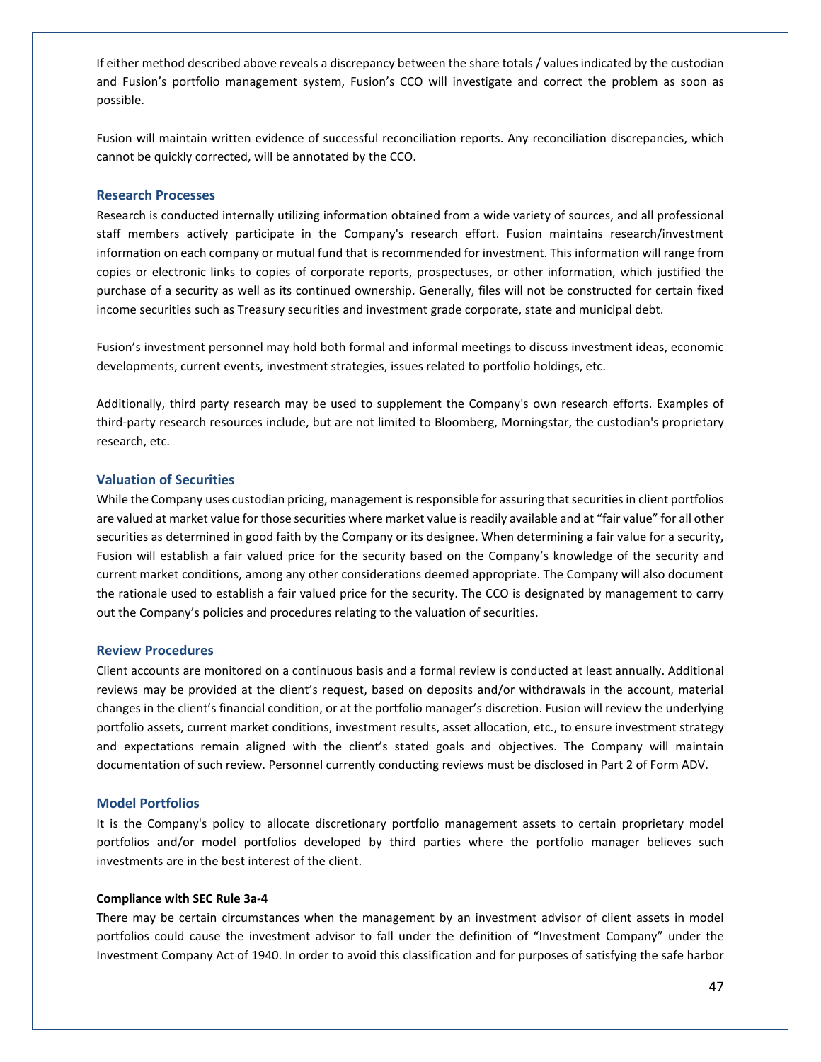If either method described above reveals a discrepancy between the share totals / values indicated by the custodian and Fusion's portfolio management system, Fusion's CCO will investigate and correct the problem as soon as possible.

Fusion will maintain written evidence of successful reconciliation reports. Any reconciliation discrepancies, which cannot be quickly corrected, will be annotated by the CCO.

## Research Processes

Research is conducted internally utilizing information obtained from a wide variety of sources, and all professional staff members actively participate in the Company's research effort. Fusion maintains research/investment information on each company or mutual fund that is recommended for investment. This information will range from copies or electronic links to copies of corporate reports, prospectuses, or other information, which justified the purchase of a security as well as its continued ownership. Generally, files will not be constructed for certain fixed income securities such as Treasury securities and investment grade corporate, state and municipal debt.

Fusion's investment personnel may hold both formal and informal meetings to discuss investment ideas, economic developments, current events, investment strategies, issues related to portfolio holdings, etc.

Additionally, third party research may be used to supplement the Company's own research efforts. Examples of third-party research resources include, but are not limited to Bloomberg, Morningstar, the custodian's proprietary research, etc.

## Valuation of Securities

While the Company uses custodian pricing, management is responsible for assuring that securities in client portfolios are valued at market value for those securities where market value is readily available and at "fair value" for all other securities as determined in good faith by the Company or its designee. When determining a fair value for a security, Fusion will establish a fair valued price for the security based on the Company's knowledge of the security and current market conditions, among any other considerations deemed appropriate. The Company will also document the rationale used to establish a fair valued price for the security. The CCO is designated by management to carry out the Company's policies and procedures relating to the valuation of securities.

## Review Procedures

Client accounts are monitored on a continuous basis and a formal review is conducted at least annually. Additional reviews may be provided at the client's request, based on deposits and/or withdrawals in the account, material changes in the client's financial condition, or at the portfolio manager's discretion. Fusion will review the underlying portfolio assets, current market conditions, investment results, asset allocation, etc., to ensure investment strategy and expectations remain aligned with the client's stated goals and objectives. The Company will maintain documentation of such review. Personnel currently conducting reviews must be disclosed in Part 2 of Form ADV.

## Model Portfolios

It is the Company's policy to allocate discretionary portfolio management assets to certain proprietary model portfolios and/or model portfolios developed by third parties where the portfolio manager believes such investments are in the best interest of the client.

**Compliance with SEC Rule 3a-4**

There may be certain circumstances when the management by an investment advisor of client assets in model portfolios could cause the investment advisor to fall under the definition of "Investment Company" under the Investment Company Act of 1940. In order to avoid this classification and for purposes of satisfying the safe harbor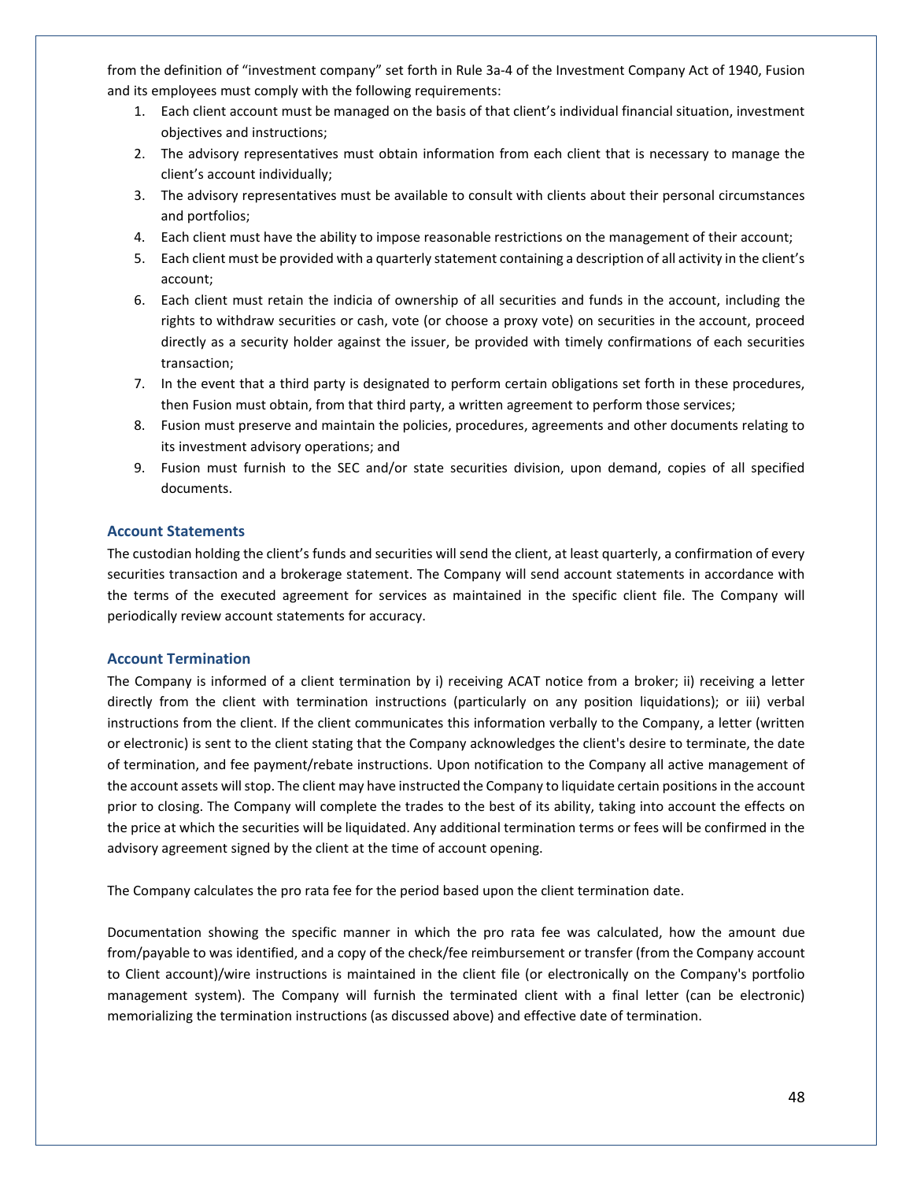from the definition of "investment company" set forth in Rule 3a-4 of the Investment Company Act of 1940, Fusion and its employees must comply with the following requirements:

1. Each client account must be managed on the basis of that client's individual financial situation, investment objectives and instructions;
2. The advisory representatives must obtain information from each client that is necessary to manage the client's account individually;
3. The advisory representatives must be available to consult with clients about their personal circumstances and portfolios;
4. Each client must have the ability to impose reasonable restrictions on the management of their account;
5. Each client must be provided with a quarterly statement containing a description of all activity in the client's account;
6. Each client must retain the indicia of ownership of all securities and funds in the account, including the rights to withdraw securities or cash, vote (or choose a proxy vote) on securities in the account, proceed directly as a security holder against the issuer, be provided with timely confirmations of each securities transaction;
7. In the event that a third party is designated to perform certain obligations set forth in these procedures, then Fusion must obtain, from that third party, a written agreement to perform those services;
8. Fusion must preserve and maintain the policies, procedures, agreements and other documents relating to its investment advisory operations; and
9. Fusion must furnish to the SEC and/or state securities division, upon demand, copies of all specified documents.

### Account Statements

The custodian holding the client's funds and securities will send the client, at least quarterly, a confirmation of every securities transaction and a brokerage statement. The Company will send account statements in accordance with the terms of the executed agreement for services as maintained in the specific client file. The Company will periodically review account statements for accuracy.

### Account Termination

The Company is informed of a client termination by i) receiving ACAT notice from a broker; ii) receiving a letter directly from the client with termination instructions (particularly on any position liquidations); or iii) verbal instructions from the client. If the client communicates this information verbally to the Company, a letter (written or electronic) is sent to the client stating that the Company acknowledges the client's desire to terminate, the date of termination, and fee payment/rebate instructions. Upon notification to the Company all active management of the account assets will stop. The client may have instructed the Company to liquidate certain positions in the account prior to closing. The Company will complete the trades to the best of its ability, taking into account the effects on the price at which the securities will be liquidated. Any additional termination terms or fees will be confirmed in the advisory agreement signed by the client at the time of account opening.

The Company calculates the pro rata fee for the period based upon the client termination date.

Documentation showing the specific manner in which the pro rata fee was calculated, how the amount due from/payable to was identified, and a copy of the check/fee reimbursement or transfer (from the Company account to Client account)/wire instructions is maintained in the client file (or electronically on the Company's portfolio management system). The Company will furnish the terminated client with a final letter (can be electronic) memorializing the termination instructions (as discussed above) and effective date of termination.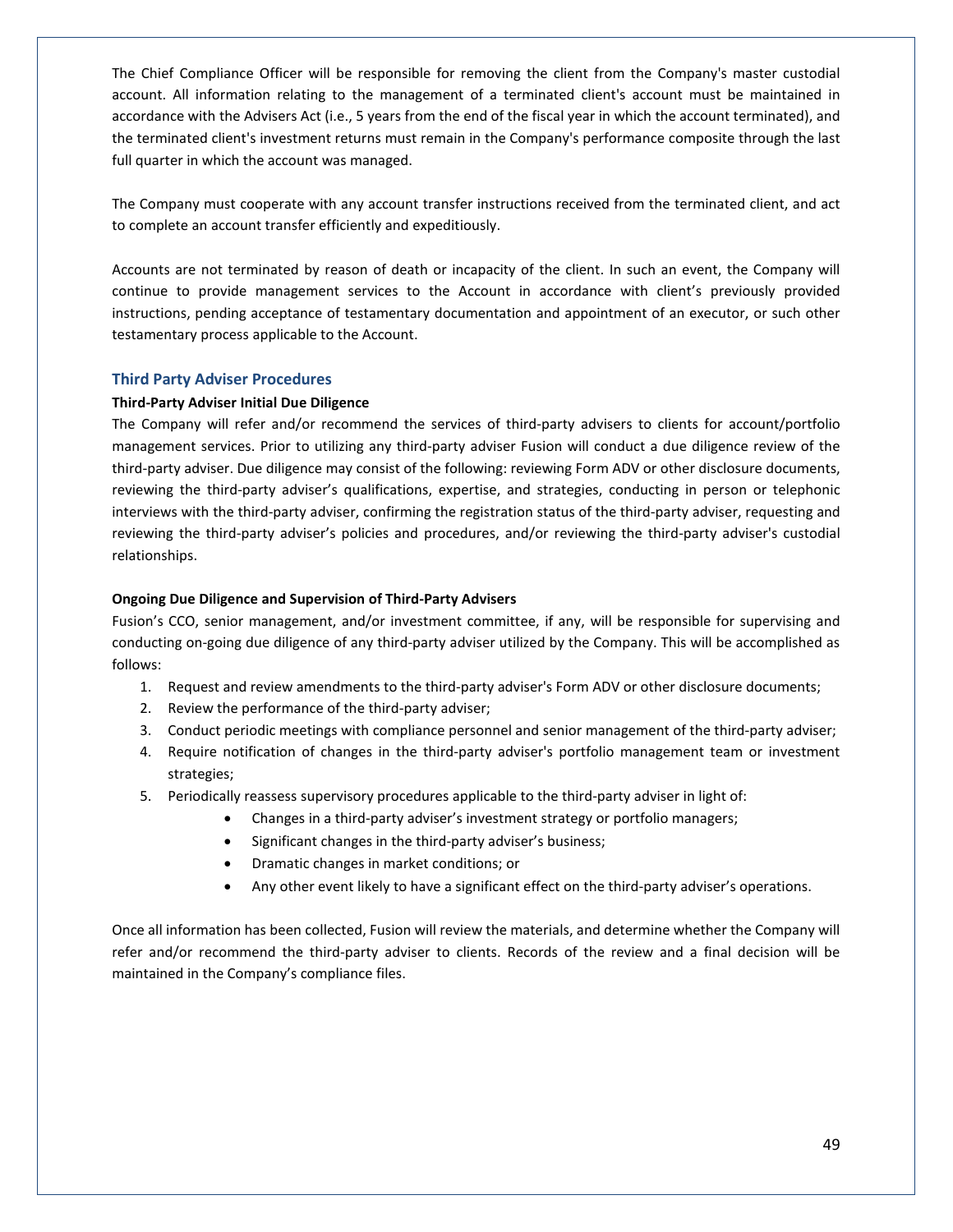The Chief Compliance Officer will be responsible for removing the client from the Company's master custodial account. All information relating to the management of a terminated client's account must be maintained in accordance with the Advisers Act (i.e., 5 years from the end of the fiscal year in which the account terminated), and the terminated client's investment returns must remain in the Company's performance composite through the last full quarter in which the account was managed.

The Company must cooperate with any account transfer instructions received from the terminated client, and act to complete an account transfer efficiently and expeditiously.

Accounts are not terminated by reason of death or incapacity of the client. In such an event, the Company will continue to provide management services to the Account in accordance with client's previously provided instructions, pending acceptance of testamentary documentation and appointment of an executor, or such other testamentary process applicable to the Account.

## Third Party Adviser Procedures

**Third-Party Adviser Initial Due Diligence**

The Company will refer and/or recommend the services of third-party advisers to clients for account/portfolio management services. Prior to utilizing any third-party adviser Fusion will conduct a due diligence review of the third-party adviser. Due diligence may consist of the following: reviewing Form ADV or other disclosure documents, reviewing the third-party adviser's qualifications, expertise, and strategies, conducting in person or telephonic interviews with the third-party adviser, confirming the registration status of the third-party adviser, requesting and reviewing the third-party adviser's policies and procedures, and/or reviewing the third-party adviser's custodial relationships.

**Ongoing Due Diligence and Supervision of Third-Party Advisers**

Fusion's CCO, senior management, and/or investment committee, if any, will be responsible for supervising and conducting on-going due diligence of any third-party adviser utilized by the Company. This will be accomplished as follows:

1. Request and review amendments to the third-party adviser's Form ADV or other disclosure documents;
2. Review the performance of the third-party adviser;
3. Conduct periodic meetings with compliance personnel and senior management of the third-party adviser;
4. Require notification of changes in the third-party adviser's portfolio management team or investment strategies;
5. Periodically reassess supervisory procedures applicable to the third-party adviser in light of:
   - Changes in a third-party adviser's investment strategy or portfolio managers;
   - Significant changes in the third-party adviser's business;
   - Dramatic changes in market conditions; or
   - Any other event likely to have a significant effect on the third-party adviser's operations.

Once all information has been collected, Fusion will review the materials, and determine whether the Company will refer and/or recommend the third-party adviser to clients. Records of the review and a final decision will be maintained in the Company's compliance files.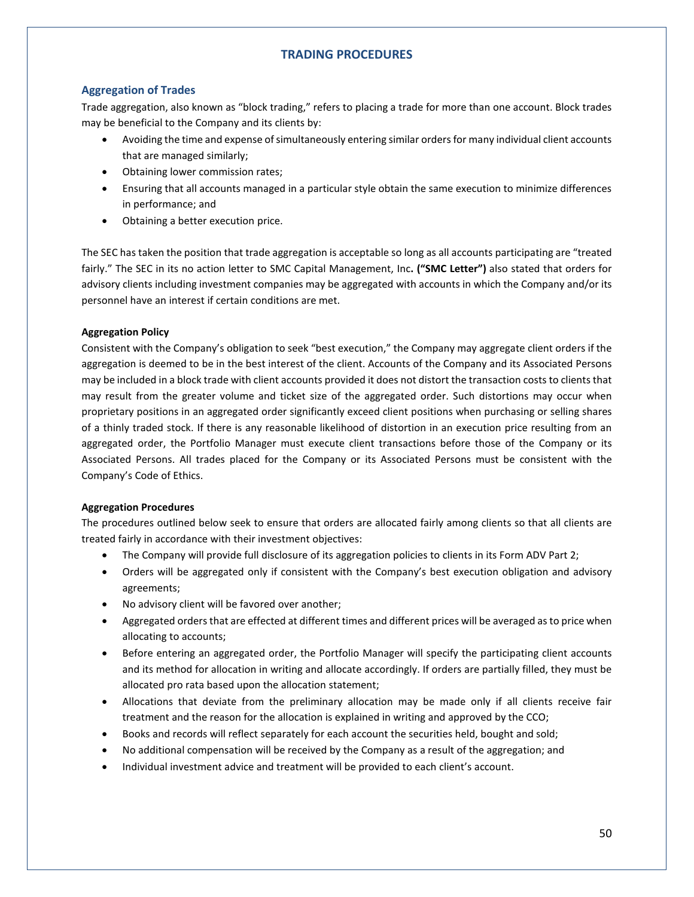# TRADING PROCEDURES

## Aggregation of Trades

Trade aggregation, also known as "block trading," refers to placing a trade for more than one account. Block trades may be beneficial to the Company and its clients by:

- Avoiding the time and expense of simultaneously entering similar orders for many individual client accounts that are managed similarly;
- Obtaining lower commission rates;
- Ensuring that all accounts managed in a particular style obtain the same execution to minimize differences in performance; and
- Obtaining a better execution price.

The SEC has taken the position that trade aggregation is acceptable so long as all accounts participating are "treated fairly." The SEC in its no action letter to SMC Capital Management, Inc**. ("SMC Letter")** also stated that orders for advisory clients including investment companies may be aggregated with accounts in which the Company and/or its personnel have an interest if certain conditions are met.

### Aggregation Policy

Consistent with the Company's obligation to seek "best execution," the Company may aggregate client orders if the aggregation is deemed to be in the best interest of the client. Accounts of the Company and its Associated Persons may be included in a block trade with client accounts provided it does not distort the transaction costs to clients that may result from the greater volume and ticket size of the aggregated order. Such distortions may occur when proprietary positions in an aggregated order significantly exceed client positions when purchasing or selling shares of a thinly traded stock. If there is any reasonable likelihood of distortion in an execution price resulting from an aggregated order, the Portfolio Manager must execute client transactions before those of the Company or its Associated Persons. All trades placed for the Company or its Associated Persons must be consistent with the Company's Code of Ethics.

### Aggregation Procedures

The procedures outlined below seek to ensure that orders are allocated fairly among clients so that all clients are treated fairly in accordance with their investment objectives:

- The Company will provide full disclosure of its aggregation policies to clients in its Form ADV Part 2;
- Orders will be aggregated only if consistent with the Company's best execution obligation and advisory agreements;
- No advisory client will be favored over another;
- Aggregated orders that are effected at different times and different prices will be averaged as to price when allocating to accounts;
- Before entering an aggregated order, the Portfolio Manager will specify the participating client accounts and its method for allocation in writing and allocate accordingly. If orders are partially filled, they must be allocated pro rata based upon the allocation statement;
- Allocations that deviate from the preliminary allocation may be made only if all clients receive fair treatment and the reason for the allocation is explained in writing and approved by the CCO;
- Books and records will reflect separately for each account the securities held, bought and sold;
- No additional compensation will be received by the Company as a result of the aggregation; and
- Individual investment advice and treatment will be provided to each client's account.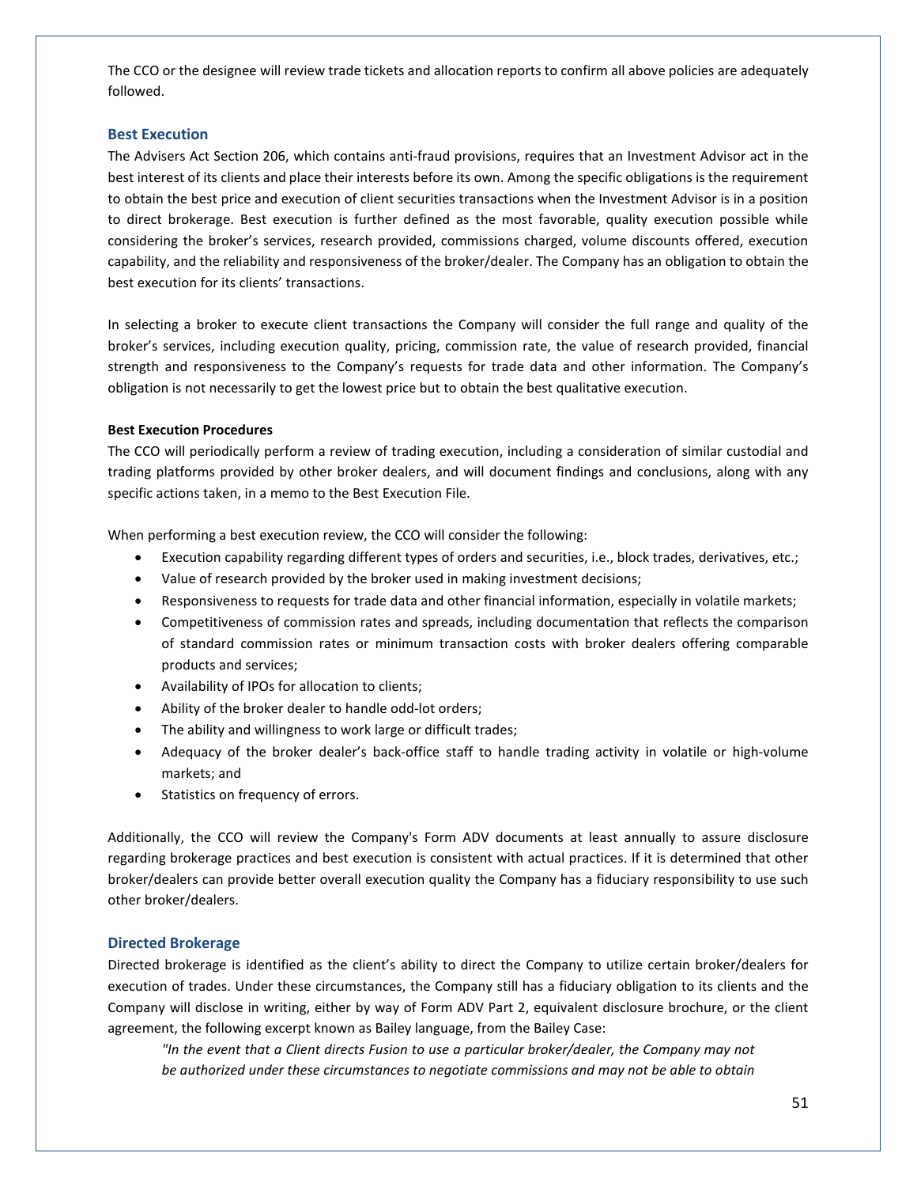The CCO or the designee will review trade tickets and allocation reports to confirm all above policies are adequately followed.

## Best Execution

The Advisers Act Section 206, which contains anti-fraud provisions, requires that an Investment Advisor act in the best interest of its clients and place their interests before its own. Among the specific obligations is the requirement to obtain the best price and execution of client securities transactions when the Investment Advisor is in a position to direct brokerage. Best execution is further defined as the most favorable, quality execution possible while considering the broker's services, research provided, commissions charged, volume discounts offered, execution capability, and the reliability and responsiveness of the broker/dealer. The Company has an obligation to obtain the best execution for its clients' transactions.

In selecting a broker to execute client transactions the Company will consider the full range and quality of the broker's services, including execution quality, pricing, commission rate, the value of research provided, financial strength and responsiveness to the Company's requests for trade data and other information. The Company's obligation is not necessarily to get the lowest price but to obtain the best qualitative execution.

**Best Execution Procedures**

The CCO will periodically perform a review of trading execution, including a consideration of similar custodial and trading platforms provided by other broker dealers, and will document findings and conclusions, along with any specific actions taken, in a memo to the Best Execution File.

When performing a best execution review, the CCO will consider the following:

- Execution capability regarding different types of orders and securities, i.e., block trades, derivatives, etc.;
- Value of research provided by the broker used in making investment decisions;
- Responsiveness to requests for trade data and other financial information, especially in volatile markets;
- Competitiveness of commission rates and spreads, including documentation that reflects the comparison of standard commission rates or minimum transaction costs with broker dealers offering comparable products and services;
- Availability of IPOs for allocation to clients;
- Ability of the broker dealer to handle odd-lot orders;
- The ability and willingness to work large or difficult trades;
- Adequacy of the broker dealer's back-office staff to handle trading activity in volatile or high-volume markets; and
- Statistics on frequency of errors.

Additionally, the CCO will review the Company's Form ADV documents at least annually to assure disclosure regarding brokerage practices and best execution is consistent with actual practices. If it is determined that other broker/dealers can provide better overall execution quality the Company has a fiduciary responsibility to use such other broker/dealers.

## Directed Brokerage

Directed brokerage is identified as the client's ability to direct the Company to utilize certain broker/dealers for execution of trades. Under these circumstances, the Company still has a fiduciary obligation to its clients and the Company will disclose in writing, either by way of Form ADV Part 2, equivalent disclosure brochure, or the client agreement, the following excerpt known as Bailey language, from the Bailey Case:

> *"In the event that a Client directs Fusion to use a particular broker/dealer, the Company may not be authorized under these circumstances to negotiate commissions and may not be able to obtain*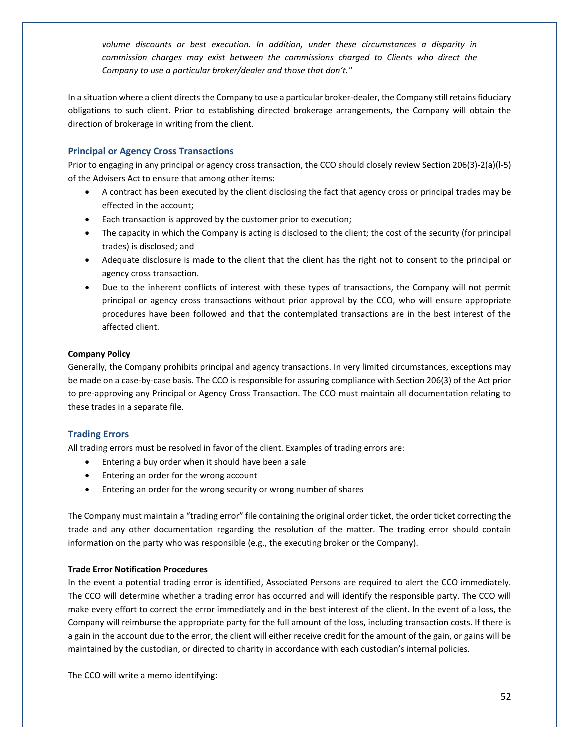*volume discounts or best execution. In addition, under these circumstances a disparity in commission charges may exist between the commissions charged to Clients who direct the Company to use a particular broker/dealer and those that don't."*

In a situation where a client directs the Company to use a particular broker-dealer, the Company still retains fiduciary obligations to such client. Prior to establishing directed brokerage arrangements, the Company will obtain the direction of brokerage in writing from the client.

## Principal or Agency Cross Transactions

Prior to engaging in any principal or agency cross transaction, the CCO should closely review Section 206(3)-2(a)(l-5) of the Advisers Act to ensure that among other items:

- A contract has been executed by the client disclosing the fact that agency cross or principal trades may be effected in the account;
- Each transaction is approved by the customer prior to execution;
- The capacity in which the Company is acting is disclosed to the client; the cost of the security (for principal trades) is disclosed; and
- Adequate disclosure is made to the client that the client has the right not to consent to the principal or agency cross transaction.
- Due to the inherent conflicts of interest with these types of transactions, the Company will not permit principal or agency cross transactions without prior approval by the CCO, who will ensure appropriate procedures have been followed and that the contemplated transactions are in the best interest of the affected client.

**Company Policy**

Generally, the Company prohibits principal and agency transactions. In very limited circumstances, exceptions may be made on a case-by-case basis. The CCO is responsible for assuring compliance with Section 206(3) of the Act prior to pre-approving any Principal or Agency Cross Transaction. The CCO must maintain all documentation relating to these trades in a separate file.

## Trading Errors

All trading errors must be resolved in favor of the client. Examples of trading errors are:

- Entering a buy order when it should have been a sale
- Entering an order for the wrong account
- Entering an order for the wrong security or wrong number of shares

The Company must maintain a "trading error" file containing the original order ticket, the order ticket correcting the trade and any other documentation regarding the resolution of the matter. The trading error should contain information on the party who was responsible (e.g., the executing broker or the Company).

**Trade Error Notification Procedures**

In the event a potential trading error is identified, Associated Persons are required to alert the CCO immediately. The CCO will determine whether a trading error has occurred and will identify the responsible party. The CCO will make every effort to correct the error immediately and in the best interest of the client. In the event of a loss, the Company will reimburse the appropriate party for the full amount of the loss, including transaction costs. If there is a gain in the account due to the error, the client will either receive credit for the amount of the gain, or gains will be maintained by the custodian, or directed to charity in accordance with each custodian's internal policies.

The CCO will write a memo identifying: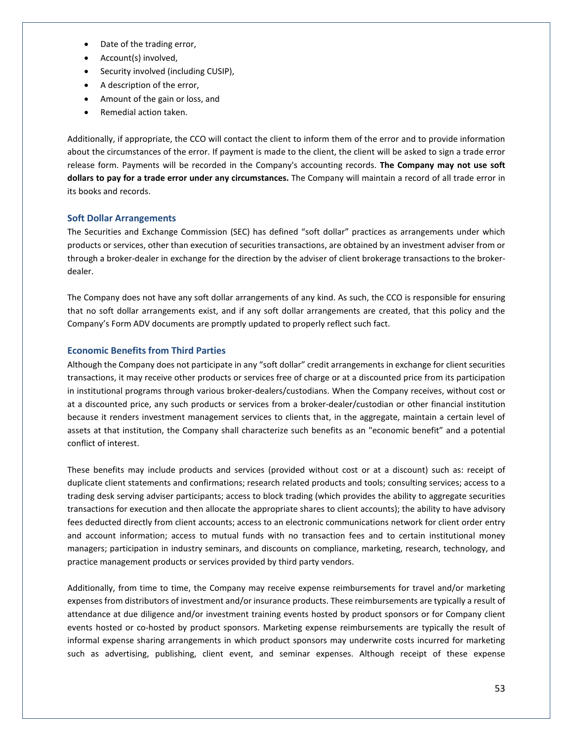- Date of the trading error,
- Account(s) involved,
- Security involved (including CUSIP),
- A description of the error,
- Amount of the gain or loss, and
- Remedial action taken.

Additionally, if appropriate, the CCO will contact the client to inform them of the error and to provide information about the circumstances of the error. If payment is made to the client, the client will be asked to sign a trade error release form. Payments will be recorded in the Company's accounting records. **The Company may not use soft dollars to pay for a trade error under any circumstances.** The Company will maintain a record of all trade error in its books and records.

### Soft Dollar Arrangements

The Securities and Exchange Commission (SEC) has defined "soft dollar" practices as arrangements under which products or services, other than execution of securities transactions, are obtained by an investment adviser from or through a broker-dealer in exchange for the direction by the adviser of client brokerage transactions to the broker-dealer.

The Company does not have any soft dollar arrangements of any kind. As such, the CCO is responsible for ensuring that no soft dollar arrangements exist, and if any soft dollar arrangements are created, that this policy and the Company's Form ADV documents are promptly updated to properly reflect such fact.

### Economic Benefits from Third Parties

Although the Company does not participate in any "soft dollar" credit arrangements in exchange for client securities transactions, it may receive other products or services free of charge or at a discounted price from its participation in institutional programs through various broker-dealers/custodians. When the Company receives, without cost or at a discounted price, any such products or services from a broker-dealer/custodian or other financial institution because it renders investment management services to clients that, in the aggregate, maintain a certain level of assets at that institution, the Company shall characterize such benefits as an "economic benefit" and a potential conflict of interest.

These benefits may include products and services (provided without cost or at a discount) such as: receipt of duplicate client statements and confirmations; research related products and tools; consulting services; access to a trading desk serving adviser participants; access to block trading (which provides the ability to aggregate securities transactions for execution and then allocate the appropriate shares to client accounts); the ability to have advisory fees deducted directly from client accounts; access to an electronic communications network for client order entry and account information; access to mutual funds with no transaction fees and to certain institutional money managers; participation in industry seminars, and discounts on compliance, marketing, research, technology, and practice management products or services provided by third party vendors.

Additionally, from time to time, the Company may receive expense reimbursements for travel and/or marketing expenses from distributors of investment and/or insurance products. These reimbursements are typically a result of attendance at due diligence and/or investment training events hosted by product sponsors or for Company client events hosted or co-hosted by product sponsors. Marketing expense reimbursements are typically the result of informal expense sharing arrangements in which product sponsors may underwrite costs incurred for marketing such as advertising, publishing, client event, and seminar expenses. Although receipt of these expense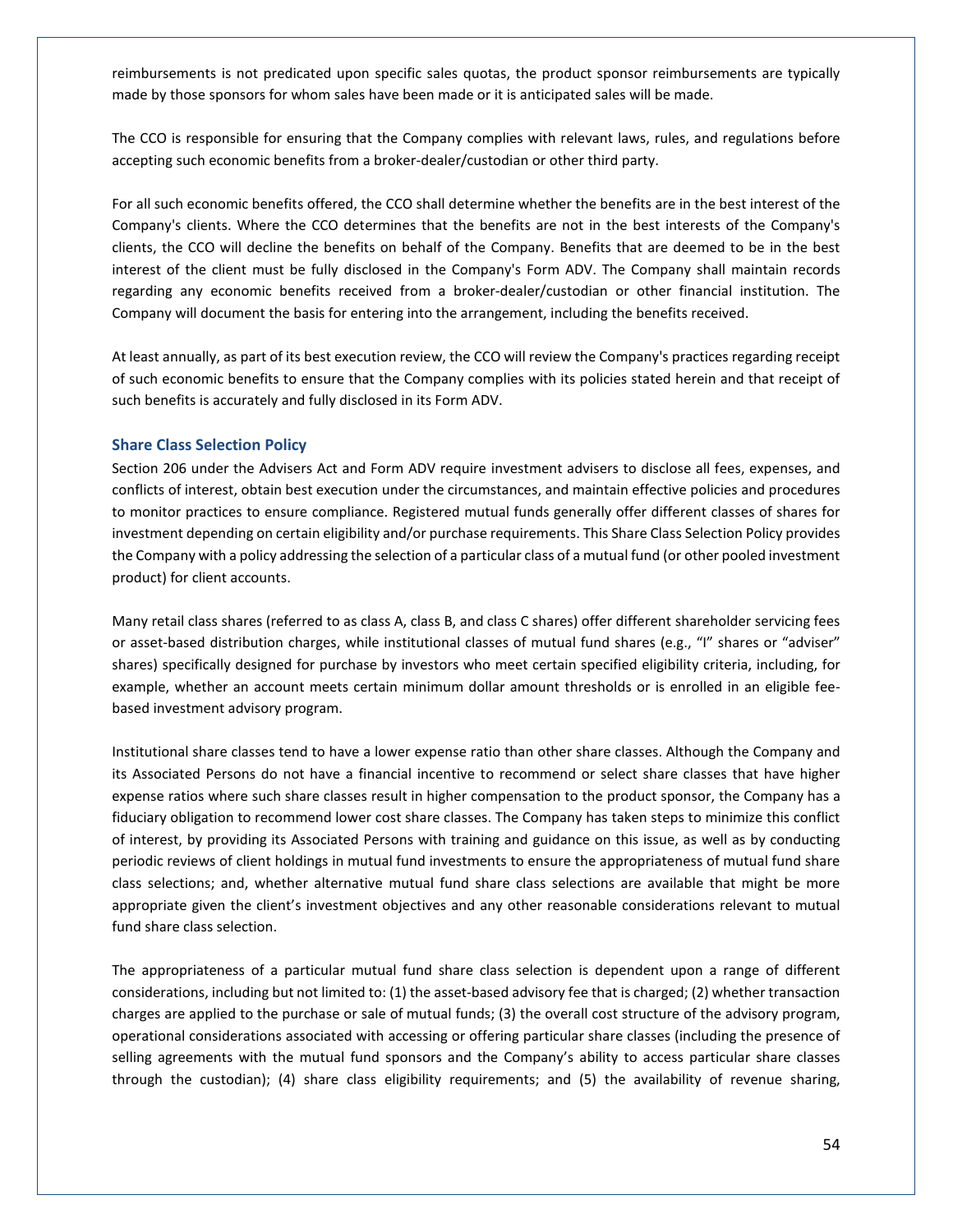reimbursements is not predicated upon specific sales quotas, the product sponsor reimbursements are typically made by those sponsors for whom sales have been made or it is anticipated sales will be made.

The CCO is responsible for ensuring that the Company complies with relevant laws, rules, and regulations before accepting such economic benefits from a broker-dealer/custodian or other third party.

For all such economic benefits offered, the CCO shall determine whether the benefits are in the best interest of the Company's clients. Where the CCO determines that the benefits are not in the best interests of the Company's clients, the CCO will decline the benefits on behalf of the Company. Benefits that are deemed to be in the best interest of the client must be fully disclosed in the Company's Form ADV. The Company shall maintain records regarding any economic benefits received from a broker-dealer/custodian or other financial institution. The Company will document the basis for entering into the arrangement, including the benefits received.

At least annually, as part of its best execution review, the CCO will review the Company's practices regarding receipt of such economic benefits to ensure that the Company complies with its policies stated herein and that receipt of such benefits is accurately and fully disclosed in its Form ADV.

## Share Class Selection Policy

Section 206 under the Advisers Act and Form ADV require investment advisers to disclose all fees, expenses, and conflicts of interest, obtain best execution under the circumstances, and maintain effective policies and procedures to monitor practices to ensure compliance. Registered mutual funds generally offer different classes of shares for investment depending on certain eligibility and/or purchase requirements. This Share Class Selection Policy provides the Company with a policy addressing the selection of a particular class of a mutual fund (or other pooled investment product) for client accounts.

Many retail class shares (referred to as class A, class B, and class C shares) offer different shareholder servicing fees or asset-based distribution charges, while institutional classes of mutual fund shares (e.g., "I" shares or "adviser" shares) specifically designed for purchase by investors who meet certain specified eligibility criteria, including, for example, whether an account meets certain minimum dollar amount thresholds or is enrolled in an eligible fee-based investment advisory program.

Institutional share classes tend to have a lower expense ratio than other share classes. Although the Company and its Associated Persons do not have a financial incentive to recommend or select share classes that have higher expense ratios where such share classes result in higher compensation to the product sponsor, the Company has a fiduciary obligation to recommend lower cost share classes. The Company has taken steps to minimize this conflict of interest, by providing its Associated Persons with training and guidance on this issue, as well as by conducting periodic reviews of client holdings in mutual fund investments to ensure the appropriateness of mutual fund share class selections; and, whether alternative mutual fund share class selections are available that might be more appropriate given the client's investment objectives and any other reasonable considerations relevant to mutual fund share class selection.

The appropriateness of a particular mutual fund share class selection is dependent upon a range of different considerations, including but not limited to: (1) the asset-based advisory fee that is charged; (2) whether transaction charges are applied to the purchase or sale of mutual funds; (3) the overall cost structure of the advisory program, operational considerations associated with accessing or offering particular share classes (including the presence of selling agreements with the mutual fund sponsors and the Company's ability to access particular share classes through the custodian); (4) share class eligibility requirements; and (5) the availability of revenue sharing,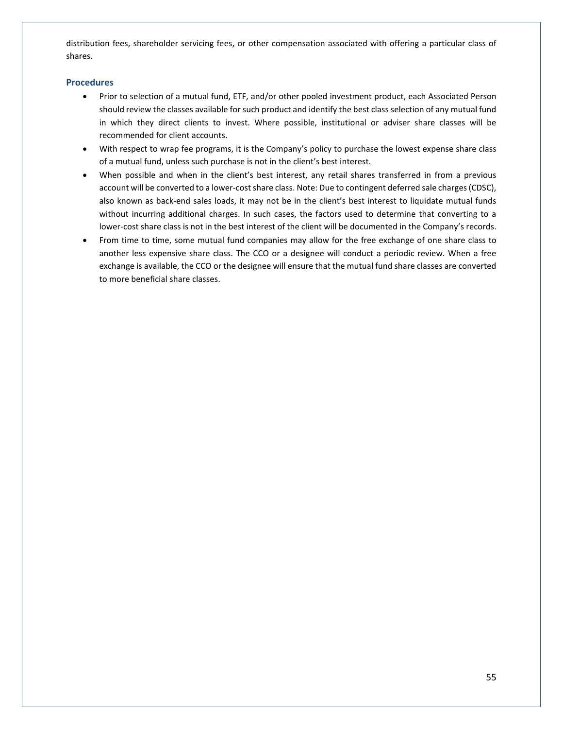distribution fees, shareholder servicing fees, or other compensation associated with offering a particular class of shares.

### Procedures

- Prior to selection of a mutual fund, ETF, and/or other pooled investment product, each Associated Person should review the classes available for such product and identify the best class selection of any mutual fund in which they direct clients to invest. Where possible, institutional or adviser share classes will be recommended for client accounts.
- With respect to wrap fee programs, it is the Company's policy to purchase the lowest expense share class of a mutual fund, unless such purchase is not in the client's best interest.
- When possible and when in the client's best interest, any retail shares transferred in from a previous account will be converted to a lower-cost share class. Note: Due to contingent deferred sale charges (CDSC), also known as back-end sales loads, it may not be in the client's best interest to liquidate mutual funds without incurring additional charges. In such cases, the factors used to determine that converting to a lower-cost share class is not in the best interest of the client will be documented in the Company's records.
- From time to time, some mutual fund companies may allow for the free exchange of one share class to another less expensive share class. The CCO or a designee will conduct a periodic review. When a free exchange is available, the CCO or the designee will ensure that the mutual fund share classes are converted to more beneficial share classes.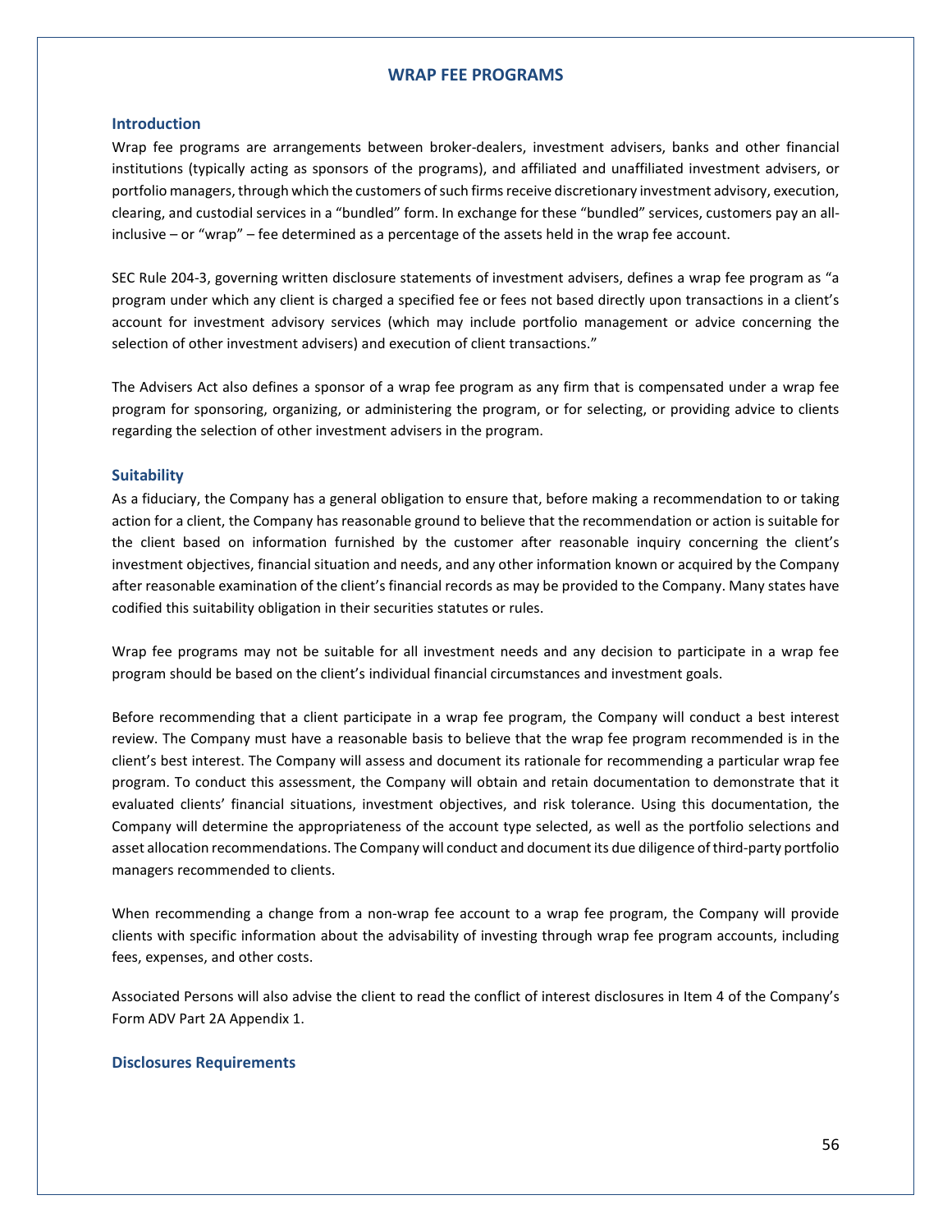# WRAP FEE PROGRAMS

## Introduction

Wrap fee programs are arrangements between broker-dealers, investment advisers, banks and other financial institutions (typically acting as sponsors of the programs), and affiliated and unaffiliated investment advisers, or portfolio managers, through which the customers of such firms receive discretionary investment advisory, execution, clearing, and custodial services in a "bundled" form. In exchange for these "bundled" services, customers pay an all-inclusive – or "wrap" – fee determined as a percentage of the assets held in the wrap fee account.

SEC Rule 204-3, governing written disclosure statements of investment advisers, defines a wrap fee program as "a program under which any client is charged a specified fee or fees not based directly upon transactions in a client's account for investment advisory services (which may include portfolio management or advice concerning the selection of other investment advisers) and execution of client transactions."

The Advisers Act also defines a sponsor of a wrap fee program as any firm that is compensated under a wrap fee program for sponsoring, organizing, or administering the program, or for selecting, or providing advice to clients regarding the selection of other investment advisers in the program.

## Suitability

As a fiduciary, the Company has a general obligation to ensure that, before making a recommendation to or taking action for a client, the Company has reasonable ground to believe that the recommendation or action is suitable for the client based on information furnished by the customer after reasonable inquiry concerning the client's investment objectives, financial situation and needs, and any other information known or acquired by the Company after reasonable examination of the client's financial records as may be provided to the Company. Many states have codified this suitability obligation in their securities statutes or rules.

Wrap fee programs may not be suitable for all investment needs and any decision to participate in a wrap fee program should be based on the client's individual financial circumstances and investment goals.

Before recommending that a client participate in a wrap fee program, the Company will conduct a best interest review. The Company must have a reasonable basis to believe that the wrap fee program recommended is in the client's best interest. The Company will assess and document its rationale for recommending a particular wrap fee program. To conduct this assessment, the Company will obtain and retain documentation to demonstrate that it evaluated clients' financial situations, investment objectives, and risk tolerance. Using this documentation, the Company will determine the appropriateness of the account type selected, as well as the portfolio selections and asset allocation recommendations. The Company will conduct and document its due diligence of third-party portfolio managers recommended to clients.

When recommending a change from a non-wrap fee account to a wrap fee program, the Company will provide clients with specific information about the advisability of investing through wrap fee program accounts, including fees, expenses, and other costs.

Associated Persons will also advise the client to read the conflict of interest disclosures in Item 4 of the Company's Form ADV Part 2A Appendix 1.

## Disclosures Requirements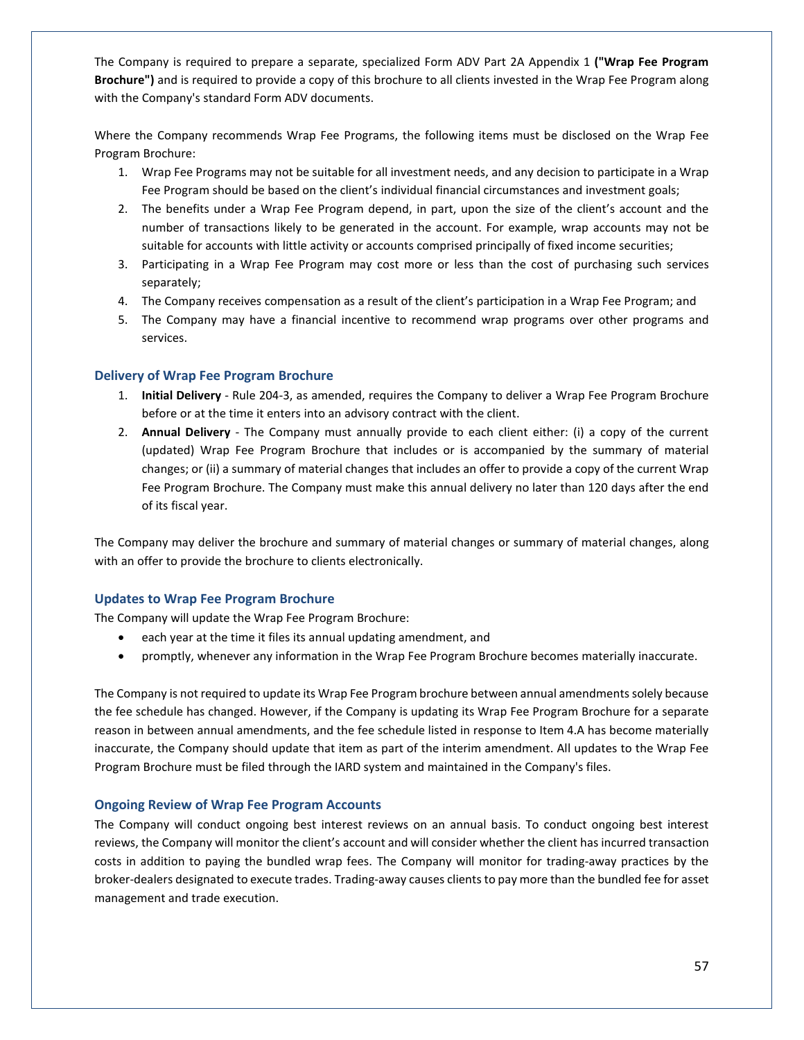The Company is required to prepare a separate, specialized Form ADV Part 2A Appendix 1 **("Wrap Fee Program Brochure")** and is required to provide a copy of this brochure to all clients invested in the Wrap Fee Program along with the Company's standard Form ADV documents.

Where the Company recommends Wrap Fee Programs, the following items must be disclosed on the Wrap Fee Program Brochure:

1. Wrap Fee Programs may not be suitable for all investment needs, and any decision to participate in a Wrap Fee Program should be based on the client's individual financial circumstances and investment goals;
2. The benefits under a Wrap Fee Program depend, in part, upon the size of the client's account and the number of transactions likely to be generated in the account. For example, wrap accounts may not be suitable for accounts with little activity or accounts comprised principally of fixed income securities;
3. Participating in a Wrap Fee Program may cost more or less than the cost of purchasing such services separately;
4. The Company receives compensation as a result of the client's participation in a Wrap Fee Program; and
5. The Company may have a financial incentive to recommend wrap programs over other programs and services.

### Delivery of Wrap Fee Program Brochure

1. **Initial Delivery** - Rule 204-3, as amended, requires the Company to deliver a Wrap Fee Program Brochure before or at the time it enters into an advisory contract with the client.
2. **Annual Delivery** - The Company must annually provide to each client either: (i) a copy of the current (updated) Wrap Fee Program Brochure that includes or is accompanied by the summary of material changes; or (ii) a summary of material changes that includes an offer to provide a copy of the current Wrap Fee Program Brochure. The Company must make this annual delivery no later than 120 days after the end of its fiscal year.

The Company may deliver the brochure and summary of material changes or summary of material changes, along with an offer to provide the brochure to clients electronically.

### Updates to Wrap Fee Program Brochure

The Company will update the Wrap Fee Program Brochure:

- each year at the time it files its annual updating amendment, and
- promptly, whenever any information in the Wrap Fee Program Brochure becomes materially inaccurate.

The Company is not required to update its Wrap Fee Program brochure between annual amendments solely because the fee schedule has changed. However, if the Company is updating its Wrap Fee Program Brochure for a separate reason in between annual amendments, and the fee schedule listed in response to Item 4.A has become materially inaccurate, the Company should update that item as part of the interim amendment. All updates to the Wrap Fee Program Brochure must be filed through the IARD system and maintained in the Company's files.

### Ongoing Review of Wrap Fee Program Accounts

The Company will conduct ongoing best interest reviews on an annual basis. To conduct ongoing best interest reviews, the Company will monitor the client's account and will consider whether the client has incurred transaction costs in addition to paying the bundled wrap fees. The Company will monitor for trading-away practices by the broker-dealers designated to execute trades. Trading-away causes clients to pay more than the bundled fee for asset management and trade execution.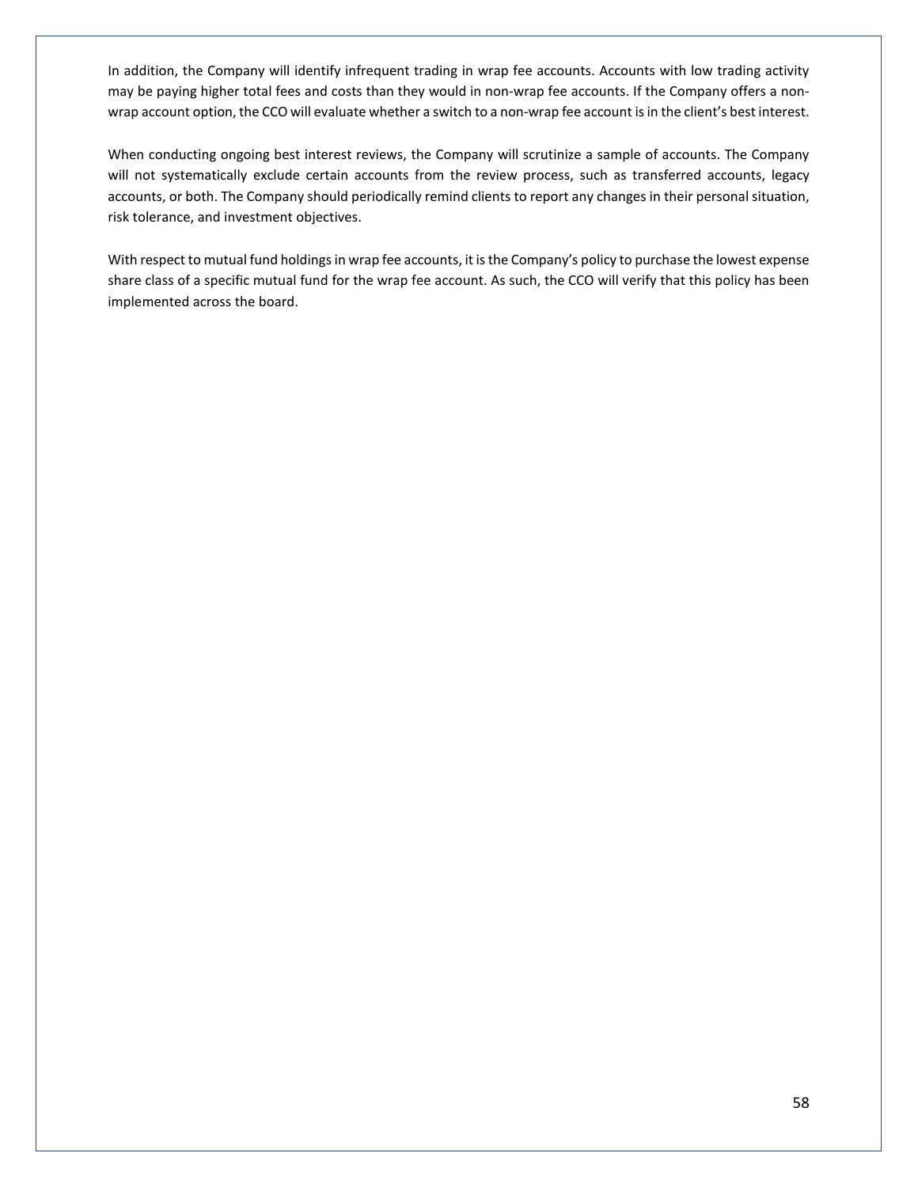In addition, the Company will identify infrequent trading in wrap fee accounts. Accounts with low trading activity may be paying higher total fees and costs than they would in non-wrap fee accounts. If the Company offers a non-wrap account option, the CCO will evaluate whether a switch to a non-wrap fee account is in the client's best interest.

When conducting ongoing best interest reviews, the Company will scrutinize a sample of accounts. The Company will not systematically exclude certain accounts from the review process, such as transferred accounts, legacy accounts, or both. The Company should periodically remind clients to report any changes in their personal situation, risk tolerance, and investment objectives.

With respect to mutual fund holdings in wrap fee accounts, it is the Company's policy to purchase the lowest expense share class of a specific mutual fund for the wrap fee account. As such, the CCO will verify that this policy has been implemented across the board.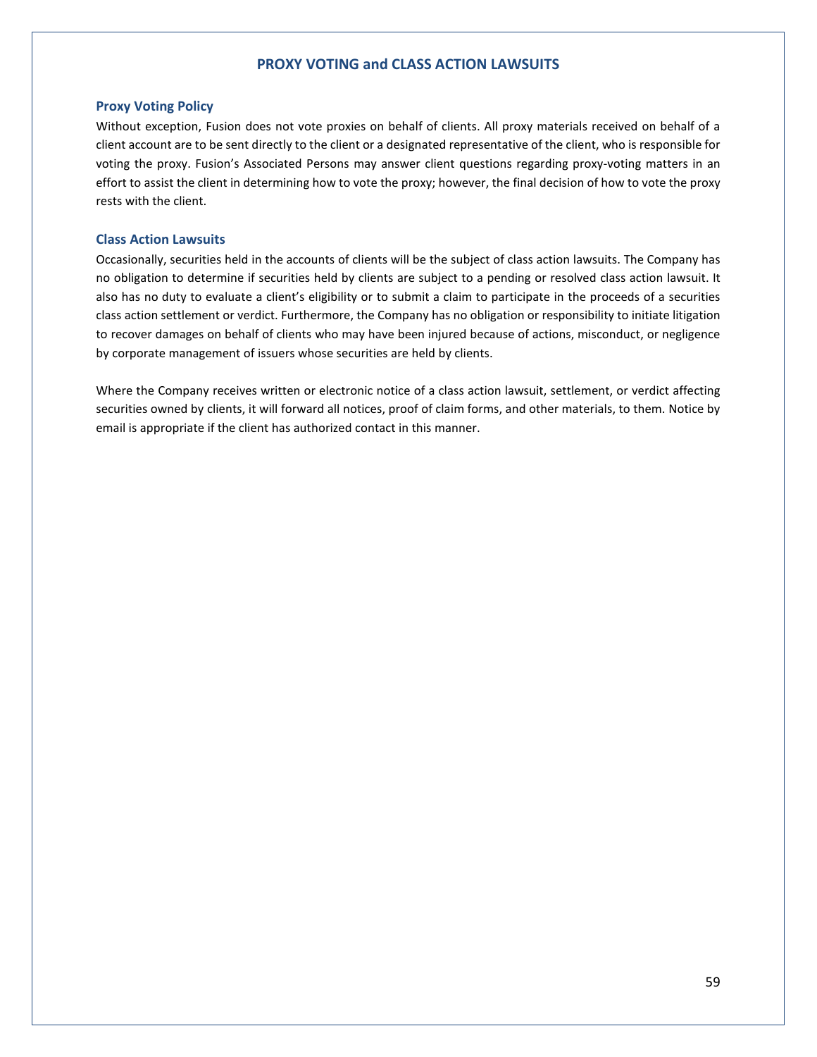# PROXY VOTING and CLASS ACTION LAWSUITS

## Proxy Voting Policy

Without exception, Fusion does not vote proxies on behalf of clients. All proxy materials received on behalf of a client account are to be sent directly to the client or a designated representative of the client, who is responsible for voting the proxy. Fusion's Associated Persons may answer client questions regarding proxy-voting matters in an effort to assist the client in determining how to vote the proxy; however, the final decision of how to vote the proxy rests with the client.

## Class Action Lawsuits

Occasionally, securities held in the accounts of clients will be the subject of class action lawsuits. The Company has no obligation to determine if securities held by clients are subject to a pending or resolved class action lawsuit. It also has no duty to evaluate a client's eligibility or to submit a claim to participate in the proceeds of a securities class action settlement or verdict. Furthermore, the Company has no obligation or responsibility to initiate litigation to recover damages on behalf of clients who may have been injured because of actions, misconduct, or negligence by corporate management of issuers whose securities are held by clients.

Where the Company receives written or electronic notice of a class action lawsuit, settlement, or verdict affecting securities owned by clients, it will forward all notices, proof of claim forms, and other materials, to them. Notice by email is appropriate if the client has authorized contact in this manner.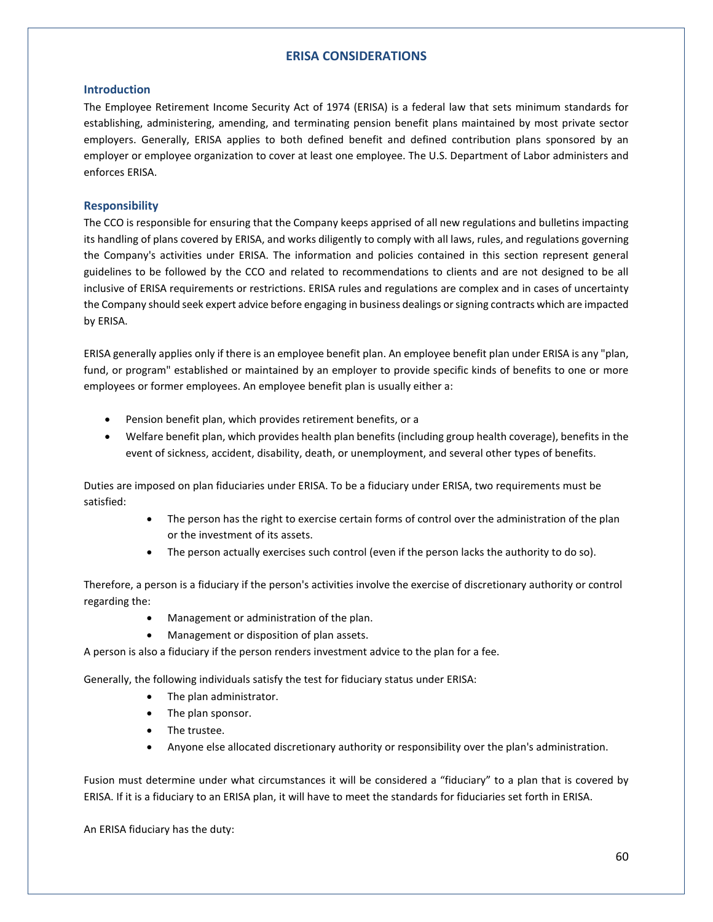## ERISA CONSIDERATIONS

### Introduction

The Employee Retirement Income Security Act of 1974 (ERISA) is a federal law that sets minimum standards for establishing, administering, amending, and terminating pension benefit plans maintained by most private sector employers. Generally, ERISA applies to both defined benefit and defined contribution plans sponsored by an employer or employee organization to cover at least one employee. The U.S. Department of Labor administers and enforces ERISA.

### Responsibility

The CCO is responsible for ensuring that the Company keeps apprised of all new regulations and bulletins impacting its handling of plans covered by ERISA, and works diligently to comply with all laws, rules, and regulations governing the Company's activities under ERISA. The information and policies contained in this section represent general guidelines to be followed by the CCO and related to recommendations to clients and are not designed to be all inclusive of ERISA requirements or restrictions. ERISA rules and regulations are complex and in cases of uncertainty the Company should seek expert advice before engaging in business dealings or signing contracts which are impacted by ERISA.

ERISA generally applies only if there is an employee benefit plan. An employee benefit plan under ERISA is any "plan, fund, or program" established or maintained by an employer to provide specific kinds of benefits to one or more employees or former employees. An employee benefit plan is usually either a:

- Pension benefit plan, which provides retirement benefits, or a
- Welfare benefit plan, which provides health plan benefits (including group health coverage), benefits in the event of sickness, accident, disability, death, or unemployment, and several other types of benefits.

Duties are imposed on plan fiduciaries under ERISA. To be a fiduciary under ERISA, two requirements must be satisfied:

- The person has the right to exercise certain forms of control over the administration of the plan or the investment of its assets.
- The person actually exercises such control (even if the person lacks the authority to do so).

Therefore, a person is a fiduciary if the person's activities involve the exercise of discretionary authority or control regarding the:

- Management or administration of the plan.
- Management or disposition of plan assets.

A person is also a fiduciary if the person renders investment advice to the plan for a fee.

Generally, the following individuals satisfy the test for fiduciary status under ERISA:

- The plan administrator.
- The plan sponsor.
- The trustee.
- Anyone else allocated discretionary authority or responsibility over the plan's administration.

Fusion must determine under what circumstances it will be considered a "fiduciary" to a plan that is covered by ERISA. If it is a fiduciary to an ERISA plan, it will have to meet the standards for fiduciaries set forth in ERISA.

An ERISA fiduciary has the duty: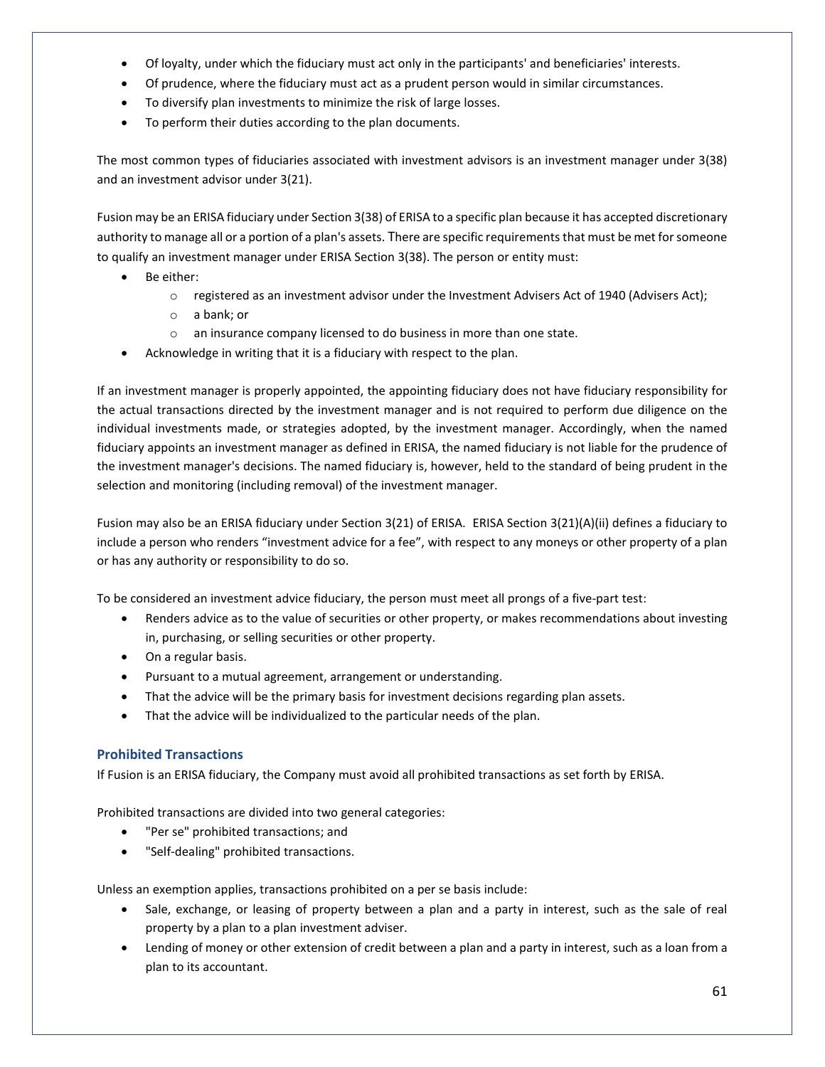- Of loyalty, under which the fiduciary must act only in the participants' and beneficiaries' interests.
- Of prudence, where the fiduciary must act as a prudent person would in similar circumstances.
- To diversify plan investments to minimize the risk of large losses.
- To perform their duties according to the plan documents.

The most common types of fiduciaries associated with investment advisors is an investment manager under 3(38) and an investment advisor under 3(21).

Fusion may be an ERISA fiduciary under Section 3(38) of ERISA to a specific plan because it has accepted discretionary authority to manage all or a portion of a plan's assets. There are specific requirements that must be met for someone to qualify an investment manager under ERISA Section 3(38). The person or entity must:

- Be either:
  - registered as an investment advisor under the Investment Advisers Act of 1940 (Advisers Act);
  - a bank; or
  - an insurance company licensed to do business in more than one state.
- Acknowledge in writing that it is a fiduciary with respect to the plan.

If an investment manager is properly appointed, the appointing fiduciary does not have fiduciary responsibility for the actual transactions directed by the investment manager and is not required to perform due diligence on the individual investments made, or strategies adopted, by the investment manager. Accordingly, when the named fiduciary appoints an investment manager as defined in ERISA, the named fiduciary is not liable for the prudence of the investment manager's decisions. The named fiduciary is, however, held to the standard of being prudent in the selection and monitoring (including removal) of the investment manager.

Fusion may also be an ERISA fiduciary under Section 3(21) of ERISA. ERISA Section 3(21)(A)(ii) defines a fiduciary to include a person who renders "investment advice for a fee", with respect to any moneys or other property of a plan or has any authority or responsibility to do so.

To be considered an investment advice fiduciary, the person must meet all prongs of a five-part test:

- Renders advice as to the value of securities or other property, or makes recommendations about investing in, purchasing, or selling securities or other property.
- On a regular basis.
- Pursuant to a mutual agreement, arrangement or understanding.
- That the advice will be the primary basis for investment decisions regarding plan assets.
- That the advice will be individualized to the particular needs of the plan.

### Prohibited Transactions

If Fusion is an ERISA fiduciary, the Company must avoid all prohibited transactions as set forth by ERISA.

Prohibited transactions are divided into two general categories:

- "Per se" prohibited transactions; and
- "Self-dealing" prohibited transactions.

Unless an exemption applies, transactions prohibited on a per se basis include:

- Sale, exchange, or leasing of property between a plan and a party in interest, such as the sale of real property by a plan to a plan investment adviser.
- Lending of money or other extension of credit between a plan and a party in interest, such as a loan from a plan to its accountant.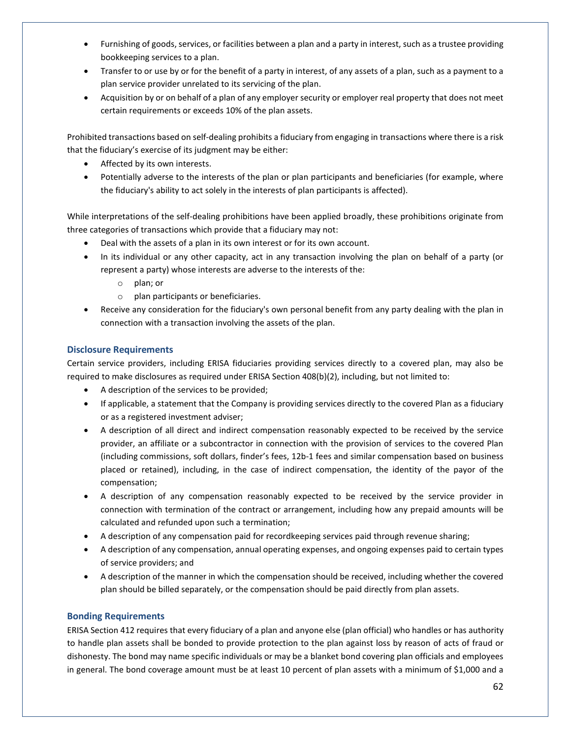- Furnishing of goods, services, or facilities between a plan and a party in interest, such as a trustee providing bookkeeping services to a plan.
- Transfer to or use by or for the benefit of a party in interest, of any assets of a plan, such as a payment to a plan service provider unrelated to its servicing of the plan.
- Acquisition by or on behalf of a plan of any employer security or employer real property that does not meet certain requirements or exceeds 10% of the plan assets.

Prohibited transactions based on self-dealing prohibits a fiduciary from engaging in transactions where there is a risk that the fiduciary's exercise of its judgment may be either:

- Affected by its own interests.
- Potentially adverse to the interests of the plan or plan participants and beneficiaries (for example, where the fiduciary's ability to act solely in the interests of plan participants is affected).

While interpretations of the self-dealing prohibitions have been applied broadly, these prohibitions originate from three categories of transactions which provide that a fiduciary may not:

- Deal with the assets of a plan in its own interest or for its own account.
- In its individual or any other capacity, act in any transaction involving the plan on behalf of a party (or represent a party) whose interests are adverse to the interests of the:
    - plan; or
    - plan participants or beneficiaries.
- Receive any consideration for the fiduciary's own personal benefit from any party dealing with the plan in connection with a transaction involving the assets of the plan.

### Disclosure Requirements

Certain service providers, including ERISA fiduciaries providing services directly to a covered plan, may also be required to make disclosures as required under ERISA Section 408(b)(2), including, but not limited to:

- A description of the services to be provided;
- If applicable, a statement that the Company is providing services directly to the covered Plan as a fiduciary or as a registered investment adviser;
- A description of all direct and indirect compensation reasonably expected to be received by the service provider, an affiliate or a subcontractor in connection with the provision of services to the covered Plan (including commissions, soft dollars, finder's fees, 12b-1 fees and similar compensation based on business placed or retained), including, in the case of indirect compensation, the identity of the payor of the compensation;
- A description of any compensation reasonably expected to be received by the service provider in connection with termination of the contract or arrangement, including how any prepaid amounts will be calculated and refunded upon such a termination;
- A description of any compensation paid for recordkeeping services paid through revenue sharing;
- A description of any compensation, annual operating expenses, and ongoing expenses paid to certain types of service providers; and
- A description of the manner in which the compensation should be received, including whether the covered plan should be billed separately, or the compensation should be paid directly from plan assets.

### Bonding Requirements

ERISA Section 412 requires that every fiduciary of a plan and anyone else (plan official) who handles or has authority to handle plan assets shall be bonded to provide protection to the plan against loss by reason of acts of fraud or dishonesty. The bond may name specific individuals or may be a blanket bond covering plan officials and employees in general. The bond coverage amount must be at least 10 percent of plan assets with a minimum of $1,000 and a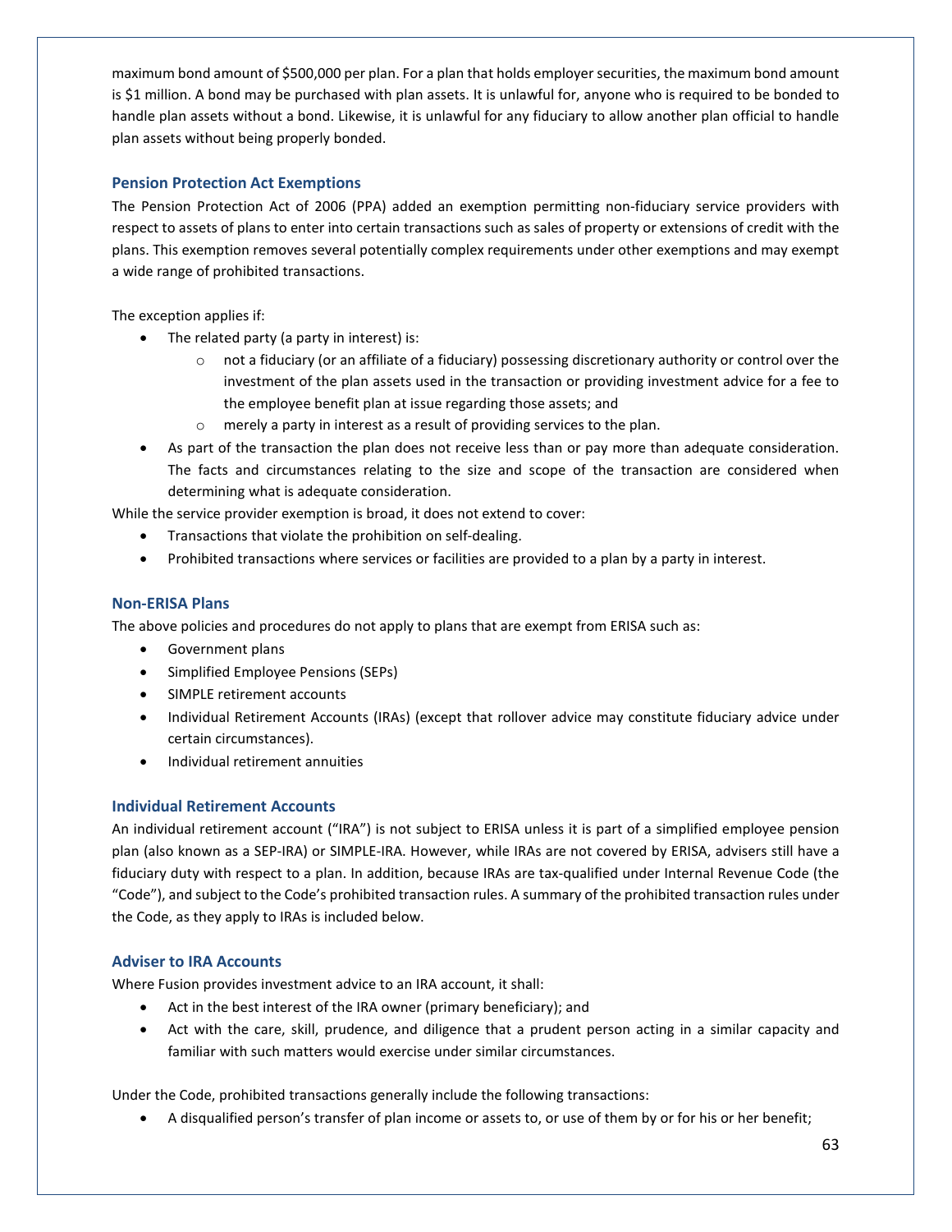maximum bond amount of $500,000 per plan. For a plan that holds employer securities, the maximum bond amount is $1 million. A bond may be purchased with plan assets. It is unlawful for, anyone who is required to be bonded to handle plan assets without a bond. Likewise, it is unlawful for any fiduciary to allow another plan official to handle plan assets without being properly bonded.

### Pension Protection Act Exemptions

The Pension Protection Act of 2006 (PPA) added an exemption permitting non-fiduciary service providers with respect to assets of plans to enter into certain transactions such as sales of property or extensions of credit with the plans. This exemption removes several potentially complex requirements under other exemptions and may exempt a wide range of prohibited transactions.

The exception applies if:

- The related party (a party in interest) is:
  - not a fiduciary (or an affiliate of a fiduciary) possessing discretionary authority or control over the investment of the plan assets used in the transaction or providing investment advice for a fee to the employee benefit plan at issue regarding those assets; and
  - merely a party in interest as a result of providing services to the plan.
- As part of the transaction the plan does not receive less than or pay more than adequate consideration. The facts and circumstances relating to the size and scope of the transaction are considered when determining what is adequate consideration.

While the service provider exemption is broad, it does not extend to cover:

- Transactions that violate the prohibition on self-dealing.
- Prohibited transactions where services or facilities are provided to a plan by a party in interest.

### Non-ERISA Plans

The above policies and procedures do not apply to plans that are exempt from ERISA such as:

- Government plans
- Simplified Employee Pensions (SEPs)
- SIMPLE retirement accounts
- Individual Retirement Accounts (IRAs) (except that rollover advice may constitute fiduciary advice under certain circumstances).
- Individual retirement annuities

### Individual Retirement Accounts

An individual retirement account ("IRA") is not subject to ERISA unless it is part of a simplified employee pension plan (also known as a SEP-IRA) or SIMPLE-IRA. However, while IRAs are not covered by ERISA, advisers still have a fiduciary duty with respect to a plan. In addition, because IRAs are tax-qualified under Internal Revenue Code (the "Code"), and subject to the Code's prohibited transaction rules. A summary of the prohibited transaction rules under the Code, as they apply to IRAs is included below.

### Adviser to IRA Accounts

Where Fusion provides investment advice to an IRA account, it shall:

- Act in the best interest of the IRA owner (primary beneficiary); and
- Act with the care, skill, prudence, and diligence that a prudent person acting in a similar capacity and familiar with such matters would exercise under similar circumstances.

Under the Code, prohibited transactions generally include the following transactions:

- A disqualified person's transfer of plan income or assets to, or use of them by or for his or her benefit;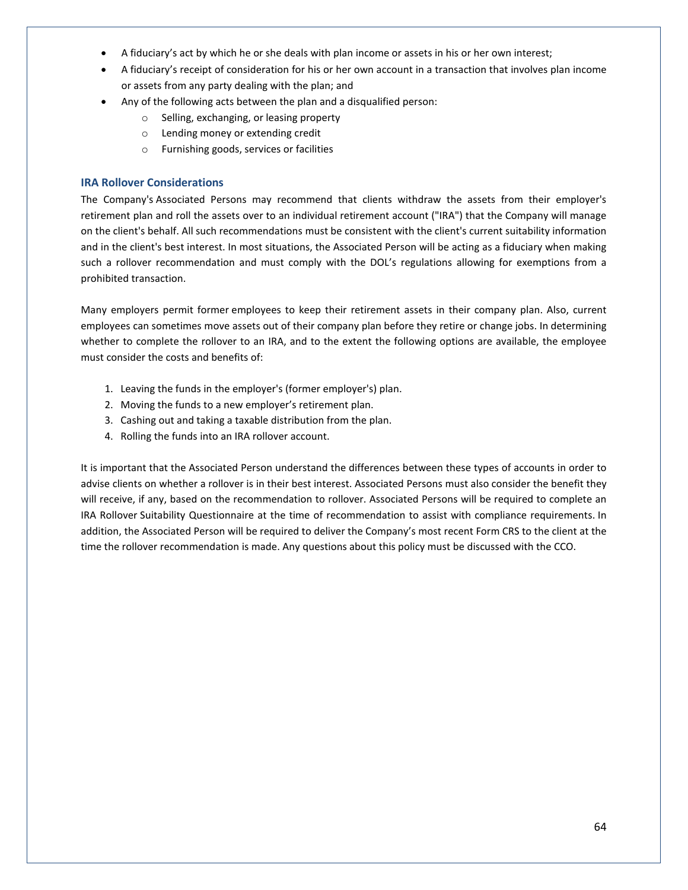- A fiduciary's act by which he or she deals with plan income or assets in his or her own interest;
- A fiduciary's receipt of consideration for his or her own account in a transaction that involves plan income or assets from any party dealing with the plan; and
- Any of the following acts between the plan and a disqualified person:
  - Selling, exchanging, or leasing property
  - Lending money or extending credit
  - Furnishing goods, services or facilities

### IRA Rollover Considerations

The Company's Associated Persons may recommend that clients withdraw the assets from their employer's retirement plan and roll the assets over to an individual retirement account ("IRA") that the Company will manage on the client's behalf. All such recommendations must be consistent with the client's current suitability information and in the client's best interest. In most situations, the Associated Person will be acting as a fiduciary when making such a rollover recommendation and must comply with the DOL's regulations allowing for exemptions from a prohibited transaction.

Many employers permit former employees to keep their retirement assets in their company plan. Also, current employees can sometimes move assets out of their company plan before they retire or change jobs. In determining whether to complete the rollover to an IRA, and to the extent the following options are available, the employee must consider the costs and benefits of:

1. Leaving the funds in the employer's (former employer's) plan.
2. Moving the funds to a new employer's retirement plan.
3. Cashing out and taking a taxable distribution from the plan.
4. Rolling the funds into an IRA rollover account.

It is important that the Associated Person understand the differences between these types of accounts in order to advise clients on whether a rollover is in their best interest. Associated Persons must also consider the benefit they will receive, if any, based on the recommendation to rollover. Associated Persons will be required to complete an IRA Rollover Suitability Questionnaire at the time of recommendation to assist with compliance requirements. In addition, the Associated Person will be required to deliver the Company's most recent Form CRS to the client at the time the rollover recommendation is made. Any questions about this policy must be discussed with the CCO.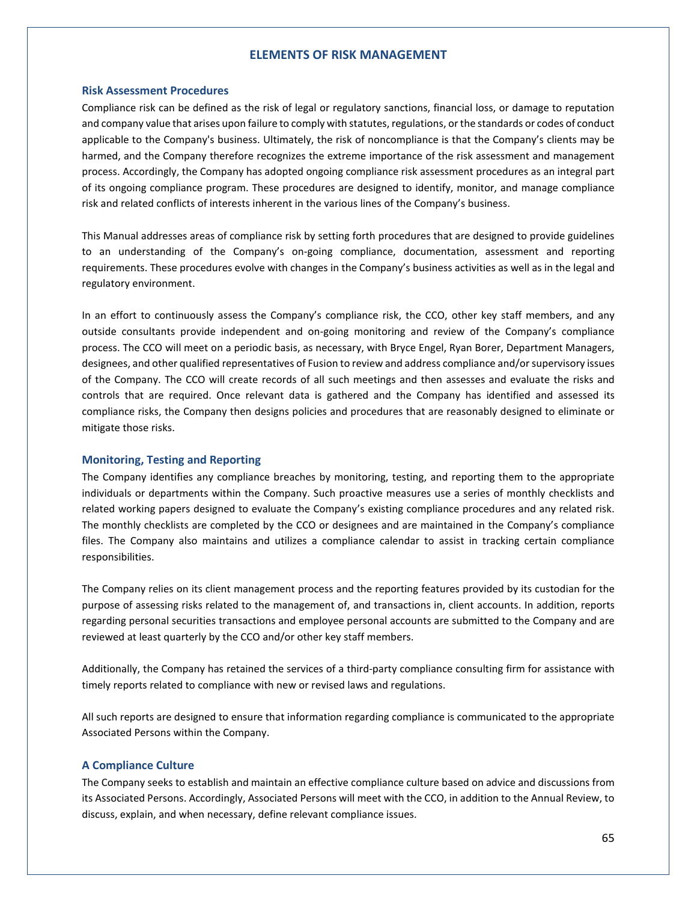# ELEMENTS OF RISK MANAGEMENT

## Risk Assessment Procedures

Compliance risk can be defined as the risk of legal or regulatory sanctions, financial loss, or damage to reputation and company value that arises upon failure to comply with statutes, regulations, or the standards or codes of conduct applicable to the Company's business. Ultimately, the risk of noncompliance is that the Company's clients may be harmed, and the Company therefore recognizes the extreme importance of the risk assessment and management process. Accordingly, the Company has adopted ongoing compliance risk assessment procedures as an integral part of its ongoing compliance program. These procedures are designed to identify, monitor, and manage compliance risk and related conflicts of interests inherent in the various lines of the Company's business.

This Manual addresses areas of compliance risk by setting forth procedures that are designed to provide guidelines to an understanding of the Company's on-going compliance, documentation, assessment and reporting requirements. These procedures evolve with changes in the Company's business activities as well as in the legal and regulatory environment.

In an effort to continuously assess the Company's compliance risk, the CCO, other key staff members, and any outside consultants provide independent and on-going monitoring and review of the Company's compliance process. The CCO will meet on a periodic basis, as necessary, with Bryce Engel, Ryan Borer, Department Managers, designees, and other qualified representatives of Fusion to review and address compliance and/or supervisory issues of the Company. The CCO will create records of all such meetings and then assesses and evaluate the risks and controls that are required. Once relevant data is gathered and the Company has identified and assessed its compliance risks, the Company then designs policies and procedures that are reasonably designed to eliminate or mitigate those risks.

## Monitoring, Testing and Reporting

The Company identifies any compliance breaches by monitoring, testing, and reporting them to the appropriate individuals or departments within the Company. Such proactive measures use a series of monthly checklists and related working papers designed to evaluate the Company's existing compliance procedures and any related risk. The monthly checklists are completed by the CCO or designees and are maintained in the Company's compliance files. The Company also maintains and utilizes a compliance calendar to assist in tracking certain compliance responsibilities.

The Company relies on its client management process and the reporting features provided by its custodian for the purpose of assessing risks related to the management of, and transactions in, client accounts. In addition, reports regarding personal securities transactions and employee personal accounts are submitted to the Company and are reviewed at least quarterly by the CCO and/or other key staff members.

Additionally, the Company has retained the services of a third-party compliance consulting firm for assistance with timely reports related to compliance with new or revised laws and regulations.

All such reports are designed to ensure that information regarding compliance is communicated to the appropriate Associated Persons within the Company.

## A Compliance Culture

The Company seeks to establish and maintain an effective compliance culture based on advice and discussions from its Associated Persons. Accordingly, Associated Persons will meet with the CCO, in addition to the Annual Review, to discuss, explain, and when necessary, define relevant compliance issues.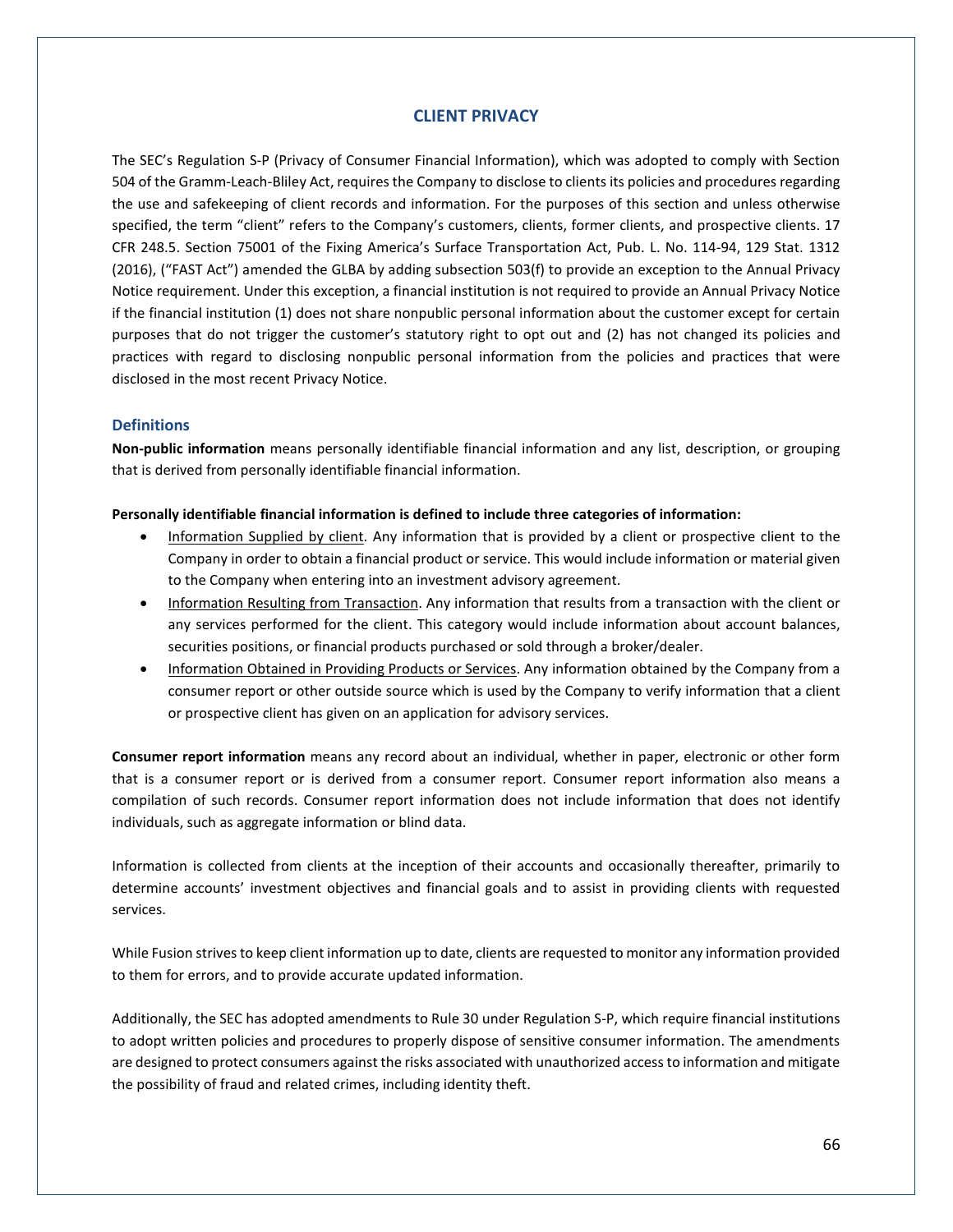# CLIENT PRIVACY

The SEC's Regulation S-P (Privacy of Consumer Financial Information), which was adopted to comply with Section 504 of the Gramm-Leach-Bliley Act, requires the Company to disclose to clients its policies and procedures regarding the use and safekeeping of client records and information. For the purposes of this section and unless otherwise specified, the term "client" refers to the Company's customers, clients, former clients, and prospective clients. 17 CFR 248.5. Section 75001 of the Fixing America's Surface Transportation Act, Pub. L. No. 114-94, 129 Stat. 1312 (2016), ("FAST Act") amended the GLBA by adding subsection 503(f) to provide an exception to the Annual Privacy Notice requirement. Under this exception, a financial institution is not required to provide an Annual Privacy Notice if the financial institution (1) does not share nonpublic personal information about the customer except for certain purposes that do not trigger the customer's statutory right to opt out and (2) has not changed its policies and practices with regard to disclosing nonpublic personal information from the policies and practices that were disclosed in the most recent Privacy Notice.

## Definitions

**Non-public information** means personally identifiable financial information and any list, description, or grouping that is derived from personally identifiable financial information.

**Personally identifiable financial information is defined to include three categories of information:**

- Information Supplied by client. Any information that is provided by a client or prospective client to the Company in order to obtain a financial product or service. This would include information or material given to the Company when entering into an investment advisory agreement.
- Information Resulting from Transaction. Any information that results from a transaction with the client or any services performed for the client. This category would include information about account balances, securities positions, or financial products purchased or sold through a broker/dealer.
- Information Obtained in Providing Products or Services. Any information obtained by the Company from a consumer report or other outside source which is used by the Company to verify information that a client or prospective client has given on an application for advisory services.

**Consumer report information** means any record about an individual, whether in paper, electronic or other form that is a consumer report or is derived from a consumer report. Consumer report information also means a compilation of such records. Consumer report information does not include information that does not identify individuals, such as aggregate information or blind data.

Information is collected from clients at the inception of their accounts and occasionally thereafter, primarily to determine accounts' investment objectives and financial goals and to assist in providing clients with requested services.

While Fusion strives to keep client information up to date, clients are requested to monitor any information provided to them for errors, and to provide accurate updated information.

Additionally, the SEC has adopted amendments to Rule 30 under Regulation S-P, which require financial institutions to adopt written policies and procedures to properly dispose of sensitive consumer information. The amendments are designed to protect consumers against the risks associated with unauthorized access to information and mitigate the possibility of fraud and related crimes, including identity theft.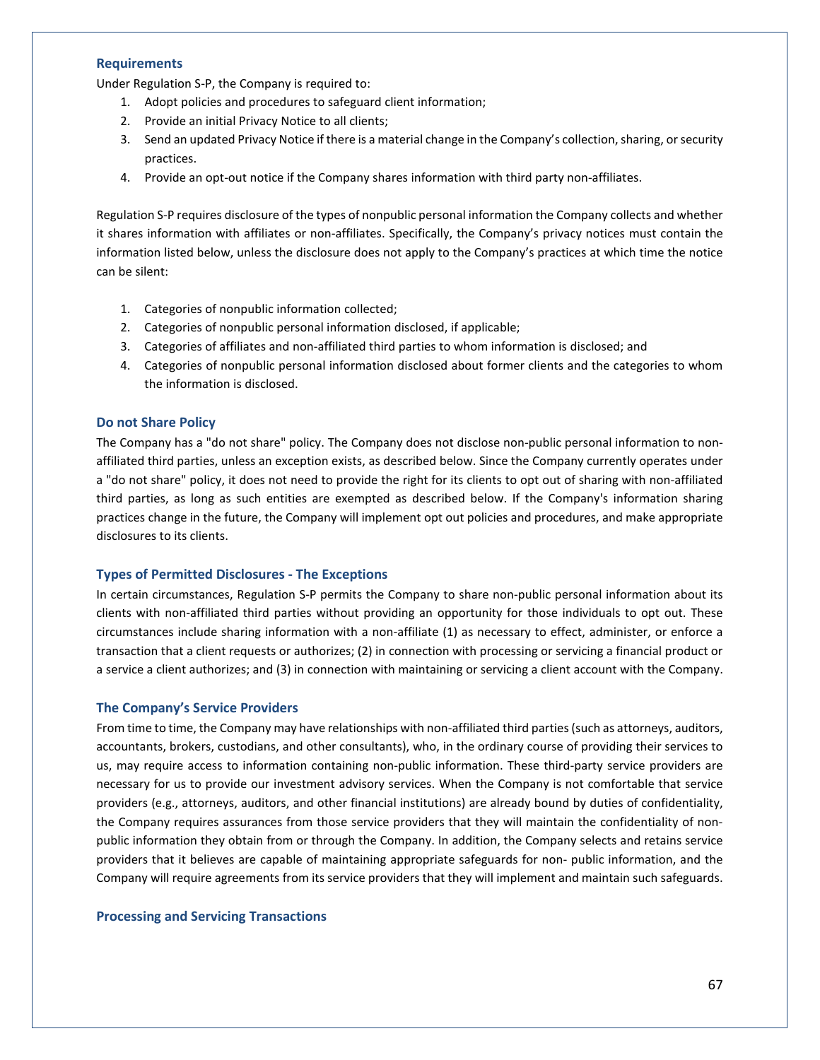### Requirements

Under Regulation S-P, the Company is required to:

1. Adopt policies and procedures to safeguard client information;
2. Provide an initial Privacy Notice to all clients;
3. Send an updated Privacy Notice if there is a material change in the Company's collection, sharing, or security practices.
4. Provide an opt-out notice if the Company shares information with third party non-affiliates.

Regulation S-P requires disclosure of the types of nonpublic personal information the Company collects and whether it shares information with affiliates or non-affiliates. Specifically, the Company's privacy notices must contain the information listed below, unless the disclosure does not apply to the Company's practices at which time the notice can be silent:

1. Categories of nonpublic information collected;
2. Categories of nonpublic personal information disclosed, if applicable;
3. Categories of affiliates and non-affiliated third parties to whom information is disclosed; and
4. Categories of nonpublic personal information disclosed about former clients and the categories to whom the information is disclosed.

### Do not Share Policy

The Company has a "do not share" policy. The Company does not disclose non-public personal information to non-affiliated third parties, unless an exception exists, as described below. Since the Company currently operates under a "do not share" policy, it does not need to provide the right for its clients to opt out of sharing with non-affiliated third parties, as long as such entities are exempted as described below. If the Company's information sharing practices change in the future, the Company will implement opt out policies and procedures, and make appropriate disclosures to its clients.

### Types of Permitted Disclosures - The Exceptions

In certain circumstances, Regulation S-P permits the Company to share non-public personal information about its clients with non-affiliated third parties without providing an opportunity for those individuals to opt out. These circumstances include sharing information with a non-affiliate (1) as necessary to effect, administer, or enforce a transaction that a client requests or authorizes; (2) in connection with processing or servicing a financial product or a service a client authorizes; and (3) in connection with maintaining or servicing a client account with the Company.

### The Company's Service Providers

From time to time, the Company may have relationships with non-affiliated third parties (such as attorneys, auditors, accountants, brokers, custodians, and other consultants), who, in the ordinary course of providing their services to us, may require access to information containing non-public information. These third-party service providers are necessary for us to provide our investment advisory services. When the Company is not comfortable that service providers (e.g., attorneys, auditors, and other financial institutions) are already bound by duties of confidentiality, the Company requires assurances from those service providers that they will maintain the confidentiality of non-public information they obtain from or through the Company. In addition, the Company selects and retains service providers that it believes are capable of maintaining appropriate safeguards for non- public information, and the Company will require agreements from its service providers that they will implement and maintain such safeguards.

### Processing and Servicing Transactions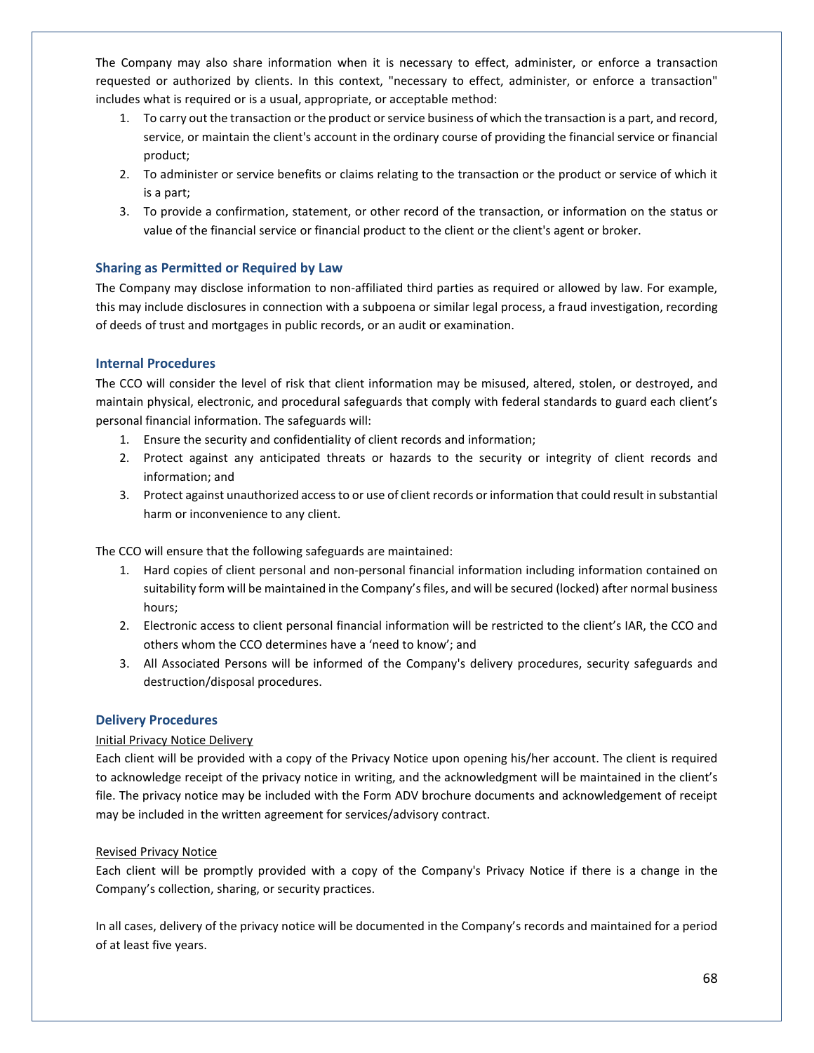The Company may also share information when it is necessary to effect, administer, or enforce a transaction requested or authorized by clients. In this context, "necessary to effect, administer, or enforce a transaction" includes what is required or is a usual, appropriate, or acceptable method:

1. To carry out the transaction or the product or service business of which the transaction is a part, and record, service, or maintain the client's account in the ordinary course of providing the financial service or financial product;
2. To administer or service benefits or claims relating to the transaction or the product or service of which it is a part;
3. To provide a confirmation, statement, or other record of the transaction, or information on the status or value of the financial service or financial product to the client or the client's agent or broker.

### Sharing as Permitted or Required by Law

The Company may disclose information to non-affiliated third parties as required or allowed by law. For example, this may include disclosures in connection with a subpoena or similar legal process, a fraud investigation, recording of deeds of trust and mortgages in public records, or an audit or examination.

### Internal Procedures

The CCO will consider the level of risk that client information may be misused, altered, stolen, or destroyed, and maintain physical, electronic, and procedural safeguards that comply with federal standards to guard each client's personal financial information. The safeguards will:

1. Ensure the security and confidentiality of client records and information;
2. Protect against any anticipated threats or hazards to the security or integrity of client records and information; and
3. Protect against unauthorized access to or use of client records or information that could result in substantial harm or inconvenience to any client.

The CCO will ensure that the following safeguards are maintained:

1. Hard copies of client personal and non-personal financial information including information contained on suitability form will be maintained in the Company's files, and will be secured (locked) after normal business hours;
2. Electronic access to client personal financial information will be restricted to the client's IAR, the CCO and others whom the CCO determines have a 'need to know'; and
3. All Associated Persons will be informed of the Company's delivery procedures, security safeguards and destruction/disposal procedures.

### Delivery Procedures

<u>Initial Privacy Notice Delivery</u>

Each client will be provided with a copy of the Privacy Notice upon opening his/her account. The client is required to acknowledge receipt of the privacy notice in writing, and the acknowledgment will be maintained in the client's file. The privacy notice may be included with the Form ADV brochure documents and acknowledgement of receipt may be included in the written agreement for services/advisory contract.

<u>Revised Privacy Notice</u>

Each client will be promptly provided with a copy of the Company's Privacy Notice if there is a change in the Company's collection, sharing, or security practices.

In all cases, delivery of the privacy notice will be documented in the Company's records and maintained for a period of at least five years.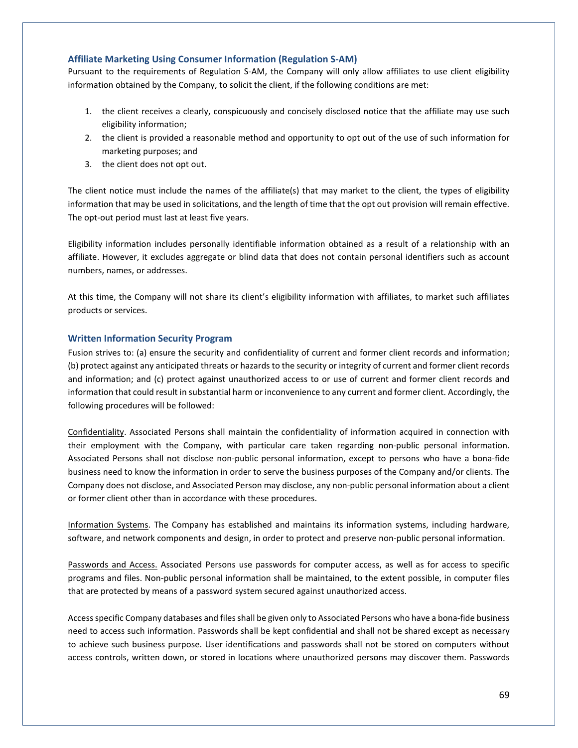### Affiliate Marketing Using Consumer Information (Regulation S-AM)

Pursuant to the requirements of Regulation S-AM, the Company will only allow affiliates to use client eligibility information obtained by the Company, to solicit the client, if the following conditions are met:

1. the client receives a clearly, conspicuously and concisely disclosed notice that the affiliate may use such eligibility information;
2. the client is provided a reasonable method and opportunity to opt out of the use of such information for marketing purposes; and
3. the client does not opt out.

The client notice must include the names of the affiliate(s) that may market to the client, the types of eligibility information that may be used in solicitations, and the length of time that the opt out provision will remain effective. The opt-out period must last at least five years.

Eligibility information includes personally identifiable information obtained as a result of a relationship with an affiliate. However, it excludes aggregate or blind data that does not contain personal identifiers such as account numbers, names, or addresses.

At this time, the Company will not share its client's eligibility information with affiliates, to market such affiliates products or services.

### Written Information Security Program

Fusion strives to: (a) ensure the security and confidentiality of current and former client records and information; (b) protect against any anticipated threats or hazards to the security or integrity of current and former client records and information; and (c) protect against unauthorized access to or use of current and former client records and information that could result in substantial harm or inconvenience to any current and former client. Accordingly, the following procedures will be followed:

<u>Confidentiality</u>. Associated Persons shall maintain the confidentiality of information acquired in connection with their employment with the Company, with particular care taken regarding non-public personal information. Associated Persons shall not disclose non-public personal information, except to persons who have a bona-fide business need to know the information in order to serve the business purposes of the Company and/or clients. The Company does not disclose, and Associated Person may disclose, any non-public personal information about a client or former client other than in accordance with these procedures.

<u>Information Systems</u>. The Company has established and maintains its information systems, including hardware, software, and network components and design, in order to protect and preserve non-public personal information.

<u>Passwords and Access.</u> Associated Persons use passwords for computer access, as well as for access to specific programs and files. Non-public personal information shall be maintained, to the extent possible, in computer files that are protected by means of a password system secured against unauthorized access.

Access specific Company databases and files shall be given only to Associated Persons who have a bona-fide business need to access such information. Passwords shall be kept confidential and shall not be shared except as necessary to achieve such business purpose. User identifications and passwords shall not be stored on computers without access controls, written down, or stored in locations where unauthorized persons may discover them. Passwords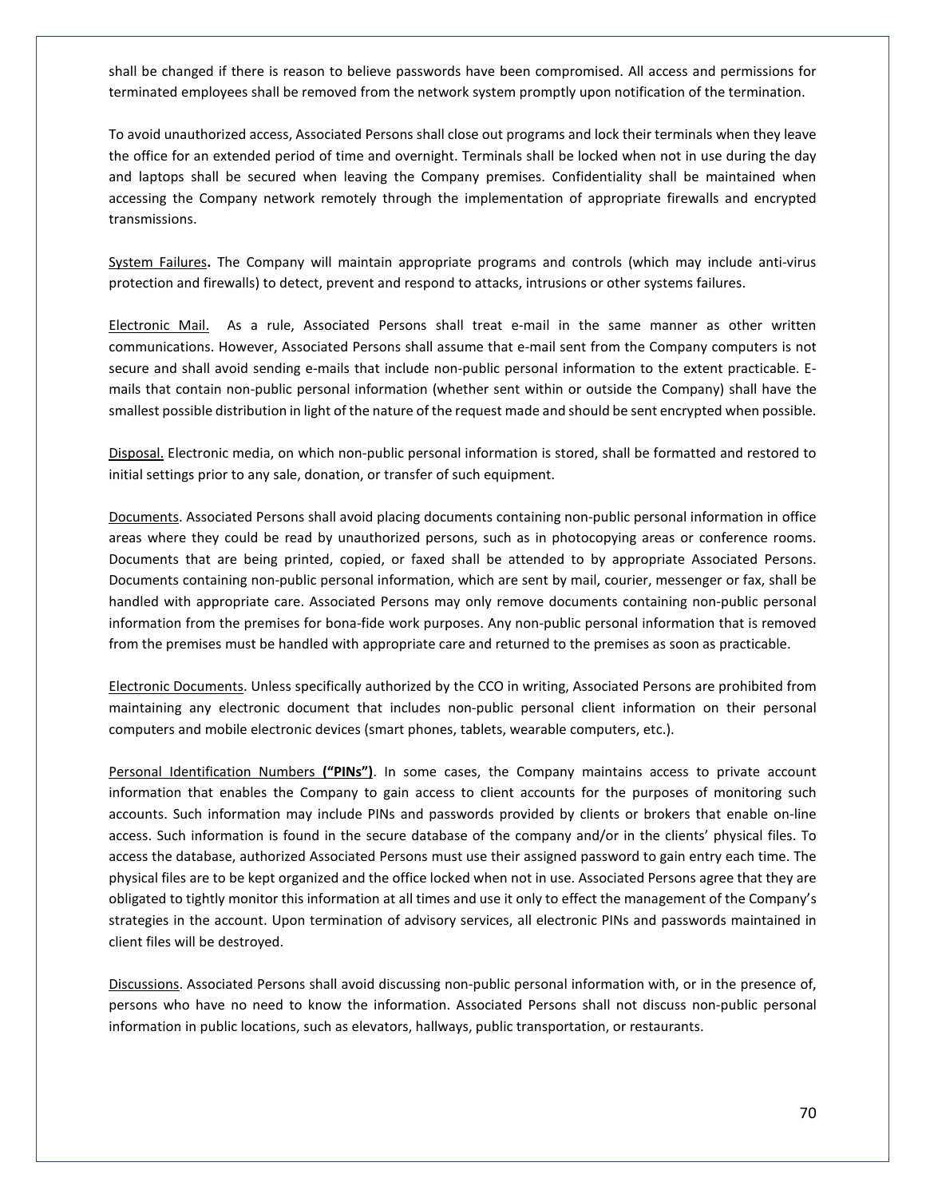shall be changed if there is reason to believe passwords have been compromised. All access and permissions for terminated employees shall be removed from the network system promptly upon notification of the termination.

To avoid unauthorized access, Associated Persons shall close out programs and lock their terminals when they leave the office for an extended period of time and overnight. Terminals shall be locked when not in use during the day and laptops shall be secured when leaving the Company premises. Confidentiality shall be maintained when accessing the Company network remotely through the implementation of appropriate firewalls and encrypted transmissions.

System Failures**.** The Company will maintain appropriate programs and controls (which may include anti-virus protection and firewalls) to detect, prevent and respond to attacks, intrusions or other systems failures.

Electronic Mail. As a rule, Associated Persons shall treat e-mail in the same manner as other written communications. However, Associated Persons shall assume that e-mail sent from the Company computers is not secure and shall avoid sending e-mails that include non-public personal information to the extent practicable. E-mails that contain non-public personal information (whether sent within or outside the Company) shall have the smallest possible distribution in light of the nature of the request made and should be sent encrypted when possible.

Disposal. Electronic media, on which non-public personal information is stored, shall be formatted and restored to initial settings prior to any sale, donation, or transfer of such equipment.

Documents. Associated Persons shall avoid placing documents containing non-public personal information in office areas where they could be read by unauthorized persons, such as in photocopying areas or conference rooms. Documents that are being printed, copied, or faxed shall be attended to by appropriate Associated Persons. Documents containing non-public personal information, which are sent by mail, courier, messenger or fax, shall be handled with appropriate care. Associated Persons may only remove documents containing non-public personal information from the premises for bona-fide work purposes. Any non-public personal information that is removed from the premises must be handled with appropriate care and returned to the premises as soon as practicable.

Electronic Documents. Unless specifically authorized by the CCO in writing, Associated Persons are prohibited from maintaining any electronic document that includes non-public personal client information on their personal computers and mobile electronic devices (smart phones, tablets, wearable computers, etc.).

Personal Identification Numbers **("PINs")**. In some cases, the Company maintains access to private account information that enables the Company to gain access to client accounts for the purposes of monitoring such accounts. Such information may include PINs and passwords provided by clients or brokers that enable on-line access. Such information is found in the secure database of the company and/or in the clients' physical files. To access the database, authorized Associated Persons must use their assigned password to gain entry each time. The physical files are to be kept organized and the office locked when not in use. Associated Persons agree that they are obligated to tightly monitor this information at all times and use it only to effect the management of the Company's strategies in the account. Upon termination of advisory services, all electronic PINs and passwords maintained in client files will be destroyed.

Discussions. Associated Persons shall avoid discussing non-public personal information with, or in the presence of, persons who have no need to know the information. Associated Persons shall not discuss non-public personal information in public locations, such as elevators, hallways, public transportation, or restaurants.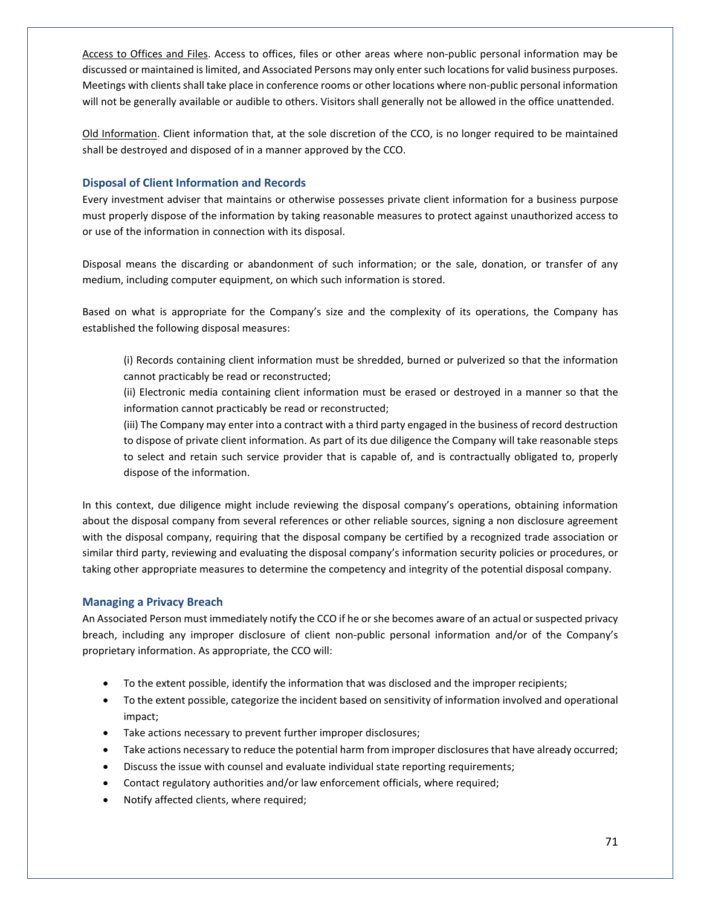Access to Offices and Files. Access to offices, files or other areas where non-public personal information may be discussed or maintained is limited, and Associated Persons may only enter such locations for valid business purposes. Meetings with clients shall take place in conference rooms or other locations where non-public personal information will not be generally available or audible to others. Visitors shall generally not be allowed in the office unattended.

Old Information. Client information that, at the sole discretion of the CCO, is no longer required to be maintained shall be destroyed and disposed of in a manner approved by the CCO.

### Disposal of Client Information and Records

Every investment adviser that maintains or otherwise possesses private client information for a business purpose must properly dispose of the information by taking reasonable measures to protect against unauthorized access to or use of the information in connection with its disposal.

Disposal means the discarding or abandonment of such information; or the sale, donation, or transfer of any medium, including computer equipment, on which such information is stored.

Based on what is appropriate for the Company's size and the complexity of its operations, the Company has established the following disposal measures:

(i) Records containing client information must be shredded, burned or pulverized so that the information cannot practicably be read or reconstructed;
(ii) Electronic media containing client information must be erased or destroyed in a manner so that the information cannot practicably be read or reconstructed;
(iii) The Company may enter into a contract with a third party engaged in the business of record destruction to dispose of private client information. As part of its due diligence the Company will take reasonable steps to select and retain such service provider that is capable of, and is contractually obligated to, properly dispose of the information.

In this context, due diligence might include reviewing the disposal company's operations, obtaining information about the disposal company from several references or other reliable sources, signing a non disclosure agreement with the disposal company, requiring that the disposal company be certified by a recognized trade association or similar third party, reviewing and evaluating the disposal company's information security policies or procedures, or taking other appropriate measures to determine the competency and integrity of the potential disposal company.

### Managing a Privacy Breach

An Associated Person must immediately notify the CCO if he or she becomes aware of an actual or suspected privacy breach, including any improper disclosure of client non-public personal information and/or of the Company's proprietary information. As appropriate, the CCO will:

- To the extent possible, identify the information that was disclosed and the improper recipients;
- To the extent possible, categorize the incident based on sensitivity of information involved and operational impact;
- Take actions necessary to prevent further improper disclosures;
- Take actions necessary to reduce the potential harm from improper disclosures that have already occurred;
- Discuss the issue with counsel and evaluate individual state reporting requirements;
- Contact regulatory authorities and/or law enforcement officials, where required;
- Notify affected clients, where required;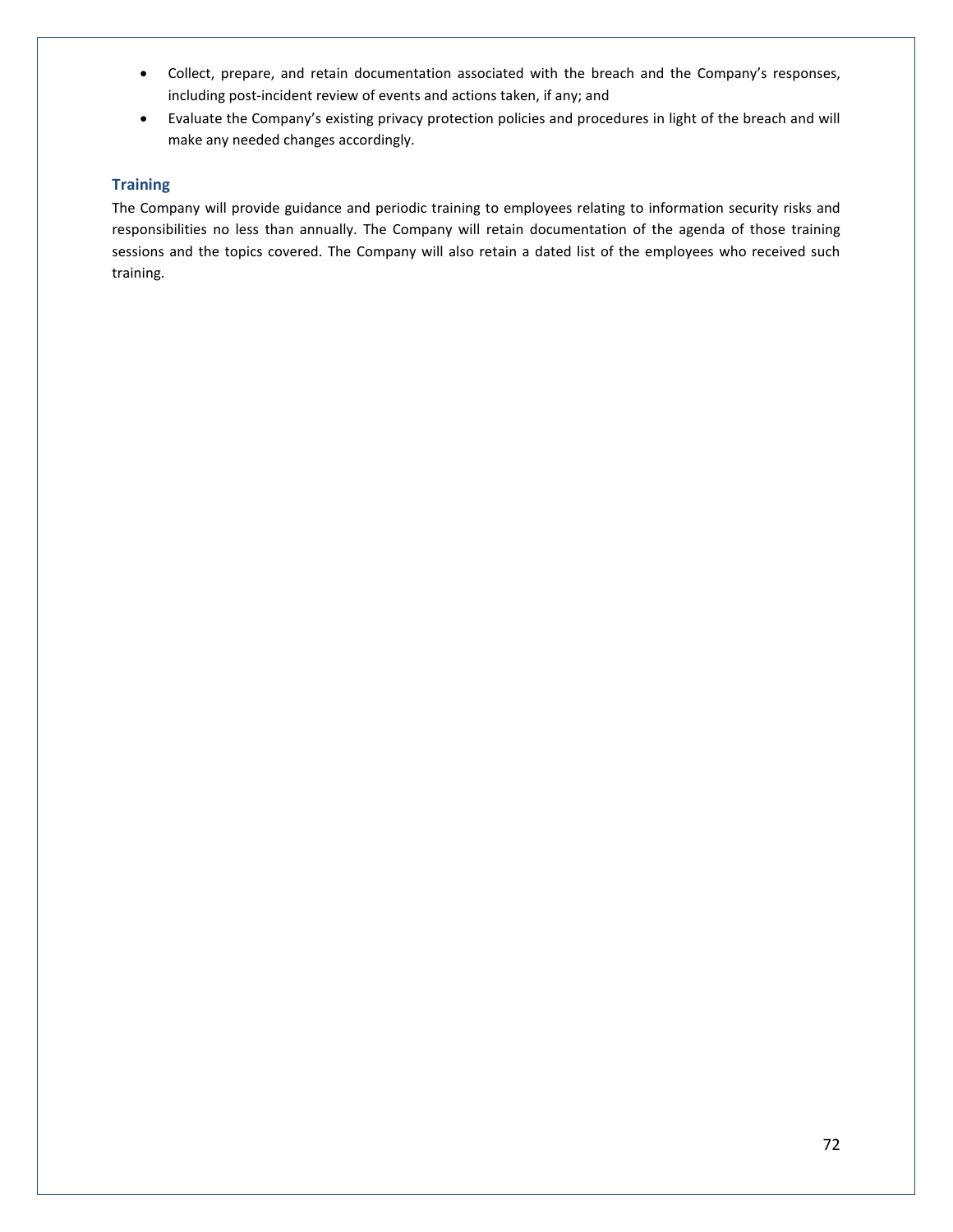- Collect, prepare, and retain documentation associated with the breach and the Company's responses, including post-incident review of events and actions taken, if any; and
- Evaluate the Company's existing privacy protection policies and procedures in light of the breach and will make any needed changes accordingly.

### Training

The Company will provide guidance and periodic training to employees relating to information security risks and responsibilities no less than annually. The Company will retain documentation of the agenda of those training sessions and the topics covered. The Company will also retain a dated list of the employees who received such training.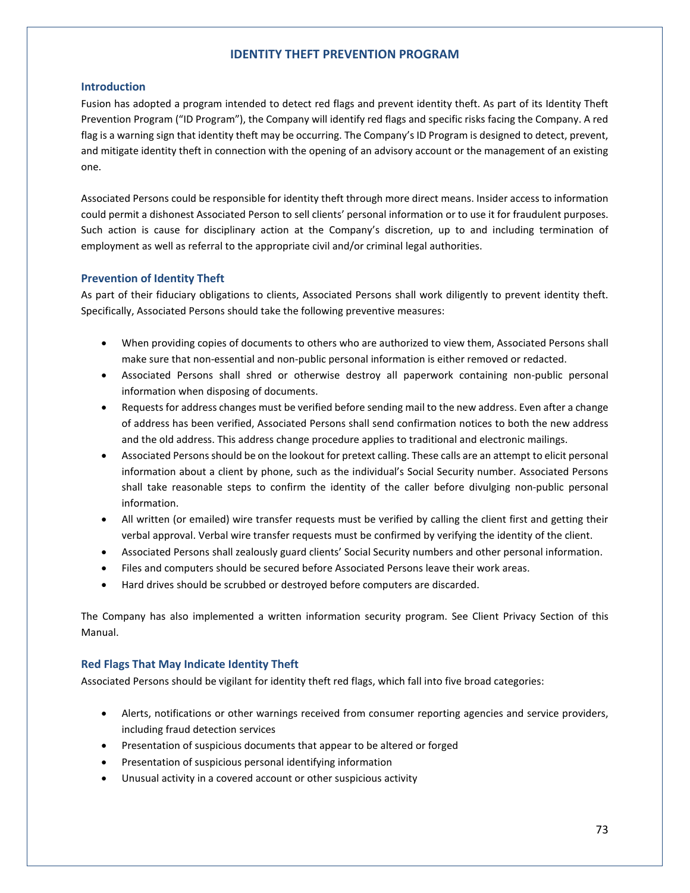# IDENTITY THEFT PREVENTION PROGRAM

## Introduction

Fusion has adopted a program intended to detect red flags and prevent identity theft. As part of its Identity Theft Prevention Program ("ID Program"), the Company will identify red flags and specific risks facing the Company. A red flag is a warning sign that identity theft may be occurring. The Company's ID Program is designed to detect, prevent, and mitigate identity theft in connection with the opening of an advisory account or the management of an existing one.

Associated Persons could be responsible for identity theft through more direct means. Insider access to information could permit a dishonest Associated Person to sell clients' personal information or to use it for fraudulent purposes. Such action is cause for disciplinary action at the Company's discretion, up to and including termination of employment as well as referral to the appropriate civil and/or criminal legal authorities.

## Prevention of Identity Theft

As part of their fiduciary obligations to clients, Associated Persons shall work diligently to prevent identity theft. Specifically, Associated Persons should take the following preventive measures:

- When providing copies of documents to others who are authorized to view them, Associated Persons shall make sure that non-essential and non-public personal information is either removed or redacted.
- Associated Persons shall shred or otherwise destroy all paperwork containing non-public personal information when disposing of documents.
- Requests for address changes must be verified before sending mail to the new address. Even after a change of address has been verified, Associated Persons shall send confirmation notices to both the new address and the old address. This address change procedure applies to traditional and electronic mailings.
- Associated Persons should be on the lookout for pretext calling. These calls are an attempt to elicit personal information about a client by phone, such as the individual's Social Security number. Associated Persons shall take reasonable steps to confirm the identity of the caller before divulging non-public personal information.
- All written (or emailed) wire transfer requests must be verified by calling the client first and getting their verbal approval. Verbal wire transfer requests must be confirmed by verifying the identity of the client.
- Associated Persons shall zealously guard clients' Social Security numbers and other personal information.
- Files and computers should be secured before Associated Persons leave their work areas.
- Hard drives should be scrubbed or destroyed before computers are discarded.

The Company has also implemented a written information security program. See Client Privacy Section of this Manual.

## Red Flags That May Indicate Identity Theft

Associated Persons should be vigilant for identity theft red flags, which fall into five broad categories:

- Alerts, notifications or other warnings received from consumer reporting agencies and service providers, including fraud detection services
- Presentation of suspicious documents that appear to be altered or forged
- Presentation of suspicious personal identifying information
- Unusual activity in a covered account or other suspicious activity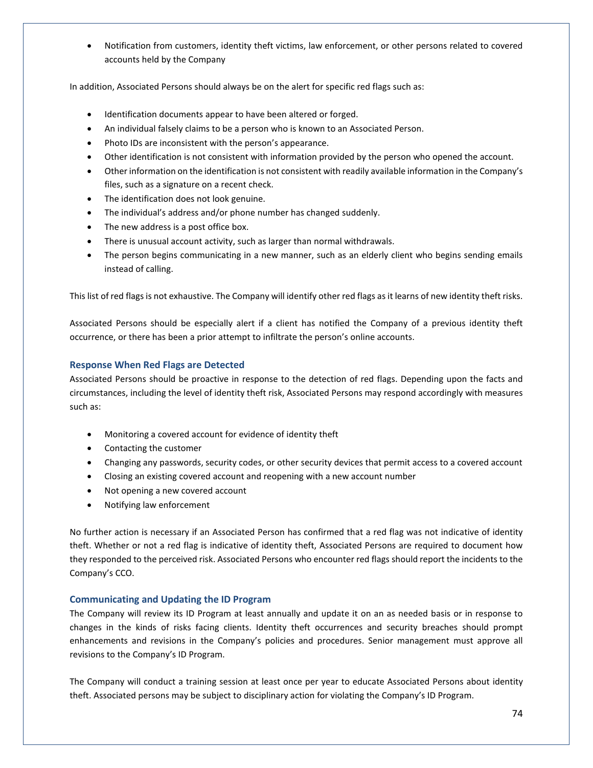- Notification from customers, identity theft victims, law enforcement, or other persons related to covered accounts held by the Company

In addition, Associated Persons should always be on the alert for specific red flags such as:

- Identification documents appear to have been altered or forged.
- An individual falsely claims to be a person who is known to an Associated Person.
- Photo IDs are inconsistent with the person's appearance.
- Other identification is not consistent with information provided by the person who opened the account.
- Other information on the identification is not consistent with readily available information in the Company's files, such as a signature on a recent check.
- The identification does not look genuine.
- The individual's address and/or phone number has changed suddenly.
- The new address is a post office box.
- There is unusual account activity, such as larger than normal withdrawals.
- The person begins communicating in a new manner, such as an elderly client who begins sending emails instead of calling.

This list of red flags is not exhaustive. The Company will identify other red flags as it learns of new identity theft risks.

Associated Persons should be especially alert if a client has notified the Company of a previous identity theft occurrence, or there has been a prior attempt to infiltrate the person's online accounts.

### Response When Red Flags are Detected

Associated Persons should be proactive in response to the detection of red flags. Depending upon the facts and circumstances, including the level of identity theft risk, Associated Persons may respond accordingly with measures such as:

- Monitoring a covered account for evidence of identity theft
- Contacting the customer
- Changing any passwords, security codes, or other security devices that permit access to a covered account
- Closing an existing covered account and reopening with a new account number
- Not opening a new covered account
- Notifying law enforcement

No further action is necessary if an Associated Person has confirmed that a red flag was not indicative of identity theft. Whether or not a red flag is indicative of identity theft, Associated Persons are required to document how they responded to the perceived risk. Associated Persons who encounter red flags should report the incidents to the Company's CCO.

### Communicating and Updating the ID Program

The Company will review its ID Program at least annually and update it on an as needed basis or in response to changes in the kinds of risks facing clients. Identity theft occurrences and security breaches should prompt enhancements and revisions in the Company's policies and procedures. Senior management must approve all revisions to the Company's ID Program.

The Company will conduct a training session at least once per year to educate Associated Persons about identity theft. Associated persons may be subject to disciplinary action for violating the Company's ID Program.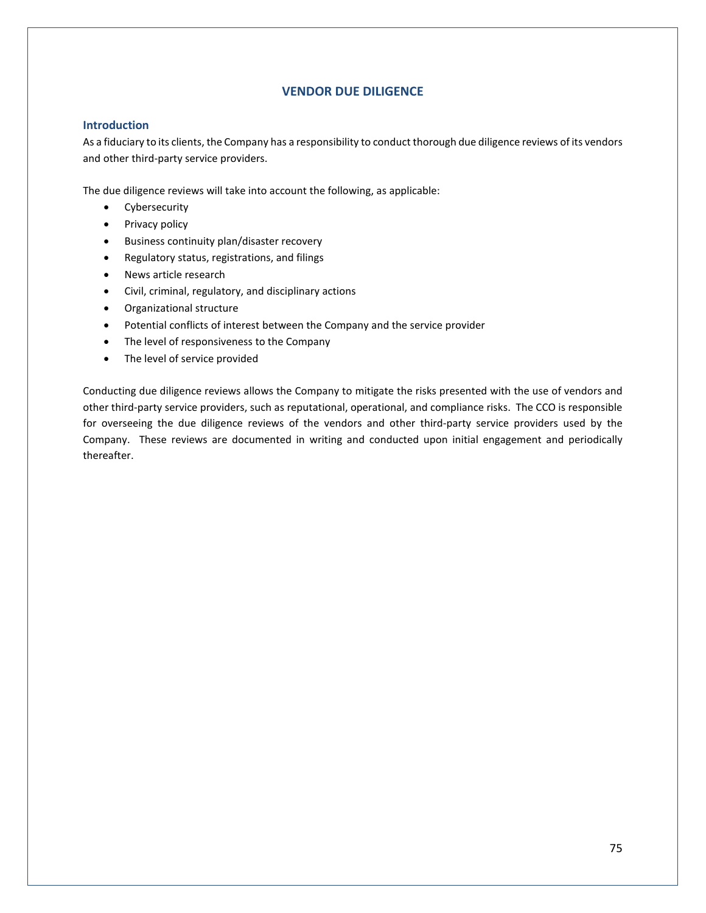# VENDOR DUE DILIGENCE

## Introduction

As a fiduciary to its clients, the Company has a responsibility to conduct thorough due diligence reviews of its vendors and other third-party service providers.

The due diligence reviews will take into account the following, as applicable:

- Cybersecurity
- Privacy policy
- Business continuity plan/disaster recovery
- Regulatory status, registrations, and filings
- News article research
- Civil, criminal, regulatory, and disciplinary actions
- Organizational structure
- Potential conflicts of interest between the Company and the service provider
- The level of responsiveness to the Company
- The level of service provided

Conducting due diligence reviews allows the Company to mitigate the risks presented with the use of vendors and other third-party service providers, such as reputational, operational, and compliance risks. The CCO is responsible for overseeing the due diligence reviews of the vendors and other third-party service providers used by the Company. These reviews are documented in writing and conducted upon initial engagement and periodically thereafter.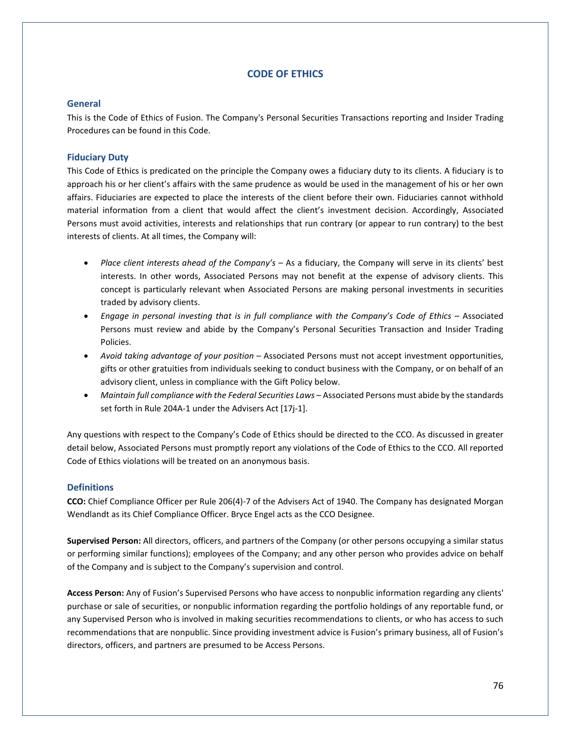# CODE OF ETHICS

## General

This is the Code of Ethics of Fusion. The Company's Personal Securities Transactions reporting and Insider Trading Procedures can be found in this Code.

## Fiduciary Duty

This Code of Ethics is predicated on the principle the Company owes a fiduciary duty to its clients. A fiduciary is to approach his or her client's affairs with the same prudence as would be used in the management of his or her own affairs. Fiduciaries are expected to place the interests of the client before their own. Fiduciaries cannot withhold material information from a client that would affect the client's investment decision. Accordingly, Associated Persons must avoid activities, interests and relationships that run contrary (or appear to run contrary) to the best interests of clients. At all times, the Company will:

- *Place client interests ahead of the Company's* – As a fiduciary, the Company will serve in its clients' best interests. In other words, Associated Persons may not benefit at the expense of advisory clients. This concept is particularly relevant when Associated Persons are making personal investments in securities traded by advisory clients.
- *Engage in personal investing that is in full compliance with the Company's Code of Ethics* – Associated Persons must review and abide by the Company's Personal Securities Transaction and Insider Trading Policies.
- *Avoid taking advantage of your position* – Associated Persons must not accept investment opportunities, gifts or other gratuities from individuals seeking to conduct business with the Company, or on behalf of an advisory client, unless in compliance with the Gift Policy below.
- *Maintain full compliance with the Federal Securities Laws* – Associated Persons must abide by the standards set forth in Rule 204A-1 under the Advisers Act [17j-1].

Any questions with respect to the Company's Code of Ethics should be directed to the CCO. As discussed in greater detail below, Associated Persons must promptly report any violations of the Code of Ethics to the CCO. All reported Code of Ethics violations will be treated on an anonymous basis.

## Definitions

**CCO:** Chief Compliance Officer per Rule 206(4)-7 of the Advisers Act of 1940. The Company has designated Morgan Wendlandt as its Chief Compliance Officer. Bryce Engel acts as the CCO Designee.

**Supervised Person:** All directors, officers, and partners of the Company (or other persons occupying a similar status or performing similar functions); employees of the Company; and any other person who provides advice on behalf of the Company and is subject to the Company's supervision and control.

**Access Person:** Any of Fusion's Supervised Persons who have access to nonpublic information regarding any clients' purchase or sale of securities, or nonpublic information regarding the portfolio holdings of any reportable fund, or any Supervised Person who is involved in making securities recommendations to clients, or who has access to such recommendations that are nonpublic. Since providing investment advice is Fusion's primary business, all of Fusion's directors, officers, and partners are presumed to be Access Persons.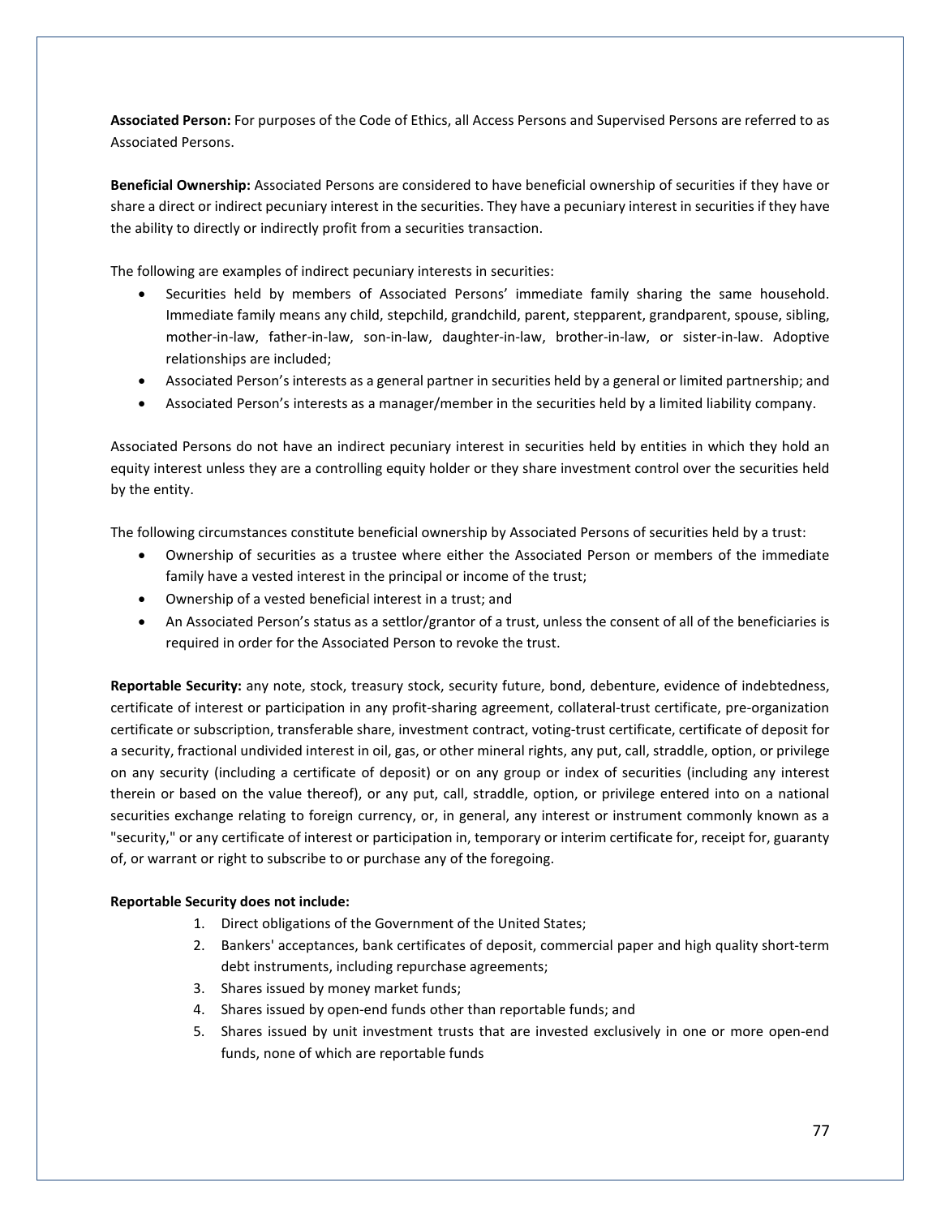**Associated Person:** For purposes of the Code of Ethics, all Access Persons and Supervised Persons are referred to as Associated Persons.

**Beneficial Ownership:** Associated Persons are considered to have beneficial ownership of securities if they have or share a direct or indirect pecuniary interest in the securities. They have a pecuniary interest in securities if they have the ability to directly or indirectly profit from a securities transaction.

The following are examples of indirect pecuniary interests in securities:

- Securities held by members of Associated Persons' immediate family sharing the same household. Immediate family means any child, stepchild, grandchild, parent, stepparent, grandparent, spouse, sibling, mother-in-law, father-in-law, son-in-law, daughter-in-law, brother-in-law, or sister-in-law. Adoptive relationships are included;
- Associated Person's interests as a general partner in securities held by a general or limited partnership; and
- Associated Person's interests as a manager/member in the securities held by a limited liability company.

Associated Persons do not have an indirect pecuniary interest in securities held by entities in which they hold an equity interest unless they are a controlling equity holder or they share investment control over the securities held by the entity.

The following circumstances constitute beneficial ownership by Associated Persons of securities held by a trust:

- Ownership of securities as a trustee where either the Associated Person or members of the immediate family have a vested interest in the principal or income of the trust;
- Ownership of a vested beneficial interest in a trust; and
- An Associated Person's status as a settlor/grantor of a trust, unless the consent of all of the beneficiaries is required in order for the Associated Person to revoke the trust.

**Reportable Security:** any note, stock, treasury stock, security future, bond, debenture, evidence of indebtedness, certificate of interest or participation in any profit-sharing agreement, collateral-trust certificate, pre-organization certificate or subscription, transferable share, investment contract, voting-trust certificate, certificate of deposit for a security, fractional undivided interest in oil, gas, or other mineral rights, any put, call, straddle, option, or privilege on any security (including a certificate of deposit) or on any group or index of securities (including any interest therein or based on the value thereof), or any put, call, straddle, option, or privilege entered into on a national securities exchange relating to foreign currency, or, in general, any interest or instrument commonly known as a "security," or any certificate of interest or participation in, temporary or interim certificate for, receipt for, guaranty of, or warrant or right to subscribe to or purchase any of the foregoing.

**Reportable Security does not include:**

1. Direct obligations of the Government of the United States;
2. Bankers' acceptances, bank certificates of deposit, commercial paper and high quality short-term debt instruments, including repurchase agreements;
3. Shares issued by money market funds;
4. Shares issued by open-end funds other than reportable funds; and
5. Shares issued by unit investment trusts that are invested exclusively in one or more open-end funds, none of which are reportable funds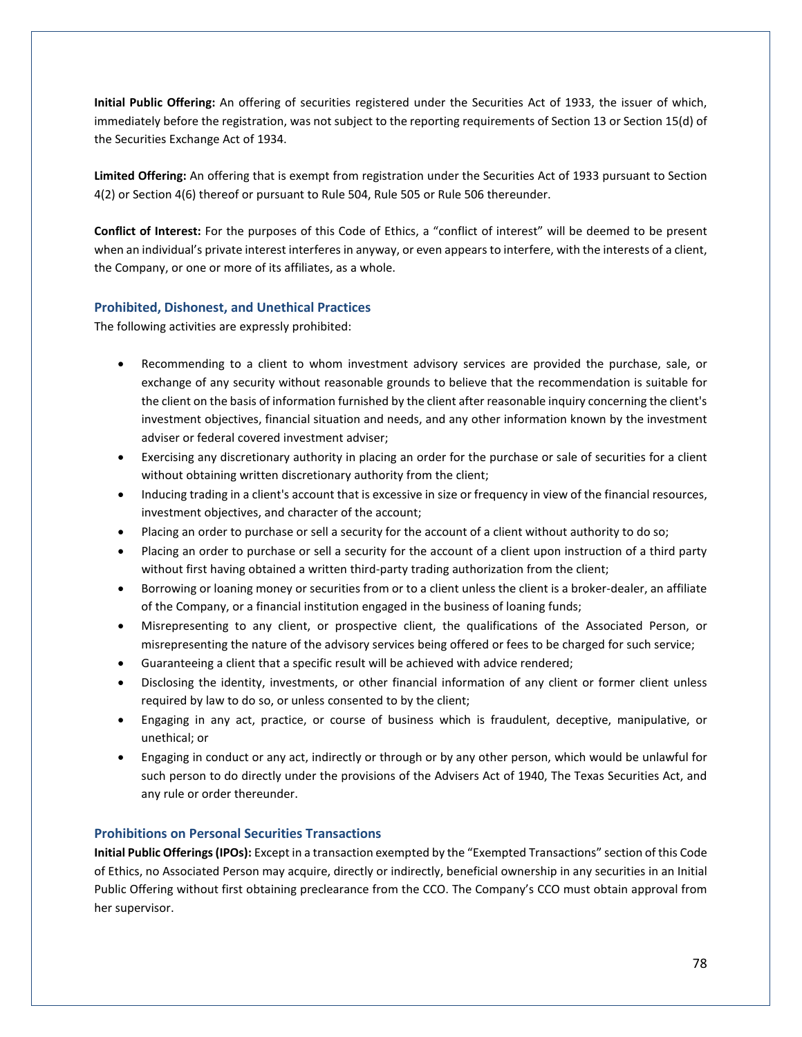**Initial Public Offering:** An offering of securities registered under the Securities Act of 1933, the issuer of which, immediately before the registration, was not subject to the reporting requirements of Section 13 or Section 15(d) of the Securities Exchange Act of 1934.

**Limited Offering:** An offering that is exempt from registration under the Securities Act of 1933 pursuant to Section 4(2) or Section 4(6) thereof or pursuant to Rule 504, Rule 505 or Rule 506 thereunder.

**Conflict of Interest:** For the purposes of this Code of Ethics, a "conflict of interest" will be deemed to be present when an individual's private interest interferes in anyway, or even appears to interfere, with the interests of a client, the Company, or one or more of its affiliates, as a whole.

### Prohibited, Dishonest, and Unethical Practices

The following activities are expressly prohibited:

- Recommending to a client to whom investment advisory services are provided the purchase, sale, or exchange of any security without reasonable grounds to believe that the recommendation is suitable for the client on the basis of information furnished by the client after reasonable inquiry concerning the client's investment objectives, financial situation and needs, and any other information known by the investment adviser or federal covered investment adviser;
- Exercising any discretionary authority in placing an order for the purchase or sale of securities for a client without obtaining written discretionary authority from the client;
- Inducing trading in a client's account that is excessive in size or frequency in view of the financial resources, investment objectives, and character of the account;
- Placing an order to purchase or sell a security for the account of a client without authority to do so;
- Placing an order to purchase or sell a security for the account of a client upon instruction of a third party without first having obtained a written third-party trading authorization from the client;
- Borrowing or loaning money or securities from or to a client unless the client is a broker-dealer, an affiliate of the Company, or a financial institution engaged in the business of loaning funds;
- Misrepresenting to any client, or prospective client, the qualifications of the Associated Person, or misrepresenting the nature of the advisory services being offered or fees to be charged for such service;
- Guaranteeing a client that a specific result will be achieved with advice rendered;
- Disclosing the identity, investments, or other financial information of any client or former client unless required by law to do so, or unless consented to by the client;
- Engaging in any act, practice, or course of business which is fraudulent, deceptive, manipulative, or unethical; or
- Engaging in conduct or any act, indirectly or through or by any other person, which would be unlawful for such person to do directly under the provisions of the Advisers Act of 1940, The Texas Securities Act, and any rule or order thereunder.

### Prohibitions on Personal Securities Transactions

**Initial Public Offerings (IPOs):** Except in a transaction exempted by the "Exempted Transactions" section of this Code of Ethics, no Associated Person may acquire, directly or indirectly, beneficial ownership in any securities in an Initial Public Offering without first obtaining preclearance from the CCO. The Company's CCO must obtain approval from her supervisor.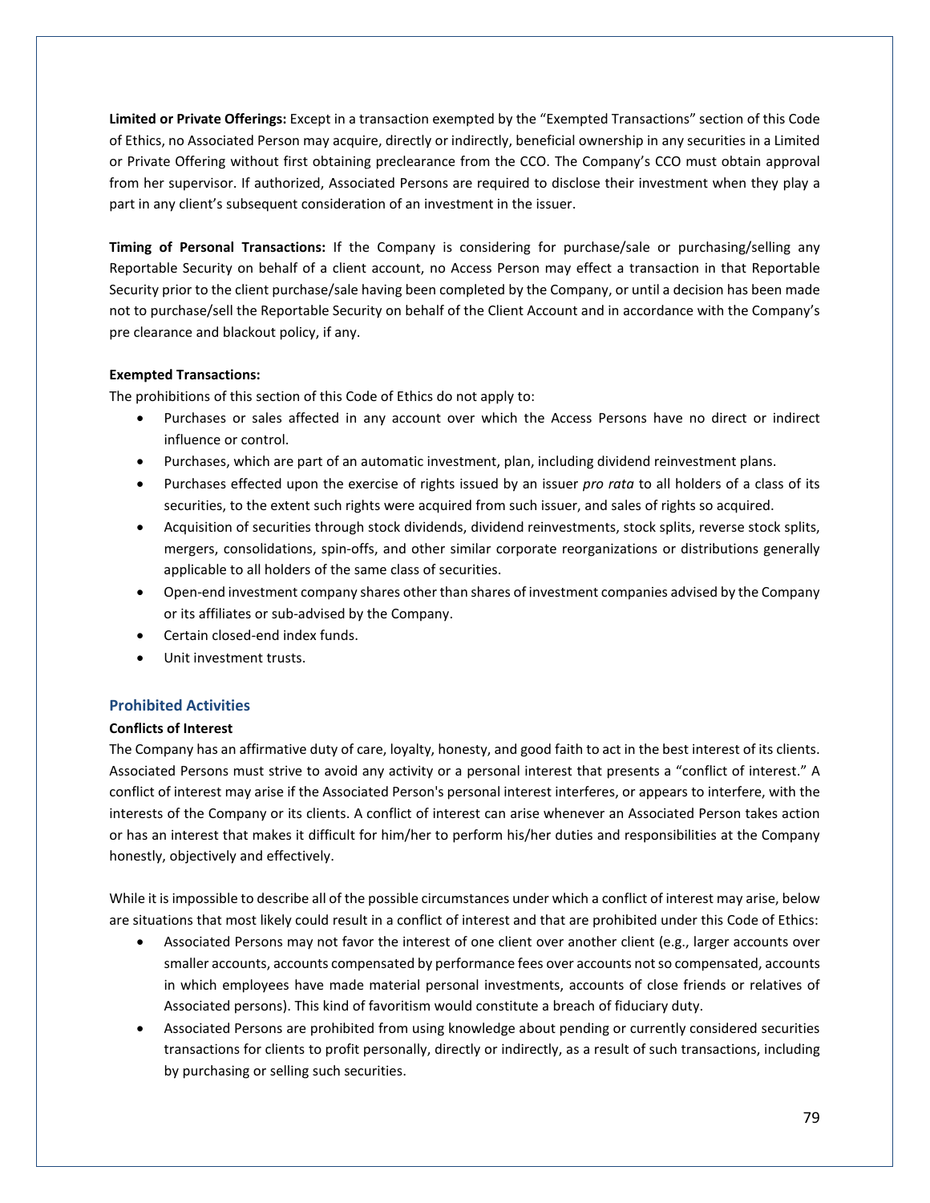**Limited or Private Offerings:** Except in a transaction exempted by the "Exempted Transactions" section of this Code of Ethics, no Associated Person may acquire, directly or indirectly, beneficial ownership in any securities in a Limited or Private Offering without first obtaining preclearance from the CCO. The Company's CCO must obtain approval from her supervisor. If authorized, Associated Persons are required to disclose their investment when they play a part in any client's subsequent consideration of an investment in the issuer.

**Timing of Personal Transactions:** If the Company is considering for purchase/sale or purchasing/selling any Reportable Security on behalf of a client account, no Access Person may effect a transaction in that Reportable Security prior to the client purchase/sale having been completed by the Company, or until a decision has been made not to purchase/sell the Reportable Security on behalf of the Client Account and in accordance with the Company's pre clearance and blackout policy, if any.

**Exempted Transactions:**

The prohibitions of this section of this Code of Ethics do not apply to:

- Purchases or sales affected in any account over which the Access Persons have no direct or indirect influence or control.
- Purchases, which are part of an automatic investment, plan, including dividend reinvestment plans.
- Purchases effected upon the exercise of rights issued by an issuer *pro rata* to all holders of a class of its securities, to the extent such rights were acquired from such issuer, and sales of rights so acquired.
- Acquisition of securities through stock dividends, dividend reinvestments, stock splits, reverse stock splits, mergers, consolidations, spin-offs, and other similar corporate reorganizations or distributions generally applicable to all holders of the same class of securities.
- Open-end investment company shares other than shares of investment companies advised by the Company or its affiliates or sub-advised by the Company.
- Certain closed-end index funds.
- Unit investment trusts.

## Prohibited Activities

**Conflicts of Interest**

The Company has an affirmative duty of care, loyalty, honesty, and good faith to act in the best interest of its clients. Associated Persons must strive to avoid any activity or a personal interest that presents a "conflict of interest." A conflict of interest may arise if the Associated Person's personal interest interferes, or appears to interfere, with the interests of the Company or its clients. A conflict of interest can arise whenever an Associated Person takes action or has an interest that makes it difficult for him/her to perform his/her duties and responsibilities at the Company honestly, objectively and effectively.

While it is impossible to describe all of the possible circumstances under which a conflict of interest may arise, below are situations that most likely could result in a conflict of interest and that are prohibited under this Code of Ethics:

- Associated Persons may not favor the interest of one client over another client (e.g., larger accounts over smaller accounts, accounts compensated by performance fees over accounts not so compensated, accounts in which employees have made material personal investments, accounts of close friends or relatives of Associated persons). This kind of favoritism would constitute a breach of fiduciary duty.
- Associated Persons are prohibited from using knowledge about pending or currently considered securities transactions for clients to profit personally, directly or indirectly, as a result of such transactions, including by purchasing or selling such securities.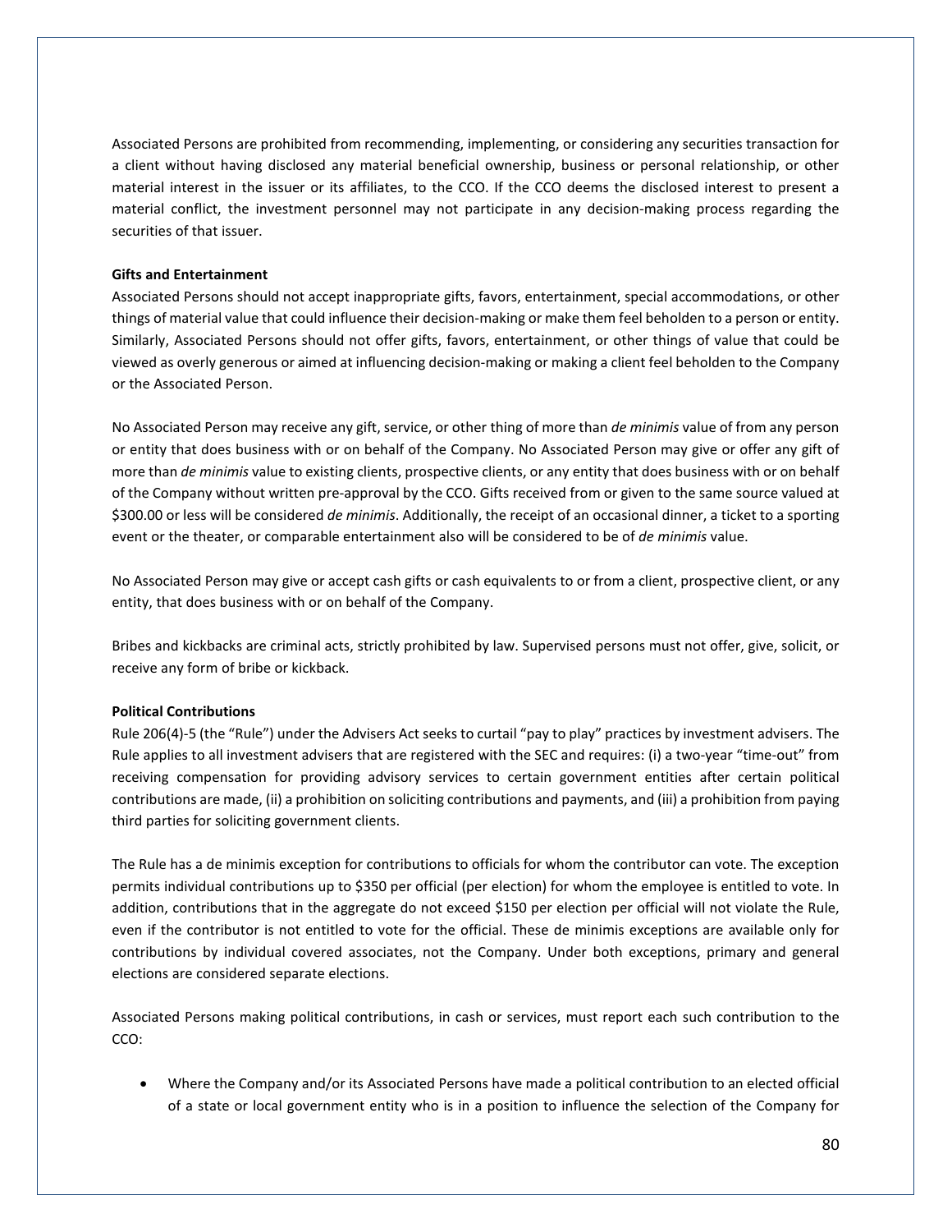Associated Persons are prohibited from recommending, implementing, or considering any securities transaction for a client without having disclosed any material beneficial ownership, business or personal relationship, or other material interest in the issuer or its affiliates, to the CCO. If the CCO deems the disclosed interest to present a material conflict, the investment personnel may not participate in any decision-making process regarding the securities of that issuer.

**Gifts and Entertainment**

Associated Persons should not accept inappropriate gifts, favors, entertainment, special accommodations, or other things of material value that could influence their decision-making or make them feel beholden to a person or entity. Similarly, Associated Persons should not offer gifts, favors, entertainment, or other things of value that could be viewed as overly generous or aimed at influencing decision-making or making a client feel beholden to the Company or the Associated Person.

No Associated Person may receive any gift, service, or other thing of more than *de minimis* value of from any person or entity that does business with or on behalf of the Company. No Associated Person may give or offer any gift of more than *de minimis* value to existing clients, prospective clients, or any entity that does business with or on behalf of the Company without written pre-approval by the CCO. Gifts received from or given to the same source valued at $300.00 or less will be considered *de minimis*. Additionally, the receipt of an occasional dinner, a ticket to a sporting event or the theater, or comparable entertainment also will be considered to be of *de minimis* value.

No Associated Person may give or accept cash gifts or cash equivalents to or from a client, prospective client, or any entity, that does business with or on behalf of the Company.

Bribes and kickbacks are criminal acts, strictly prohibited by law. Supervised persons must not offer, give, solicit, or receive any form of bribe or kickback.

**Political Contributions**

Rule 206(4)-5 (the "Rule") under the Advisers Act seeks to curtail "pay to play" practices by investment advisers. The Rule applies to all investment advisers that are registered with the SEC and requires: (i) a two-year "time-out" from receiving compensation for providing advisory services to certain government entities after certain political contributions are made, (ii) a prohibition on soliciting contributions and payments, and (iii) a prohibition from paying third parties for soliciting government clients.

The Rule has a de minimis exception for contributions to officials for whom the contributor can vote. The exception permits individual contributions up to $350 per official (per election) for whom the employee is entitled to vote. In addition, contributions that in the aggregate do not exceed $150 per election per official will not violate the Rule, even if the contributor is not entitled to vote for the official. These de minimis exceptions are available only for contributions by individual covered associates, not the Company. Under both exceptions, primary and general elections are considered separate elections.

Associated Persons making political contributions, in cash or services, must report each such contribution to the CCO:

- Where the Company and/or its Associated Persons have made a political contribution to an elected official of a state or local government entity who is in a position to influence the selection of the Company for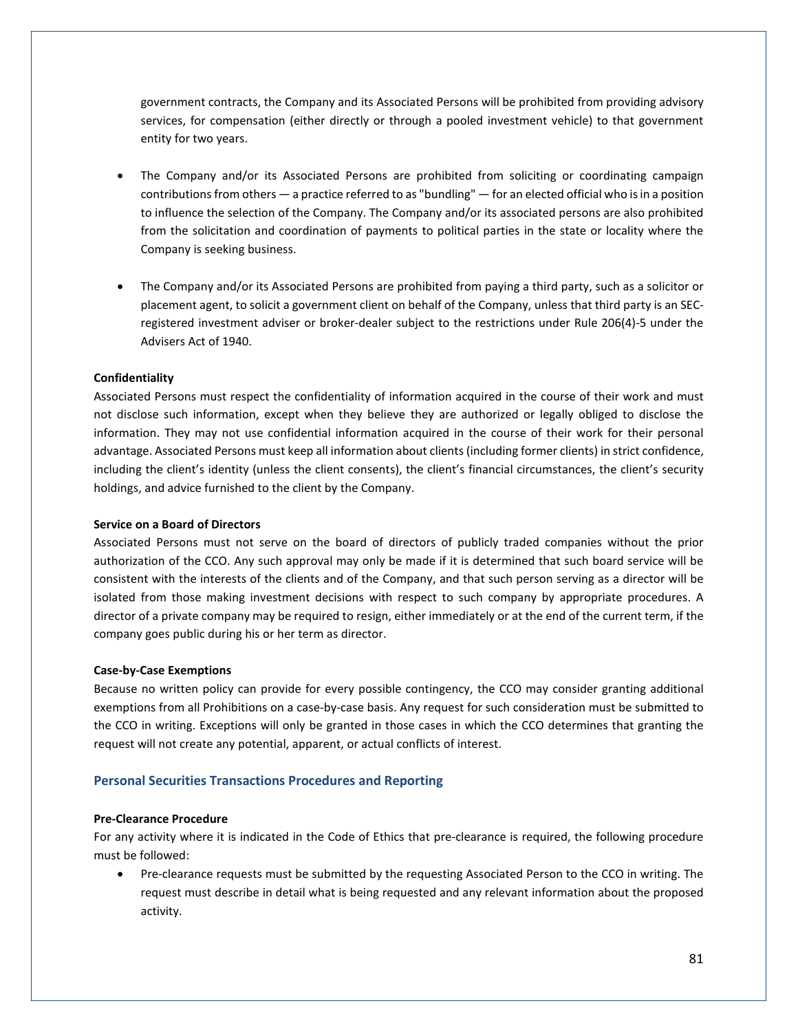government contracts, the Company and its Associated Persons will be prohibited from providing advisory services, for compensation (either directly or through a pooled investment vehicle) to that government entity for two years.

- The Company and/or its Associated Persons are prohibited from soliciting or coordinating campaign contributions from others — a practice referred to as "bundling" — for an elected official who is in a position to influence the selection of the Company. The Company and/or its associated persons are also prohibited from the solicitation and coordination of payments to political parties in the state or locality where the Company is seeking business.

- The Company and/or its Associated Persons are prohibited from paying a third party, such as a solicitor or placement agent, to solicit a government client on behalf of the Company, unless that third party is an SEC-registered investment adviser or broker-dealer subject to the restrictions under Rule 206(4)-5 under the Advisers Act of 1940.

**Confidentiality**

Associated Persons must respect the confidentiality of information acquired in the course of their work and must not disclose such information, except when they believe they are authorized or legally obliged to disclose the information. They may not use confidential information acquired in the course of their work for their personal advantage. Associated Persons must keep all information about clients (including former clients) in strict confidence, including the client's identity (unless the client consents), the client's financial circumstances, the client's security holdings, and advice furnished to the client by the Company.

**Service on a Board of Directors**

Associated Persons must not serve on the board of directors of publicly traded companies without the prior authorization of the CCO. Any such approval may only be made if it is determined that such board service will be consistent with the interests of the clients and of the Company, and that such person serving as a director will be isolated from those making investment decisions with respect to such company by appropriate procedures. A director of a private company may be required to resign, either immediately or at the end of the current term, if the company goes public during his or her term as director.

**Case-by-Case Exemptions**

Because no written policy can provide for every possible contingency, the CCO may consider granting additional exemptions from all Prohibitions on a case-by-case basis. Any request for such consideration must be submitted to the CCO in writing. Exceptions will only be granted in those cases in which the CCO determines that granting the request will not create any potential, apparent, or actual conflicts of interest.

## Personal Securities Transactions Procedures and Reporting

**Pre-Clearance Procedure**

For any activity where it is indicated in the Code of Ethics that pre-clearance is required, the following procedure must be followed:

- Pre-clearance requests must be submitted by the requesting Associated Person to the CCO in writing. The request must describe in detail what is being requested and any relevant information about the proposed activity.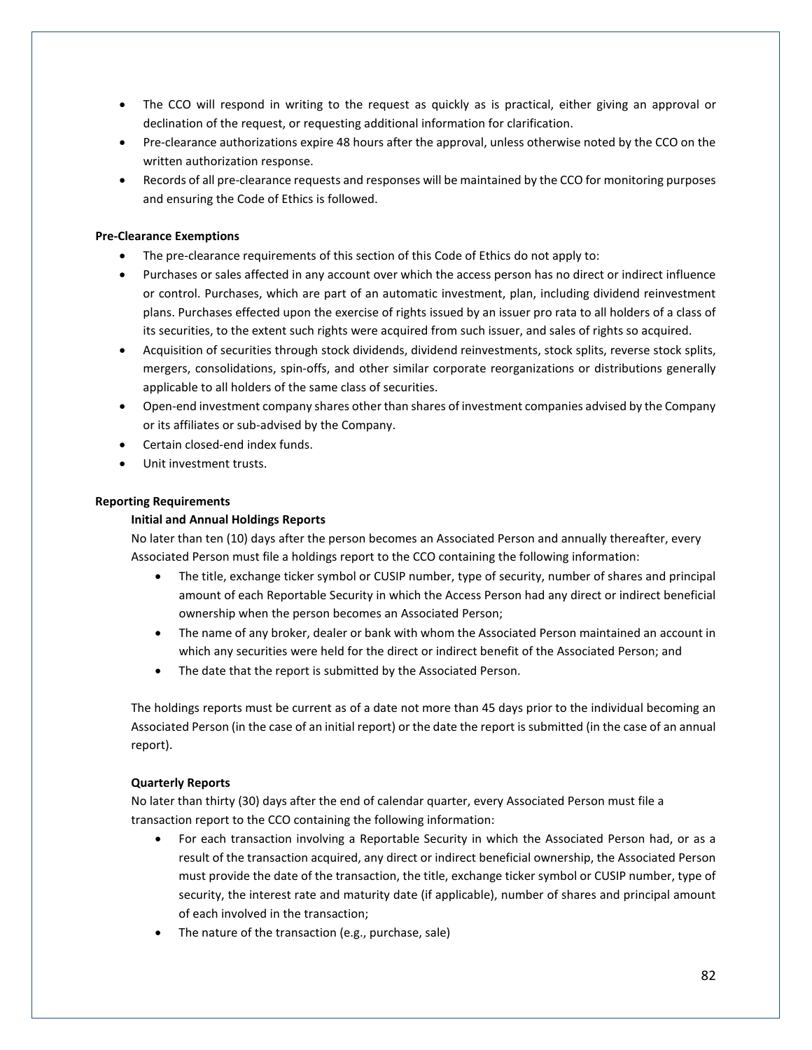- The CCO will respond in writing to the request as quickly as is practical, either giving an approval or declination of the request, or requesting additional information for clarification.
- Pre-clearance authorizations expire 48 hours after the approval, unless otherwise noted by the CCO on the written authorization response.
- Records of all pre-clearance requests and responses will be maintained by the CCO for monitoring purposes and ensuring the Code of Ethics is followed.

**Pre-Clearance Exemptions**

- The pre-clearance requirements of this section of this Code of Ethics do not apply to:
- Purchases or sales affected in any account over which the access person has no direct or indirect influence or control. Purchases, which are part of an automatic investment, plan, including dividend reinvestment plans. Purchases effected upon the exercise of rights issued by an issuer pro rata to all holders of a class of its securities, to the extent such rights were acquired from such issuer, and sales of rights so acquired.
- Acquisition of securities through stock dividends, dividend reinvestments, stock splits, reverse stock splits, mergers, consolidations, spin-offs, and other similar corporate reorganizations or distributions generally applicable to all holders of the same class of securities.
- Open-end investment company shares other than shares of investment companies advised by the Company or its affiliates or sub-advised by the Company.
- Certain closed-end index funds.
- Unit investment trusts.

**Reporting Requirements**

**Initial and Annual Holdings Reports**

No later than ten (10) days after the person becomes an Associated Person and annually thereafter, every Associated Person must file a holdings report to the CCO containing the following information:

- The title, exchange ticker symbol or CUSIP number, type of security, number of shares and principal amount of each Reportable Security in which the Access Person had any direct or indirect beneficial ownership when the person becomes an Associated Person;
- The name of any broker, dealer or bank with whom the Associated Person maintained an account in which any securities were held for the direct or indirect benefit of the Associated Person; and
- The date that the report is submitted by the Associated Person.

The holdings reports must be current as of a date not more than 45 days prior to the individual becoming an Associated Person (in the case of an initial report) or the date the report is submitted (in the case of an annual report).

**Quarterly Reports**

No later than thirty (30) days after the end of calendar quarter, every Associated Person must file a transaction report to the CCO containing the following information:

- For each transaction involving a Reportable Security in which the Associated Person had, or as a result of the transaction acquired, any direct or indirect beneficial ownership, the Associated Person must provide the date of the transaction, the title, exchange ticker symbol or CUSIP number, type of security, the interest rate and maturity date (if applicable), number of shares and principal amount of each involved in the transaction;
- The nature of the transaction (e.g., purchase, sale)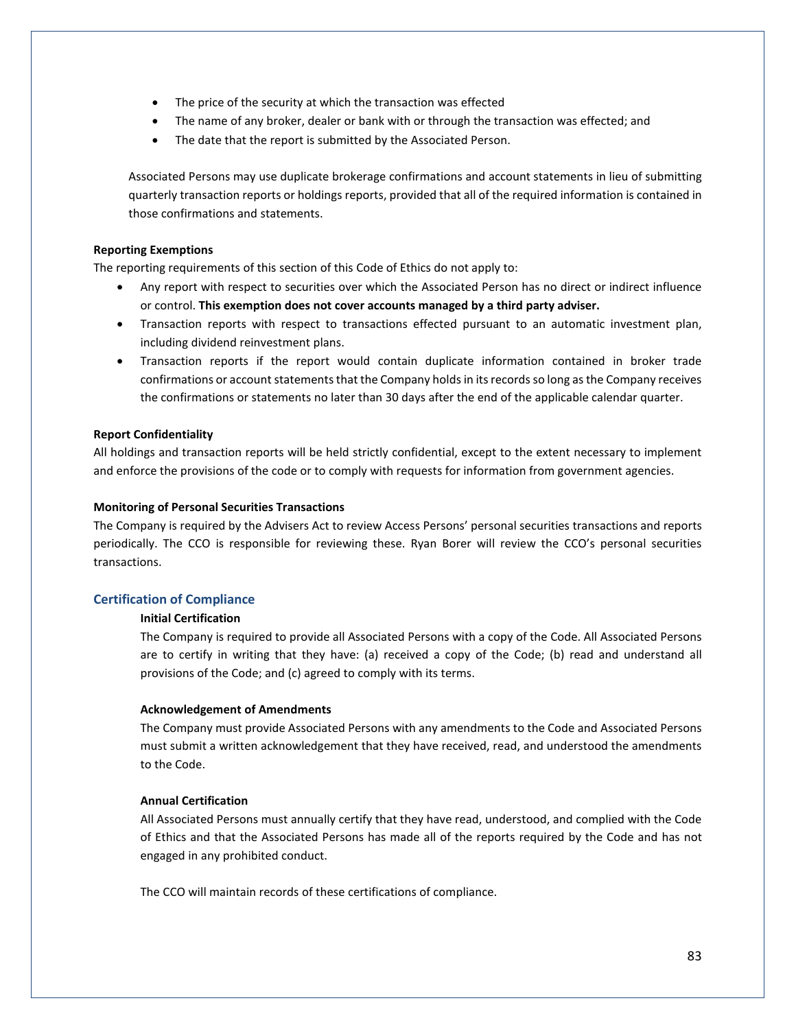- The price of the security at which the transaction was effected
- The name of any broker, dealer or bank with or through the transaction was effected; and
- The date that the report is submitted by the Associated Person.

Associated Persons may use duplicate brokerage confirmations and account statements in lieu of submitting quarterly transaction reports or holdings reports, provided that all of the required information is contained in those confirmations and statements.

**Reporting Exemptions**

The reporting requirements of this section of this Code of Ethics do not apply to:

- Any report with respect to securities over which the Associated Person has no direct or indirect influence or control. **This exemption does not cover accounts managed by a third party adviser.**
- Transaction reports with respect to transactions effected pursuant to an automatic investment plan, including dividend reinvestment plans.
- Transaction reports if the report would contain duplicate information contained in broker trade confirmations or account statements that the Company holds in its records so long as the Company receives the confirmations or statements no later than 30 days after the end of the applicable calendar quarter.

**Report Confidentiality**

All holdings and transaction reports will be held strictly confidential, except to the extent necessary to implement and enforce the provisions of the code or to comply with requests for information from government agencies.

**Monitoring of Personal Securities Transactions**

The Company is required by the Advisers Act to review Access Persons' personal securities transactions and reports periodically. The CCO is responsible for reviewing these. Ryan Borer will review the CCO's personal securities transactions.

## Certification of Compliance

**Initial Certification**

The Company is required to provide all Associated Persons with a copy of the Code. All Associated Persons are to certify in writing that they have: (a) received a copy of the Code; (b) read and understand all provisions of the Code; and (c) agreed to comply with its terms.

**Acknowledgement of Amendments**

The Company must provide Associated Persons with any amendments to the Code and Associated Persons must submit a written acknowledgement that they have received, read, and understood the amendments to the Code.

**Annual Certification**

All Associated Persons must annually certify that they have read, understood, and complied with the Code of Ethics and that the Associated Persons has made all of the reports required by the Code and has not engaged in any prohibited conduct.

The CCO will maintain records of these certifications of compliance.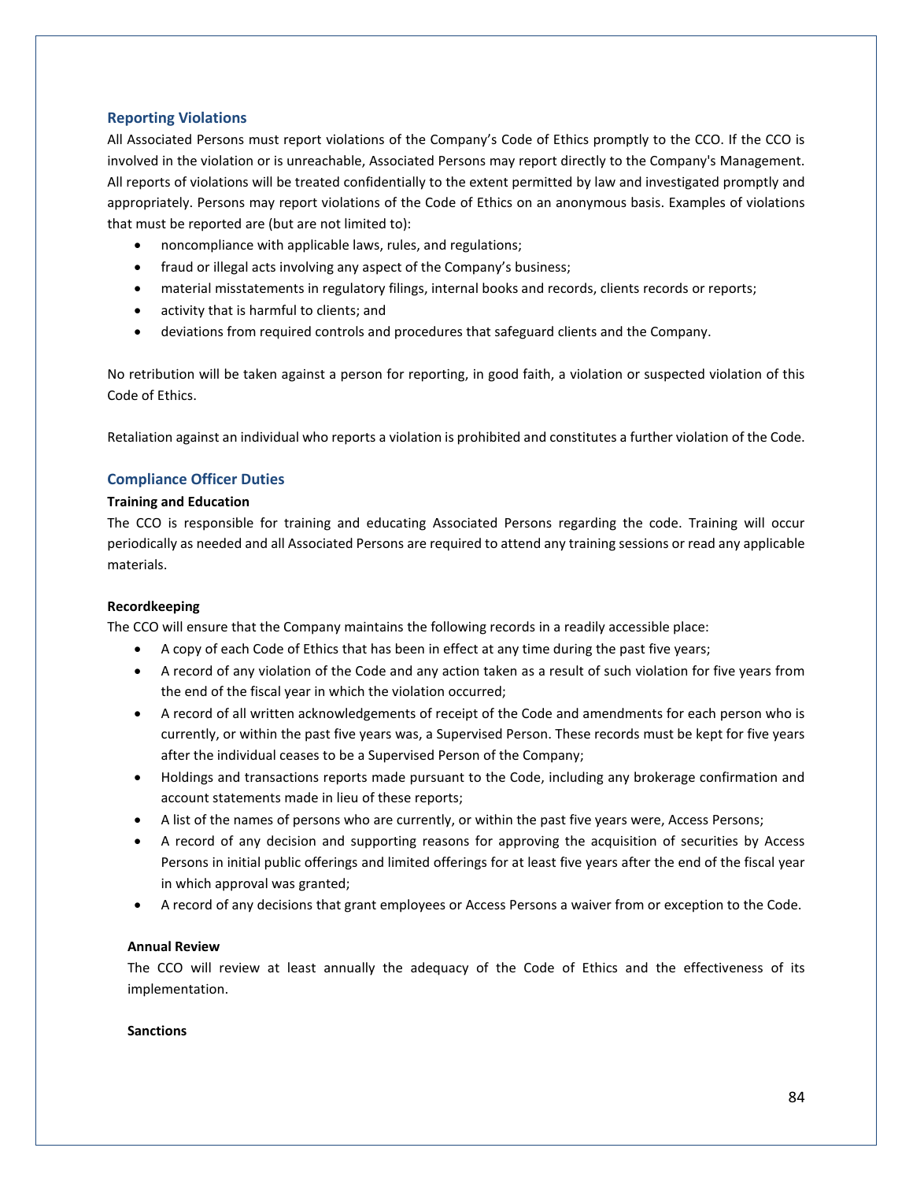## Reporting Violations

All Associated Persons must report violations of the Company's Code of Ethics promptly to the CCO. If the CCO is involved in the violation or is unreachable, Associated Persons may report directly to the Company's Management. All reports of violations will be treated confidentially to the extent permitted by law and investigated promptly and appropriately. Persons may report violations of the Code of Ethics on an anonymous basis. Examples of violations that must be reported are (but are not limited to):

- noncompliance with applicable laws, rules, and regulations;
- fraud or illegal acts involving any aspect of the Company's business;
- material misstatements in regulatory filings, internal books and records, clients records or reports;
- activity that is harmful to clients; and
- deviations from required controls and procedures that safeguard clients and the Company.

No retribution will be taken against a person for reporting, in good faith, a violation or suspected violation of this Code of Ethics.

Retaliation against an individual who reports a violation is prohibited and constitutes a further violation of the Code.

## Compliance Officer Duties

### Training and Education

The CCO is responsible for training and educating Associated Persons regarding the code. Training will occur periodically as needed and all Associated Persons are required to attend any training sessions or read any applicable materials.

### Recordkeeping

The CCO will ensure that the Company maintains the following records in a readily accessible place:

- A copy of each Code of Ethics that has been in effect at any time during the past five years;
- A record of any violation of the Code and any action taken as a result of such violation for five years from the end of the fiscal year in which the violation occurred;
- A record of all written acknowledgements of receipt of the Code and amendments for each person who is currently, or within the past five years was, a Supervised Person. These records must be kept for five years after the individual ceases to be a Supervised Person of the Company;
- Holdings and transactions reports made pursuant to the Code, including any brokerage confirmation and account statements made in lieu of these reports;
- A list of the names of persons who are currently, or within the past five years were, Access Persons;
- A record of any decision and supporting reasons for approving the acquisition of securities by Access Persons in initial public offerings and limited offerings for at least five years after the end of the fiscal year in which approval was granted;
- A record of any decisions that grant employees or Access Persons a waiver from or exception to the Code.

### Annual Review

The CCO will review at least annually the adequacy of the Code of Ethics and the effectiveness of its implementation.

### Sanctions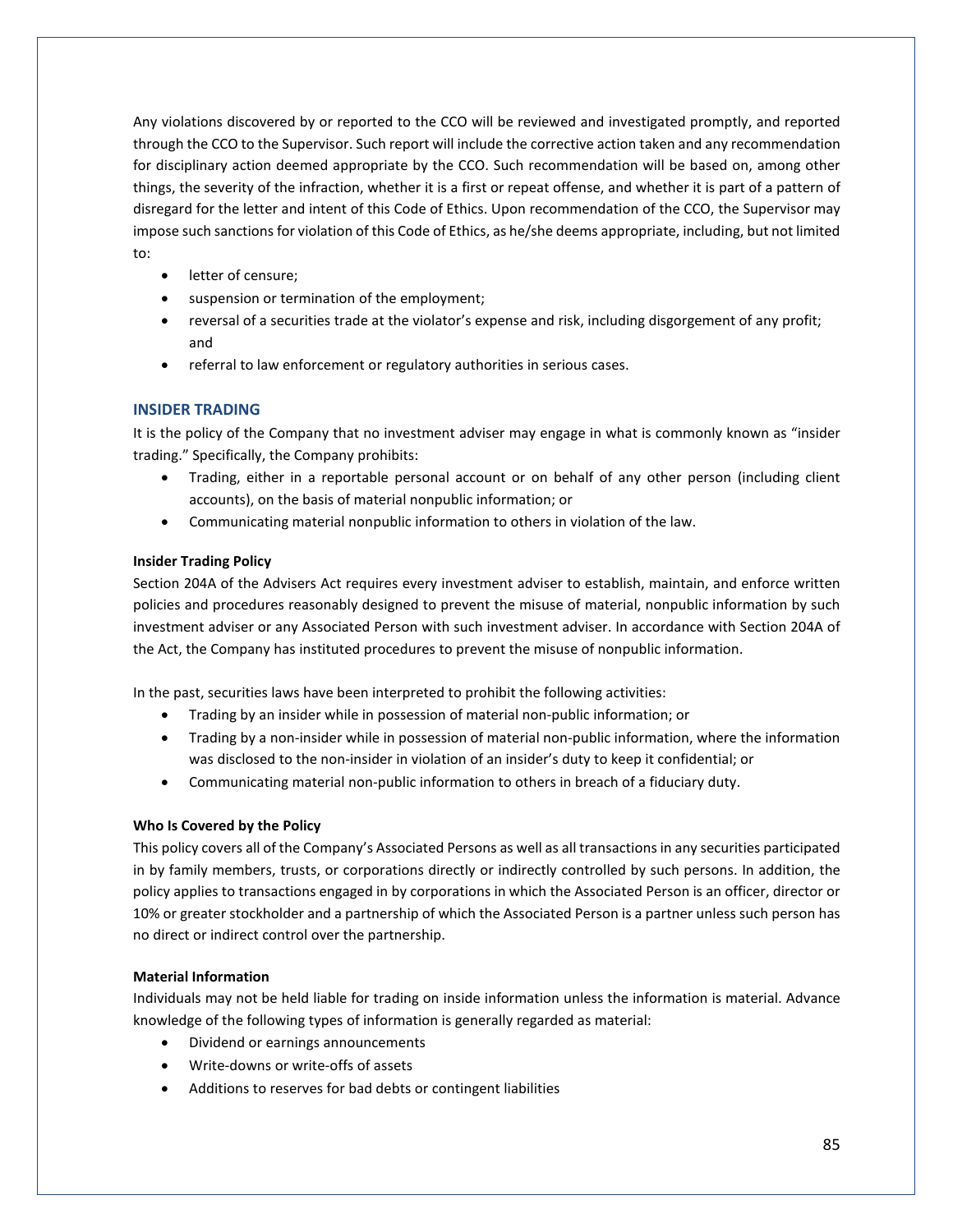Any violations discovered by or reported to the CCO will be reviewed and investigated promptly, and reported through the CCO to the Supervisor. Such report will include the corrective action taken and any recommendation for disciplinary action deemed appropriate by the CCO. Such recommendation will be based on, among other things, the severity of the infraction, whether it is a first or repeat offense, and whether it is part of a pattern of disregard for the letter and intent of this Code of Ethics. Upon recommendation of the CCO, the Supervisor may impose such sanctions for violation of this Code of Ethics, as he/she deems appropriate, including, but not limited to:

- letter of censure;
- suspension or termination of the employment;
- reversal of a securities trade at the violator's expense and risk, including disgorgement of any profit; and
- referral to law enforcement or regulatory authorities in serious cases.

## INSIDER TRADING

It is the policy of the Company that no investment adviser may engage in what is commonly known as "insider trading." Specifically, the Company prohibits:

- Trading, either in a reportable personal account or on behalf of any other person (including client accounts), on the basis of material nonpublic information; or
- Communicating material nonpublic information to others in violation of the law.

**Insider Trading Policy**

Section 204A of the Advisers Act requires every investment adviser to establish, maintain, and enforce written policies and procedures reasonably designed to prevent the misuse of material, nonpublic information by such investment adviser or any Associated Person with such investment adviser. In accordance with Section 204A of the Act, the Company has instituted procedures to prevent the misuse of nonpublic information.

In the past, securities laws have been interpreted to prohibit the following activities:

- Trading by an insider while in possession of material non-public information; or
- Trading by a non-insider while in possession of material non-public information, where the information was disclosed to the non-insider in violation of an insider's duty to keep it confidential; or
- Communicating material non-public information to others in breach of a fiduciary duty.

**Who Is Covered by the Policy**

This policy covers all of the Company's Associated Persons as well as all transactions in any securities participated in by family members, trusts, or corporations directly or indirectly controlled by such persons. In addition, the policy applies to transactions engaged in by corporations in which the Associated Person is an officer, director or 10% or greater stockholder and a partnership of which the Associated Person is a partner unless such person has no direct or indirect control over the partnership.

**Material Information**

Individuals may not be held liable for trading on inside information unless the information is material. Advance knowledge of the following types of information is generally regarded as material:

- Dividend or earnings announcements
- Write-downs or write-offs of assets
- Additions to reserves for bad debts or contingent liabilities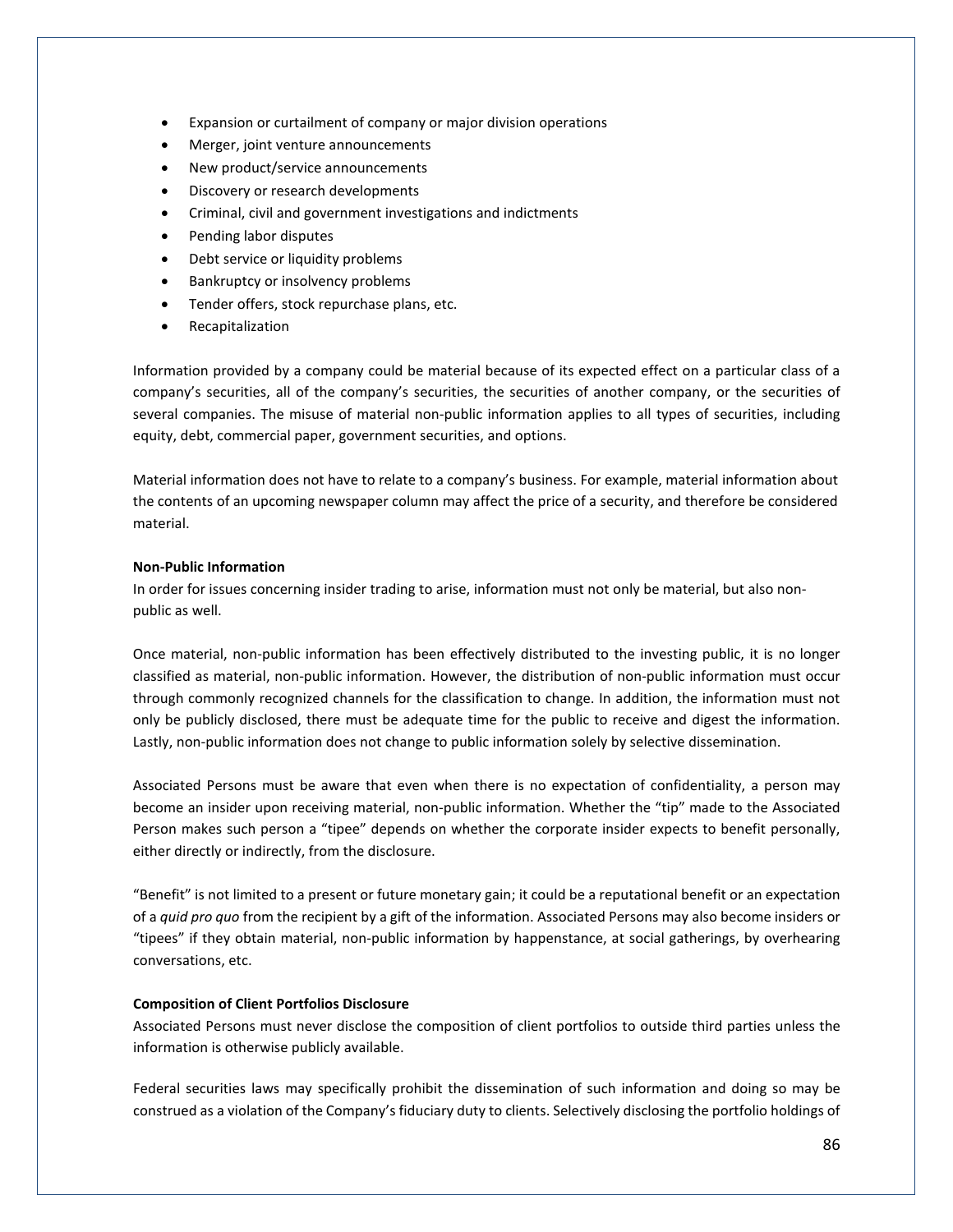- Expansion or curtailment of company or major division operations
- Merger, joint venture announcements
- New product/service announcements
- Discovery or research developments
- Criminal, civil and government investigations and indictments
- Pending labor disputes
- Debt service or liquidity problems
- Bankruptcy or insolvency problems
- Tender offers, stock repurchase plans, etc.
- Recapitalization

Information provided by a company could be material because of its expected effect on a particular class of a company's securities, all of the company's securities, the securities of another company, or the securities of several companies. The misuse of material non-public information applies to all types of securities, including equity, debt, commercial paper, government securities, and options.

Material information does not have to relate to a company's business. For example, material information about the contents of an upcoming newspaper column may affect the price of a security, and therefore be considered material.

**Non-Public Information**

In order for issues concerning insider trading to arise, information must not only be material, but also non-public as well.

Once material, non-public information has been effectively distributed to the investing public, it is no longer classified as material, non-public information. However, the distribution of non-public information must occur through commonly recognized channels for the classification to change. In addition, the information must not only be publicly disclosed, there must be adequate time for the public to receive and digest the information. Lastly, non-public information does not change to public information solely by selective dissemination.

Associated Persons must be aware that even when there is no expectation of confidentiality, a person may become an insider upon receiving material, non-public information. Whether the "tip" made to the Associated Person makes such person a "tipee" depends on whether the corporate insider expects to benefit personally, either directly or indirectly, from the disclosure.

"Benefit" is not limited to a present or future monetary gain; it could be a reputational benefit or an expectation of a *quid pro quo* from the recipient by a gift of the information. Associated Persons may also become insiders or "tipees" if they obtain material, non-public information by happenstance, at social gatherings, by overhearing conversations, etc.

**Composition of Client Portfolios Disclosure**

Associated Persons must never disclose the composition of client portfolios to outside third parties unless the information is otherwise publicly available.

Federal securities laws may specifically prohibit the dissemination of such information and doing so may be construed as a violation of the Company's fiduciary duty to clients. Selectively disclosing the portfolio holdings of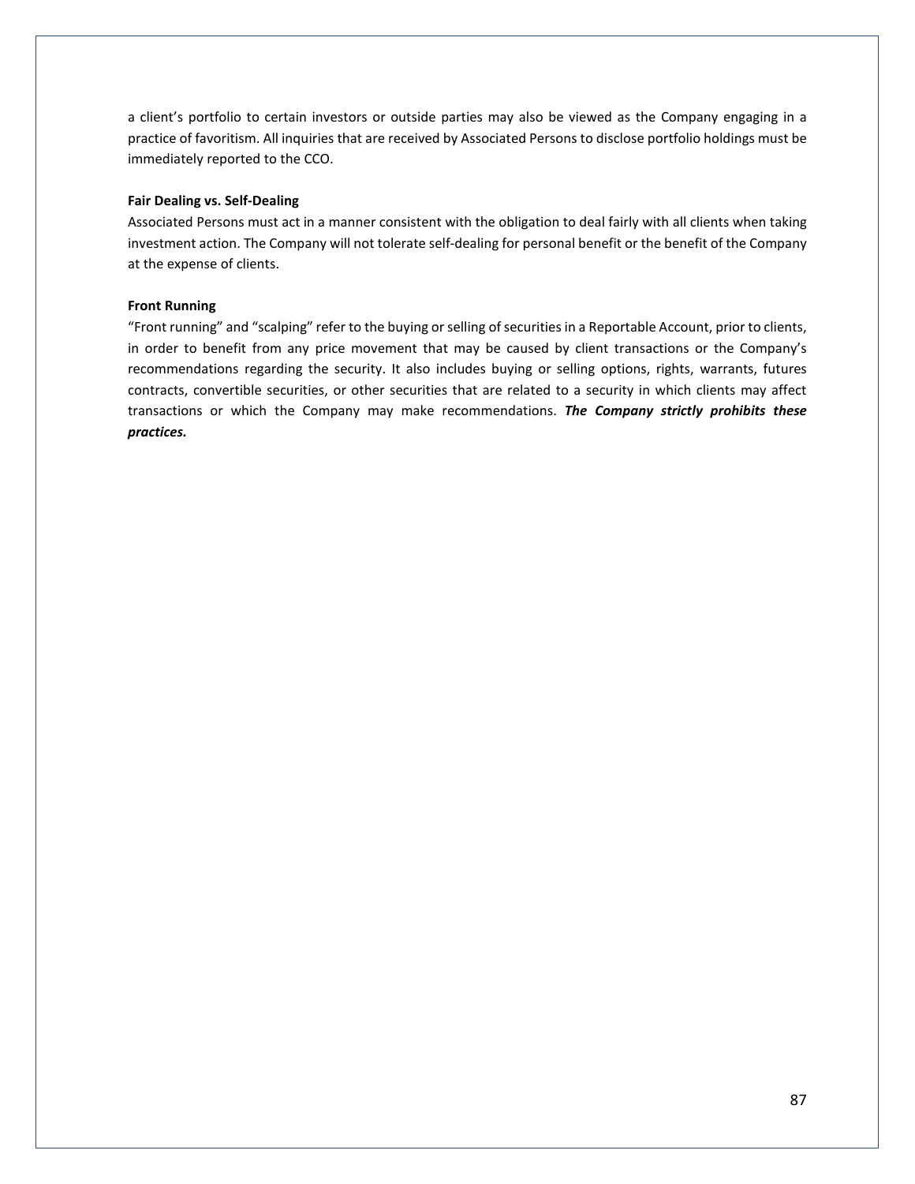a client's portfolio to certain investors or outside parties may also be viewed as the Company engaging in a practice of favoritism. All inquiries that are received by Associated Persons to disclose portfolio holdings must be immediately reported to the CCO.

**Fair Dealing vs. Self-Dealing**

Associated Persons must act in a manner consistent with the obligation to deal fairly with all clients when taking investment action. The Company will not tolerate self-dealing for personal benefit or the benefit of the Company at the expense of clients.

**Front Running**

"Front running" and "scalping" refer to the buying or selling of securities in a Reportable Account, prior to clients, in order to benefit from any price movement that may be caused by client transactions or the Company's recommendations regarding the security. It also includes buying or selling options, rights, warrants, futures contracts, convertible securities, or other securities that are related to a security in which clients may affect transactions or which the Company may make recommendations. ***The Company strictly prohibits these practices.***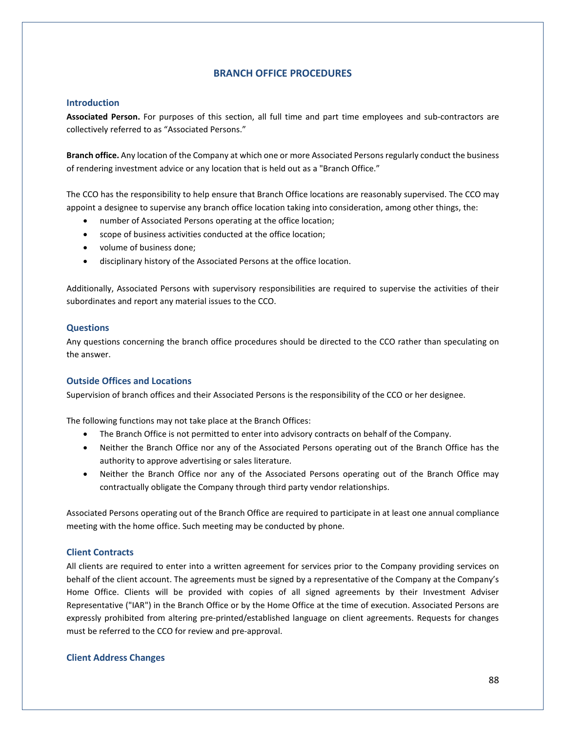# BRANCH OFFICE PROCEDURES

## Introduction

**Associated Person.** For purposes of this section, all full time and part time employees and sub-contractors are collectively referred to as "Associated Persons."

**Branch office.** Any location of the Company at which one or more Associated Persons regularly conduct the business of rendering investment advice or any location that is held out as a "Branch Office."

The CCO has the responsibility to help ensure that Branch Office locations are reasonably supervised. The CCO may appoint a designee to supervise any branch office location taking into consideration, among other things, the:

- number of Associated Persons operating at the office location;
- scope of business activities conducted at the office location;
- volume of business done;
- disciplinary history of the Associated Persons at the office location.

Additionally, Associated Persons with supervisory responsibilities are required to supervise the activities of their subordinates and report any material issues to the CCO.

## Questions

Any questions concerning the branch office procedures should be directed to the CCO rather than speculating on the answer.

## Outside Offices and Locations

Supervision of branch offices and their Associated Persons is the responsibility of the CCO or her designee.

The following functions may not take place at the Branch Offices:

- The Branch Office is not permitted to enter into advisory contracts on behalf of the Company.
- Neither the Branch Office nor any of the Associated Persons operating out of the Branch Office has the authority to approve advertising or sales literature.
- Neither the Branch Office nor any of the Associated Persons operating out of the Branch Office may contractually obligate the Company through third party vendor relationships.

Associated Persons operating out of the Branch Office are required to participate in at least one annual compliance meeting with the home office. Such meeting may be conducted by phone.

## Client Contracts

All clients are required to enter into a written agreement for services prior to the Company providing services on behalf of the client account. The agreements must be signed by a representative of the Company at the Company's Home Office. Clients will be provided with copies of all signed agreements by their Investment Adviser Representative ("IAR") in the Branch Office or by the Home Office at the time of execution. Associated Persons are expressly prohibited from altering pre-printed/established language on client agreements. Requests for changes must be referred to the CCO for review and pre-approval.

## Client Address Changes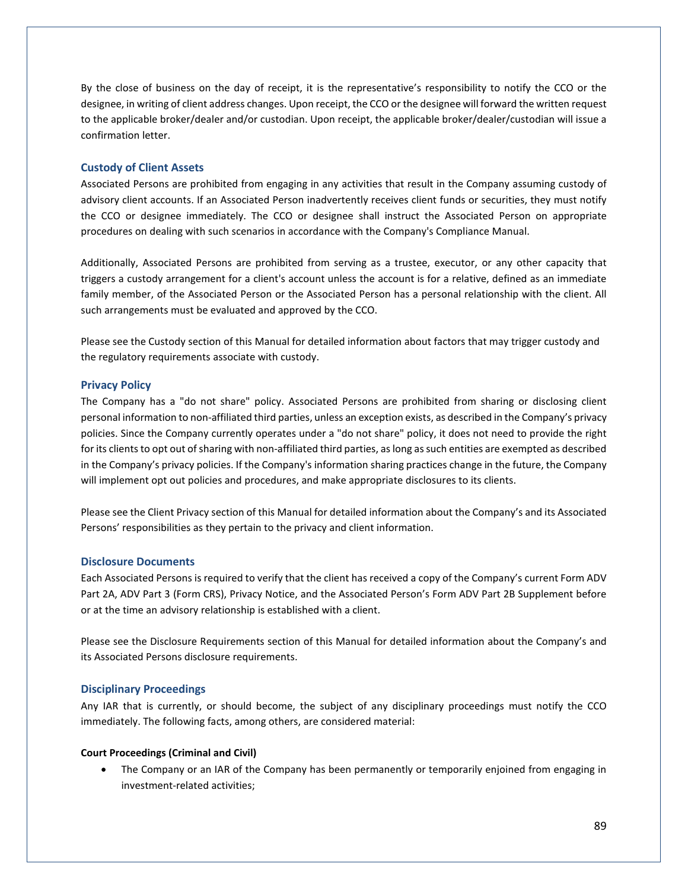By the close of business on the day of receipt, it is the representative's responsibility to notify the CCO or the designee, in writing of client address changes. Upon receipt, the CCO or the designee will forward the written request to the applicable broker/dealer and/or custodian. Upon receipt, the applicable broker/dealer/custodian will issue a confirmation letter.

### Custody of Client Assets

Associated Persons are prohibited from engaging in any activities that result in the Company assuming custody of advisory client accounts. If an Associated Person inadvertently receives client funds or securities, they must notify the CCO or designee immediately. The CCO or designee shall instruct the Associated Person on appropriate procedures on dealing with such scenarios in accordance with the Company's Compliance Manual.

Additionally, Associated Persons are prohibited from serving as a trustee, executor, or any other capacity that triggers a custody arrangement for a client's account unless the account is for a relative, defined as an immediate family member, of the Associated Person or the Associated Person has a personal relationship with the client. All such arrangements must be evaluated and approved by the CCO.

Please see the Custody section of this Manual for detailed information about factors that may trigger custody and the regulatory requirements associate with custody.

### Privacy Policy

The Company has a "do not share" policy. Associated Persons are prohibited from sharing or disclosing client personal information to non-affiliated third parties, unless an exception exists, as described in the Company's privacy policies. Since the Company currently operates under a "do not share" policy, it does not need to provide the right for its clients to opt out of sharing with non-affiliated third parties, as long as such entities are exempted as described in the Company's privacy policies. If the Company's information sharing practices change in the future, the Company will implement opt out policies and procedures, and make appropriate disclosures to its clients.

Please see the Client Privacy section of this Manual for detailed information about the Company's and its Associated Persons' responsibilities as they pertain to the privacy and client information.

### Disclosure Documents

Each Associated Persons is required to verify that the client has received a copy of the Company's current Form ADV Part 2A, ADV Part 3 (Form CRS), Privacy Notice, and the Associated Person's Form ADV Part 2B Supplement before or at the time an advisory relationship is established with a client.

Please see the Disclosure Requirements section of this Manual for detailed information about the Company's and its Associated Persons disclosure requirements.

### Disciplinary Proceedings

Any IAR that is currently, or should become, the subject of any disciplinary proceedings must notify the CCO immediately. The following facts, among others, are considered material:

**Court Proceedings (Criminal and Civil)**

- The Company or an IAR of the Company has been permanently or temporarily enjoined from engaging in investment-related activities;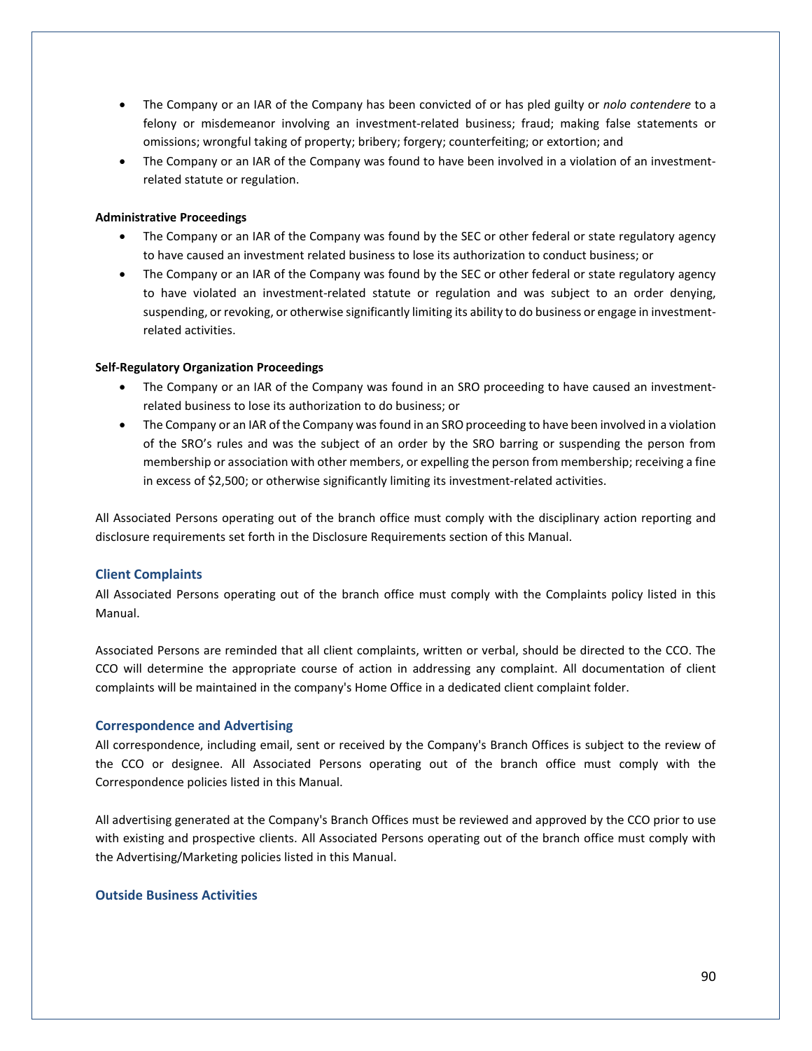- The Company or an IAR of the Company has been convicted of or has pled guilty or *nolo contendere* to a felony or misdemeanor involving an investment-related business; fraud; making false statements or omissions; wrongful taking of property; bribery; forgery; counterfeiting; or extortion; and
- The Company or an IAR of the Company was found to have been involved in a violation of an investment-related statute or regulation.

**Administrative Proceedings**

- The Company or an IAR of the Company was found by the SEC or other federal or state regulatory agency to have caused an investment related business to lose its authorization to conduct business; or
- The Company or an IAR of the Company was found by the SEC or other federal or state regulatory agency to have violated an investment-related statute or regulation and was subject to an order denying, suspending, or revoking, or otherwise significantly limiting its ability to do business or engage in investment-related activities.

**Self-Regulatory Organization Proceedings**

- The Company or an IAR of the Company was found in an SRO proceeding to have caused an investment-related business to lose its authorization to do business; or
- The Company or an IAR of the Company was found in an SRO proceeding to have been involved in a violation of the SRO's rules and was the subject of an order by the SRO barring or suspending the person from membership or association with other members, or expelling the person from membership; receiving a fine in excess of $2,500; or otherwise significantly limiting its investment-related activities.

All Associated Persons operating out of the branch office must comply with the disciplinary action reporting and disclosure requirements set forth in the Disclosure Requirements section of this Manual.

### Client Complaints

All Associated Persons operating out of the branch office must comply with the Complaints policy listed in this Manual.

Associated Persons are reminded that all client complaints, written or verbal, should be directed to the CCO. The CCO will determine the appropriate course of action in addressing any complaint. All documentation of client complaints will be maintained in the company's Home Office in a dedicated client complaint folder.

### Correspondence and Advertising

All correspondence, including email, sent or received by the Company's Branch Offices is subject to the review of the CCO or designee. All Associated Persons operating out of the branch office must comply with the Correspondence policies listed in this Manual.

All advertising generated at the Company's Branch Offices must be reviewed and approved by the CCO prior to use with existing and prospective clients. All Associated Persons operating out of the branch office must comply with the Advertising/Marketing policies listed in this Manual.

### Outside Business Activities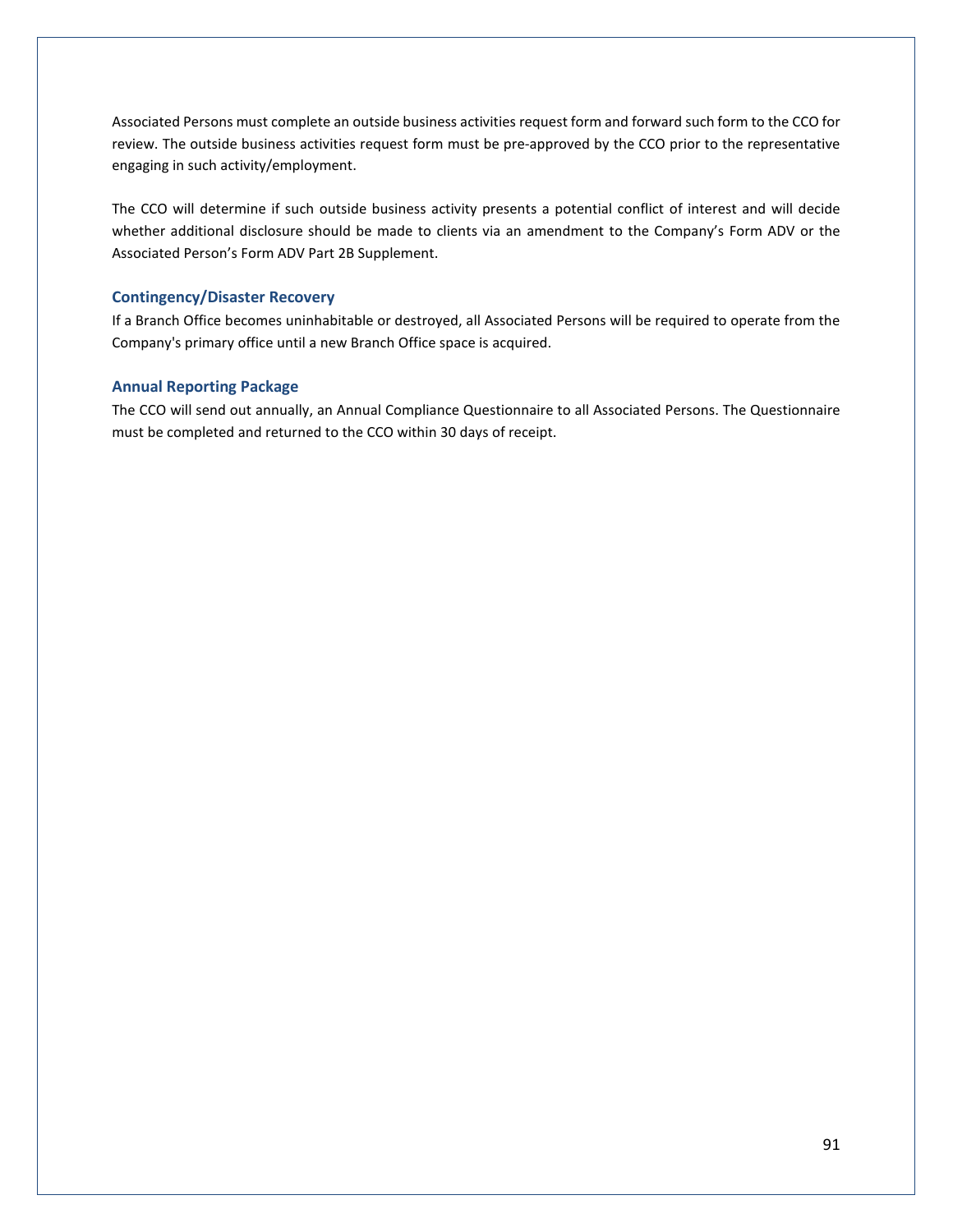Associated Persons must complete an outside business activities request form and forward such form to the CCO for review. The outside business activities request form must be pre-approved by the CCO prior to the representative engaging in such activity/employment.

The CCO will determine if such outside business activity presents a potential conflict of interest and will decide whether additional disclosure should be made to clients via an amendment to the Company's Form ADV or the Associated Person's Form ADV Part 2B Supplement.

### Contingency/Disaster Recovery

If a Branch Office becomes uninhabitable or destroyed, all Associated Persons will be required to operate from the Company's primary office until a new Branch Office space is acquired.

### Annual Reporting Package

The CCO will send out annually, an Annual Compliance Questionnaire to all Associated Persons. The Questionnaire must be completed and returned to the CCO within 30 days of receipt.